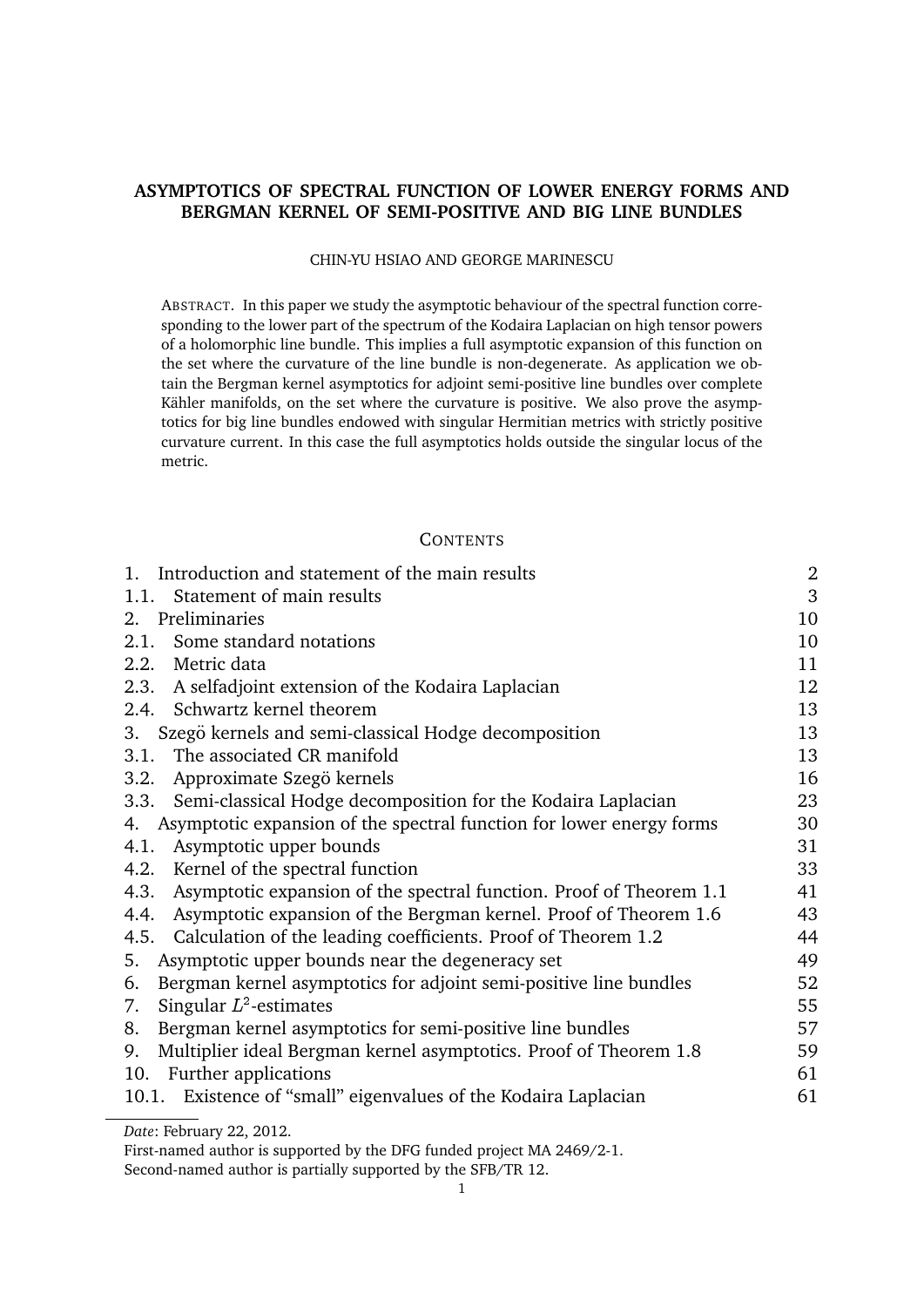# ASYMPTOTICS OF SPECTRAL FUNCTION OF LOWER ENERGY FORMS AND BERGMAN KERNEL OF SEMI-POSITIVE AND BIG LINE BUNDLES

CHIN-YU HSIAO AND GEORGE MARINESCU

ABSTRACT. In this paper we study the asymptotic behaviour of the spectral function corresponding to the lower part of the spectrum of the Kodaira Laplacian on high tensor powers of a holomorphic line bundle. This implies a full asymptotic expansion of this function on the set where the curvature of the line bundle is non-degenerate. As application we obtain the Bergman kernel asymptotics for adjoint semi-positive line bundles over complete Kähler manifolds, on the set where the curvature is positive. We also prove the asymptotics for big line bundles endowed with singular Hermitian metrics with strictly positive curvature current. In this case the full asymptotics holds outside the singular locus of the metric.

## CONTENTS

| | |
|---|---|
| 1. Introduction and statement of the main results | 2 |
| 1.1. Statement of main results | 3 |
| 2. Preliminaries | 10 |
| 2.1. Some standard notations | 10 |
| 2.2. Metric data | 11 |
| 2.3. A selfadjoint extension of the Kodaira Laplacian | 12 |
| 2.4. Schwartz kernel theorem | 13 |
| 3. Szegö kernels and semi-classical Hodge decomposition | 13 |
| 3.1. The associated CR manifold | 13 |
| 3.2. Approximate Szegö kernels | 16 |
| 3.3. Semi-classical Hodge decomposition for the Kodaira Laplacian | 23 |
| 4. Asymptotic expansion of the spectral function for lower energy forms | 30 |
| 4.1. Asymptotic upper bounds | 31 |
| 4.2. Kernel of the spectral function | 33 |
| 4.3. Asymptotic expansion of the spectral function. Proof of Theorem 1.1 | 41 |
| 4.4. Asymptotic expansion of the Bergman kernel. Proof of Theorem 1.6 | 43 |
| 4.5. Calculation of the leading coefficients. Proof of Theorem 1.2 | 44 |
| 5. Asymptotic upper bounds near the degeneracy set | 49 |
| 6. Bergman kernel asymptotics for adjoint semi-positive line bundles | 52 |
| 7. Singular $L^2$-estimates | 55 |
| 8. Bergman kernel asymptotics for semi-positive line bundles | 57 |
| 9. Multiplier ideal Bergman kernel asymptotics. Proof of Theorem 1.8 | 59 |
| 10. Further applications | 61 |
| 10.1. Existence of "small" eigenvalues of the Kodaira Laplacian | 61 |

*Date*: February 22, 2012.

First-named author is supported by the DFG funded project MA 2469/2-1.

Second-named author is partially supported by the SFB/TR 12.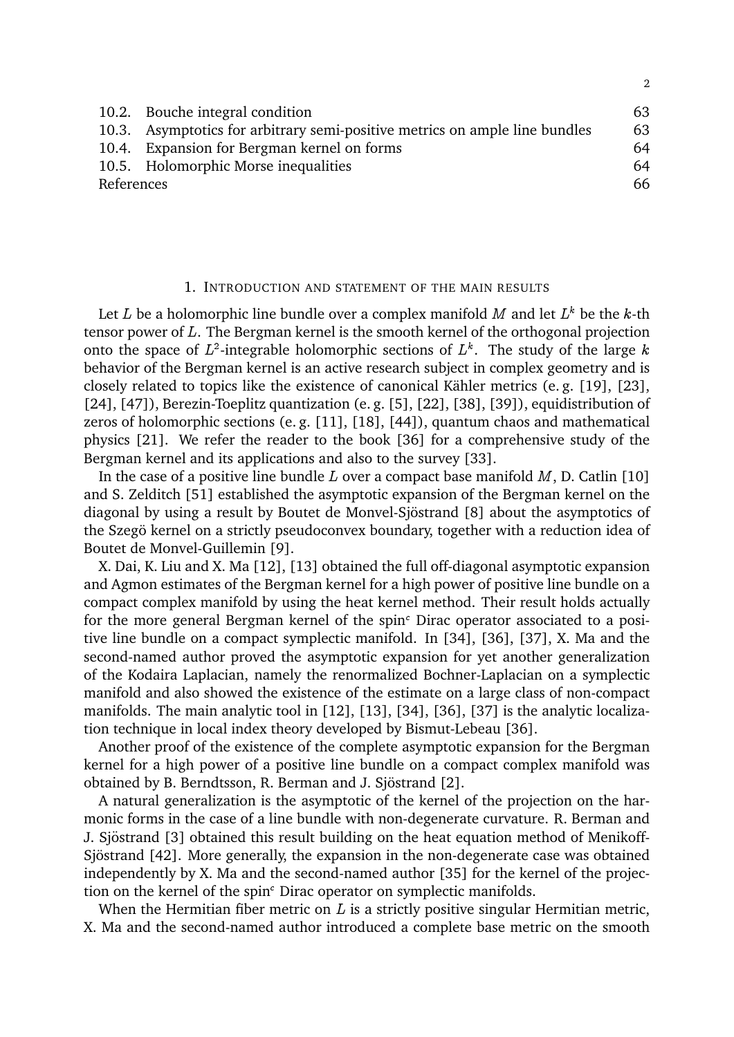| | | |
|---|---|---|
| 10.2. | Bouche integral condition | 63 |
| 10.3. | Asymptotics for arbitrary semi-positive metrics on ample line bundles | 63 |
| 10.4. | Expansion for Bergman kernel on forms | 64 |
| 10.5. | Holomorphic Morse inequalities | 64 |
| References | | 66 |

## 1. Introduction and statement of the main results

Let $L$ be a holomorphic line bundle over a complex manifold $M$ and let $L^k$ be the $k$-th tensor power of $L$. The Bergman kernel is the smooth kernel of the orthogonal projection onto the space of $L^2$-integrable holomorphic sections of $L^k$. The study of the large $k$ behavior of the Bergman kernel is an active research subject in complex geometry and is closely related to topics like the existence of canonical Kähler metrics (e. g. [19], [23], [24], [47]), Berezin-Toeplitz quantization (e. g. [5], [22], [38], [39]), equidistribution of zeros of holomorphic sections (e. g. [11], [18], [44]), quantum chaos and mathematical physics [21]. We refer the reader to the book [36] for a comprehensive study of the Bergman kernel and its applications and also to the survey [33].

In the case of a positive line bundle $L$ over a compact base manifold $M$, D. Catlin [10] and S. Zelditch [51] established the asymptotic expansion of the Bergman kernel on the diagonal by using a result by Boutet de Monvel-Sjöstrand [8] about the asymptotics of the Szegö kernel on a strictly pseudoconvex boundary, together with a reduction idea of Boutet de Monvel-Guillemin [9].

X. Dai, K. Liu and X. Ma [12], [13] obtained the full off-diagonal asymptotic expansion and Agmon estimates of the Bergman kernel for a high power of positive line bundle on a compact complex manifold by using the heat kernel method. Their result holds actually for the more general Bergman kernel of the spin$^c$ Dirac operator associated to a positive line bundle on a compact symplectic manifold. In [34], [36], [37], X. Ma and the second-named author proved the asymptotic expansion for yet another generalization of the Kodaira Laplacian, namely the renormalized Bochner-Laplacian on a symplectic manifold and also showed the existence of the estimate on a large class of non-compact manifolds. The main analytic tool in [12], [13], [34], [36], [37] is the analytic localization technique in local index theory developed by Bismut-Lebeau [36].

Another proof of the existence of the complete asymptotic expansion for the Bergman kernel for a high power of a positive line bundle on a compact complex manifold was obtained by B. Berndtsson, R. Berman and J. Sjöstrand [2].

A natural generalization is the asymptotic of the kernel of the projection on the harmonic forms in the case of a line bundle with non-degenerate curvature. R. Berman and J. Sjöstrand [3] obtained this result building on the heat equation method of Menikoff-Sjöstrand [42]. More generally, the expansion in the non-degenerate case was obtained independently by X. Ma and the second-named author [35] for the kernel of the projection on the kernel of the spin$^c$ Dirac operator on symplectic manifolds.

When the Hermitian fiber metric on $L$ is a strictly positive singular Hermitian metric, X. Ma and the second-named author introduced a complete base metric on the smooth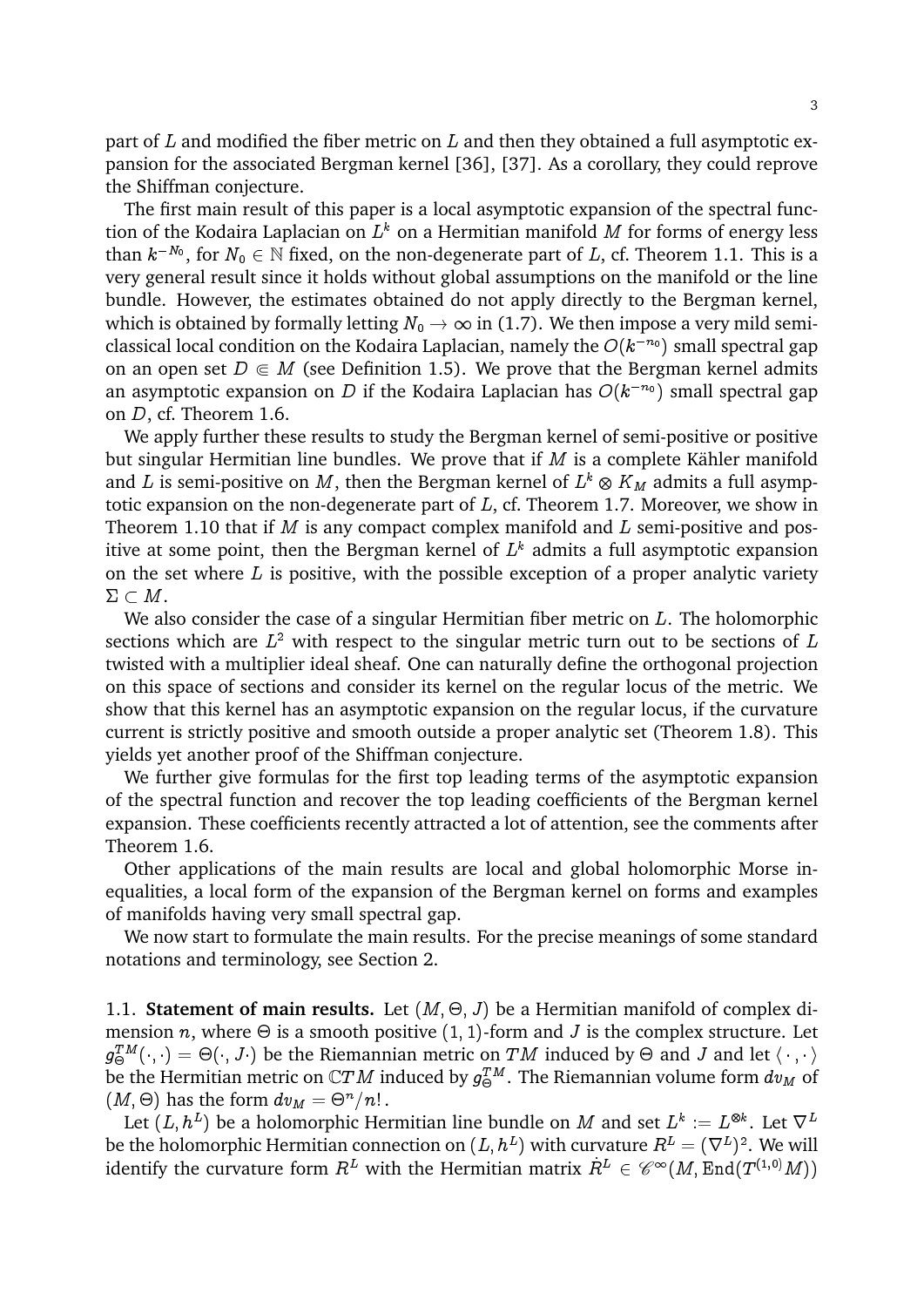part of $L$ and modified the fiber metric on $L$ and then they obtained a full asymptotic expansion for the associated Bergman kernel [36], [37]. As a corollary, they could reprove the Shiffman conjecture.

The first main result of this paper is a local asymptotic expansion of the spectral function of the Kodaira Laplacian on $L^k$ on a Hermitian manifold $M$ for forms of energy less than $k^{-N_0}$, for $N_0 \in \mathbb{N}$ fixed, on the non-degenerate part of $L$, cf. Theorem 1.1. This is a very general result since it holds without global assumptions on the manifold or the line bundle. However, the estimates obtained do not apply directly to the Bergman kernel, which is obtained by formally letting $N_0 \to \infty$ in (1.7). We then impose a very mild semi-classical local condition on the Kodaira Laplacian, namely the $O(k^{-n_0})$ small spectral gap on an open set $D \Subset M$ (see Definition 1.5). We prove that the Bergman kernel admits an asymptotic expansion on $D$ if the Kodaira Laplacian has $O(k^{-n_0})$ small spectral gap on $D$, cf. Theorem 1.6.

We apply further these results to study the Bergman kernel of semi-positive or positive but singular Hermitian line bundles. We prove that if $M$ is a complete Kähler manifold and $L$ is semi-positive on $M$, then the Bergman kernel of $L^k \otimes K_M$ admits a full asymptotic expansion on the non-degenerate part of $L$, cf. Theorem 1.7. Moreover, we show in Theorem 1.10 that if $M$ is any compact complex manifold and $L$ semi-positive and positive at some point, then the Bergman kernel of $L^k$ admits a full asymptotic expansion on the set where $L$ is positive, with the possible exception of a proper analytic variety $\Sigma \subset M$.

We also consider the case of a singular Hermitian fiber metric on $L$. The holomorphic sections which are $L^2$ with respect to the singular metric turn out to be sections of $L$ twisted with a multiplier ideal sheaf. One can naturally define the orthogonal projection on this space of sections and consider its kernel on the regular locus of the metric. We show that this kernel has an asymptotic expansion on the regular locus, if the curvature current is strictly positive and smooth outside a proper analytic set (Theorem 1.8). This yields yet another proof of the Shiffman conjecture.

We further give formulas for the first top leading terms of the asymptotic expansion of the spectral function and recover the top leading coefficients of the Bergman kernel expansion. These coefficients recently attracted a lot of attention, see the comments after Theorem 1.6.

Other applications of the main results are local and global holomorphic Morse inequalities, a local form of the expansion of the Bergman kernel on forms and examples of manifolds having very small spectral gap.

We now start to formulate the main results. For the precise meanings of some standard notations and terminology, see Section 2.

### 1.1. Statement of main results.

Let $(M, \Theta, J)$ be a Hermitian manifold of complex dimension $n$, where $\Theta$ is a smooth positive $(1,1)$-form and $J$ is the complex structure. Let $g^{TM}_\Theta(\cdot,\cdot) = \Theta(\cdot, J\cdot)$ be the Riemannian metric on $TM$ induced by $\Theta$ and $J$ and let $\langle\,\cdot\,,\cdot\,\rangle$ be the Hermitian metric on $\mathbb{C}TM$ induced by $g^{TM}_\Theta$. The Riemannian volume form $dv_M$ of $(M, \Theta)$ has the form $dv_M = \Theta^n/n!$.

Let $(L, h^L)$ be a holomorphic Hermitian line bundle on $M$ and set $L^k := L^{\otimes k}$. Let $\nabla^L$ be the holomorphic Hermitian connection on $(L, h^L)$ with curvature $R^L = (\nabla^L)^2$. We will identify the curvature form $R^L$ with the Hermitian matrix $\dot{R}^L \in \mathscr{C}^\infty(M, \mathrm{End}(T^{(1,0)}M))$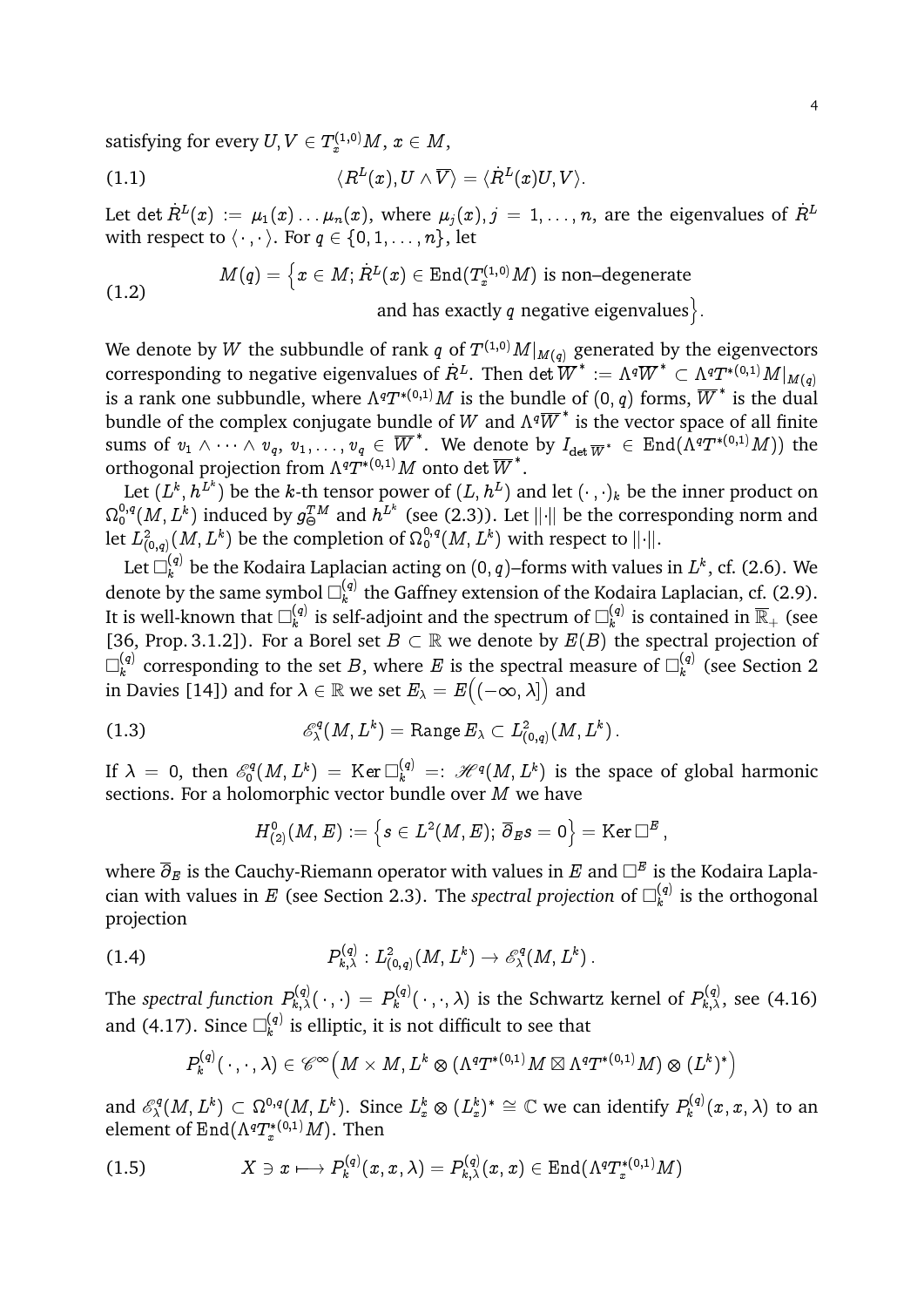satisfying for every $U, V \in T^{(1,0)}_x M$, $x \in M$,

$$\langle R^L(x), U \wedge \overline{V}\rangle = \langle \dot{R}^L(x) U, V\rangle. \tag{1.1}$$

Let $\det \dot{R}^L(x) := \mu_1(x) \dots \mu_n(x)$, where $\mu_j(x), j = 1, \dots, n$, are the eigenvalues of $\dot{R}^L$ with respect to $\langle \cdot\, , \cdot \rangle$. For $q \in \{0, 1, \dots, n\}$, let

$$M(q) = \Big\{ x \in M ; \dot{R}^L(x) \in \mathrm{End}(T^{(1,0)}_x M) \text{ is non–degenerate and has exactly } q \text{ negative eigenvalues} \Big\}. \tag{1.2}$$

We denote by $W$ the subbundle of rank $q$ of $T^{(1,0)}M|_{M(q)}$ generated by the eigenvectors corresponding to negative eigenvalues of $\dot{R}^L$. Then $\det \overline{W}^* := \Lambda^q \overline{W}^* \subset \Lambda^q T^{*(0,1)}M|_{M(q)}$ is a rank one subbundle, where $\Lambda^q T^{*(0,1)}M$ is the bundle of $(0,q)$ forms, $\overline{W}^*$ is the dual bundle of the complex conjugate bundle of $W$ and $\Lambda^q \overline{W}^*$ is the vector space of all finite sums of $v_1 \wedge \dots \wedge v_q$, $v_1, \dots, v_q \in \overline{W}^*$. We denote by $I_{\det \overline{W}^*} \in \mathrm{End}(\Lambda^q T^{*(0,1)}M))$ the orthogonal projection from $\Lambda^q T^{*(0,1)}M$ onto $\det \overline{W}^*$.

Let $(L^k, h^{L^k})$ be the $k$-th tensor power of $(L, h^L)$ and let $(\cdot\, , \cdot)_k$ be the inner product on $\Omega^{0,q}_0(M, L^k)$ induced by $g^{TM}_\Theta$ and $h^{L^k}$ (see (2.3)). Let $\|\cdot\|$ be the corresponding norm and let $L^2_{(0,q)}(M, L^k)$ be the completion of $\Omega^{0,q}_0(M, L^k)$ with respect to $\|\cdot\|$.

Let $\Box^{(q)}_k$ be the Kodaira Laplacian acting on $(0,q)$–forms with values in $L^k$, cf. (2.6). We denote by the same symbol $\Box^{(q)}_k$ the Gaffney extension of the Kodaira Laplacian, cf. (2.9). It is well-known that $\Box^{(q)}_k$ is self-adjoint and the spectrum of $\Box^{(q)}_k$ is contained in $\overline{\mathbb{R}}_+$ (see [36, Prop. 3.1.2]). For a Borel set $B \subset \mathbb{R}$ we denote by $E(B)$ the spectral projection of $\Box^{(q)}_k$ corresponding to the set $B$, where $E$ is the spectral measure of $\Box^{(q)}_k$ (see Section 2 in Davies [14]) and for $\lambda \in \mathbb{R}$ we set $E_\lambda = E\big((-\infty, \lambda]\big)$ and

$$\mathscr{E}^q_\lambda(M, L^k) = \mathrm{Range}\, E_\lambda \subset L^2_{(0,q)}(M, L^k)\,. \tag{1.3}$$

If $\lambda = 0$, then $\mathscr{E}^q_0(M, L^k) = \mathrm{Ker}\, \Box^{(q)}_k =: \mathscr{H}^q(M, L^k)$ is the space of global harmonic sections. For a holomorphic vector bundle over $M$ we have

$$H^0_{(2)}(M, E) := \Big\{ s \in L^2(M, E);\, \overline{\partial}_E s = 0 \Big\} = \mathrm{Ker}\, \Box^E\,,$$

where $\overline{\partial}_E$ is the Cauchy-Riemann operator with values in $E$ and $\Box^E$ is the Kodaira Laplacian with values in $E$ (see Section 2.3). The *spectral projection* of $\Box^{(q)}_k$ is the orthogonal projection

$$P^{(q)}_{k,\lambda} : L^2_{(0,q)}(M, L^k) \to \mathscr{E}^q_\lambda(M, L^k)\,. \tag{1.4}$$

The *spectral function* $P^{(q)}_{k,\lambda}(\cdot\, , \cdot) = P^{(q)}_k(\cdot\, , \cdot, \lambda)$ is the Schwartz kernel of $P^{(q)}_{k,\lambda}$, see (4.16) and (4.17). Since $\Box^{(q)}_k$ is elliptic, it is not difficult to see that

$$P^{(q)}_k(\cdot\, , \cdot, \lambda) \in \mathscr{C}^\infty\Big(M \times M, L^k \otimes (\Lambda^q T^{*(0,1)}M \boxtimes \Lambda^q T^{*(0,1)}M) \otimes (L^k)^*\Big)$$

and $\mathscr{E}^q_\lambda(M, L^k) \subset \Omega^{0,q}(M, L^k)$. Since $L^k_x \otimes (L^k_x)^* \cong \mathbb{C}$ we can identify $P^{(q)}_k(x, x, \lambda)$ to an element of $\mathrm{End}(\Lambda^q T^{*(0,1)}_x M)$. Then

$$X \ni x \longmapsto P^{(q)}_k(x, x, \lambda) = P^{(q)}_{k,\lambda}(x, x) \in \mathrm{End}(\Lambda^q T^{*(0,1)}_x M) \tag{1.5}$$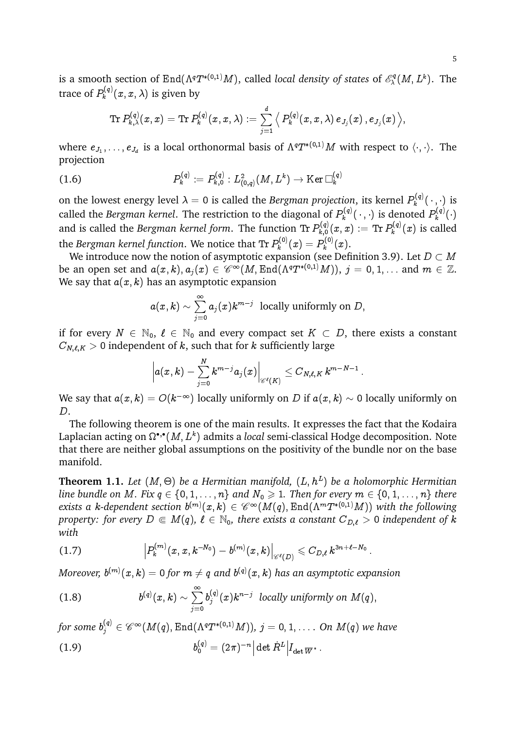is a smooth section of $\operatorname{End}(\Lambda^q T^{*(0,1)}M)$, called *local density of states* of $\mathscr{E}^q_\lambda(M, L^k)$. The trace of $P^{(q)}_k(x, x, \lambda)$ is given by

$$\operatorname{Tr} P^{(q)}_{k,\lambda}(x,x) = \operatorname{Tr} P^{(q)}_k(x,x,\lambda) := \sum_{j=1}^{d} \Big\langle \, P^{(q)}_k(x,x,\lambda)\, e_{J_j}(x) \,, e_{J_j}(x) \, \Big\rangle,$$

where $e_{J_1}, \dots, e_{J_d}$ is a local orthonormal basis of $\Lambda^q T^{*(0,1)}M$ with respect to $\langle \cdot, \cdot \rangle$. The projection

$$P^{(q)}_k := P^{(q)}_{k,0} : L^2_{(0,q)}(M, L^k) \to \operatorname{Ker} \square^{(q)}_k \tag{1.6}$$

on the lowest energy level $\lambda = 0$ is called the *Bergman projection*, its kernel $P^{(q)}_k(\,\cdot\,,\cdot)$ is called the *Bergman kernel*. The restriction to the diagonal of $P^{(q)}_k(\,\cdot\,,\cdot)$ is denoted $P^{(q)}_k(\cdot)$ and is called the *Bergman kernel form*. The function $\operatorname{Tr} P^{(q)}_{k,0}(x,x) := \operatorname{Tr} P^{(q)}_k(x)$ is called the *Bergman kernel function*. We notice that $\operatorname{Tr} P^{(0)}_k(x) = P^{(0)}_k(x)$.

We introduce now the notion of asymptotic expansion (see Definition 3.9). Let $D \subset M$ be an open set and $a(x,k), a_j(x) \in \mathscr{C}^\infty(M, \operatorname{End}(\Lambda^q T^{*(0,1)}M))$, $j = 0, 1, \dots$ and $m \in \mathbb{Z}$. We say that $a(x,k)$ has an asymptotic expansion

$$a(x,k) \sim \sum_{j=0}^{\infty} a_j(x) k^{m-j} \ \text{ locally uniformly on } D,$$

if for every $N \in \mathbb{N}_0$, $\ell \in \mathbb{N}_0$ and every compact set $K \subset D$, there exists a constant $C_{N,\ell,K} > 0$ independent of $k$, such that for $k$ sufficiently large

$$\Big| a(x,k) - \sum_{j=0}^{N} k^{m-j} a_j(x) \Big|_{\mathscr{C}^\ell(K)} \leq C_{N,\ell,K}\, k^{m-N-1}\,.$$

We say that $a(x,k) = O(k^{-\infty})$ locally uniformly on $D$ if $a(x,k) \sim 0$ locally uniformly on $D$.

The following theorem is one of the main results. It expresses the fact that the Kodaira Laplacian acting on $\Omega^{\bullet,\bullet}(M, L^k)$ admits a *local* semi-classical Hodge decomposition. Note that there are neither global assumptions on the positivity of the bundle nor on the base manifold.

**Theorem 1.1.** *Let $(M, \Theta)$ be a Hermitian manifold, $(L, h^L)$ be a holomorphic Hermitian line bundle on $M$. Fix $q \in \{0, 1, \dots, n\}$ and $N_0 \geqslant 1$. Then for every $m \in \{0, 1, \dots, n\}$ there exists a $k$-dependent section $b^{(m)}(x,k) \in \mathscr{C}^\infty(M(q), \operatorname{End}(\Lambda^m T^{*(0,1)}M))$ with the following property: for every $D \Subset M(q)$, $\ell \in \mathbb{N}_0$, there exists a constant $C_{D,\ell} > 0$ independent of $k$ with*

$$\Big| P^{(m)}_k(x,x,k^{-N_0}) - b^{(m)}(x,k) \Big|_{\mathscr{C}^\ell(D)} \leqslant C_{D,\ell}\, k^{3n+\ell-N_0}\,. \tag{1.7}$$

*Moreover, $b^{(m)}(x,k) = 0$ for $m \neq q$ and $b^{(q)}(x,k)$ has an asymptotic expansion*

$$b^{(q)}(x,k) \sim \sum_{j=0}^{\infty} b^{(q)}_j(x) k^{n-j} \ \text{ locally uniformly on } M(q), \tag{1.8}$$

*for some $b^{(q)}_j \in \mathscr{C}^\infty(M(q), \operatorname{End}(\Lambda^q T^{*(0,1)}M))$, $j = 0, 1, \dots$. On $M(q)$ we have*

$$b^{(q)}_0 = (2\pi)^{-n} \Big| \det \dot{R}^L \Big| I_{\det \overline{W}^*}\,. \tag{1.9}$$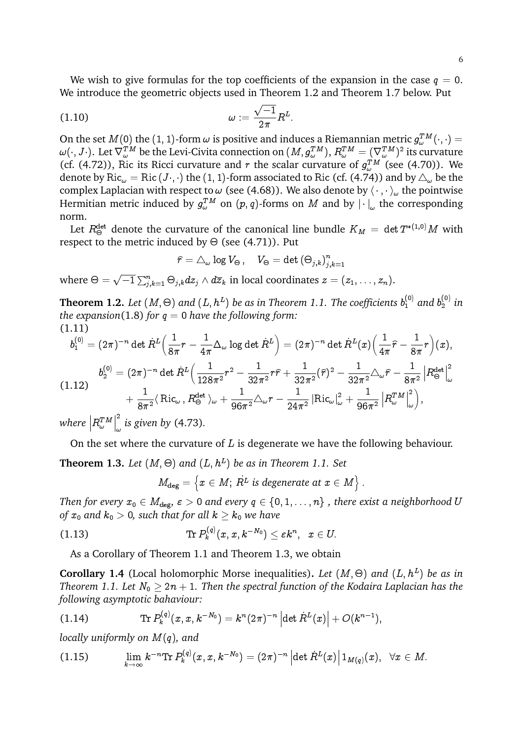We wish to give formulas for the top coefficients of the expansion in the case $q = 0$. We introduce the geometric objects used in Theorem 1.2 and Theorem 1.7 below. Put

$$\omega := \frac{\sqrt{-1}}{2\pi} R^L. \tag{1.10}$$

On the set $M(0)$ the $(1,1)$-form $\omega$ is positive and induces a Riemannian metric $g^{TM}_\omega(\cdot,\cdot) = \omega(\cdot, J\cdot)$. Let $\nabla^{TM}_\omega$ be the Levi-Civita connection on $(M, g^{TM}_\omega)$, $R^{TM}_\omega = (\nabla^{TM}_\omega)^2$ its curvature (cf. (4.72)), Ric its Ricci curvature and $r$ the scalar curvature of $g^{TM}_\omega$ (see (4.70)). We denote by $\mathrm{Ric}_\omega = \mathrm{Ric}\,(J\cdot,\cdot)$ the $(1,1)$-form associated to Ric (cf. (4.74)) and by $\triangle_\omega$ be the complex Laplacian with respect to $\omega$ (see (4.68)). We also denote by $\langle\,\cdot\,,\cdot\,\rangle_\omega$ the pointwise Hermitian metric induced by $g^{TM}_\omega$ on $(p,q)$-forms on $M$ and by $|\cdot|_\omega$ the corresponding norm.

Let $R^{\det}_\Theta$ denote the curvature of the canonical line bundle $K_M = \det T^{*(1,0)}M$ with respect to the metric induced by $\Theta$ (see (4.71)). Put

$$\widehat{r} = \triangle_\omega \log V_\Theta\,, \quad V_\Theta = \det\left(\Theta_{j,k}\right)^n_{j,k=1}$$

where $\Theta = \sqrt{-1}\sum^n_{j,k=1}\Theta_{j,k}dz_j\wedge d\overline{z}_k$ in local coordinates $z = (z_1,\ldots,z_n)$.

**Theorem 1.2.** *Let $(M,\Theta)$ and $(L,h^L)$ be as in Theorem 1.1. The coefficients $b^{(0)}_1$ and $b^{(0)}_2$ in the expansion(1.8) for $q=0$ have the following form:*

$$b^{(0)}_1 = (2\pi)^{-n}\det \dot{R}^L\Big(\frac{1}{8\pi}r - \frac{1}{4\pi}\Delta_\omega \log\det\dot{R}^L\Big) = (2\pi)^{-n}\det\dot{R}^L(x)\Big(\frac{1}{4\pi}\widehat{r} - \frac{1}{8\pi}r\Big)(x), \tag{1.11}$$

$$\begin{aligned} b^{(0)}_2 = (2\pi)^{-n}\det\dot{R}^L\Big(&\frac{1}{128\pi^2}r^2 - \frac{1}{32\pi^2}r\widehat{r} + \frac{1}{32\pi^2}(\widehat{r})^2 - \frac{1}{32\pi^2}\triangle_\omega\widehat{r} - \frac{1}{8\pi^2}\left|R^{\det}_\Theta\right|^2_\omega \\ &+ \frac{1}{8\pi^2}\langle\,\mathrm{Ric}_\omega\,, R^{\det}_\Theta\,\rangle_\omega + \frac{1}{96\pi^2}\triangle_\omega r - \frac{1}{24\pi^2}\left|\mathrm{Ric}_\omega\right|^2_\omega + \frac{1}{96\pi^2}\left|R^{TM}_\omega\right|^2_\omega\Big), \end{aligned} \tag{1.12}$$

*where $\left|R^{TM}_\omega\right|^2_\omega$ is given by (4.73).*

On the set where the curvature of $L$ is degenerate we have the following behaviour.

**Theorem 1.3.** *Let $(M,\Theta)$ and $(L,h^L)$ be as in Theorem 1.1. Set*

$$M_{\deg} = \left\{x\in M;\ \dot{R}^L \text{ is degenerate at } x\in M\right\}.$$

*Then for every $x_0\in M_{\deg}$, $\varepsilon>0$ and every $q\in\{0,1,\ldots,n\}$ , there exist a neighborhood $U$ of $x_0$ and $k_0>0$, such that for all $k\geq k_0$ we have*

$$\mathrm{Tr}\,P^{(q)}_k(x,x,k^{-N_0}) \leq \varepsilon k^n, \quad x\in U. \tag{1.13}$$

As a Corollary of Theorem 1.1 and Theorem 1.3, we obtain

**Corollary 1.4** (Local holomorphic Morse inequalities)**.** *Let $(M,\Theta)$ and $(L,h^L)$ be as in Theorem 1.1. Let $N_0\geq 2n+1$. Then the spectral function of the Kodaira Laplacian has the following asymptotic bahaviour:*

$$\mathrm{Tr}\,P^{(q)}_k(x,x,k^{-N_0}) = k^n(2\pi)^{-n}\left|\det\dot{R}^L(x)\right| + O(k^{n-1}), \tag{1.14}$$

*locally uniformly on $M(q)$, and*

$$\lim_{k\to\infty}k^{-n}\mathrm{Tr}\,P^{(q)}_k(x,x,k^{-N_0}) = (2\pi)^{-n}\left|\det\dot{R}^L(x)\right|1_{M(q)}(x), \quad \forall x\in M. \tag{1.15}$$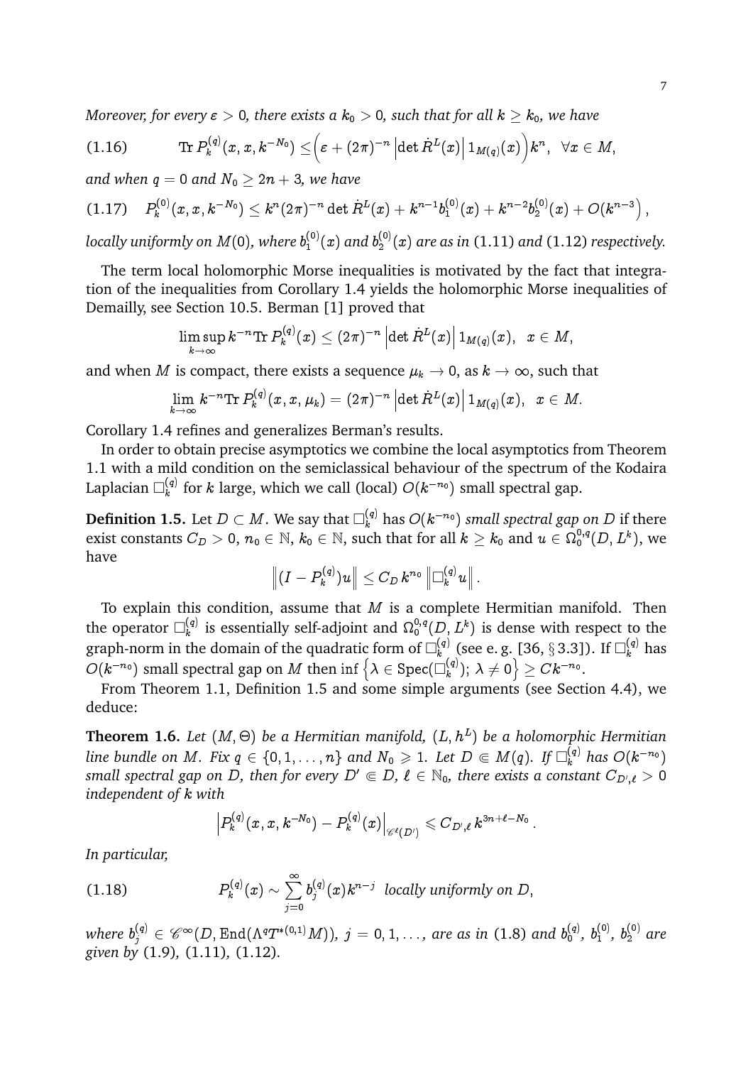*Moreover, for every $\varepsilon > 0$, there exists a $k_0 > 0$, such that for all $k \geq k_0$, we have*

$$\operatorname{Tr} P_k^{(q)}(x, x, k^{-N_0}) \leq \Big(\varepsilon + (2\pi)^{-n} \left|\det \dot{R}^L(x)\right| 1_{M(q)}(x)\Big) k^n, \quad \forall x \in M, \tag{1.16}$$

*and when $q = 0$ and $N_0 \geq 2n + 3$, we have*

$$P_k^{(0)}(x, x, k^{-N_0}) \leq k^n (2\pi)^{-n} \det \dot{R}^L(x) + k^{n-1} b_1^{(0)}(x) + k^{n-2} b_2^{(0)}(x) + O(k^{n-3}) \,, \tag{1.17}$$

*locally uniformly on $M(0)$, where $b_1^{(0)}(x)$ and $b_2^{(0)}(x)$ are as in* (1.11) *and* (1.12) *respectively.*

The term local holomorphic Morse inequalities is motivated by the fact that integration of the inequalities from Corollary 1.4 yields the holomorphic Morse inequalities of Demailly, see Section 10.5. Berman [1] proved that

$$\limsup_{k\to\infty} k^{-n} \operatorname{Tr} P_k^{(q)}(x) \leq (2\pi)^{-n} \left|\det \dot{R}^L(x)\right| 1_{M(q)}(x), \quad x \in M,$$

and when $M$ is compact, there exists a sequence $\mu_k \to 0$, as $k \to \infty$, such that

$$\lim_{k\to\infty} k^{-n} \operatorname{Tr} P_k^{(q)}(x, x, \mu_k) = (2\pi)^{-n} \left|\det \dot{R}^L(x)\right| 1_{M(q)}(x), \quad x \in M.$$

Corollary 1.4 refines and generalizes Berman's results.

In order to obtain precise asymptotics we combine the local asymptotics from Theorem 1.1 with a mild condition on the semiclassical behaviour of the spectrum of the Kodaira Laplacian $\Box_k^{(q)}$ for $k$ large, which we call (local) $O(k^{-n_0})$ small spectral gap.

**Definition 1.5.** Let $D \subset M$. We say that $\Box_k^{(q)}$ has $O(k^{-n_0})$ *small spectral gap on $D$* if there exist constants $C_D > 0$, $n_0 \in \mathbb{N}$, $k_0 \in \mathbb{N}$, such that for all $k \geq k_0$ and $u \in \Omega_0^{0,q}(D, L^k)$, we have

$$\left\|(I - P_k^{(q)})u\right\| \leq C_D\, k^{n_0} \left\|\Box_k^{(q)} u\right\|.$$

To explain this condition, assume that $M$ is a complete Hermitian manifold. Then the operator $\Box_k^{(q)}$ is essentially self-adjoint and $\Omega_0^{0,q}(D, L^k)$ is dense with respect to the graph-norm in the domain of the quadratic form of $\Box_k^{(q)}$ (see e. g. [36, § 3.3]). If $\Box_k^{(q)}$ has $O(k^{-n_0})$ small spectral gap on $M$ then $\inf\left\{\lambda \in \operatorname{Spec}(\Box_k^{(q)});\ \lambda \neq 0\right\} \geq C k^{-n_0}$.

From Theorem 1.1, Definition 1.5 and some simple arguments (see Section 4.4), we deduce:

**Theorem 1.6.** *Let $(M, \Theta)$ be a Hermitian manifold, $(L, h^L)$ be a holomorphic Hermitian line bundle on $M$. Fix $q \in \{0, 1, \ldots, n\}$ and $N_0 \geqslant 1$. Let $D \Subset M(q)$. If $\Box_k^{(q)}$ has $O(k^{-n_0})$ small spectral gap on $D$, then for every $D' \Subset D$, $\ell \in \mathbb{N}_0$, there exists a constant $C_{D',\ell} > 0$ independent of $k$ with*

$$\left|P_k^{(q)}(x, x, k^{-N_0}) - P_k^{(q)}(x)\right|_{\mathscr{C}^\ell(D')} \leqslant C_{D',\ell}\, k^{3n+\ell-N_0}\,.$$

*In particular,*

$$P_k^{(q)}(x) \sim \sum_{j=0}^{\infty} b_j^{(q)}(x) k^{n-j} \ \text{ locally uniformly on } D, \tag{1.18}$$

*where $b_j^{(q)} \in \mathscr{C}^\infty(D, \operatorname{End}(\Lambda^q T^{*(0,1)} M))$, $j = 0, 1, \ldots$, are as in* (1.8) *and $b_0^{(q)}$, $b_1^{(0)}$, $b_2^{(0)}$ are given by* (1.9)*,* (1.11)*,* (1.12)*.*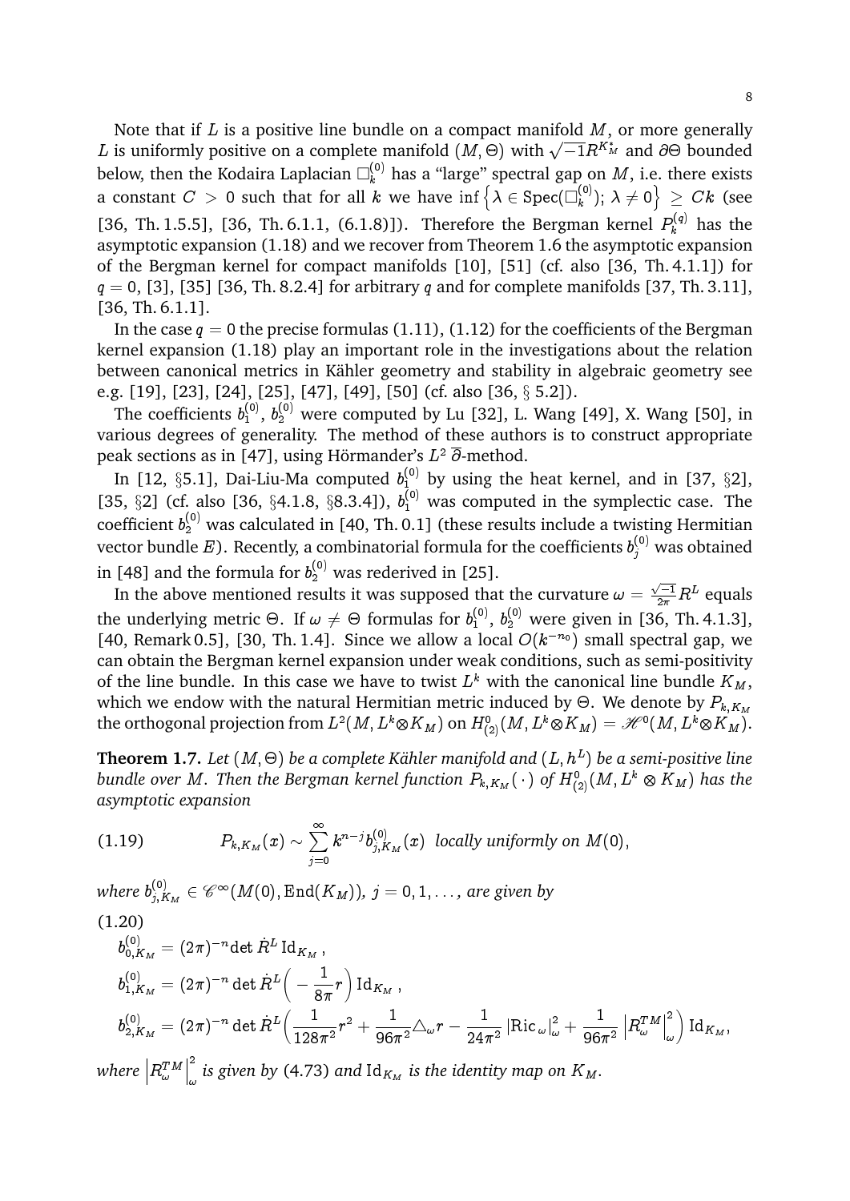Note that if $L$ is a positive line bundle on a compact manifold $M$, or more generally $L$ is uniformly positive on a complete manifold $(M,\Theta)$ with $\sqrt{-1}R^{K_M^*}$ and $\partial\Theta$ bounded below, then the Kodaira Laplacian $\square_k^{(0)}$ has a "large" spectral gap on $M$, i.e. there exists a constant $C > 0$ such that for all $k$ we have $\inf\left\{\lambda \in \operatorname{Spec}(\square_k^{(0)});\, \lambda \neq 0\right\} \geq Ck$ (see [36, Th. 1.5.5], [36, Th. 6.1.1, (6.1.8)]). Therefore the Bergman kernel $P_k^{(q)}$ has the asymptotic expansion (1.18) and we recover from Theorem 1.6 the asymptotic expansion of the Bergman kernel for compact manifolds [10], [51] (cf. also [36, Th. 4.1.1]) for $q = 0$, [3], [35] [36, Th. 8.2.4] for arbitrary $q$ and for complete manifolds [37, Th. 3.11], [36, Th. 6.1.1].

In the case $q = 0$ the precise formulas (1.11), (1.12) for the coefficients of the Bergman kernel expansion (1.18) play an important role in the investigations about the relation between canonical metrics in Kähler geometry and stability in algebraic geometry see e.g. [19], [23], [24], [25], [47], [49], [50] (cf. also [36, § 5.2]).

The coefficients $b_1^{(0)}$, $b_2^{(0)}$ were computed by Lu [32], L. Wang [49], X. Wang [50], in various degrees of generality. The method of these authors is to construct appropriate peak sections as in [47], using Hörmander's $L^2\,\overline{\partial}$-method.

In [12, §5.1], Dai-Liu-Ma computed $b_1^{(0)}$ by using the heat kernel, and in [37, §2], [35, §2] (cf. also [36, §4.1.8, §8.3.4]), $b_1^{(0)}$ was computed in the symplectic case. The coefficient $b_2^{(0)}$ was calculated in [40, Th. 0.1] (these results include a twisting Hermitian vector bundle $E$). Recently, a combinatorial formula for the coefficients $b_j^{(0)}$ was obtained in [48] and the formula for $b_2^{(0)}$ was rederived in [25].

In the above mentioned results it was supposed that the curvature $\omega = \frac{\sqrt{-1}}{2\pi}R^L$ equals the underlying metric $\Theta$. If $\omega \neq \Theta$ formulas for $b_1^{(0)}$, $b_2^{(0)}$ were given in [36, Th. 4.1.3], [40, Remark 0.5], [30, Th. 1.4]. Since we allow a local $O(k^{-n_0})$ small spectral gap, we can obtain the Bergman kernel expansion under weak conditions, such as semi-positivity of the line bundle. In this case we have to twist $L^k$ with the canonical line bundle $K_M$, which we endow with the natural Hermitian metric induced by $\Theta$. We denote by $P_{k,K_M}$ the orthogonal projection from $L^2(M, L^k \otimes K_M)$ on $H^0_{(2)}(M, L^k \otimes K_M) = \mathscr{H}^0(M, L^k \otimes K_M)$.

**Theorem 1.7.** *Let $(M,\Theta)$ be a complete Kähler manifold and $(L,h^L)$ be a semi-positive line bundle over $M$. Then the Bergman kernel function $P_{k,K_M}(\cdot)$ of $H^0_{(2)}(M, L^k \otimes K_M)$ has the asymptotic expansion*

$$
P_{k,K_M}(x) \sim \sum_{j=0}^{\infty} k^{n-j} b_{j,K_M}^{(0)}(x) \ \text{ locally uniformly on } M(0), \tag{1.19}
$$

*where $b_{j,K_M}^{(0)} \in \mathscr{C}^\infty(M(0), \operatorname{End}(K_M))$, $j = 0, 1, \ldots$, are given by*

$$
\begin{aligned}
b_{0,K_M}^{(0)} &= (2\pi)^{-n} \det \dot{R}^L \, \mathrm{Id}_{K_M}\,, \\
b_{1,K_M}^{(0)} &= (2\pi)^{-n} \det \dot{R}^L \Big( -\frac{1}{8\pi} r \Big) \mathrm{Id}_{K_M}\,, \\
b_{2,K_M}^{(0)} &= (2\pi)^{-n} \det \dot{R}^L \Big( \frac{1}{128\pi^2} r^2 + \frac{1}{96\pi^2} \triangle_\omega r - \frac{1}{24\pi^2} \left|\mathrm{Ric}_\omega\right|^2_\omega + \frac{1}{96\pi^2} \left|R^{TM}_\omega\right|^2_\omega \Big) \mathrm{Id}_{K_M},
\end{aligned} \tag{1.20}
$$

*where $\left|R^{TM}_\omega\right|^2_\omega$ is given by (4.73) and $\mathrm{Id}_{K_M}$ is the identity map on $K_M$.*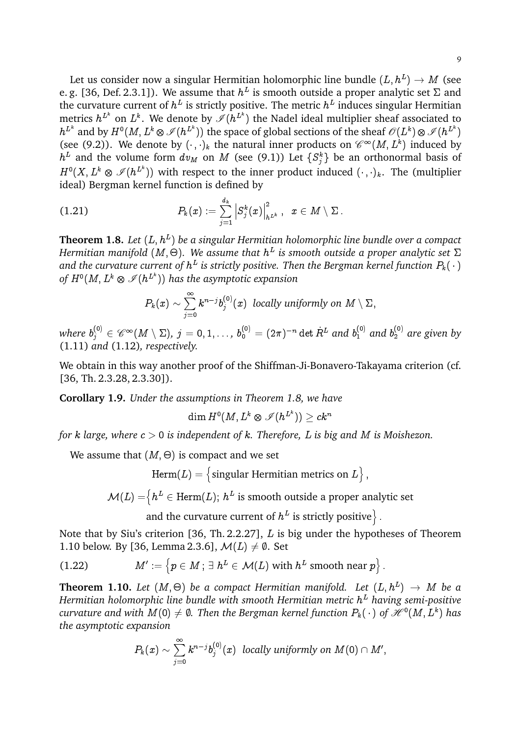Let us consider now a singular Hermitian holomorphic line bundle $(L, h^L) \to M$ (see e. g. [36, Def. 2.3.1]). We assume that $h^L$ is smooth outside a proper analytic set $\Sigma$ and the curvature current of $h^L$ is strictly positive. The metric $h^L$ induces singular Hermitian metrics $h^{L^k}$ on $L^k$. We denote by $\mathscr{I}(h^{L^k})$ the Nadel ideal multiplier sheaf associated to $h^{L^k}$ and by $H^0(M, L^k \otimes \mathscr{I}(h^{L^k}))$ the space of global sections of the sheaf $\mathscr{O}(L^k) \otimes \mathscr{I}(h^{L^k})$ (see (9.2)). We denote by $(\cdot\,,\cdot)_k$ the natural inner products on $\mathscr{C}^\infty(M, L^k)$ induced by $h^L$ and the volume form $dv_M$ on $M$ (see (9.1)) Let $\{S^k_j\}$ be an orthonormal basis of $H^0(X, L^k \otimes \mathscr{I}(h^{L^k}))$ with respect to the inner product induced $(\cdot,\cdot)_k$. The (multiplier ideal) Bergman kernel function is defined by

$$P_k(x) := \sum_{j=1}^{d_k} \left|S^k_j(x)\right|^2_{h^{L^k}}, \quad x \in M \setminus \Sigma\,. \tag{1.21}$$

**Theorem 1.8.** *Let $(L, h^L)$ be a singular Hermitian holomorphic line bundle over a compact Hermitian manifold $(M, \Theta)$. We assume that $h^L$ is smooth outside a proper analytic set $\Sigma$ and the curvature current of $h^L$ is strictly positive. Then the Bergman kernel function $P_k(\,\cdot\,)$ of $H^0(M, L^k \otimes \mathscr{I}(h^{L^k}))$ has the asymptotic expansion*

$$P_k(x) \sim \sum_{j=0}^{\infty} k^{n-j} b^{(0)}_j(x) \ \text{ locally uniformly on } M \setminus \Sigma,$$

*where $b^{(0)}_j \in \mathscr{C}^\infty(M \setminus \Sigma)$, $j = 0, 1, \ldots$, $b^{(0)}_0 = (2\pi)^{-n} \det \dot{R}^L$ and $b^{(0)}_1$ and $b^{(0)}_2$ are given by* (1.11) *and* (1.12)*, respectively.*

We obtain in this way another proof of the Shiffman-Ji-Bonavero-Takayama criterion (cf. [36, Th. 2.3.28, 2.3.30]).

**Corollary 1.9.** *Under the assumptions in Theorem 1.8, we have*

$$\dim H^0(M, L^k \otimes \mathscr{I}(h^{L^k})) \geq ck^n$$

*for $k$ large, where $c > 0$ is independent of $k$. Therefore, $L$ is big and $M$ is Moishezon.*

We assume that $(M, \Theta)$ is compact and we set

$$\mathrm{Herm}(L) = \left\{\text{singular Hermitian metrics on } L\right\},$$

$$\mathcal{M}(L) = \Big\{h^L \in \mathrm{Herm}(L);\ h^L \text{ is smooth outside a proper analytic set and the curvature current of } h^L \text{ is strictly positive}\Big\}.$$

Note that by Siu's criterion [36, Th. 2.2.27], $L$ is big under the hypotheses of Theorem 1.10 below. By [36, Lemma 2.3.6], $\mathcal{M}(L) \neq \emptyset$. Set

$$M' := \left\{p \in M\,;\, \exists\ h^L \in \mathcal{M}(L) \text{ with } h^L \text{ smooth near } p\right\}. \tag{1.22}$$

**Theorem 1.10.** *Let $(M, \Theta)$ be a compact Hermitian manifold. Let $(L, h^L) \to M$ be a Hermitian holomorphic line bundle with smooth Hermitian metric $h^L$ having semi-positive curvature and with $M(0) \neq \emptyset$. Then the Bergman kernel function $P_k(\,\cdot\,)$ of $\mathscr{H}^0(M, L^k)$ has the asymptotic expansion*

$$P_k(x) \sim \sum_{j=0}^{\infty} k^{n-j} b^{(0)}_j(x) \ \text{ locally uniformly on } M(0) \cap M',$$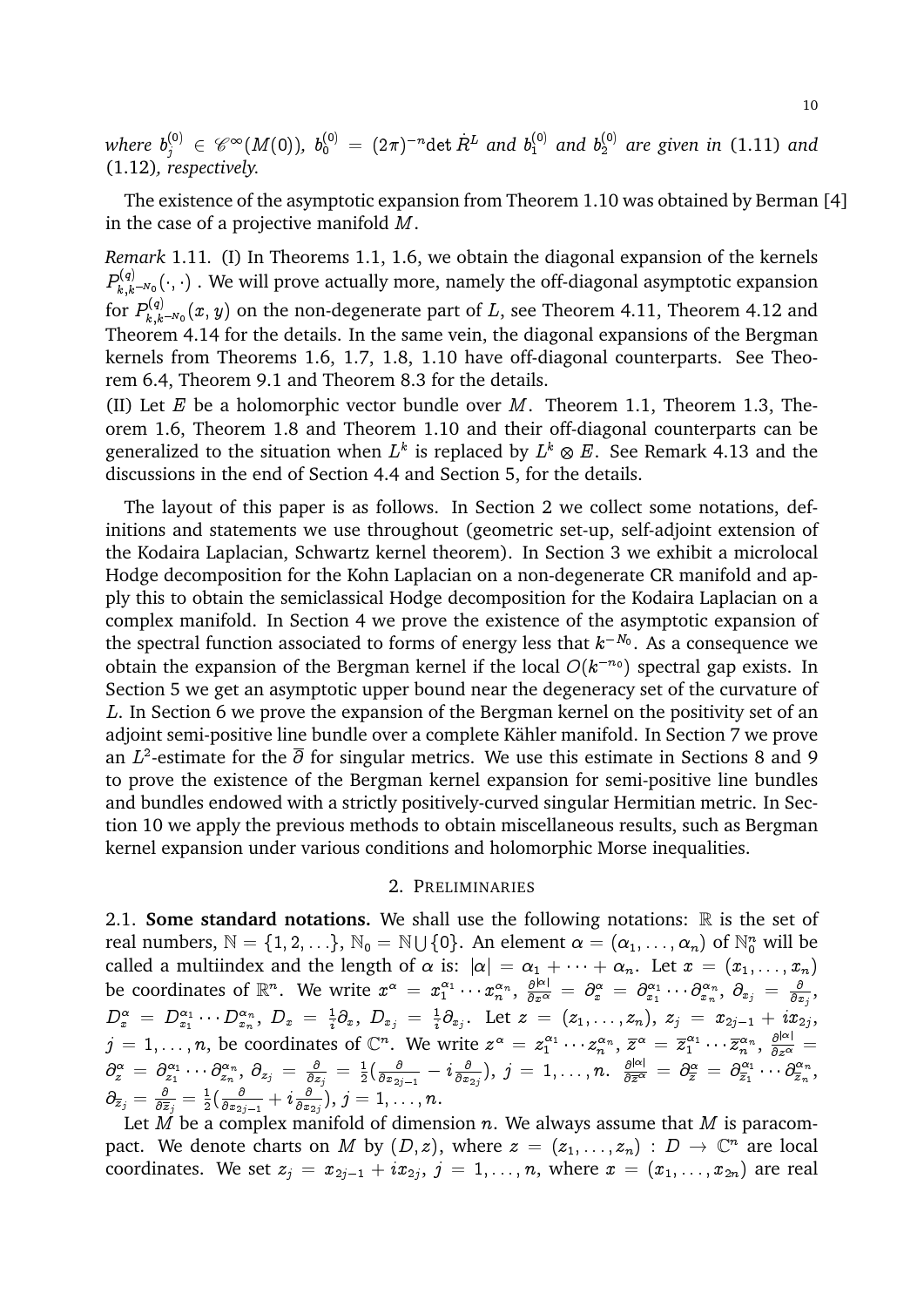*where* $b^{(0)}_j \in \mathscr{C}^\infty(M(0))$*,* $b^{(0)}_0 = (2\pi)^{-n}\det \dot{R}^L$ *and* $b^{(0)}_1$ *and* $b^{(0)}_2$ *are given in* (1.11) *and* (1.12)*, respectively.*

The existence of the asymptotic expansion from Theorem 1.10 was obtained by Berman [4] in the case of a projective manifold $M$.

*Remark* 1.11. (I) In Theorems 1.1, 1.6, we obtain the diagonal expansion of the kernels $P^{(q)}_{k,k^{-N_0}}(\cdot,\cdot)$ . We will prove actually more, namely the off-diagonal asymptotic expansion for $P^{(q)}_{k,k^{-N_0}}(x,y)$ on the non-degenerate part of $L$, see Theorem 4.11, Theorem 4.12 and Theorem 4.14 for the details. In the same vein, the diagonal expansions of the Bergman kernels from Theorems 1.6, 1.7, 1.8, 1.10 have off-diagonal counterparts. See Theorem 6.4, Theorem 9.1 and Theorem 8.3 for the details.
(II) Let $E$ be a holomorphic vector bundle over $M$. Theorem 1.1, Theorem 1.3, Theorem 1.6, Theorem 1.8 and Theorem 1.10 and their off-diagonal counterparts can be generalized to the situation when $L^k$ is replaced by $L^k\otimes E$. See Remark 4.13 and the discussions in the end of Section 4.4 and Section 5, for the details.

The layout of this paper is as follows. In Section 2 we collect some notations, definitions and statements we use throughout (geometric set-up, self-adjoint extension of the Kodaira Laplacian, Schwartz kernel theorem). In Section 3 we exhibit a microlocal Hodge decomposition for the Kohn Laplacian on a non-degenerate CR manifold and apply this to obtain the semiclassical Hodge decomposition for the Kodaira Laplacian on a complex manifold. In Section 4 we prove the existence of the asymptotic expansion of the spectral function associated to forms of energy less that $k^{-N_0}$. As a consequence we obtain the expansion of the Bergman kernel if the local $O(k^{-n_0})$ spectral gap exists. In Section 5 we get an asymptotic upper bound near the degeneracy set of the curvature of $L$. In Section 6 we prove the expansion of the Bergman kernel on the positivity set of an adjoint semi-positive line bundle over a complete Kähler manifold. In Section 7 we prove an $L^2$-estimate for the $\overline{\partial}$ for singular metrics. We use this estimate in Sections 8 and 9 to prove the existence of the Bergman kernel expansion for semi-positive line bundles and bundles endowed with a strictly positively-curved singular Hermitian metric. In Section 10 we apply the previous methods to obtain miscellaneous results, such as Bergman kernel expansion under various conditions and holomorphic Morse inequalities.

## 2. Preliminaries

2.1. **Some standard notations.** We shall use the following notations: $\mathbb{R}$ is the set of real numbers, $\mathbb{N}=\{1,2,\ldots\}$, $\mathbb{N}_0=\mathbb{N}\bigcup\{0\}$. An element $\alpha=(\alpha_1,\ldots,\alpha_n)$ of $\mathbb{N}_0^n$ will be called a multiindex and the length of $\alpha$ is: $|\alpha|=\alpha_1+\cdots+\alpha_n$. Let $x=(x_1,\ldots,x_n)$ be coordinates of $\mathbb{R}^n$. We write $x^\alpha=x_1^{\alpha_1}\cdots x_n^{\alpha_n}$, $\frac{\partial^{|\alpha|}}{\partial x^\alpha}=\partial_x^\alpha=\partial_{x_1}^{\alpha_1}\cdots\partial_{x_n}^{\alpha_n}$, $\partial_{x_j}=\frac{\partial}{\partial x_j}$, $D_x^\alpha=D_{x_1}^{\alpha_1}\cdots D_{x_n}^{\alpha_n}$, $D_x=\frac{1}{i}\partial_x$, $D_{x_j}=\frac{1}{i}\partial_{x_j}$. Let $z=(z_1,\ldots,z_n)$, $z_j=x_{2j-1}+ix_{2j}$, $j=1,\ldots,n$, be coordinates of $\mathbb{C}^n$. We write $z^\alpha=z_1^{\alpha_1}\cdots z_n^{\alpha_n}$, $\overline{z}^\alpha=\overline{z}_1^{\alpha_1}\cdots\overline{z}_n^{\alpha_n}$, $\frac{\partial^{|\alpha|}}{\partial z^\alpha}=\partial_z^\alpha=\partial_{z_1}^{\alpha_1}\cdots\partial_{z_n}^{\alpha_n}$, $\partial_{z_j}=\frac{\partial}{\partial z_j}=\frac{1}{2}(\frac{\partial}{\partial x_{2j-1}}-i\frac{\partial}{\partial x_{2j}})$, $j=1,\ldots,n$. $\frac{\partial^{|\alpha|}}{\partial\overline{z}^\alpha}=\partial_{\overline{z}}^\alpha=\partial_{\overline{z}_1}^{\alpha_1}\cdots\partial_{\overline{z}_n}^{\alpha_n}$, $\partial_{\overline{z}_j}=\frac{\partial}{\partial\overline{z}_j}=\frac{1}{2}(\frac{\partial}{\partial x_{2j-1}}+i\frac{\partial}{\partial x_{2j}})$, $j=1,\ldots,n$.

Let $M$ be a complex manifold of dimension $n$. We always assume that $M$ is paracompact. We denote charts on $M$ by $(D,z)$, where $z=(z_1,\ldots,z_n):D\to\mathbb{C}^n$ are local coordinates. We set $z_j=x_{2j-1}+ix_{2j}$, $j=1,\ldots,n$, where $x=(x_1,\ldots,x_{2n})$ are real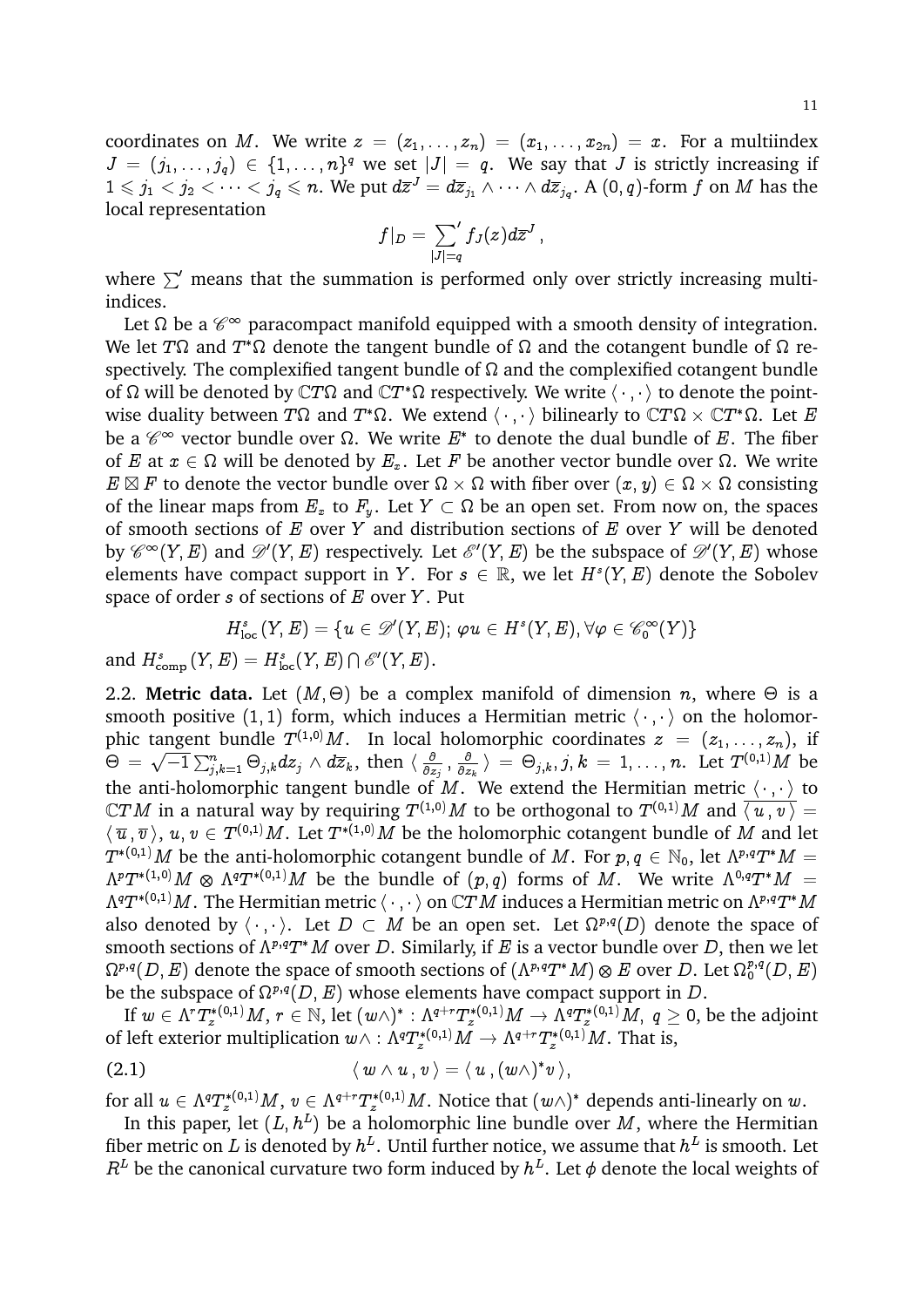coordinates on $M$. We write $z = (z_1, \ldots, z_n) = (x_1, \ldots, x_{2n}) = x$. For a multiindex $J = (j_1, \ldots, j_q) \in \{1, \ldots, n\}^q$ we set $|J| = q$. We say that $J$ is strictly increasing if $1 \leqslant j_1 < j_2 < \cdots < j_q \leqslant n$. We put $d\overline{z}^J = d\overline{z}_{j_1} \wedge \cdots \wedge d\overline{z}_{j_q}$. A $(0, q)$-form $f$ on $M$ has the local representation

$$f|_D = \sum_{|J|=q}{}' f_J(z) d\overline{z}^J ,$$

where $\sum'$ means that the summation is performed only over strictly increasing multiindices.

Let $\Omega$ be a $\mathscr{C}^\infty$ paracompact manifold equipped with a smooth density of integration. We let $T\Omega$ and $T^*\Omega$ denote the tangent bundle of $\Omega$ and the cotangent bundle of $\Omega$ respectively. The complexified tangent bundle of $\Omega$ and the complexified cotangent bundle of $\Omega$ will be denoted by $\mathbb{C}T\Omega$ and $\mathbb{C}T^*\Omega$ respectively. We write $\langle \cdot , \cdot \rangle$ to denote the pointwise duality between $T\Omega$ and $T^*\Omega$. We extend $\langle \cdot , \cdot \rangle$ bilinearly to $\mathbb{C}T\Omega \times \mathbb{C}T^*\Omega$. Let $E$ be a $\mathscr{C}^\infty$ vector bundle over $\Omega$. We write $E^*$ to denote the dual bundle of $E$. The fiber of $E$ at $x \in \Omega$ will be denoted by $E_x$. Let $F$ be another vector bundle over $\Omega$. We write $E \boxtimes F$ to denote the vector bundle over $\Omega \times \Omega$ with fiber over $(x, y) \in \Omega \times \Omega$ consisting of the linear maps from $E_x$ to $F_y$. Let $Y \subset \Omega$ be an open set. From now on, the spaces of smooth sections of $E$ over $Y$ and distribution sections of $E$ over $Y$ will be denoted by $\mathscr{C}^\infty(Y, E)$ and $\mathscr{D}'(Y, E)$ respectively. Let $\mathscr{E}'(Y, E)$ be the subspace of $\mathscr{D}'(Y, E)$ whose elements have compact support in $Y$. For $s \in \mathbb{R}$, we let $H^s(Y, E)$ denote the Sobolev space of order $s$ of sections of $E$ over $Y$. Put

$$H^s_{\rm loc}(Y, E) = \{u \in \mathscr{D}'(Y, E);\ \varphi u \in H^s(Y, E), \forall \varphi \in \mathscr{C}^\infty_0(Y)\}$$

and $H^s_{\rm comp}(Y, E) = H^s_{\rm loc}(Y, E) \bigcap \mathscr{E}'(Y, E)$.

2.2. **Metric data.** Let $(M, \Theta)$ be a complex manifold of dimension $n$, where $\Theta$ is a smooth positive $(1, 1)$ form, which induces a Hermitian metric $\langle \cdot , \cdot \rangle$ on the holomorphic tangent bundle $T^{(1,0)}M$. In local holomorphic coordinates $z = (z_1, \ldots, z_n)$, if $\Theta = \sqrt{-1} \sum_{j,k=1}^n \Theta_{j,k} dz_j \wedge d\overline{z}_k$, then $\langle \frac{\partial}{\partial z_j} , \frac{\partial}{\partial z_k} \rangle = \Theta_{j,k}, j, k = 1, \ldots, n$. Let $T^{(0,1)}M$ be the anti-holomorphic tangent bundle of $M$. We extend the Hermitian metric $\langle \cdot , \cdot \rangle$ to $\mathbb{C}TM$ in a natural way by requiring $T^{(1,0)}M$ to be orthogonal to $T^{(0,1)}M$ and $\overline{\langle u , v \rangle} = \langle \overline{u} , \overline{v} \rangle$, $u, v \in T^{(0,1)}M$. Let $T^{*(1,0)}M$ be the holomorphic cotangent bundle of $M$ and let $T^{*(0,1)}M$ be the anti-holomorphic cotangent bundle of $M$. For $p, q \in \mathbb{N}_0$, let $\Lambda^{p,q}T^*M = \Lambda^p T^{*(1,0)}M \otimes \Lambda^q T^{*(0,1)}M$ be the bundle of $(p, q)$ forms of $M$. We write $\Lambda^{0,q}T^*M = \Lambda^q T^{*(0,1)}M$. The Hermitian metric $\langle \cdot , \cdot \rangle$ on $\mathbb{C}TM$ induces a Hermitian metric on $\Lambda^{p,q}T^*M$ also denoted by $\langle \cdot , \cdot \rangle$. Let $D \subset M$ be an open set. Let $\Omega^{p,q}(D)$ denote the space of smooth sections of $\Lambda^{p,q}T^*M$ over $D$. Similarly, if $E$ is a vector bundle over $D$, then we let $\Omega^{p,q}(D, E)$ denote the space of smooth sections of $(\Lambda^{p,q}T^*M) \otimes E$ over $D$. Let $\Omega^{p,q}_0(D, E)$ be the subspace of $\Omega^{p,q}(D, E)$ whose elements have compact support in $D$.

If $w \in \Lambda^r T^{*(0,1)}_z M$, $r \in \mathbb{N}$, let $(w\wedge)^* : \Lambda^{q+r} T^{*(0,1)}_z M \to \Lambda^q T^{*(0,1)}_z M$, $q \geq 0$, be the adjoint of left exterior multiplication $w\wedge : \Lambda^q T^{*(0,1)}_z M \to \Lambda^{q+r} T^{*(0,1)}_z M$. That is,

$$\langle \, w \wedge u \, , v \, \rangle = \langle \, u \, , (w\wedge)^* v \, \rangle, \tag{2.1}$$

for all $u \in \Lambda^q T^{*(0,1)}_z M$, $v \in \Lambda^{q+r} T^{*(0,1)}_z M$. Notice that $(w\wedge)^*$ depends anti-linearly on $w$.

In this paper, let $(L, h^L)$ be a holomorphic line bundle over $M$, where the Hermitian fiber metric on $L$ is denoted by $h^L$. Until further notice, we assume that $h^L$ is smooth. Let $R^L$ be the canonical curvature two form induced by $h^L$. Let $\phi$ denote the local weights of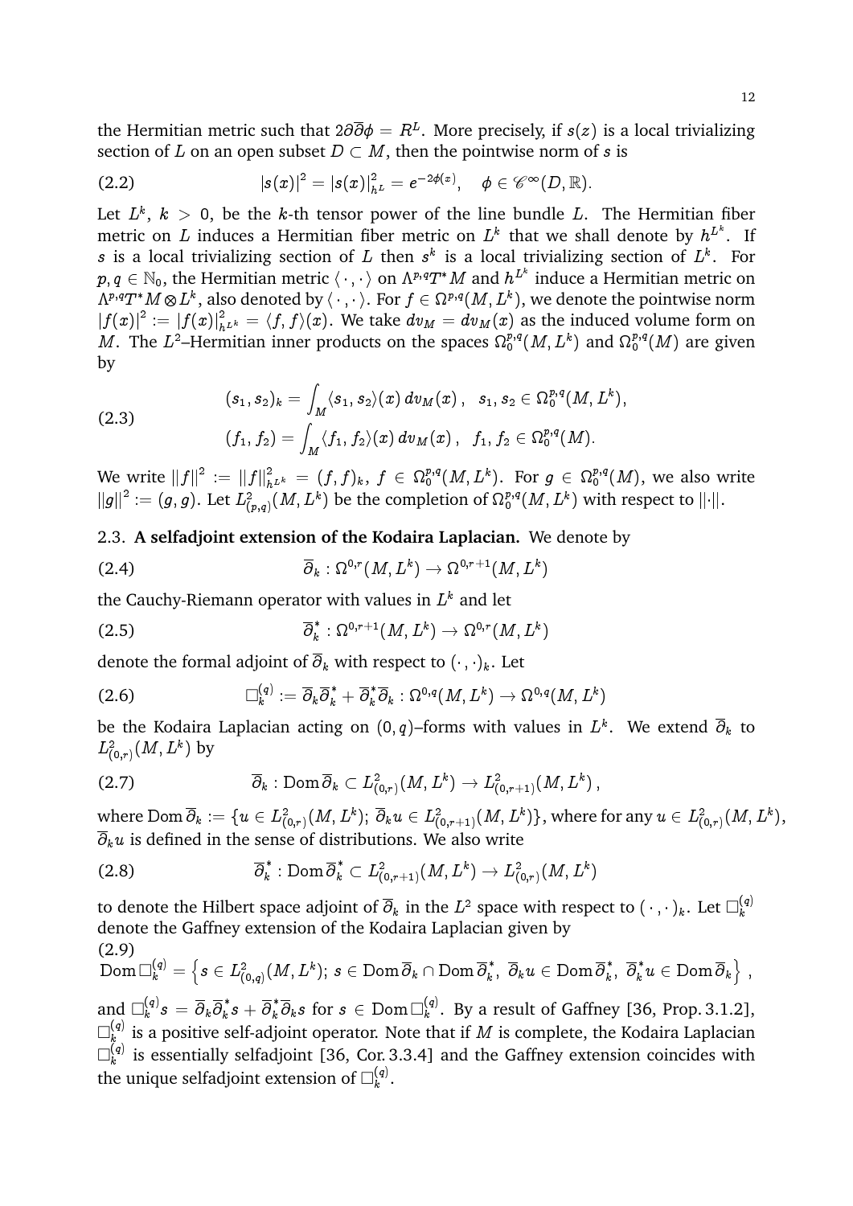the Hermitian metric such that $2\partial\overline{\partial}\phi = R^L$. More precisely, if $s(z)$ is a local trivializing section of $L$ on an open subset $D \subset M$, then the pointwise norm of $s$ is

$$|s(x)|^2 = |s(x)|^2_{h^L} = e^{-2\phi(x)}, \quad \phi \in \mathscr{C}^\infty(D, \mathbb{R}). \tag{2.2}$$

Let $L^k$, $k > 0$, be the $k$-th tensor power of the line bundle $L$. The Hermitian fiber metric on $L$ induces a Hermitian fiber metric on $L^k$ that we shall denote by $h^{L^k}$. If $s$ is a local trivializing section of $L$ then $s^k$ is a local trivializing section of $L^k$. For $p, q \in \mathbb{N}_0$, the Hermitian metric $\langle\,\cdot\,,\cdot\,\rangle$ on $\Lambda^{p,q}T^*M$ and $h^{L^k}$ induce a Hermitian metric on $\Lambda^{p,q}T^*M \otimes L^k$, also denoted by $\langle\,\cdot\,,\cdot\,\rangle$. For $f \in \Omega^{p,q}(M, L^k)$, we denote the pointwise norm $|f(x)|^2 := |f(x)|^2_{h^{L^k}} = \langle f, f\rangle(x)$. We take $dv_M = dv_M(x)$ as the induced volume form on $M$. The $L^2$–Hermitian inner products on the spaces $\Omega^{p,q}_0(M, L^k)$ and $\Omega^{p,q}_0(M)$ are given by

$$\begin{aligned}
(s_1, s_2)_k &= \int_M \langle s_1, s_2\rangle(x)\, dv_M(x)\,, \quad s_1, s_2 \in \Omega^{p,q}_0(M, L^k),\\
(f_1, f_2) &= \int_M \langle f_1, f_2\rangle(x)\, dv_M(x)\,, \quad f_1, f_2 \in \Omega^{p,q}_0(M).
\end{aligned} \tag{2.3}$$

We write $\|f\|^2 := \|f\|^2_{h^{L^k}} = (f, f)_k$, $f \in \Omega^{p,q}_0(M, L^k)$. For $g \in \Omega^{p,q}_0(M)$, we also write $\|g\|^2 := (g, g)$. Let $L^2_{(p,q)}(M, L^k)$ be the completion of $\Omega^{p,q}_0(M, L^k)$ with respect to $\|\cdot\|$.

### 2.3. A selfadjoint extension of the Kodaira Laplacian.

We denote by

$$\overline{\partial}_k : \Omega^{0,r}(M, L^k) \to \Omega^{0,r+1}(M, L^k) \tag{2.4}$$

the Cauchy-Riemann operator with values in $L^k$ and let

$$\overline{\partial}^*_k : \Omega^{0,r+1}(M, L^k) \to \Omega^{0,r}(M, L^k) \tag{2.5}$$

denote the formal adjoint of $\overline{\partial}_k$ with respect to $(\cdot\,,\cdot)_k$. Let

$$\square^{(q)}_k := \overline{\partial}_k\overline{\partial}^*_k + \overline{\partial}^*_k\overline{\partial}_k : \Omega^{0,q}(M, L^k) \to \Omega^{0,q}(M, L^k) \tag{2.6}$$

be the Kodaira Laplacian acting on $(0, q)$–forms with values in $L^k$. We extend $\overline{\partial}_k$ to $L^2_{(0,r)}(M, L^k)$ by

$$\overline{\partial}_k : \operatorname{Dom}\overline{\partial}_k \subset L^2_{(0,r)}(M, L^k) \to L^2_{(0,r+1)}(M, L^k)\,, \tag{2.7}$$

where $\operatorname{Dom}\overline{\partial}_k := \{u \in L^2_{(0,r)}(M, L^k);\ \overline{\partial}_k u \in L^2_{(0,r+1)}(M, L^k)\}$, where for any $u \in L^2_{(0,r)}(M, L^k)$, $\overline{\partial}_k u$ is defined in the sense of distributions. We also write

$$\overline{\partial}^*_k : \operatorname{Dom}\overline{\partial}^*_k \subset L^2_{(0,r+1)}(M, L^k) \to L^2_{(0,r)}(M, L^k) \tag{2.8}$$

to denote the Hilbert space adjoint of $\overline{\partial}_k$ in the $L^2$ space with respect to $(\,\cdot\,,\cdot\,)_k$. Let $\square^{(q)}_k$ denote the Gaffney extension of the Kodaira Laplacian given by

$$\operatorname{Dom}\square^{(q)}_k = \left\{s \in L^2_{(0,q)}(M, L^k);\ s \in \operatorname{Dom}\overline{\partial}_k \cap \operatorname{Dom}\overline{\partial}^*_k,\ \overline{\partial}_k u \in \operatorname{Dom}\overline{\partial}^*_k,\ \overline{\partial}^*_k u \in \operatorname{Dom}\overline{\partial}_k\right\}\,, \tag{2.9}$$

and $\square^{(q)}_k s = \overline{\partial}_k\overline{\partial}^*_k s + \overline{\partial}^*_k\overline{\partial}_k s$ for $s \in \operatorname{Dom}\square^{(q)}_k$. By a result of Gaffney [36, Prop. 3.1.2], $\square^{(q)}_k$ is a positive self-adjoint operator. Note that if $M$ is complete, the Kodaira Laplacian $\square^{(q)}_k$ is essentially selfadjoint [36, Cor. 3.3.4] and the Gaffney extension coincides with the unique selfadjoint extension of $\square^{(q)}_k$.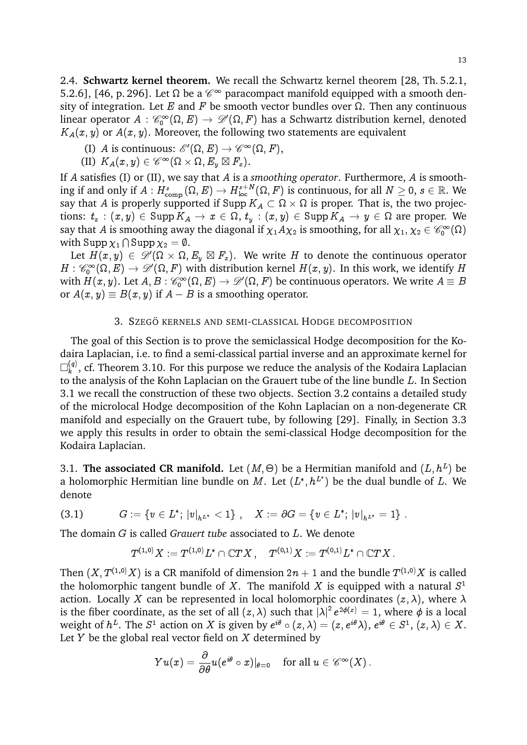2.4. **Schwartz kernel theorem.** We recall the Schwartz kernel theorem [28, Th. 5.2.1, 5.2.6], [46, p. 296]. Let $\Omega$ be a $\mathscr{C}^\infty$ paracompact manifold equipped with a smooth density of integration. Let $E$ and $F$ be smooth vector bundles over $\Omega$. Then any continuous linear operator $A : \mathscr{C}^\infty_0(\Omega, E) \to \mathscr{D}'(\Omega, F)$ has a Schwartz distribution kernel, denoted $K_A(x, y)$ or $A(x, y)$. Moreover, the following two statements are equivalent

(I) $A$ is continuous: $\mathscr{E}'(\Omega, E) \to \mathscr{C}^\infty(\Omega, F)$,

(II) $K_A(x, y) \in \mathscr{C}^\infty(\Omega \times \Omega, E_y \boxtimes F_x)$.

If $A$ satisfies (I) or (II), we say that $A$ is a *smoothing operator*. Furthermore, $A$ is smoothing if and only if $A : H^s_{\mathrm{comp}}(\Omega, E) \to H^{s+N}_{\mathrm{loc}}(\Omega, F)$ is continuous, for all $N \geq 0$, $s \in \mathbb{R}$. We say that $A$ is properly supported if $\operatorname{Supp} K_A \subset \Omega \times \Omega$ is proper. That is, the two projections: $t_x : (x, y) \in \operatorname{Supp} K_A \to x \in \Omega$, $t_y : (x, y) \in \operatorname{Supp} K_A \to y \in \Omega$ are proper. We say that $A$ is smoothing away the diagonal if $\chi_1 A \chi_2$ is smoothing, for all $\chi_1, \chi_2 \in \mathscr{C}^\infty_0(\Omega)$ with $\operatorname{Supp} \chi_1 \bigcap \operatorname{Supp} \chi_2 = \emptyset$.

Let $H(x, y) \in \mathscr{D}'(\Omega \times \Omega, E_y \boxtimes F_x)$. We write $H$ to denote the continuous operator $H : \mathscr{C}^\infty_0(\Omega, E) \to \mathscr{D}'(\Omega, F)$ with distribution kernel $H(x, y)$. In this work, we identify $H$ with $H(x, y)$. Let $A, B : \mathscr{C}^\infty_0(\Omega, E) \to \mathscr{D}'(\Omega, F)$ be continuous operators. We write $A \equiv B$ or $A(x, y) \equiv B(x, y)$ if $A - B$ is a smoothing operator.

## 3. Szegö kernels and semi-classical Hodge decomposition

The goal of this Section is to prove the semiclassical Hodge decomposition for the Kodaira Laplacian, i.e. to find a semi-classical partial inverse and an approximate kernel for $\Box^{(q)}_k$, cf. Theorem 3.10. For this purpose we reduce the analysis of the Kodaira Laplacian to the analysis of the Kohn Laplacian on the Grauert tube of the line bundle $L$. In Section 3.1 we recall the construction of these two objects. Section 3.2 contains a detailed study of the microlocal Hodge decomposition of the Kohn Laplacian on a non-degenerate CR manifold and especially on the Grauert tube, by following [29]. Finally, in Section 3.3 we apply this results in order to obtain the semi-classical Hodge decomposition for the Kodaira Laplacian.

3.1. **The associated CR manifold.** Let $(M, \Theta)$ be a Hermitian manifold and $(L, h^L)$ be a holomorphic Hermitian line bundle on $M$. Let $(L^*, h^{L^*})$ be the dual bundle of $L$. We denote

$$G := \{v \in L^*;\, |v|_{h^{L^*}} < 1\}\,, \quad X := \partial G = \{v \in L^*;\, |v|_{h^{L^*}} = 1\}\,. \tag{3.1}$$

The domain $G$ is called *Grauert tube* associated to $L$. We denote

$$T^{(1,0)}X := T^{(1,0)}L^* \cap \mathbb{C}TX\,, \quad T^{(0,1)}X := T^{(0,1)}L^* \cap \mathbb{C}TX\,.$$

Then $(X, T^{(1,0)}X)$ is a CR manifold of dimension $2n+1$ and the bundle $T^{(1,0)}X$ is called the holomorphic tangent bundle of $X$. The manifold $X$ is equipped with a natural $S^1$ action. Locally $X$ can be represented in local holomorphic coordinates $(z, \lambda)$, where $\lambda$ is the fiber coordinate, as the set of all $(z, \lambda)$ such that $|\lambda|^2 e^{2\phi(z)} = 1$, where $\phi$ is a local weight of $h^L$. The $S^1$ action on $X$ is given by $e^{i\theta} \circ (z, \lambda) = (z, e^{i\theta}\lambda)$, $e^{i\theta} \in S^1$, $(z, \lambda) \in X$. Let $Y$ be the global real vector field on $X$ determined by

$$Yu(x) = \frac{\partial}{\partial\theta} u(e^{i\theta} \circ x)|_{\theta=0} \quad \text{for all } u \in \mathscr{C}^\infty(X)\,.$$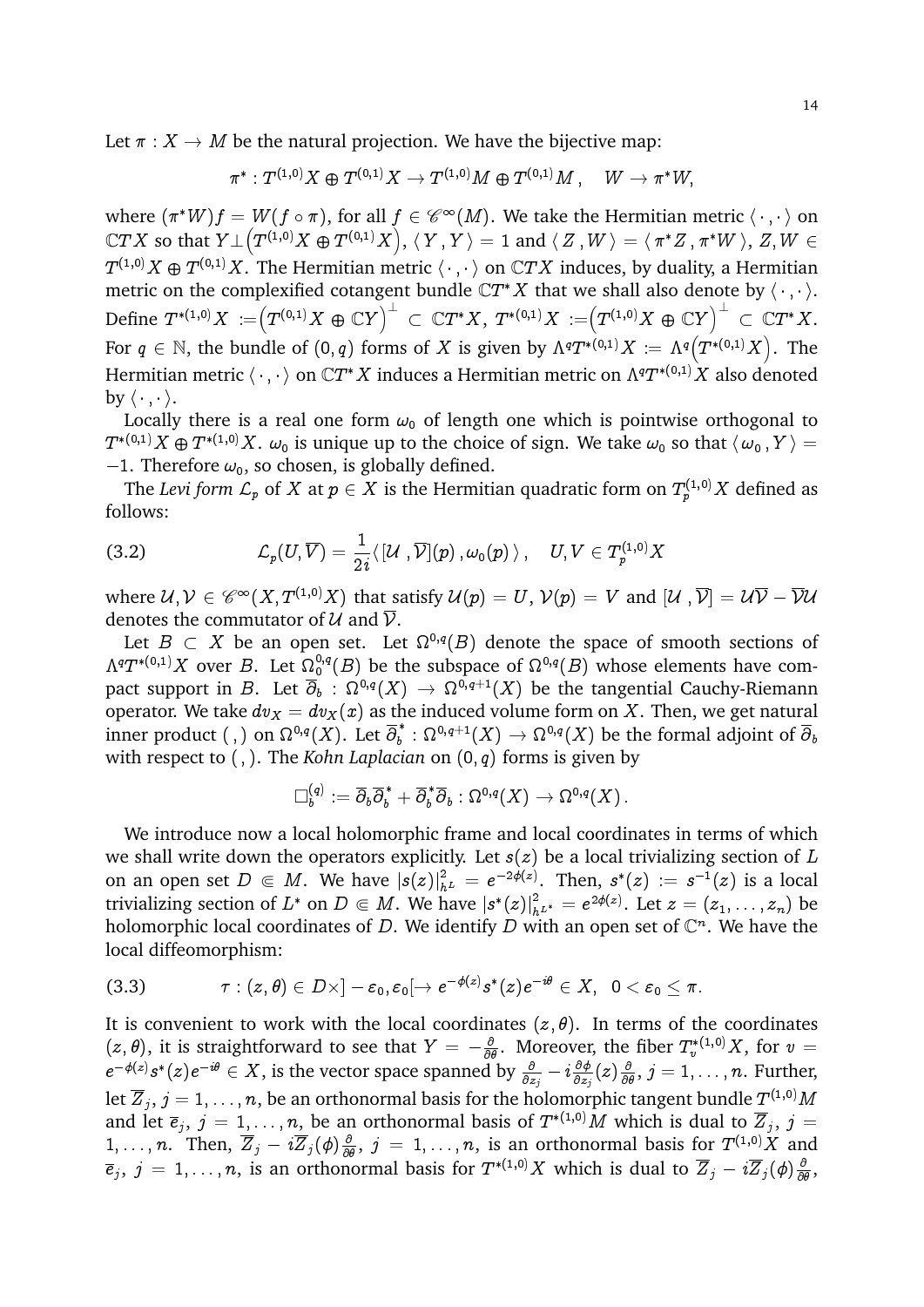Let $\pi : X \to M$ be the natural projection. We have the bijective map:

$$\pi^* : T^{(1,0)}X \oplus T^{(0,1)}X \to T^{(1,0)}M \oplus T^{(0,1)}M\,, \quad W \to \pi^* W,$$

where $(\pi^* W) f = W(f \circ \pi)$, for all $f \in \mathscr{C}^\infty(M)$. We take the Hermitian metric $\langle\,\cdot\,,\cdot\,\rangle$ on $\mathbb{C}TX$ so that $Y \perp \left(T^{(1,0)}X \oplus T^{(0,1)}X\right)$, $\langle\, Y\,, Y\,\rangle = 1$ and $\langle\, Z\,, W\,\rangle = \langle\, \pi^* Z\,, \pi^* W\,\rangle$, $Z, W \in T^{(1,0)}X \oplus T^{(0,1)}X$. The Hermitian metric $\langle\,\cdot\,,\cdot\,\rangle$ on $\mathbb{C}TX$ induces, by duality, a Hermitian metric on the complexified cotangent bundle $\mathbb{C}T^*X$ that we shall also denote by $\langle\,\cdot\,,\cdot\,\rangle$. Define $T^{*(1,0)}X := \left(T^{(0,1)}X \oplus \mathbb{C}Y\right)^\perp \subset \mathbb{C}T^*X$, $T^{*(0,1)}X := \left(T^{(1,0)}X \oplus \mathbb{C}Y\right)^\perp \subset \mathbb{C}T^*X$. For $q \in \mathbb{N}$, the bundle of $(0,q)$ forms of $X$ is given by $\Lambda^q T^{*(0,1)}X := \Lambda^q\left(T^{*(0,1)}X\right)$. The Hermitian metric $\langle\,\cdot\,,\cdot\,\rangle$ on $\mathbb{C}T^*X$ induces a Hermitian metric on $\Lambda^q T^{*(0,1)}X$ also denoted by $\langle\,\cdot\,,\cdot\,\rangle$.

Locally there is a real one form $\omega_0$ of length one which is pointwise orthogonal to $T^{*(0,1)}X \oplus T^{*(1,0)}X$. $\omega_0$ is unique up to the choice of sign. We take $\omega_0$ so that $\langle\, \omega_0\,, Y\,\rangle = -1$. Therefore $\omega_0$, so chosen, is globally defined.

The *Levi form* $\mathcal{L}_p$ of $X$ at $p \in X$ is the Hermitian quadratic form on $T^{(1,0)}_p X$ defined as follows:

$$\mathcal{L}_p(U, \overline{V}) = \frac{1}{2i}\langle\, [\mathcal{U}\,, \overline{\mathcal{V}}](p)\,, \omega_0(p)\,\rangle\,, \quad U, V \in T^{(1,0)}_p X \tag{3.2}$$

where $\mathcal{U}, \mathcal{V} \in \mathscr{C}^\infty(X, T^{(1,0)}X)$ that satisfy $\mathcal{U}(p) = U$, $\mathcal{V}(p) = V$ and $[\mathcal{U}\,, \overline{\mathcal{V}}] = \mathcal{U}\overline{\mathcal{V}} - \overline{\mathcal{V}}\mathcal{U}$ denotes the commutator of $\mathcal{U}$ and $\overline{\mathcal{V}}$.

Let $B \subset X$ be an open set. Let $\Omega^{0,q}(B)$ denote the space of smooth sections of $\Lambda^q T^{*(0,1)}X$ over $B$. Let $\Omega^{0,q}_0(B)$ be the subspace of $\Omega^{0,q}(B)$ whose elements have compact support in $B$. Let $\overline{\partial}_b : \Omega^{0,q}(X) \to \Omega^{0,q+1}(X)$ be the tangential Cauchy-Riemann operator. We take $dv_X = dv_X(x)$ as the induced volume form on $X$. Then, we get natural inner product $(\,,)$ on $\Omega^{0,q}(X)$. Let $\overline{\partial}_b^* : \Omega^{0,q+1}(X) \to \Omega^{0,q}(X)$ be the formal adjoint of $\overline{\partial}_b$ with respect to $(\,,)$. The *Kohn Laplacian* on $(0,q)$ forms is given by

$$\Box^{(q)}_b := \overline{\partial}_b \overline{\partial}_b^* + \overline{\partial}_b^* \overline{\partial}_b : \Omega^{0,q}(X) \to \Omega^{0,q}(X)\,.$$

We introduce now a local holomorphic frame and local coordinates in terms of which we shall write down the operators explicitly. Let $s(z)$ be a local trivializing section of $L$ on an open set $D \Subset M$. We have $|s(z)|^2_{h^L} = e^{-2\phi(z)}$. Then, $s^*(z) := s^{-1}(z)$ is a local trivializing section of $L^*$ on $D \Subset M$. We have $|s^*(z)|^2_{h^{L^*}} = e^{2\phi(z)}$. Let $z = (z_1, \ldots, z_n)$ be holomorphic local coordinates of $D$. We identify $D$ with an open set of $\mathbb{C}^n$. We have the local diffeomorphism:

$$\tau : (z, \theta) \in D \times ]-\varepsilon_0, \varepsilon_0[ \to e^{-\phi(z)} s^*(z) e^{-i\theta} \in X, \;\; 0 < \varepsilon_0 \leq \pi. \tag{3.3}$$

It is convenient to work with the local coordinates $(z, \theta)$. In terms of the coordinates $(z, \theta)$, it is straightforward to see that $Y = -\frac{\partial}{\partial \theta}$. Moreover, the fiber $T^{*(1,0)}_v X$, for $v = e^{-\phi(z)} s^*(z) e^{-i\theta} \in X$, is the vector space spanned by $\frac{\partial}{\partial z_j} - i\frac{\partial \phi}{\partial z_j}(z)\frac{\partial}{\partial \theta}$, $j = 1, \ldots, n$. Further, let $\overline{Z}_j$, $j = 1, \ldots, n$, be an orthonormal basis for the holomorphic tangent bundle $T^{(1,0)}M$ and let $\overline{e}_j$, $j = 1, \ldots, n$, be an orthonormal basis of $T^{*(1,0)}M$ which is dual to $\overline{Z}_j$, $j = 1, \ldots, n$. Then, $\overline{Z}_j - i\overline{Z}_j(\phi)\frac{\partial}{\partial \theta}$, $j = 1, \ldots, n$, is an orthonormal basis for $T^{(1,0)}X$ and $\overline{e}_j$, $j = 1, \ldots, n$, is an orthonormal basis for $T^{*(1,0)}X$ which is dual to $\overline{Z}_j - i\overline{Z}_j(\phi)\frac{\partial}{\partial \theta}$,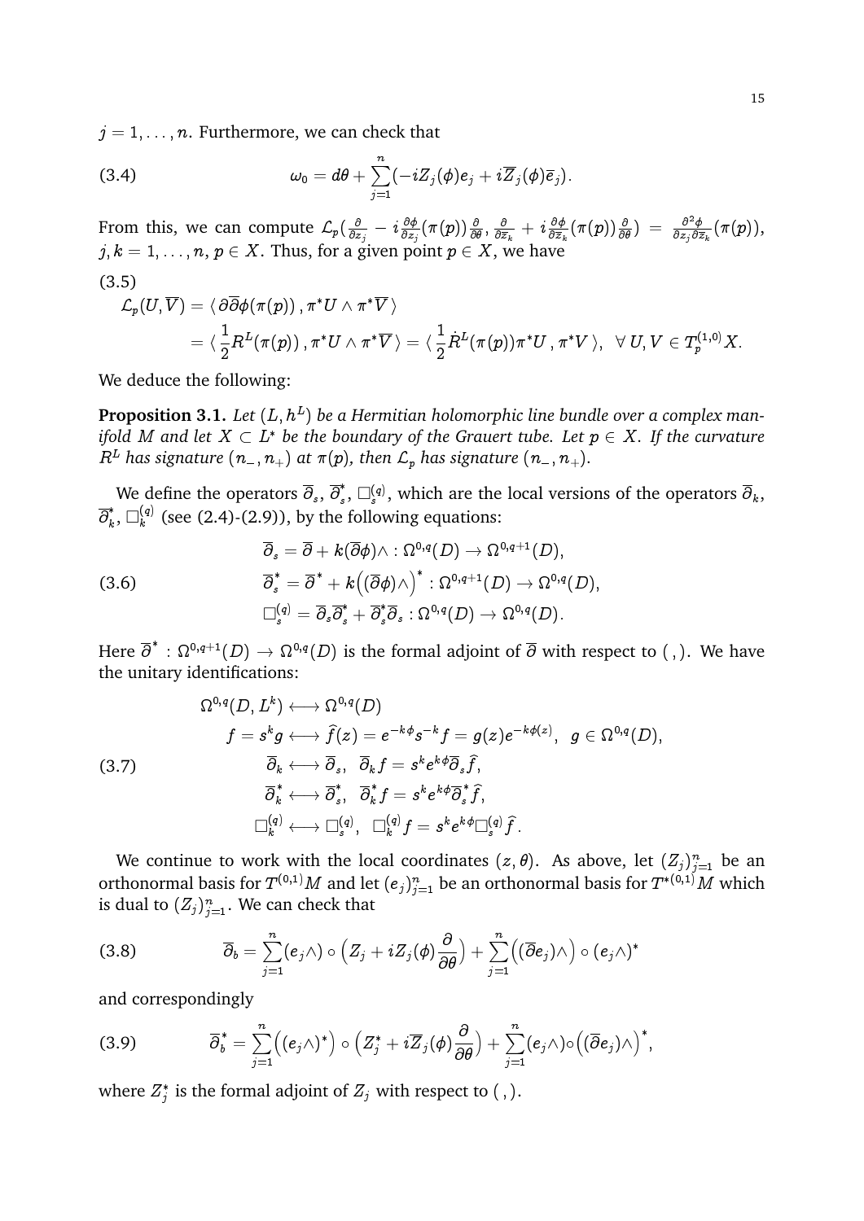$j = 1, \ldots, n$. Furthermore, we can check that

$$
\omega_0 = d\theta + \sum_{j=1}^{n} (-iZ_j(\phi)e_j + i\overline{Z}_j(\phi)\overline{e}_j). \tag{3.4}
$$

From this, we can compute $\mathcal{L}_p\big(\frac{\partial}{\partial z_j} - i\frac{\partial \phi}{\partial z_j}(\pi(p))\frac{\partial}{\partial \theta}, \frac{\partial}{\partial \overline{z}_k} + i\frac{\partial \phi}{\partial \overline{z}_k}(\pi(p))\frac{\partial}{\partial \theta}\big) = \frac{\partial^2 \phi}{\partial z_j \partial \overline{z}_k}(\pi(p))$, $j, k = 1, \ldots, n$, $p \in X$. Thus, for a given point $p \in X$, we have

$$
\begin{aligned}
\mathcal{L}_p(U, \overline{V}) &= \langle\, \partial\overline{\partial}\phi(\pi(p))\,, \pi^*U \wedge \pi^*\overline{V}\,\rangle \\
&= \langle\, \frac{1}{2}R^L(\pi(p))\,, \pi^*U \wedge \pi^*\overline{V}\,\rangle = \langle\, \frac{1}{2}\dot{R}^L(\pi(p))\pi^*U\,, \pi^*V\,\rangle, \ \ \forall\, U, V \in T_p^{(1,0)}X.
\end{aligned} \tag{3.5}
$$

We deduce the following:

**Proposition 3.1.** *Let $(L, h^L)$ be a Hermitian holomorphic line bundle over a complex manifold $M$ and let $X \subset L^*$ be the boundary of the Grauert tube. Let $p \in X$. If the curvature $R^L$ has signature $(n_-, n_+)$ at $\pi(p)$, then $\mathcal{L}_p$ has signature $(n_-, n_+)$.*

We define the operators $\overline{\partial}_s$, $\overline{\partial}_s^*$, $\Box_s^{(q)}$, which are the local versions of the operators $\overline{\partial}_k$, $\overline{\partial}_k^*$, $\Box_k^{(q)}$ (see (2.4)-(2.9)), by the following equations:

$$
\begin{aligned}
&\overline{\partial}_s = \overline{\partial} + k(\overline{\partial}\phi)\wedge : \Omega^{0,q}(D) \to \Omega^{0,q+1}(D), \\
&\overline{\partial}_s^* = \overline{\partial}^* + k\big((\overline{\partial}\phi)\wedge\big)^* : \Omega^{0,q+1}(D) \to \Omega^{0,q}(D), \\
&\Box_s^{(q)} = \overline{\partial}_s\overline{\partial}_s^* + \overline{\partial}_s^*\overline{\partial}_s : \Omega^{0,q}(D) \to \Omega^{0,q}(D).
\end{aligned} \tag{3.6}
$$

Here $\overline{\partial}^* : \Omega^{0,q+1}(D) \to \Omega^{0,q}(D)$ is the formal adjoint of $\overline{\partial}$ with respect to $(\,,)$. We have the unitary identifications:

$$
\begin{aligned}
&\Omega^{0,q}(D, L^k) \longleftrightarrow \Omega^{0,q}(D) \\
&\qquad f = s^k g \longleftrightarrow \widehat{f}(z) = e^{-k\phi}s^{-k}f = g(z)e^{-k\phi(z)}, \ \ g \in \Omega^{0,q}(D), \\
&\qquad\qquad \overline{\partial}_k \longleftrightarrow \overline{\partial}_s, \ \ \overline{\partial}_k f = s^k e^{k\phi}\overline{\partial}_s\widehat{f}, \\
&\qquad\qquad \overline{\partial}_k^* \longleftrightarrow \overline{\partial}_s^*, \ \ \overline{\partial}_k^* f = s^k e^{k\phi}\overline{\partial}_s^*\widehat{f}, \\
&\qquad\qquad \Box_k^{(q)} \longleftrightarrow \Box_s^{(q)}, \ \ \Box_k^{(q)} f = s^k e^{k\phi}\Box_s^{(q)}\widehat{f}.
\end{aligned} \tag{3.7}
$$

We continue to work with the local coordinates $(z, \theta)$. As above, let $(Z_j)_{j=1}^n$ be an orthonormal basis for $T^{(0,1)}M$ and let $(e_j)_{j=1}^n$ be an orthonormal basis for $T^{*(0,1)}M$ which is dual to $(Z_j)_{j=1}^n$. We can check that

$$
\overline{\partial}_b = \sum_{j=1}^{n}(e_j\wedge) \circ \Big(Z_j + iZ_j(\phi)\frac{\partial}{\partial \theta}\Big) + \sum_{j=1}^{n}\Big((\overline{\partial}e_j)\wedge\Big) \circ (e_j\wedge)^* \tag{3.8}
$$

and correspondingly

$$
\overline{\partial}_b^* = \sum_{j=1}^{n}\Big((e_j\wedge)^*\Big) \circ \Big(Z_j^* + i\overline{Z}_j(\phi)\frac{\partial}{\partial \theta}\Big) + \sum_{j=1}^{n}(e_j\wedge)\circ\Big((\overline{\partial}e_j)\wedge\Big)^*, \tag{3.9}
$$

where $Z_j^*$ is the formal adjoint of $Z_j$ with respect to $(\,,)$.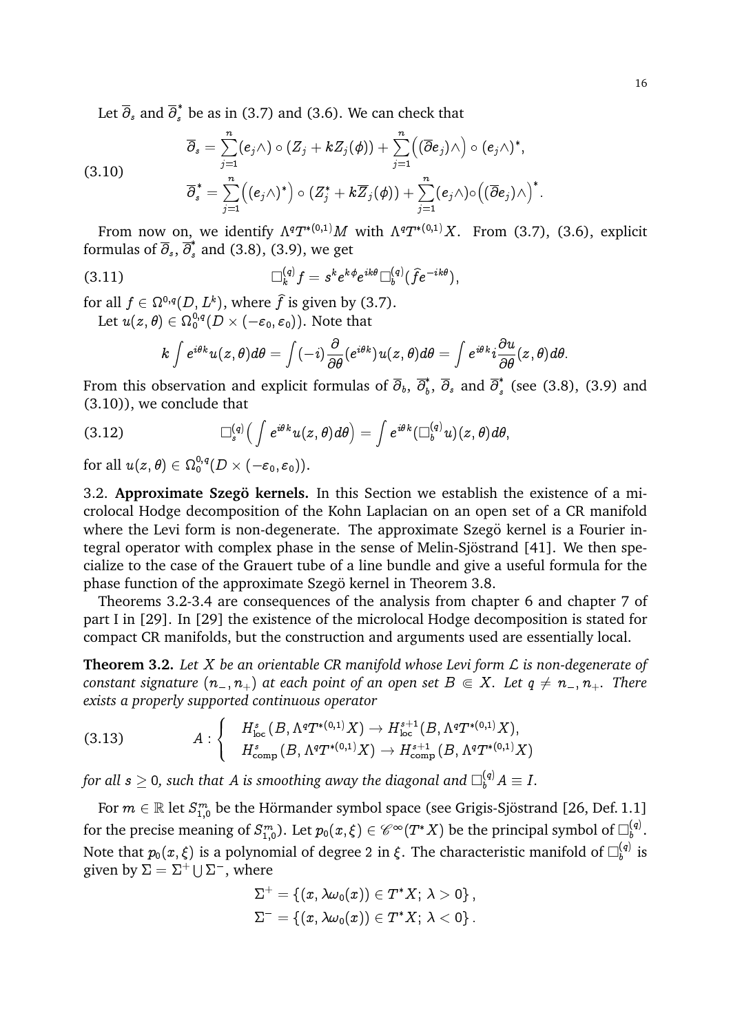Let $\overline{\partial}_s$ and $\overline{\partial}^*_s$ be as in (3.7) and (3.6). We can check that

$$
\begin{aligned}
\overline{\partial}_s &= \sum_{j=1}^{n}(e_j\wedge)\circ(Z_j+kZ_j(\phi))+\sum_{j=1}^{n}\Big((\overline{\partial}e_j)\wedge\Big)\circ(e_j\wedge)^*,\\
\overline{\partial}^*_s &= \sum_{j=1}^{n}\Big((e_j\wedge)^*\Big)\circ(Z^*_j+k\overline{Z}_j(\phi))+\sum_{j=1}^{n}(e_j\wedge)\circ\Big((\overline{\partial}e_j)\wedge\Big)^*.
\end{aligned}
\tag{3.10}
$$

From now on, we identify $\Lambda^qT^{*(0,1)}M$ with $\Lambda^qT^{*(0,1)}X$. From (3.7), (3.6), explicit formulas of $\overline{\partial}_s$, $\overline{\partial}^*_s$ and (3.8), (3.9), we get

$$
\Box^{(q)}_k f = s^k e^{k\phi}e^{ik\theta}\Box^{(q)}_b(\widehat{f}e^{-ik\theta}),
\tag{3.11}
$$

for all $f\in\Omega^{0,q}(D,L^k)$, where $\widehat{f}$ is given by (3.7).

Let $u(z,\theta)\in\Omega^{0,q}_0(D\times(-\varepsilon_0,\varepsilon_0))$. Note that

$$
k\int e^{i\theta k}u(z,\theta)d\theta=\int(-i)\frac{\partial}{\partial\theta}(e^{i\theta k})u(z,\theta)d\theta=\int e^{i\theta k}i\frac{\partial u}{\partial\theta}(z,\theta)d\theta.
$$

From this observation and explicit formulas of $\overline{\partial}_b$, $\overline{\partial}^*_b$, $\overline{\partial}_s$ and $\overline{\partial}^*_s$ (see (3.8), (3.9) and (3.10)), we conclude that

$$
\Box^{(q)}_s\Big(\int e^{i\theta k}u(z,\theta)d\theta\Big)=\int e^{i\theta k}(\Box^{(q)}_b u)(z,\theta)d\theta,
\tag{3.12}
$$

for all $u(z,\theta)\in\Omega^{0,q}_0(D\times(-\varepsilon_0,\varepsilon_0))$.

3.2. **Approximate Szegö kernels.** In this Section we establish the existence of a microlocal Hodge decomposition of the Kohn Laplacian on an open set of a CR manifold where the Levi form is non-degenerate. The approximate Szegö kernel is a Fourier integral operator with complex phase in the sense of Melin-Sjöstrand [41]. We then specialize to the case of the Grauert tube of a line bundle and give a useful formula for the phase function of the approximate Szegö kernel in Theorem 3.8.

Theorems 3.2-3.4 are consequences of the analysis from chapter 6 and chapter 7 of part I in [29]. In [29] the existence of the microlocal Hodge decomposition is stated for compact CR manifolds, but the construction and arguments used are essentially local.

**Theorem 3.2.** *Let $X$ be an orientable CR manifold whose Levi form $\mathcal{L}$ is non-degenerate of constant signature $(n_-,n_+)$ at each point of an open set $B\Subset X$. Let $q\neq n_-,n_+$. There exists a properly supported continuous operator*

$$
A:\begin{cases} H^s_{\rm loc}(B,\Lambda^qT^{*(0,1)}X)\rightarrow H^{s+1}_{\rm loc}(B,\Lambda^qT^{*(0,1)}X),\\ H^s_{\rm comp}(B,\Lambda^qT^{*(0,1)}X)\rightarrow H^{s+1}_{\rm comp}(B,\Lambda^qT^{*(0,1)}X)\end{cases}
\tag{3.13}
$$

*for all $s\geq 0$, such that $A$ is smoothing away the diagonal and $\Box^{(q)}_bA\equiv I$.*

For $m\in\mathbb{R}$ let $S^m_{1,0}$ be the Hörmander symbol space (see Grigis-Sjöstrand [26, Def. 1.1] for the precise meaning of $S^m_{1,0}$). Let $p_0(x,\xi)\in\mathscr{C}^\infty(T^*X)$ be the principal symbol of $\Box^{(q)}_b$. Note that $p_0(x,\xi)$ is a polynomial of degree $2$ in $\xi$. The characteristic manifold of $\Box^{(q)}_b$ is given by $\Sigma=\Sigma^+\bigcup\Sigma^-$, where

$$
\begin{aligned}
\Sigma^+ &= \{(x,\lambda\omega_0(x))\in T^*X;\ \lambda>0\},\\
\Sigma^- &= \{(x,\lambda\omega_0(x))\in T^*X;\ \lambda<0\}.
\end{aligned}
$$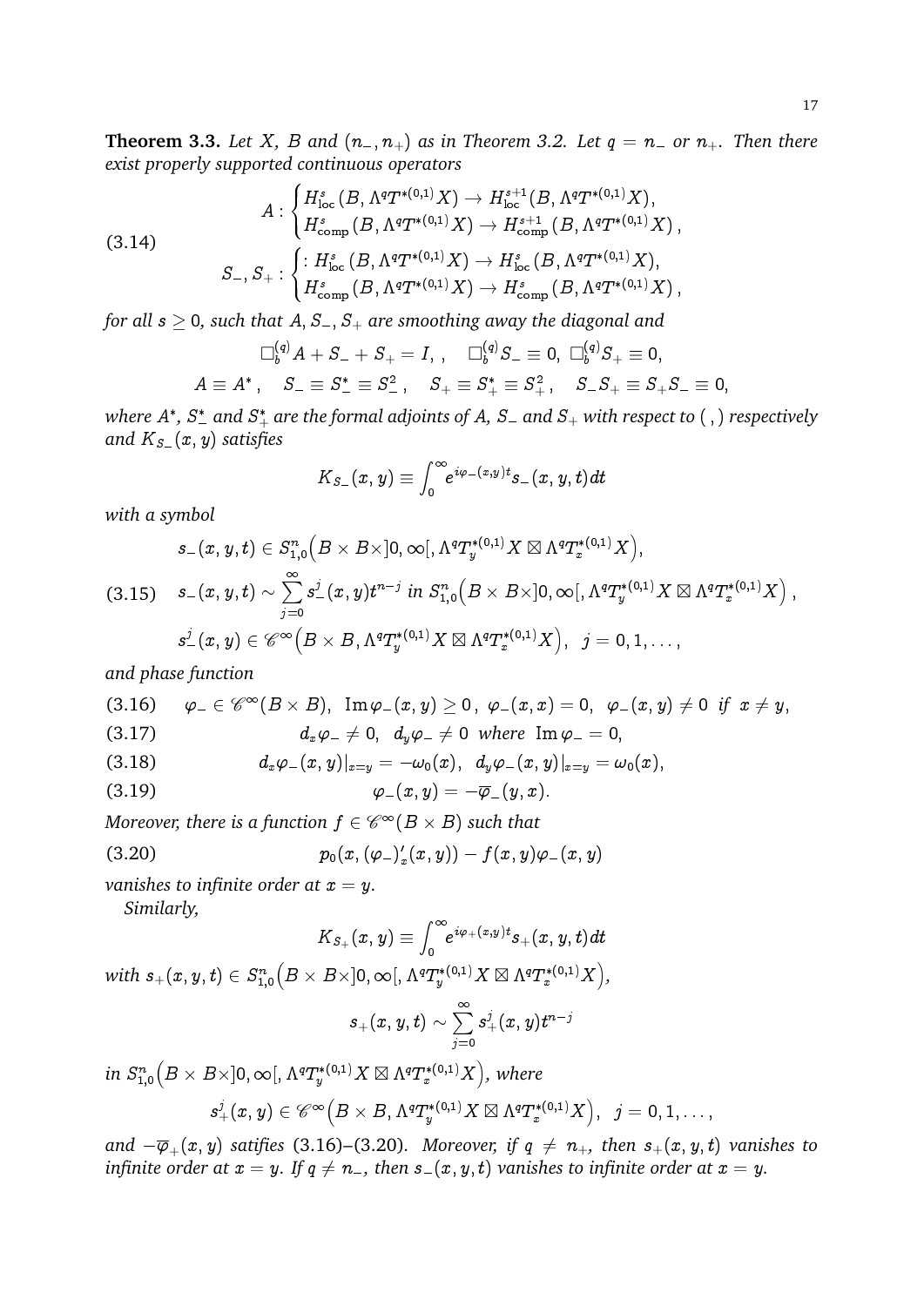**Theorem 3.3.** *Let $X$, $B$ and $(n_-, n_+)$ as in Theorem 3.2. Let $q = n_-$ or $n_+$. Then there exist properly supported continuous operators*

$$
\begin{aligned}
A &: \begin{cases} H^s_{\rm loc}(B, \Lambda^q T^{*(0,1)}X) \to H^{s+1}_{\rm loc}(B, \Lambda^q T^{*(0,1)}X), \\ H^s_{\rm comp}(B, \Lambda^q T^{*(0,1)}X) \to H^{s+1}_{\rm comp}(B, \Lambda^q T^{*(0,1)}X), \end{cases} \\
S_-, S_+ &: \begin{cases} : H^s_{\rm loc}(B, \Lambda^q T^{*(0,1)}X) \to H^{s}_{\rm loc}(B, \Lambda^q T^{*(0,1)}X), \\ H^s_{\rm comp}(B, \Lambda^q T^{*(0,1)}X) \to H^{s}_{\rm comp}(B, \Lambda^q T^{*(0,1)}X), \end{cases}
\end{aligned}
\tag{3.14}
$$

*for all $s \geq 0$, such that $A, S_-, S_+$ are smoothing away the diagonal and*

$$
\Box^{(q)}_b A + S_- + S_+ = I, \ , \quad \Box^{(q)}_b S_- \equiv 0, \ \Box^{(q)}_b S_+ \equiv 0,
$$

$$
A \equiv A^*, \quad S_- \equiv S_-^* \equiv S_-^2, \quad S_+ \equiv S_+^* \equiv S_+^2, \quad S_- S_+ \equiv S_+ S_- \equiv 0,
$$

*where $A^*$, $S_-^*$ and $S_+^*$ are the formal adjoints of $A$, $S_-$ and $S_+$ with respect to $( \, , )$ respectively and $K_{S_-}(x,y)$ satisfies*

$$
K_{S_-}(x,y) \equiv \int_0^\infty e^{i\varphi_-(x,y)t} s_-(x,y,t) dt
$$

*with a symbol*

$$
\begin{aligned}
& s_-(x,y,t) \in S^n_{1,0}\Big(B \times B \times ]0,\infty[, \Lambda^q T^{*(0,1)}_y X \boxtimes \Lambda^q T^{*(0,1)}_x X\Big), \\
& s_-(x,y,t) \sim \sum_{j=0}^\infty s^j_-(x,y) t^{n-j} \ \text{in} \ S^n_{1,0}\Big(B \times B \times ]0,\infty[, \Lambda^q T^{*(0,1)}_y X \boxtimes \Lambda^q T^{*(0,1)}_x X\Big), \\
& s^j_-(x,y) \in \mathscr{C}^\infty\Big(B \times B, \Lambda^q T^{*(0,1)}_y X \boxtimes \Lambda^q T^{*(0,1)}_x X\Big), \ \ j = 0, 1, \ldots,
\end{aligned}
\tag{3.15}
$$

*and phase function*

$$
\varphi_- \in \mathscr{C}^\infty(B \times B), \ \ {\rm Im}\, \varphi_-(x,y) \geq 0\,, \ \varphi_-(x,x) = 0, \ \ \varphi_-(x,y) \neq 0 \ \text{ if } \ x \neq y, \tag{3.16}
$$

$$
d_x \varphi_- \neq 0, \ \ d_y \varphi_- \neq 0 \ \text{ where } \ {\rm Im}\, \varphi_- = 0, \tag{3.17}
$$

$$
d_x \varphi_-(x,y)|_{x=y} = -\omega_0(x), \ \ d_y \varphi_-(x,y)|_{x=y} = \omega_0(x), \tag{3.18}
$$

$$
\varphi_-(x,y) = -\overline{\varphi}_-(y,x). \tag{3.19}
$$

*Moreover, there is a function $f \in \mathscr{C}^\infty(B \times B)$ such that*

$$
p_0(x, (\varphi_-)'_x(x,y)) - f(x,y)\varphi_-(x,y) \tag{3.20}
$$

*vanishes to infinite order at $x = y$.*

*Similarly,*

$$
K_{S_+}(x,y) \equiv \int_0^\infty e^{i\varphi_+(x,y)t} s_+(x,y,t) dt
$$

*with $s_+(x,y,t) \in S^n_{1,0}\Big(B \times B \times ]0,\infty[, \Lambda^q T^{*(0,1)}_y X \boxtimes \Lambda^q T^{*(0,1)}_x X\Big)$,*

$$
s_+(x,y,t) \sim \sum_{j=0}^\infty s^j_+(x,y) t^{n-j}
$$

*in $S^n_{1,0}\Big(B \times B \times ]0,\infty[, \Lambda^q T^{*(0,1)}_y X \boxtimes \Lambda^q T^{*(0,1)}_x X\Big)$, where*

$$
s^j_+(x,y) \in \mathscr{C}^\infty\Big(B \times B, \Lambda^q T^{*(0,1)}_y X \boxtimes \Lambda^q T^{*(0,1)}_x X\Big), \ \ j = 0, 1, \ldots,
$$

*and $-\overline{\varphi}_+(x,y)$ satifies (3.16)–(3.20). Moreover, if $q \neq n_+$, then $s_+(x,y,t)$ vanishes to infinite order at $x = y$. If $q \neq n_-$, then $s_-(x,y,t)$ vanishes to infinite order at $x = y$.*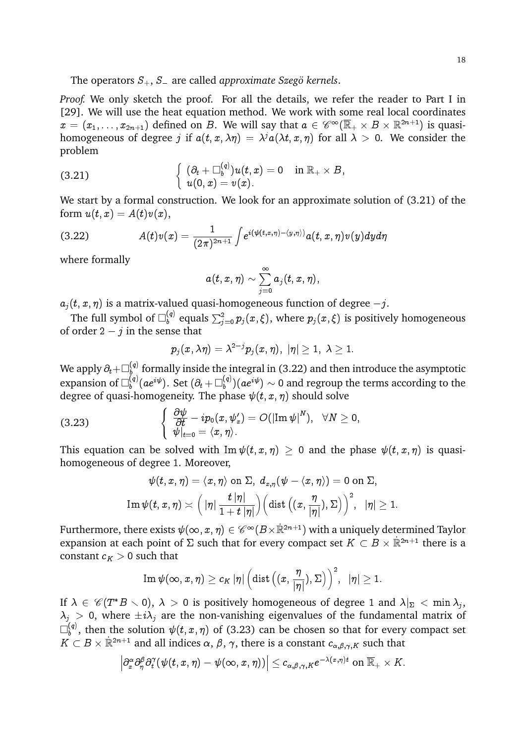The operators $S_+$, $S_-$ are called *approximate Szegö kernels*.

*Proof.* We only sketch the proof. For all the details, we refer the reader to Part I in [29]. We will use the heat equation method. We work with some real local coordinates $x = (x_1, \ldots, x_{2n+1})$ defined on $B$. We will say that $a \in \mathscr{C}^\infty(\overline{\mathbb{R}}_+ \times B \times \mathbb{R}^{2n+1})$ is quasi-homogeneous of degree $j$ if $a(t, x, \lambda\eta) = \lambda^j a(\lambda t, x, \eta)$ for all $\lambda > 0$. We consider the problem

$$
\begin{cases} (\partial_t + \Box_b^{(q)})u(t,x) = 0 & \text{in } \mathbb{R}_+ \times B, \\ u(0,x) = v(x). \end{cases} \tag{3.21}
$$

We start by a formal construction. We look for an approximate solution of (3.21) of the form $u(t,x) = A(t)v(x)$,

$$
A(t)v(x) = \frac{1}{(2\pi)^{2n+1}} \int e^{i(\psi(t,x,\eta) - \langle y,\eta\rangle)} a(t,x,\eta) v(y) dy d\eta \tag{3.22}
$$

where formally

$$
a(t,x,\eta) \sim \sum_{j=0}^{\infty} a_j(t,x,\eta),
$$

$a_j(t,x,\eta)$ is a matrix-valued quasi-homogeneous function of degree $-j$.

The full symbol of $\Box_b^{(q)}$ equals $\sum_{j=0}^{2} p_j(x,\xi)$, where $p_j(x,\xi)$ is positively homogeneous of order $2-j$ in the sense that

$$
p_j(x, \lambda\eta) = \lambda^{2-j} p_j(x,\eta), \ |\eta| \geq 1, \ \lambda \geq 1.
$$

We apply $\partial_t + \Box_b^{(q)}$ formally inside the integral in (3.22) and then introduce the asymptotic expansion of $\Box_b^{(q)}(ae^{i\psi})$. Set $(\partial_t + \Box_b^{(q)})(ae^{i\psi}) \sim 0$ and regroup the terms according to the degree of quasi-homogeneity. The phase $\psi(t,x,\eta)$ should solve

$$
\begin{cases} \dfrac{\partial \psi}{\partial t} - ip_0(x, \psi'_x) = O(|\mathrm{Im}\, \psi|^N), & \forall N \geq 0, \\ \psi|_{t=0} = \langle x, \eta\rangle. \end{cases} \tag{3.23}
$$

This equation can be solved with $\mathrm{Im}\, \psi(t,x,\eta) \geq 0$ and the phase $\psi(t,x,\eta)$ is quasi-homogeneous of degree 1. Moreover,

$$
\psi(t,x,\eta) = \langle x,\eta\rangle \text{ on } \Sigma, \ d_{x,\eta}(\psi - \langle x,\eta\rangle) = 0 \text{ on } \Sigma,
$$

$$
\mathrm{Im}\, \psi(t,x,\eta) \asymp \Big( |\eta| \frac{t\,|\eta|}{1+t\,|\eta|} \Big) \Big( \mathrm{dist}\, \big( (x, \frac{\eta}{|\eta|}), \Sigma \big) \Big)^2, \ \ |\eta| \geq 1.
$$

Furthermore, there exists $\psi(\infty, x, \eta) \in \mathscr{C}^\infty(B \times \dot{\mathbb{R}}^{2n+1})$ with a uniquely determined Taylor expansion at each point of $\Sigma$ such that for every compact set $K \subset B \times \dot{\mathbb{R}}^{2n+1}$ there is a constant $c_K > 0$ such that

$$
\mathrm{Im}\, \psi(\infty, x, \eta) \geq c_K \, |\eta| \Big( \mathrm{dist}\, \big( (x, \frac{\eta}{|\eta|}), \Sigma \big) \Big)^2, \ \ |\eta| \geq 1.
$$

If $\lambda \in \mathscr{C}(T^*B \smallsetminus 0)$, $\lambda > 0$ is positively homogeneous of degree 1 and $\lambda|_\Sigma < \min \lambda_j$, $\lambda_j > 0$, where $\pm i\lambda_j$ are the non-vanishing eigenvalues of the fundamental matrix of $\Box_b^{(q)}$, then the solution $\psi(t,x,\eta)$ of (3.23) can be chosen so that for every compact set $K \subset B \times \dot{\mathbb{R}}^{2n+1}$ and all indices $\alpha$, $\beta$, $\gamma$, there is a constant $c_{\alpha,\beta,\gamma,K}$ such that

$$
\left| \partial_x^\alpha \partial_\eta^\beta \partial_t^\gamma (\psi(t,x,\eta) - \psi(\infty,x,\eta)) \right| \leq c_{\alpha,\beta,\gamma,K} e^{-\lambda(x,\eta)t} \text{ on } \overline{\mathbb{R}}_+ \times K.
$$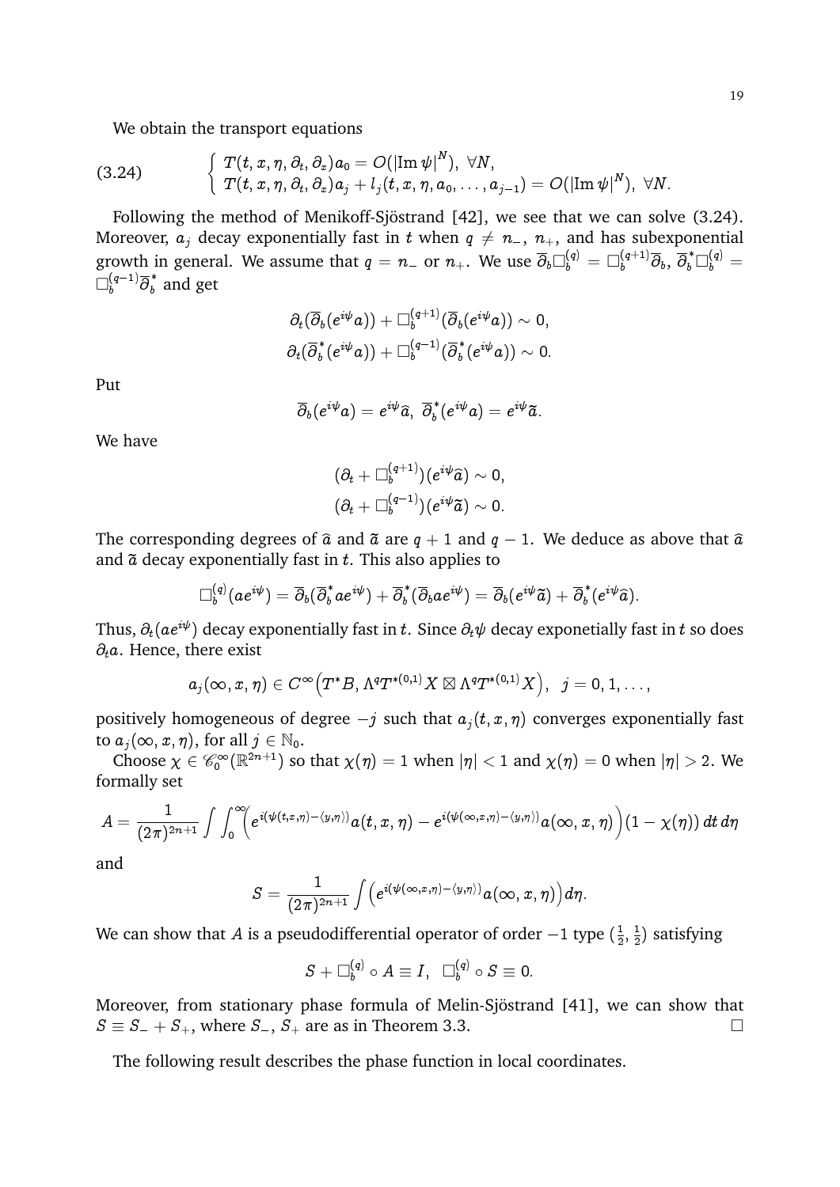We obtain the transport equations

$$
\left\{
\begin{array}{l}
T(t, x, \eta, \partial_t, \partial_x)a_0 = O(|\mathrm{Im}\, \psi|^N), \ \forall N, \\
T(t, x, \eta, \partial_t, \partial_x)a_j + l_j(t, x, \eta, a_0, \ldots, a_{j-1}) = O(|\mathrm{Im}\, \psi|^N), \ \forall N.
\end{array}
\right.
\tag{3.24}
$$

Following the method of Menikoff-Sjöstrand [42], we see that we can solve (3.24). Moreover, $a_j$ decay exponentially fast in $t$ when $q \neq n_-$, $n_+$, and has subexponential growth in general. We assume that $q = n_-$ or $n_+$. We use $\overline{\partial}_b \Box_b^{(q)} = \Box_b^{(q+1)} \overline{\partial}_b$, $\overline{\partial}_b^* \Box_b^{(q)} = \Box_b^{(q-1)} \overline{\partial}_b^*$ and get

$$
\partial_t(\overline{\partial}_b(e^{i\psi}a)) + \Box_b^{(q+1)}(\overline{\partial}_b(e^{i\psi}a)) \sim 0,
$$
$$
\partial_t(\overline{\partial}_b^*(e^{i\psi}a)) + \Box_b^{(q-1)}(\overline{\partial}_b^*(e^{i\psi}a)) \sim 0.
$$

Put

$$
\overline{\partial}_b(e^{i\psi}a) = e^{i\psi}\widehat{a}, \ \overline{\partial}_b^*(e^{i\psi}a) = e^{i\psi}\widetilde{a}.
$$

We have

$$
(\partial_t + \Box_b^{(q+1)})(e^{i\psi}\widehat{a}) \sim 0,
$$
$$
(\partial_t + \Box_b^{(q-1)})(e^{i\psi}\widetilde{a}) \sim 0.
$$

The corresponding degrees of $\widehat{a}$ and $\widetilde{a}$ are $q+1$ and $q-1$. We deduce as above that $\widehat{a}$ and $\widetilde{a}$ decay exponentially fast in $t$. This also applies to

$$
\Box_b^{(q)}(ae^{i\psi}) = \overline{\partial}_b(\overline{\partial}_b^* ae^{i\psi}) + \overline{\partial}_b^*(\overline{\partial}_b ae^{i\psi}) = \overline{\partial}_b(e^{i\psi}\widetilde{a}) + \overline{\partial}_b^*(e^{i\psi}\widehat{a}).
$$

Thus, $\partial_t(ae^{i\psi})$ decay exponentially fast in $t$. Since $\partial_t\psi$ decay exponetially fast in $t$ so does $\partial_t a$. Hence, there exist

$$
a_j(\infty, x, \eta) \in C^\infty\Big(T^*B, \Lambda^q T^{*(0,1)}X \boxtimes \Lambda^q T^{*(0,1)}X\Big), \ \ j = 0, 1, \ldots,
$$

positively homogeneous of degree $-j$ such that $a_j(t, x, \eta)$ converges exponentially fast to $a_j(\infty, x, \eta)$, for all $j \in \mathbb{N}_0$.

Choose $\chi \in \mathscr{C}_0^\infty(\mathbb{R}^{2n+1})$ so that $\chi(\eta) = 1$ when $|\eta| < 1$ and $\chi(\eta) = 0$ when $|\eta| > 2$. We formally set

$$
A = \frac{1}{(2\pi)^{2n+1}} \int \int_0^\infty \Big( e^{i(\psi(t,x,\eta) - \langle y, \eta \rangle)} a(t, x, \eta) - e^{i(\psi(\infty,x,\eta) - \langle y, \eta \rangle)} a(\infty, x, \eta) \Big) (1 - \chi(\eta)) \, dt \, d\eta
$$

and

$$
S = \frac{1}{(2\pi)^{2n+1}} \int \Big( e^{i(\psi(\infty,x,\eta) - \langle y, \eta \rangle)} a(\infty, x, \eta) \Big) d\eta.
$$

We can show that $A$ is a pseudodifferential operator of order $-1$ type $(\frac{1}{2}, \frac{1}{2})$ satisfying

$$
S + \Box_b^{(q)} \circ A \equiv I, \ \ \Box_b^{(q)} \circ S \equiv 0.
$$

Moreover, from stationary phase formula of Melin-Sjöstrand [41], we can show that $S \equiv S_- + S_+$, where $S_-$, $S_+$ are as in Theorem 3.3. $\square$

The following result describes the phase function in local coordinates.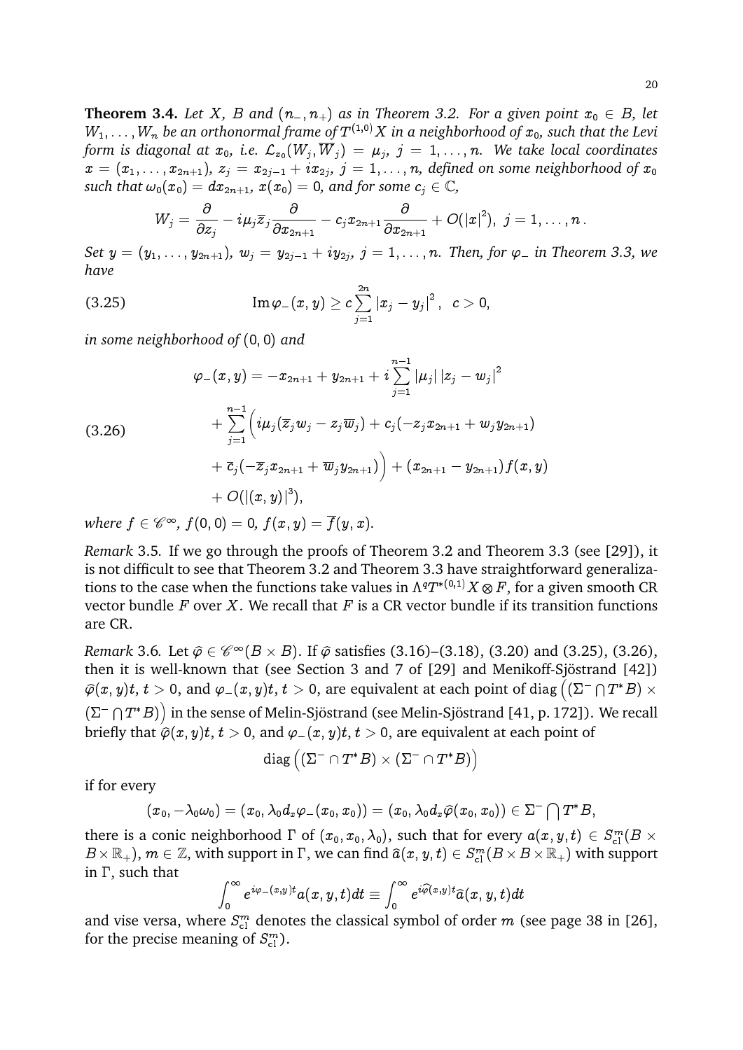**Theorem 3.4.** *Let $X$, $B$ and $(n_-, n_+)$ as in Theorem 3.2. For a given point $x_0 \in B$, let $W_1, \ldots, W_n$ be an orthonormal frame of $T^{(1,0)}X$ in a neighborhood of $x_0$, such that the Levi form is diagonal at $x_0$, i.e. $\mathcal{L}_{x_0}(W_j, \overline{W}_j) = \mu_j$, $j = 1, \ldots, n$. We take local coordinates $x = (x_1, \ldots, x_{2n+1})$, $z_j = x_{2j-1} + ix_{2j}$, $j = 1, \ldots, n$, defined on some neighborhood of $x_0$ such that $\omega_0(x_0) = dx_{2n+1}$, $x(x_0) = 0$, and for some $c_j \in \mathbb{C}$,*

$$W_j = \frac{\partial}{\partial z_j} - i\mu_j \overline{z}_j \frac{\partial}{\partial x_{2n+1}} - c_j x_{2n+1} \frac{\partial}{\partial x_{2n+1}} + O(|x|^2),\ j = 1, \ldots, n\,.$$

*Set $y = (y_1, \ldots, y_{2n+1})$, $w_j = y_{2j-1} + iy_{2j}$, $j = 1, \ldots, n$. Then, for $\varphi_-$ in Theorem 3.3, we have*

$$\operatorname{Im} \varphi_-(x, y) \geq c \sum_{j=1}^{2n} \left|x_j - y_j\right|^2, \quad c > 0, \tag{3.25}$$

*in some neighborhood of $(0, 0)$ and*

$$\begin{aligned}
\varphi_-(x, y) &= -x_{2n+1} + y_{2n+1} + i \sum_{j=1}^{n-1} |\mu_j| \left|z_j - w_j\right|^2 \\
&\quad + \sum_{j=1}^{n-1} \Big( i\mu_j(\overline{z}_j w_j - z_j \overline{w}_j) + c_j(-z_j x_{2n+1} + w_j y_{2n+1}) \\
&\quad + \overline{c}_j(-\overline{z}_j x_{2n+1} + \overline{w}_j y_{2n+1}) \Big) + (x_{2n+1} - y_{2n+1}) f(x, y) \\
&\quad + O(|(x, y)|^3),
\end{aligned} \tag{3.26}$$

*where $f \in \mathscr{C}^\infty$, $f(0, 0) = 0$, $f(x, y) = \overline{f}(y, x)$.*

*Remark* 3.5. If we go through the proofs of Theorem 3.2 and Theorem 3.3 (see [29]), it is not difficult to see that Theorem 3.2 and Theorem 3.3 have straightforward generalizations to the case when the functions take values in $\Lambda^q T^{*(0,1)} X \otimes F$, for a given smooth CR vector bundle $F$ over $X$. We recall that $F$ is a CR vector bundle if its transition functions are CR.

*Remark* 3.6. Let $\widehat{\varphi} \in \mathscr{C}^\infty(B \times B)$. If $\widehat{\varphi}$ satisfies (3.16)–(3.18), (3.20) and (3.25), (3.26), then it is well-known that (see Section 3 and 7 of [29] and Menikoff-Sjöstrand [42]) $\widehat{\varphi}(x, y)t$, $t > 0$, and $\varphi_-(x, y)t$, $t > 0$, are equivalent at each point of $\operatorname{diag}\Big((\Sigma^- \bigcap T^*B) \times (\Sigma^- \bigcap T^*B)\Big)$ in the sense of Melin-Sjöstrand (see Melin-Sjöstrand [41, p. 172]). We recall briefly that $\widehat{\varphi}(x, y)t$, $t > 0$, and $\varphi_-(x, y)t$, $t > 0$, are equivalent at each point of

$$\operatorname{diag}\Big((\Sigma^- \cap T^*B) \times (\Sigma^- \cap T^*B)\Big)$$

if for every

$$(x_0, -\lambda_0 \omega_0) = (x_0, \lambda_0 d_x \varphi_-(x_0, x_0)) = (x_0, \lambda_0 d_x \widehat{\varphi}(x_0, x_0)) \in \Sigma^- \bigcap T^*B,$$

there is a conic neighborhood $\Gamma$ of $(x_0, x_0, \lambda_0)$, such that for every $a(x, y, t) \in S^m_{\rm cl}(B \times B \times \mathbb{R}_+)$, $m \in \mathbb{Z}$, with support in $\Gamma$, we can find $\widehat{a}(x, y, t) \in S^m_{\rm cl}(B \times B \times \mathbb{R}_+)$ with support in $\Gamma$, such that

$$\int_0^\infty e^{i\varphi_-(x,y)t} a(x, y, t) dt \equiv \int_0^\infty e^{i\widehat{\varphi}(x,y)t} \widehat{a}(x, y, t) dt$$

and vise versa, where $S^m_{\rm cl}$ denotes the classical symbol of order $m$ (see page 38 in [26], for the precise meaning of $S^m_{\rm cl}$).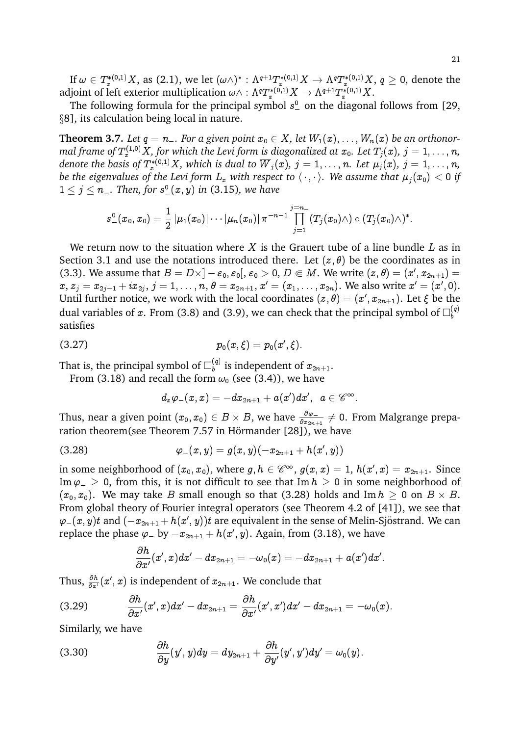If $\omega \in T^{*(0,1)}_x X$, as (2.1), we let $(\omega\wedge)^* : \Lambda^{q+1}T^{*(0,1)}_x X \to \Lambda^q T^{*(0,1)}_x X$, $q \geq 0$, denote the adjoint of left exterior multiplication $\omega\wedge : \Lambda^q T^{*(0,1)}_x X \to \Lambda^{q+1}T^{*(0,1)}_x X$.

The following formula for the principal symbol $s^0_-$ on the diagonal follows from [29, §8], its calculation being local in nature.

**Theorem 3.7.** *Let $q = n_-$. For a given point $x_0 \in X$, let $W_1(x), \ldots, W_n(x)$ be an orthonormal frame of $T^{(1,0)}_x X$, for which the Levi form is diagonalized at $x_0$. Let $T_j(x)$, $j = 1, \ldots, n$, denote the basis of $T^{*(0,1)}_x X$, which is dual to $\overline{W}_j(x)$, $j = 1, \ldots, n$. Let $\mu_j(x)$, $j = 1, \ldots, n$, be the eigenvalues of the Levi form $L_x$ with respect to $\langle \cdot , \cdot \rangle$. We assume that $\mu_j(x_0) < 0$ if $1 \leq j \leq n_-$. Then, for $s^0_-(x, y)$ in* (3.15)*, we have*

$$s^0_-(x_0, x_0) = \frac{1}{2}\left|\mu_1(x_0)\right| \cdots \left|\mu_n(x_0)\right| \pi^{-n-1} \prod_{j=1}^{j=n_-} (T_j(x_0)\wedge) \circ (T_j(x_0)\wedge)^*.$$

We return now to the situation where $X$ is the Grauert tube of a line bundle $L$ as in Section 3.1 and use the notations introduced there. Let $(z, \theta)$ be the coordinates as in (3.3). We assume that $B = D\times ]-\varepsilon_0, \varepsilon_0[$, $\varepsilon_0 > 0$, $D \Subset M$. We write $(z, \theta) = (x', x_{2n+1}) = x$, $z_j = x_{2j-1} + ix_{2j}$, $j = 1, \ldots, n$, $\theta = x_{2n+1}$, $x' = (x_1, \ldots, x_{2n})$. We also write $x' = (x', 0)$. Until further notice, we work with the local coordinates $(z, \theta) = (x', x_{2n+1})$. Let $\xi$ be the dual variables of $x$. From (3.8) and (3.9), we can check that the principal symbol of $\Box^{(q)}_b$ satisfies

$$p_0(x, \xi) = p_0(x', \xi). \tag{3.27}$$

That is, the principal symbol of $\Box^{(q)}_b$ is independent of $x_{2n+1}$.

From (3.18) and recall the form $\omega_0$ (see (3.4)), we have

$$d_x\varphi_-(x, x) = -dx_{2n+1} + a(x')dx', \ \ a \in \mathscr{C}^\infty.$$

Thus, near a given point $(x_0, x_0) \in B \times B$, we have $\frac{\partial \varphi_-}{\partial x_{2n+1}} \neq 0$. From Malgrange preparation theorem(see Theorem 7.57 in Hörmander [28]), we have

$$\varphi_-(x, y) = g(x, y)(-x_{2n+1} + h(x', y)) \tag{3.28}$$

in some neighborhood of $(x_0, x_0)$, where $g, h \in \mathscr{C}^\infty$, $g(x, x) = 1$, $h(x', x) = x_{2n+1}$. Since $\operatorname{Im}\varphi_- \geq 0$, from this, it is not difficult to see that $\operatorname{Im} h \geq 0$ in some neighborhood of $(x_0, x_0)$. We may take $B$ small enough so that (3.28) holds and $\operatorname{Im} h \geq 0$ on $B \times B$. From global theory of Fourier integral operators (see Theorem 4.2 of [41]), we see that $\varphi_-(x, y)t$ and $(-x_{2n+1} + h(x', y))t$ are equivalent in the sense of Melin-Sjöstrand. We can replace the phase $\varphi_-$ by $-x_{2n+1} + h(x', y)$. Again, from (3.18), we have

$$\frac{\partial h}{\partial x'}(x', x)dx' - dx_{2n+1} = -\omega_0(x) = -dx_{2n+1} + a(x')dx'.$$

Thus, $\frac{\partial h}{\partial x'}(x', x)$ is independent of $x_{2n+1}$. We conclude that

$$\frac{\partial h}{\partial x'}(x', x)dx' - dx_{2n+1} = \frac{\partial h}{\partial x'}(x', x')dx' - dx_{2n+1} = -\omega_0(x). \tag{3.29}$$

Similarly, we have

$$\frac{\partial h}{\partial y}(y', y)dy = dy_{2n+1} + \frac{\partial h}{\partial y'}(y', y')dy' = \omega_0(y). \tag{3.30}$$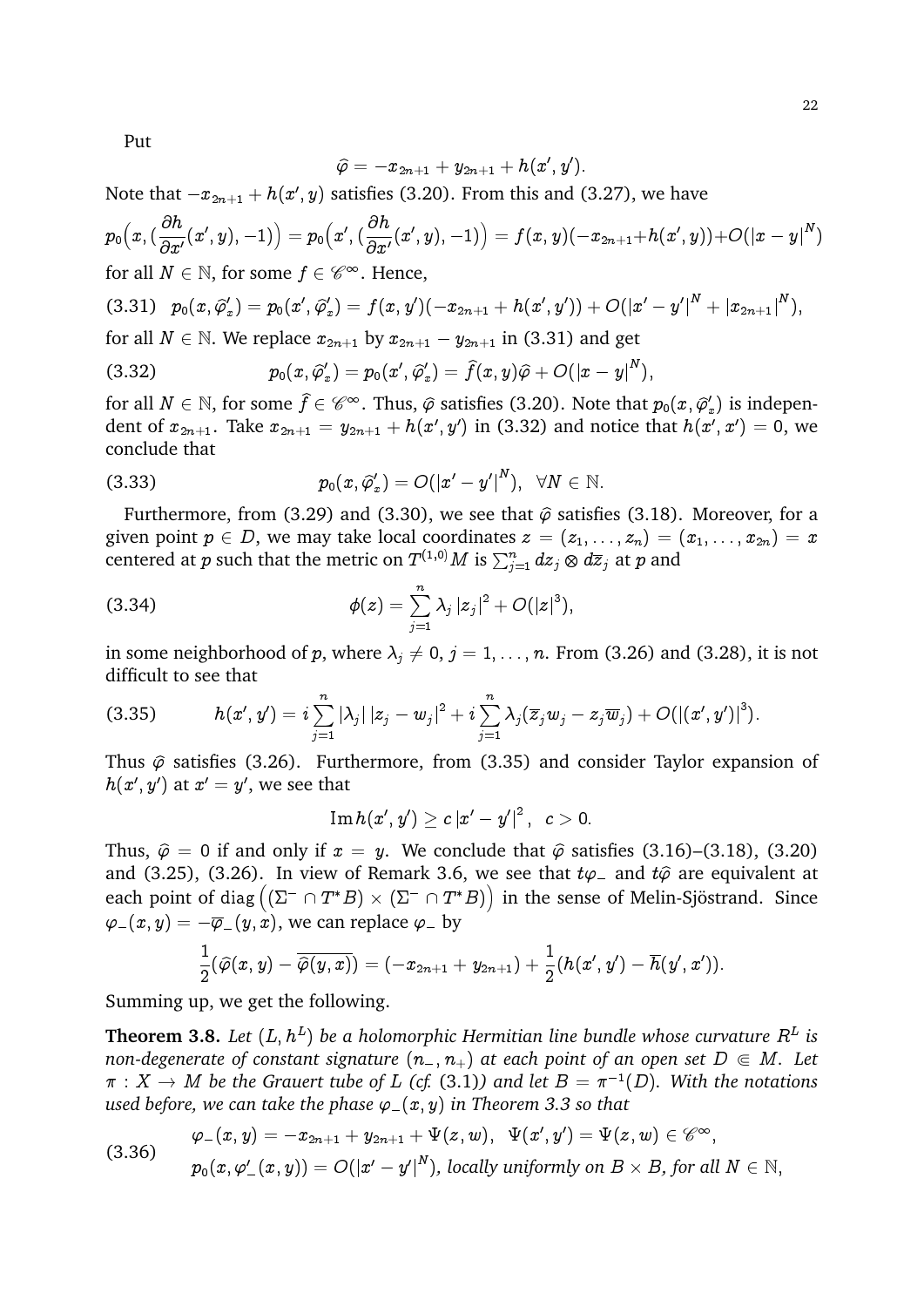Put

$$\widehat{\varphi} = -x_{2n+1} + y_{2n+1} + h(x', y').$$

Note that $-x_{2n+1} + h(x', y)$ satisfies (3.20). From this and (3.27), we have

$$p_0\Big(x, (\frac{\partial h}{\partial x'}(x', y), -1)\Big) = p_0\Big(x', (\frac{\partial h}{\partial x'}(x', y), -1)\Big) = f(x, y)(-x_{2n+1} + h(x', y)) + O(|x - y|^N)$$

for all $N \in \mathbb{N}$, for some $f \in \mathscr{C}^\infty$. Hence,

$$p_0(x, \widehat{\varphi}'_x) = p_0(x', \widehat{\varphi}'_x) = f(x, y')(-x_{2n+1} + h(x', y')) + O(|x' - y'|^N + |x_{2n+1}|^N), \tag{3.31}$$

for all $N \in \mathbb{N}$. We replace $x_{2n+1}$ by $x_{2n+1} - y_{2n+1}$ in (3.31) and get

$$p_0(x, \widehat{\varphi}'_x) = p_0(x', \widehat{\varphi}'_x) = \widehat{f}(x, y)\widehat{\varphi} + O(|x - y|^N), \tag{3.32}$$

for all $N \in \mathbb{N}$, for some $\widehat{f} \in \mathscr{C}^\infty$. Thus, $\widehat{\varphi}$ satisfies (3.20). Note that $p_0(x, \widehat{\varphi}'_x)$ is independent of $x_{2n+1}$. Take $x_{2n+1} = y_{2n+1} + h(x', y')$ in (3.32) and notice that $h(x', x') = 0$, we conclude that

$$p_0(x, \widehat{\varphi}'_x) = O(|x' - y'|^N), \quad \forall N \in \mathbb{N}. \tag{3.33}$$

Furthermore, from (3.29) and (3.30), we see that $\widehat{\varphi}$ satisfies (3.18). Moreover, for a given point $p \in D$, we may take local coordinates $z = (z_1, \ldots, z_n) = (x_1, \ldots, x_{2n}) = x$ centered at $p$ such that the metric on $T^{(1,0)}M$ is $\sum_{j=1}^n dz_j \otimes d\overline{z}_j$ at $p$ and

$$\phi(z) = \sum_{j=1}^n \lambda_j |z_j|^2 + O(|z|^3), \tag{3.34}$$

in some neighborhood of $p$, where $\lambda_j \neq 0$, $j = 1, \ldots, n$. From (3.26) and (3.28), it is not difficult to see that

$$h(x', y') = i\sum_{j=1}^n |\lambda_j|\,|z_j - w_j|^2 + i\sum_{j=1}^n \lambda_j(\overline{z}_j w_j - z_j \overline{w}_j) + O(|(x', y')|^3). \tag{3.35}$$

Thus $\widehat{\varphi}$ satisfies (3.26). Furthermore, from (3.35) and consider Taylor expansion of $h(x', y')$ at $x' = y'$, we see that

$$\operatorname{Im} h(x', y') \geq c\,|x' - y'|^2, \quad c > 0.$$

Thus, $\widehat{\varphi} = 0$ if and only if $x = y$. We conclude that $\widehat{\varphi}$ satisfies (3.16)–(3.18), (3.20) and (3.25), (3.26). In view of Remark 3.6, we see that $t\varphi_-$ and $t\widehat{\varphi}$ are equivalent at each point of $\operatorname{diag}\Big((\Sigma^- \cap T^*B) \times (\Sigma^- \cap T^*B)\Big)$ in the sense of Melin-Sjöstrand. Since $\varphi_-(x, y) = -\overline{\varphi}_-(y, x)$, we can replace $\varphi_-$ by

$$\frac{1}{2}(\widehat{\varphi}(x, y) - \overline{\widehat{\varphi}(y, x)}) = (-x_{2n+1} + y_{2n+1}) + \frac{1}{2}(h(x', y') - \overline{h}(y', x')).$$

Summing up, we get the following.

**Theorem 3.8.** *Let $(L, h^L)$ be a holomorphic Hermitian line bundle whose curvature $R^L$ is non-degenerate of constant signature $(n_-, n_+)$ at each point of an open set $D \Subset M$. Let $\pi : X \to M$ be the Grauert tube of $L$ (cf. (3.1)) and let $B = \pi^{-1}(D)$. With the notations used before, we can take the phase $\varphi_-(x, y)$ in Theorem 3.3 so that*

$$\begin{aligned}
&\varphi_-(x, y) = -x_{2n+1} + y_{2n+1} + \Psi(z, w), \quad \Psi(x', y') = \Psi(z, w) \in \mathscr{C}^\infty, \\
&p_0(x, \varphi'_-(x, y)) = O(|x' - y'|^N), \text{ locally uniformly on } B \times B, \text{ for all } N \in \mathbb{N},
\end{aligned} \tag{3.36}$$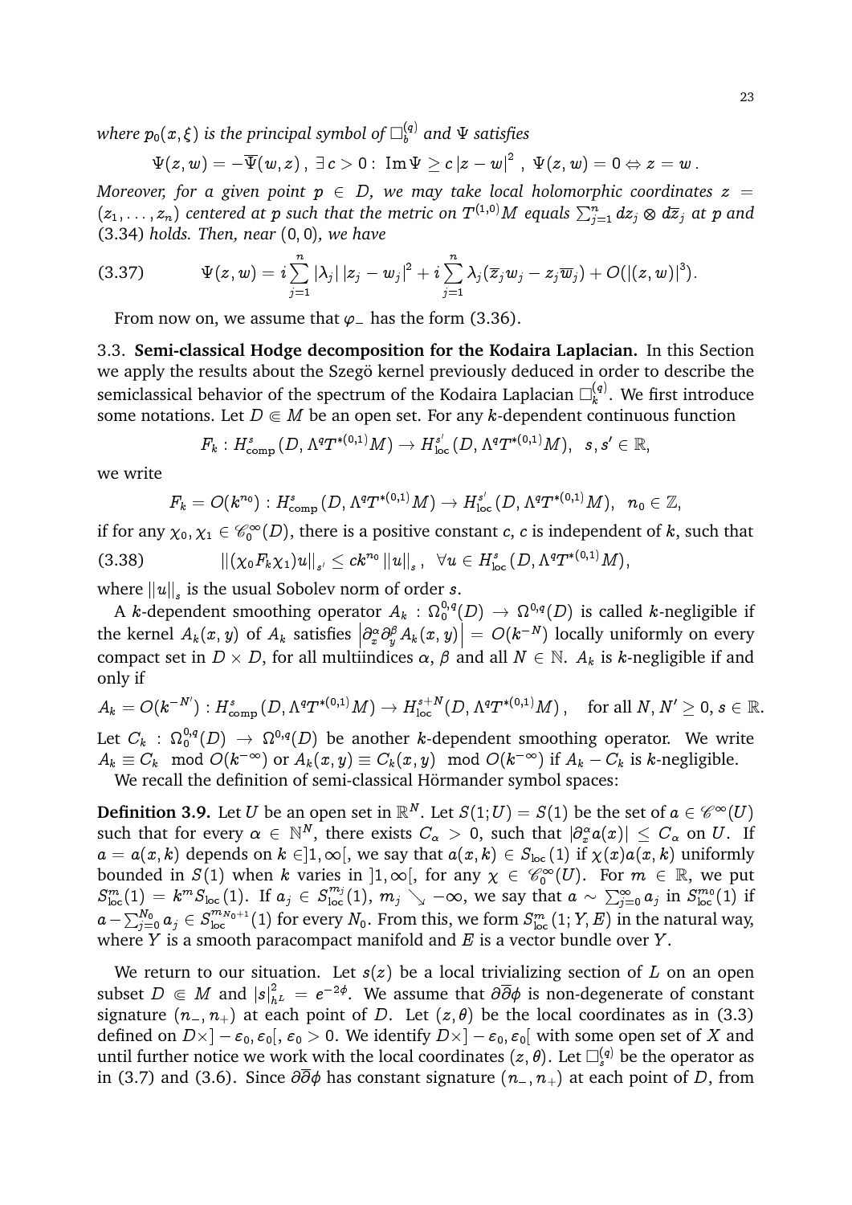*where $p_0(x,\xi)$ is the principal symbol of $\Box_b^{(q)}$ and $\Psi$ satisfies*

$$\Psi(z,w) = -\overline{\Psi}(w,z)\,,\ \exists\, c>0:\ \operatorname{Im}\Psi \geq c\,|z-w|^2\ ,\ \Psi(z,w)=0 \Leftrightarrow z=w\,.$$

*Moreover, for a given point $p \in D$, we may take local holomorphic coordinates $z = (z_1,\ldots,z_n)$ centered at $p$ such that the metric on $T^{(1,0)}M$ equals $\sum_{j=1}^n dz_j \otimes d\overline{z}_j$ at $p$ and (3.34) holds. Then, near $(0,0)$, we have*

$$\Psi(z,w) = i\sum_{j=1}^n |\lambda_j|\,|z_j-w_j|^2 + i\sum_{j=1}^n \lambda_j(\overline{z}_j w_j - z_j\overline{w}_j) + O(|(z,w)|^3). \tag{3.37}$$

From now on, we assume that $\varphi_-$ has the form (3.36).

### 3.3. Semi-classical Hodge decomposition for the Kodaira Laplacian.

In this Section we apply the results about the Szegö kernel previously deduced in order to describe the semiclassical behavior of the spectrum of the Kodaira Laplacian $\Box_k^{(q)}$. We first introduce some notations. Let $D \Subset M$ be an open set. For any $k$-dependent continuous function

$$F_k : H^s_{\mathrm{comp}}(D,\Lambda^q T^{*(0,1)}M) \to H^{s'}_{\mathrm{loc}}(D,\Lambda^q T^{*(0,1)}M),\ \ s,s' \in \mathbb{R},$$

we write

$$F_k = O(k^{n_0}) : H^s_{\mathrm{comp}}(D,\Lambda^q T^{*(0,1)}M) \to H^{s'}_{\mathrm{loc}}(D,\Lambda^q T^{*(0,1)}M),\ \ n_0 \in \mathbb{Z},$$

if for any $\chi_0,\chi_1 \in \mathscr{C}_0^\infty(D)$, there is a positive constant $c$, $c$ is independent of $k$, such that

$$\|(\chi_0 F_k \chi_1)u\|_{s'} \leq c k^{n_0}\|u\|_s\,,\ \ \forall u \in H^s_{\mathrm{loc}}(D,\Lambda^q T^{*(0,1)}M), \tag{3.38}$$

where $\|u\|_s$ is the usual Sobolev norm of order $s$.

A $k$-dependent smoothing operator $A_k : \Omega^{0,q}_0(D) \to \Omega^{0,q}(D)$ is called $k$-negligible if the kernel $A_k(x,y)$ of $A_k$ satisfies $\left|\partial_x^\alpha\partial_y^\beta A_k(x,y)\right| = O(k^{-N})$ locally uniformly on every compact set in $D\times D$, for all multiindices $\alpha$, $\beta$ and all $N\in\mathbb{N}$. $A_k$ is $k$-negligible if and only if

$$A_k = O(k^{-N'}) : H^s_{\mathrm{comp}}(D,\Lambda^q T^{*(0,1)}M) \to H^{s+N}_{\mathrm{loc}}(D,\Lambda^q T^{*(0,1)}M)\,,\quad \text{for all } N,N'\geq 0,\, s\in\mathbb{R}.$$

Let $C_k : \Omega^{0,q}_0(D) \to \Omega^{0,q}(D)$ be another $k$-dependent smoothing operator. We write $A_k \equiv C_k \mod O(k^{-\infty})$ or $A_k(x,y) \equiv C_k(x,y) \mod O(k^{-\infty})$ if $A_k - C_k$ is $k$-negligible.

We recall the definition of semi-classical Hörmander symbol spaces:

**Definition 3.9.** Let $U$ be an open set in $\mathbb{R}^N$. Let $S(1;U) = S(1)$ be the set of $a \in \mathscr{C}^\infty(U)$ such that for every $\alpha\in\mathbb{N}^N$, there exists $C_\alpha > 0$, such that $|\partial_x^\alpha a(x)| \leq C_\alpha$ on $U$. If $a = a(x,k)$ depends on $k \in ]1,\infty[$, we say that $a(x,k) \in S_{\mathrm{loc}}(1)$ if $\chi(x)a(x,k)$ uniformly bounded in $S(1)$ when $k$ varies in $]1,\infty[$, for any $\chi \in \mathscr{C}_0^\infty(U)$. For $m\in\mathbb{R}$, we put $S^m_{\mathrm{loc}}(1) = k^m S_{\mathrm{loc}}(1)$. If $a_j \in S^{m_j}_{\mathrm{loc}}(1)$, $m_j \searrow -\infty$, we say that $a \sim \sum_{j=0}^\infty a_j$ in $S^{m_0}_{\mathrm{loc}}(1)$ if $a - \sum_{j=0}^{N_0} a_j \in S^{m_{N_0+1}}_{\mathrm{loc}}(1)$ for every $N_0$. From this, we form $S^m_{\mathrm{loc}}(1;Y,E)$ in the natural way, where $Y$ is a smooth paracompact manifold and $E$ is a vector bundle over $Y$.

We return to our situation. Let $s(z)$ be a local trivializing section of $L$ on an open subset $D \Subset M$ and $|s|^2_{h^L} = e^{-2\phi}$. We assume that $\partial\overline{\partial}\phi$ is non-degenerate of constant signature $(n_-,n_+)$ at each point of $D$. Let $(z,\theta)$ be the local coordinates as in (3.3) defined on $D\times]-\varepsilon_0,\varepsilon_0[$, $\varepsilon_0>0$. We identify $D\times]-\varepsilon_0,\varepsilon_0[$ with some open set of $X$ and until further notice we work with the local coordinates $(z,\theta)$. Let $\Box_s^{(q)}$ be the operator as in (3.7) and (3.6). Since $\partial\overline{\partial}\phi$ has constant signature $(n_-,n_+)$ at each point of $D$, from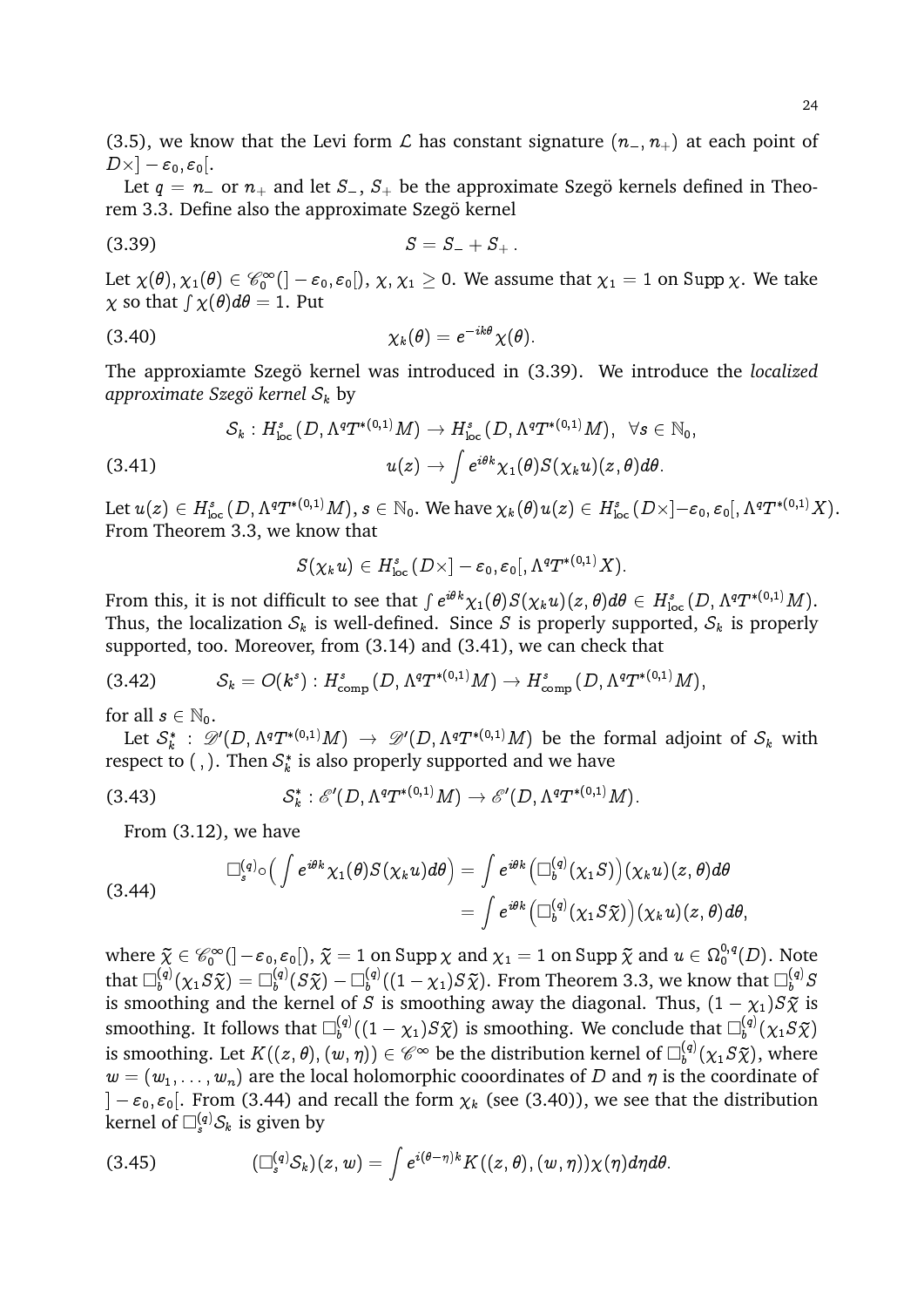(3.5), we know that the Levi form $\mathcal{L}$ has constant signature $(n_-, n_+)$ at each point of $D\times]-\varepsilon_0, \varepsilon_0[$.

Let $q = n_-$ or $n_+$ and let $S_-$, $S_+$ be the approximate Szegö kernels defined in Theorem 3.3. Define also the approximate Szegö kernel

$$S = S_- + S_+ . \tag{3.39}$$

Let $\chi(\theta), \chi_1(\theta) \in \mathscr{C}_0^\infty(]-\varepsilon_0, \varepsilon_0[)$, $\chi, \chi_1 \geq 0$. We assume that $\chi_1 = 1$ on $\operatorname{Supp}\chi$. We take $\chi$ so that $\int \chi(\theta)d\theta = 1$. Put

$$\chi_k(\theta) = e^{-ik\theta}\chi(\theta). \tag{3.40}$$

The approxiamte Szegö kernel was introduced in (3.39). We introduce the *localized approximate Szegö kernel* $\mathcal{S}_k$ by

$$\begin{aligned} &\mathcal{S}_k : H^s_{\rm loc}(D, \Lambda^q T^{*(0,1)}M) \to H^s_{\rm loc}(D, \Lambda^q T^{*(0,1)}M), \ \ \forall s \in \mathbb{N}_0, \\ &u(z) \to \int e^{i\theta k}\chi_1(\theta) S(\chi_k u)(z,\theta)d\theta. \end{aligned} \tag{3.41}$$

Let $u(z) \in H^s_{\rm loc}(D, \Lambda^q T^{*(0,1)}M)$, $s \in \mathbb{N}_0$. We have $\chi_k(\theta)u(z) \in H^s_{\rm loc}(D\times]-\varepsilon_0, \varepsilon_0[, \Lambda^q T^{*(0,1)}X)$. From Theorem 3.3, we know that

$$S(\chi_k u) \in H^s_{\rm loc}(D\times]-\varepsilon_0, \varepsilon_0[, \Lambda^q T^{*(0,1)}X).$$

From this, it is not difficult to see that $\int e^{i\theta k}\chi_1(\theta)S(\chi_k u)(z,\theta)d\theta \in H^s_{\rm loc}(D, \Lambda^q T^{*(0,1)}M)$. Thus, the localization $\mathcal{S}_k$ is well-defined. Since $S$ is properly supported, $\mathcal{S}_k$ is properly supported, too. Moreover, from (3.14) and (3.41), we can check that

$$\mathcal{S}_k = O(k^s) : H^s_{\rm comp}(D, \Lambda^q T^{*(0,1)}M) \to H^s_{\rm comp}(D, \Lambda^q T^{*(0,1)}M), \tag{3.42}$$

for all $s \in \mathbb{N}_0$.

Let $\mathcal{S}_k^* : \mathscr{D}'(D, \Lambda^q T^{*(0,1)}M) \to \mathscr{D}'(D, \Lambda^q T^{*(0,1)}M)$ be the formal adjoint of $\mathcal{S}_k$ with respect to $( \, , )$. Then $\mathcal{S}_k^*$ is also properly supported and we have

$$\mathcal{S}_k^* : \mathscr{E}'(D, \Lambda^q T^{*(0,1)}M) \to \mathscr{E}'(D, \Lambda^q T^{*(0,1)}M). \tag{3.43}$$

From (3.12), we have

$$\begin{aligned} \Box^{(q)}_s \circ \Big( \int e^{i\theta k}\chi_1(\theta) S(\chi_k u)d\theta \Big) &= \int e^{i\theta k} \big( \Box^{(q)}_b(\chi_1 S) \big)(\chi_k u)(z,\theta)d\theta \\ &= \int e^{i\theta k} \big( \Box^{(q)}_b(\chi_1 S\tilde{\chi}) \big)(\chi_k u)(z,\theta)d\theta, \end{aligned} \tag{3.44}$$

where $\tilde{\chi} \in \mathscr{C}_0^\infty(]-\varepsilon_0, \varepsilon_0[)$, $\tilde{\chi} = 1$ on $\operatorname{Supp}\chi$ and $\chi_1 = 1$ on $\operatorname{Supp}\tilde{\chi}$ and $u \in \Omega^{0,q}_0(D)$. Note that $\Box^{(q)}_b(\chi_1 S\tilde{\chi}) = \Box^{(q)}_b(S\tilde{\chi}) - \Box^{(q)}_b((1-\chi_1)S\tilde{\chi})$. From Theorem 3.3, we know that $\Box^{(q)}_b S$ is smoothing and the kernel of $S$ is smoothing away the diagonal. Thus, $(1-\chi_1)S\tilde{\chi}$ is smoothing. It follows that $\Box^{(q)}_b((1-\chi_1)S\tilde{\chi})$ is smoothing. We conclude that $\Box^{(q)}_b(\chi_1 S\tilde{\chi})$ is smoothing. Let $K((z,\theta),(w,\eta)) \in \mathscr{C}^\infty$ be the distribution kernel of $\Box^{(q)}_b(\chi_1 S\tilde{\chi})$, where $w = (w_1, \ldots, w_n)$ are the local holomorphic cooordinates of $D$ and $\eta$ is the coordinate of $]-\varepsilon_0, \varepsilon_0[$. From (3.44) and recall the form $\chi_k$ (see (3.40)), we see that the distribution kernel of $\Box^{(q)}_s \mathcal{S}_k$ is given by

$$(\Box^{(q)}_s \mathcal{S}_k)(z,w) = \int e^{i(\theta-\eta)k} K((z,\theta),(w,\eta))\chi(\eta)d\eta d\theta. \tag{3.45}$$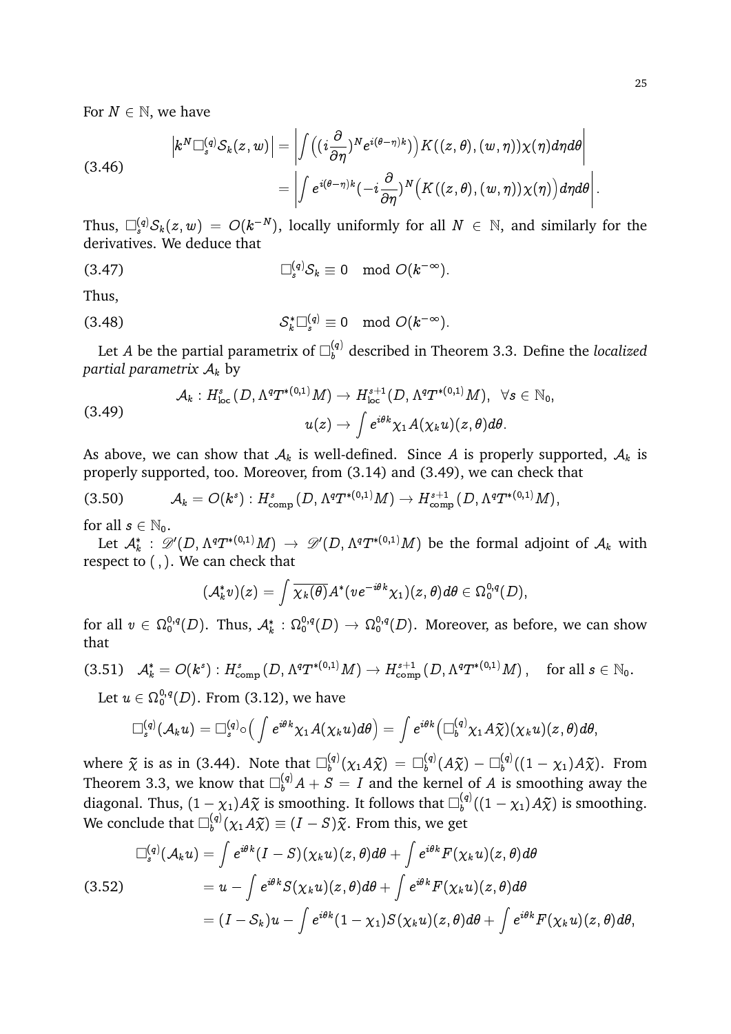For $N \in \mathbb{N}$, we have

$$
\begin{aligned}
\left|k^N \Box_s^{(q)} \mathcal{S}_k(z,w)\right| &= \left|\int \Big((i\frac{\partial}{\partial \eta})^N e^{i(\theta-\eta)k}\Big) K((z,\theta),(w,\eta))\chi(\eta)d\eta d\theta\right| \\
&= \left|\int e^{i(\theta-\eta)k}(-i\frac{\partial}{\partial \eta})^N\Big(K((z,\theta),(w,\eta))\chi(\eta)\Big)d\eta d\theta\right|.
\end{aligned}
\tag{3.46}
$$

Thus, $\Box_s^{(q)}\mathcal{S}_k(z,w) = O(k^{-N})$, locally uniformly for all $N \in \mathbb{N}$, and similarly for the derivatives. We deduce that

$$
\Box_s^{(q)}\mathcal{S}_k \equiv 0 \mod O(k^{-\infty}). \tag{3.47}
$$

Thus,

$$
\mathcal{S}_k^* \Box_s^{(q)} \equiv 0 \mod O(k^{-\infty}). \tag{3.48}
$$

Let $A$ be the partial parametrix of $\Box_b^{(q)}$ described in Theorem 3.3. Define the *localized partial parametrix* $\mathcal{A}_k$ by

$$
\begin{aligned}
\mathcal{A}_k : H^s_{\rm loc}(D, \Lambda^q T^{*(0,1)}M) &\to H^{s+1}_{\rm loc}(D, \Lambda^q T^{*(0,1)}M), \ \ \forall s \in \mathbb{N}_0, \\
u(z) &\to \int e^{i\theta k}\chi_1 A(\chi_k u)(z,\theta)d\theta.
\end{aligned}
\tag{3.49}
$$

As above, we can show that $\mathcal{A}_k$ is well-defined. Since $A$ is properly supported, $\mathcal{A}_k$ is properly supported, too. Moreover, from (3.14) and (3.49), we can check that

$$
\mathcal{A}_k = O(k^s) : H^s_{\rm comp}(D, \Lambda^q T^{*(0,1)}M) \to H^{s+1}_{\rm comp}(D, \Lambda^q T^{*(0,1)}M), \tag{3.50}
$$

for all $s \in \mathbb{N}_0$.

Let $\mathcal{A}_k^* : \mathscr{D}'(D, \Lambda^q T^{*(0,1)}M) \to \mathscr{D}'(D, \Lambda^q T^{*(0,1)}M)$ be the formal adjoint of $\mathcal{A}_k$ with respect to $(\,,)$. We can check that

$$
(\mathcal{A}_k^* v)(z) = \int \overline{\chi_k(\theta)} A^*(v e^{-i\theta k}\chi_1)(z,\theta)d\theta \in \Omega_0^{0,q}(D),
$$

for all $v \in \Omega_0^{0,q}(D)$. Thus, $\mathcal{A}_k^* : \Omega_0^{0,q}(D) \to \Omega_0^{0,q}(D)$. Moreover, as before, we can show that

$$
\mathcal{A}_k^* = O(k^s) : H^s_{\rm comp}(D, \Lambda^q T^{*(0,1)}M) \to H^{s+1}_{\rm comp}(D, \Lambda^q T^{*(0,1)}M), \quad \text{for all } s \in \mathbb{N}_0. \tag{3.51}
$$

Let $u \in \Omega_0^{0,q}(D)$. From (3.12), we have

$$
\Box_s^{(q)}(\mathcal{A}_k u) = \Box_s^{(q)} \circ \Big(\int e^{i\theta k}\chi_1 A(\chi_k u)d\theta\Big) = \int e^{i\theta k}\Big(\Box_b^{(q)}\chi_1 A\widetilde{\chi}\Big)(\chi_k u)(z,\theta)d\theta,
$$

where $\widetilde{\chi}$ is as in (3.44). Note that $\Box_b^{(q)}(\chi_1 A\widetilde{\chi}) = \Box_b^{(q)}(A\widetilde{\chi}) - \Box_b^{(q)}((1-\chi_1)A\widetilde{\chi})$. From Theorem 3.3, we know that $\Box_b^{(q)}A + S = I$ and the kernel of $A$ is smoothing away the diagonal. Thus, $(1-\chi_1)A\widetilde{\chi}$ is smoothing. It follows that $\Box_b^{(q)}((1-\chi_1)A\widetilde{\chi})$ is smoothing. We conclude that $\Box_b^{(q)}(\chi_1 A\widetilde{\chi}) \equiv (I-S)\widetilde{\chi}$. From this, we get

$$
\begin{aligned}
\Box_s^{(q)}(\mathcal{A}_k u) &= \int e^{i\theta k}(I-S)(\chi_k u)(z,\theta)d\theta + \int e^{i\theta k}F(\chi_k u)(z,\theta)d\theta \\
&= u - \int e^{i\theta k}S(\chi_k u)(z,\theta)d\theta + \int e^{i\theta k}F(\chi_k u)(z,\theta)d\theta \\
&= (I-\mathcal{S}_k)u - \int e^{i\theta k}(1-\chi_1)S(\chi_k u)(z,\theta)d\theta + \int e^{i\theta k}F(\chi_k u)(z,\theta)d\theta,
\end{aligned}
\tag{3.52}
$$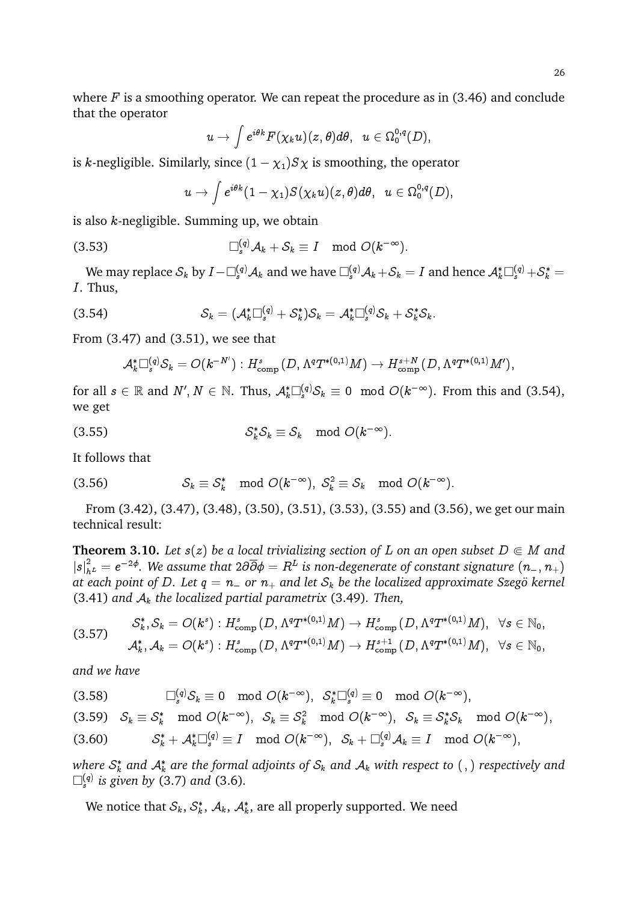where $F$ is a smoothing operator. We can repeat the procedure as in (3.46) and conclude that the operator

$$u \to \int e^{i\theta k} F(\chi_k u)(z,\theta)d\theta, \ \ u \in \Omega_0^{0,q}(D),$$

is $k$-negligible. Similarly, since $(1-\chi_1)S\chi$ is smoothing, the operator

$$u \to \int e^{i\theta k}(1-\chi_1)S(\chi_k u)(z,\theta)d\theta, \ \ u \in \Omega_0^{0,q}(D),$$

is also $k$-negligible. Summing up, we obtain

$$\Box_s^{(q)}\mathcal{A}_k + \mathcal{S}_k \equiv I \mod O(k^{-\infty}). \tag{3.53}$$

We may replace $\mathcal{S}_k$ by $I - \Box_s^{(q)}\mathcal{A}_k$ and we have $\Box_s^{(q)}\mathcal{A}_k + \mathcal{S}_k = I$ and hence $\mathcal{A}_k^*\Box_s^{(q)} + \mathcal{S}_k^* = I$. Thus,

$$\mathcal{S}_k = (\mathcal{A}_k^*\Box_s^{(q)} + \mathcal{S}_k^*)\mathcal{S}_k = \mathcal{A}_k^*\Box_s^{(q)}\mathcal{S}_k + \mathcal{S}_k^*\mathcal{S}_k. \tag{3.54}$$

From (3.47) and (3.51), we see that

$$\mathcal{A}_k^*\Box_s^{(q)}\mathcal{S}_k = O(k^{-N'}) : H^s_{\rm comp}(D, \Lambda^q T^{*(0,1)}M) \to H^{s+N}_{\rm comp}(D, \Lambda^q T^{*(0,1)}M'),$$

for all $s \in \mathbb{R}$ and $N', N \in \mathbb{N}$. Thus, $\mathcal{A}_k^*\Box_s^{(q)}\mathcal{S}_k \equiv 0 \mod O(k^{-\infty})$. From this and (3.54), we get

$$\mathcal{S}_k^*\mathcal{S}_k \equiv \mathcal{S}_k \mod O(k^{-\infty}). \tag{3.55}$$

It follows that

$$\mathcal{S}_k \equiv \mathcal{S}_k^* \mod O(k^{-\infty}), \ \mathcal{S}_k^2 \equiv \mathcal{S}_k \mod O(k^{-\infty}). \tag{3.56}$$

From (3.42), (3.47), (3.48), (3.50), (3.51), (3.53), (3.55) and (3.56), we get our main technical result:

**Theorem 3.10.** *Let $s(z)$ be a local trivializing section of $L$ on an open subset $D \Subset M$ and $|s|^2_{h^L} = e^{-2\phi}$. We assume that $2\partial\overline{\partial}\phi = R^L$ is non-degenerate of constant signature $(n_-, n_+)$ at each point of $D$. Let $q = n_-$ or $n_+$ and let $\mathcal{S}_k$ be the localized approximate Szegö kernel* (3.41) *and $\mathcal{A}_k$ the localized partial parametrix* (3.49)*. Then,*

$$\begin{aligned} &\mathcal{S}_k^*, \mathcal{S}_k = O(k^s) : H^s_{\rm comp}(D, \Lambda^q T^{*(0,1)}M) \to H^s_{\rm comp}(D, \Lambda^q T^{*(0,1)}M), \ \ \forall s \in \mathbb{N}_0, \\ &\mathcal{A}_k^*, \mathcal{A}_k = O(k^s) : H^s_{\rm comp}(D, \Lambda^q T^{*(0,1)}M) \to H^{s+1}_{\rm comp}(D, \Lambda^q T^{*(0,1)}M), \ \ \forall s \in \mathbb{N}_0, \end{aligned} \tag{3.57}$$

*and we have*

$$\Box_s^{(q)}\mathcal{S}_k \equiv 0 \mod O(k^{-\infty}), \ \ \mathcal{S}_k^*\Box_s^{(q)} \equiv 0 \mod O(k^{-\infty}), \tag{3.58}$$

$$\mathcal{S}_k \equiv \mathcal{S}_k^* \mod O(k^{-\infty}), \ \ \mathcal{S}_k \equiv \mathcal{S}_k^2 \mod O(k^{-\infty}), \ \ \mathcal{S}_k \equiv \mathcal{S}_k^*\mathcal{S}_k \mod O(k^{-\infty}), \tag{3.59}$$

$$\mathcal{S}_k^* + \mathcal{A}_k^*\Box_s^{(q)} \equiv I \mod O(k^{-\infty}), \ \ \mathcal{S}_k + \Box_s^{(q)}\mathcal{A}_k \equiv I \mod O(k^{-\infty}), \tag{3.60}$$

*where $\mathcal{S}_k^*$ and $\mathcal{A}_k^*$ are the formal adjoints of $\mathcal{S}_k$ and $\mathcal{A}_k$ with respect to $(\,,\,)$ respectively and $\Box_s^{(q)}$ is given by* (3.7) *and* (3.6)*.*

We notice that $\mathcal{S}_k$, $\mathcal{S}_k^*$, $\mathcal{A}_k$, $\mathcal{A}_k^*$, are all properly supported. We need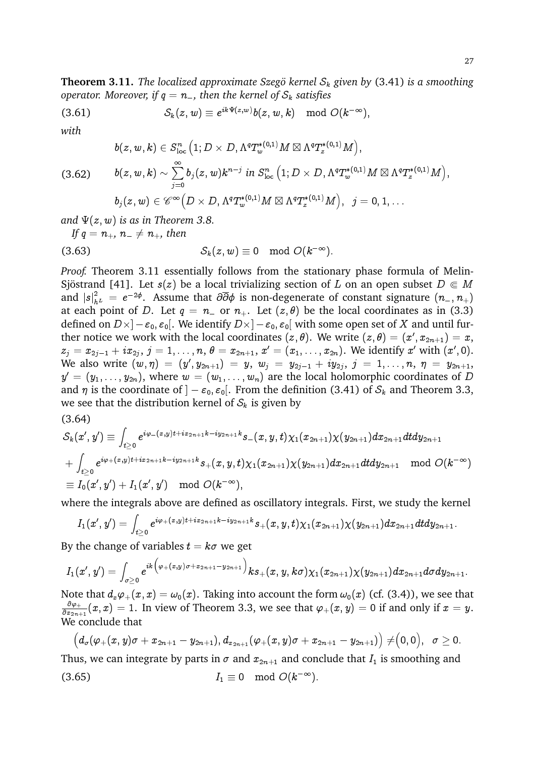**Theorem 3.11.** *The localized approximate Szegö kernel $\mathcal{S}_k$ given by* (3.41) *is a smoothing operator. Moreover, if $q = n_-$, then the kernel of $\mathcal{S}_k$ satisfies*

$$\mathcal{S}_k(z,w) \equiv e^{ik\Psi(z,w)} b(z,w,k) \mod O(k^{-\infty}), \tag{3.61}$$

*with*

$$\begin{aligned}
& b(z,w,k) \in S^n_{\mathrm{loc}}\Big(1; D \times D, \Lambda^q T^{*(0,1)}_w M \boxtimes \Lambda^q T^{*(0,1)}_z M\Big), \\
& b(z,w,k) \sim \sum_{j=0}^{\infty} b_j(z,w) k^{n-j} \text{ in } S^n_{\mathrm{loc}}\Big(1; D \times D, \Lambda^q T^{*(0,1)}_w M \boxtimes \Lambda^q T^{*(0,1)}_z M\Big), \\
& b_j(z,w) \in \mathscr{C}^\infty\Big(D \times D, \Lambda^q T^{*(0,1)}_w M \boxtimes \Lambda^q T^{*(0,1)}_z M\Big), \quad j = 0, 1, \ldots
\end{aligned} \tag{3.62}$$

*and $\Psi(z,w)$ is as in Theorem 3.8.*

*If $q = n_+$, $n_- \neq n_+$, then*

$$\mathcal{S}_k(z,w) \equiv 0 \mod O(k^{-\infty}). \tag{3.63}$$

*Proof.* Theorem 3.11 essentially follows from the stationary phase formula of Melin-Sjöstrand [41]. Let $s(z)$ be a local trivializing section of $L$ on an open subset $D \Subset M$ and $|s|^2_{h^L} = e^{-2\phi}$. Assume that $\partial\overline{\partial}\phi$ is non-degenerate of constant signature $(n_-, n_+)$ at each point of $D$. Let $q = n_-$ or $n_+$. Let $(z,\theta)$ be the local coordinates as in (3.3) defined on $D \times ]-\varepsilon_0, \varepsilon_0[$. We identify $D \times ]-\varepsilon_0, \varepsilon_0[$ with some open set of $X$ and until further notice we work with the local coordinates $(z,\theta)$. We write $(z,\theta) = (x', x_{2n+1}) = x$, $z_j = x_{2j-1} + ix_{2j}$, $j = 1, \ldots, n$, $\theta = x_{2n+1}$, $x' = (x_1, \ldots, x_{2n})$. We identify $x'$ with $(x', 0)$. We also write $(w,\eta) = (y', y_{2n+1}) = y$, $w_j = y_{2j-1} + iy_{2j}$, $j = 1, \ldots, n$, $\eta = y_{2n+1}$, $y' = (y_1, \ldots, y_{2n})$, where $w = (w_1, \ldots, w_n)$ are the local holomorphic coordinates of $D$ and $\eta$ is the coordinate of $]-\varepsilon_0, \varepsilon_0[$. From the definition (3.41) of $\mathcal{S}_k$ and Theorem 3.3, we see that the distribution kernel of $\mathcal{S}_k$ is given by

$$\begin{aligned}
& \mathcal{S}_k(x', y') \equiv \int_{t \geq 0} e^{i\varphi_-(x,y)t + ix_{2n+1}k - iy_{2n+1}k} s_-(x,y,t) \chi_1(x_{2n+1}) \chi(y_{2n+1}) dx_{2n+1} dt dy_{2n+1} \\
& + \int_{t \geq 0} e^{i\varphi_+(x,y)t + ix_{2n+1}k - iy_{2n+1}k} s_+(x,y,t) \chi_1(x_{2n+1}) \chi(y_{2n+1}) dx_{2n+1} dt dy_{2n+1} \mod O(k^{-\infty}) \\
& \equiv I_0(x', y') + I_1(x', y') \mod O(k^{-\infty}),
\end{aligned} \tag{3.64}$$

where the integrals above are defined as oscillatory integrals. First, we study the kernel

$$I_1(x', y') = \int_{t \geq 0} e^{i\varphi_+(x,y)t + ix_{2n+1}k - iy_{2n+1}k} s_+(x,y,t) \chi_1(x_{2n+1}) \chi(y_{2n+1}) dx_{2n+1} dt dy_{2n+1}.$$

By the change of variables $t = k\sigma$ we get

$$I_1(x', y') = \int_{\sigma \geq 0} e^{ik\left(\varphi_+(x,y)\sigma + x_{2n+1} - y_{2n+1}\right)} k s_+(x,y,k\sigma) \chi_1(x_{2n+1}) \chi(y_{2n+1}) dx_{2n+1} d\sigma dy_{2n+1}.$$

Note that $d_x\varphi_+(x,x) = \omega_0(x)$. Taking into account the form $\omega_0(x)$ (cf. (3.4)), we see that $\frac{\partial\varphi_+}{\partial x_{2n+1}}(x,x) = 1$. In view of Theorem 3.3, we see that $\varphi_+(x,y) = 0$ if and only if $x = y$. We conclude that

$$\Big(d_\sigma(\varphi_+(x,y)\sigma + x_{2n+1} - y_{2n+1}), d_{x_{2n+1}}(\varphi_+(x,y)\sigma + x_{2n+1} - y_{2n+1})\Big) \neq \Big(0, 0\Big), \quad \sigma \geq 0.$$

Thus, we can integrate by parts in $\sigma$ and $x_{2n+1}$ and conclude that $I_1$ is smoothing and

$$I_1 \equiv 0 \mod O(k^{-\infty}). \tag{3.65}$$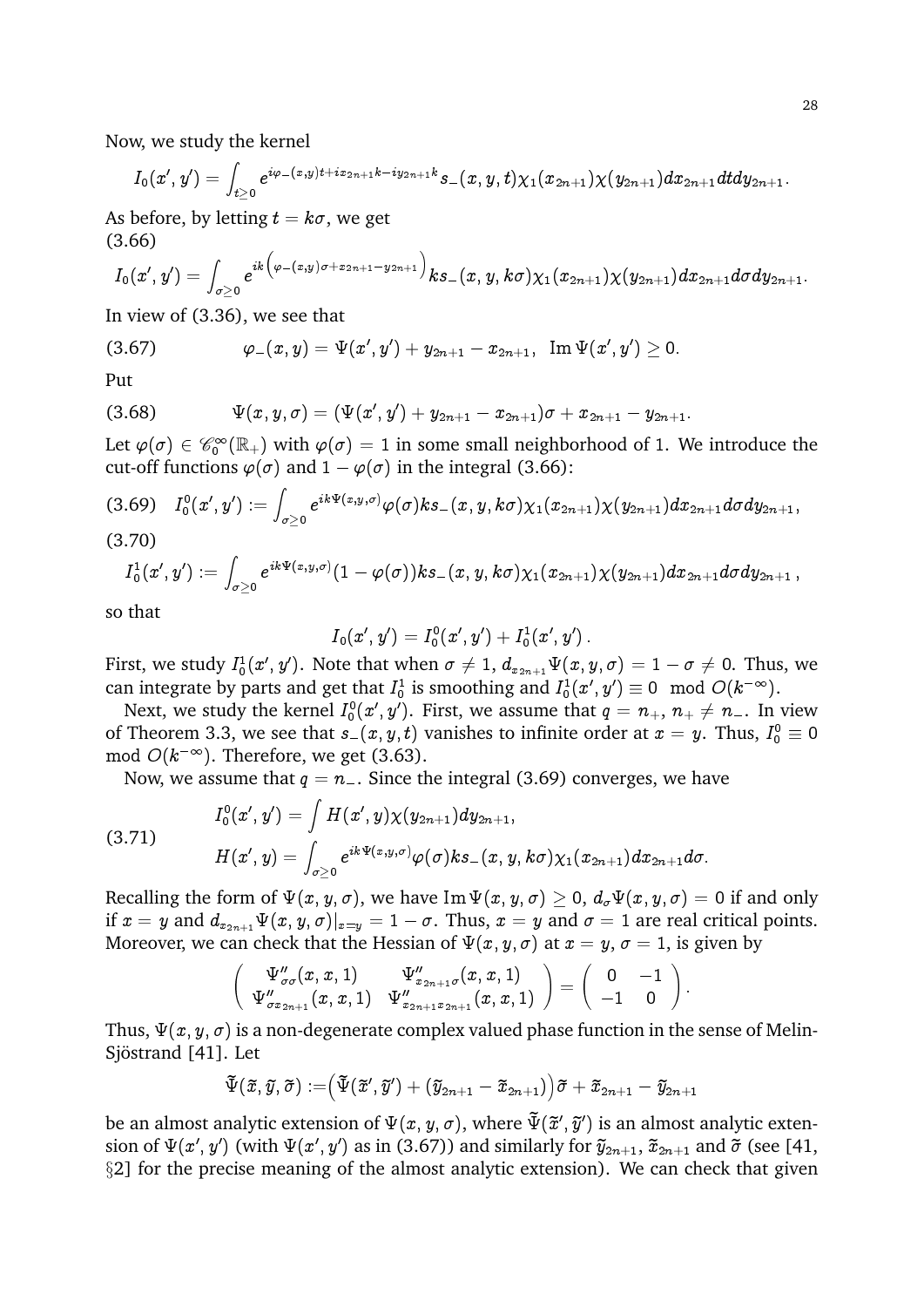Now, we study the kernel

$$I_0(x', y') = \int_{t \geq 0} e^{i\varphi_-(x,y)t + ix_{2n+1}k - iy_{2n+1}k} s_-(x, y, t)\chi_1(x_{2n+1})\chi(y_{2n+1})dx_{2n+1}dtdy_{2n+1}.$$

As before, by letting $t = k\sigma$, we get

(3.66)

$$I_0(x', y') = \int_{\sigma \geq 0} e^{ik\left(\varphi_-(x,y)\sigma + x_{2n+1} - y_{2n+1}\right)} ks_-(x, y, k\sigma)\chi_1(x_{2n+1})\chi(y_{2n+1})dx_{2n+1}d\sigma dy_{2n+1}.$$

In view of (3.36), we see that

$$\varphi_-(x, y) = \Psi(x', y') + y_{2n+1} - x_{2n+1}, \ \ \operatorname{Im} \Psi(x', y') \geq 0. \tag{3.67}$$

Put

$$\Psi(x, y, \sigma) = (\Psi(x', y') + y_{2n+1} - x_{2n+1})\sigma + x_{2n+1} - y_{2n+1}. \tag{3.68}$$

Let $\varphi(\sigma) \in \mathscr{C}_0^\infty(\mathbb{R}_+)$ with $\varphi(\sigma) = 1$ in some small neighborhood of 1. We introduce the cut-off functions $\varphi(\sigma)$ and $1 - \varphi(\sigma)$ in the integral (3.66):

$$I_0^0(x', y') := \int_{\sigma \geq 0} e^{ik\Psi(x,y,\sigma)}\varphi(\sigma)ks_-(x, y, k\sigma)\chi_1(x_{2n+1})\chi(y_{2n+1})dx_{2n+1}d\sigma dy_{2n+1}, \tag{3.69}$$

(3.70)

$$I_0^1(x', y') := \int_{\sigma \geq 0} e^{ik\Psi(x,y,\sigma)}(1 - \varphi(\sigma))ks_-(x, y, k\sigma)\chi_1(x_{2n+1})\chi(y_{2n+1})dx_{2n+1}d\sigma dy_{2n+1}\,,$$

so that

$$I_0(x', y') = I_0^0(x', y') + I_0^1(x', y')\,.$$

First, we study $I_0^1(x', y')$. Note that when $\sigma \neq 1$, $d_{x_{2n+1}}\Psi(x, y, \sigma) = 1 - \sigma \neq 0$. Thus, we can integrate by parts and get that $I_0^1$ is smoothing and $I_0^1(x', y') \equiv 0 \mod O(k^{-\infty})$.

Next, we study the kernel $I_0^0(x', y')$. First, we assume that $q = n_+$, $n_+ \neq n_-$. In view of Theorem 3.3, we see that $s_-(x, y, t)$ vanishes to infinite order at $x = y$. Thus, $I_0^0 \equiv 0 \mod O(k^{-\infty})$. Therefore, we get (3.63).

Now, we assume that $q = n_-$. Since the integral (3.69) converges, we have

$$\begin{aligned} &I_0^0(x', y') = \int H(x', y)\chi(y_{2n+1})dy_{2n+1}, \\ &H(x', y) = \int_{\sigma \geq 0} e^{ik\Psi(x,y,\sigma)}\varphi(\sigma)ks_-(x, y, k\sigma)\chi_1(x_{2n+1})dx_{2n+1}d\sigma. \end{aligned} \tag{3.71}$$

Recalling the form of $\Psi(x, y, \sigma)$, we have $\operatorname{Im} \Psi(x, y, \sigma) \geq 0$, $d_\sigma \Psi(x, y, \sigma) = 0$ if and only if $x = y$ and $d_{x_{2n+1}}\Psi(x, y, \sigma)|_{x=y} = 1 - \sigma$. Thus, $x = y$ and $\sigma = 1$ are real critical points. Moreover, we can check that the Hessian of $\Psi(x, y, \sigma)$ at $x = y$, $\sigma = 1$, is given by

$$\begin{pmatrix} \Psi''_{\sigma\sigma}(x, x, 1) & \Psi''_{x_{2n+1}\sigma}(x, x, 1) \\ \Psi''_{\sigma x_{2n+1}}(x, x, 1) & \Psi''_{x_{2n+1}x_{2n+1}}(x, x, 1) \end{pmatrix} = \begin{pmatrix} 0 & -1 \\ -1 & 0 \end{pmatrix}.$$

Thus, $\Psi(x, y, \sigma)$ is a non-degenerate complex valued phase function in the sense of Melin-Sjöstrand [41]. Let

$$\widetilde{\Psi}(\widetilde{x}, \widetilde{y}, \widetilde{\sigma}) := \Big(\widetilde{\Psi}(\widetilde{x}', \widetilde{y}') + (\widetilde{y}_{2n+1} - \widetilde{x}_{2n+1})\Big)\widetilde{\sigma} + \widetilde{x}_{2n+1} - \widetilde{y}_{2n+1}$$

be an almost analytic extension of $\Psi(x, y, \sigma)$, where $\widetilde{\Psi}(\widetilde{x}', \widetilde{y}')$ is an almost analytic extension of $\Psi(x', y')$ (with $\Psi(x', y')$ as in (3.67)) and similarly for $\widetilde{y}_{2n+1}$, $\widetilde{x}_{2n+1}$ and $\widetilde{\sigma}$ (see [41, §2] for the precise meaning of the almost analytic extension). We can check that given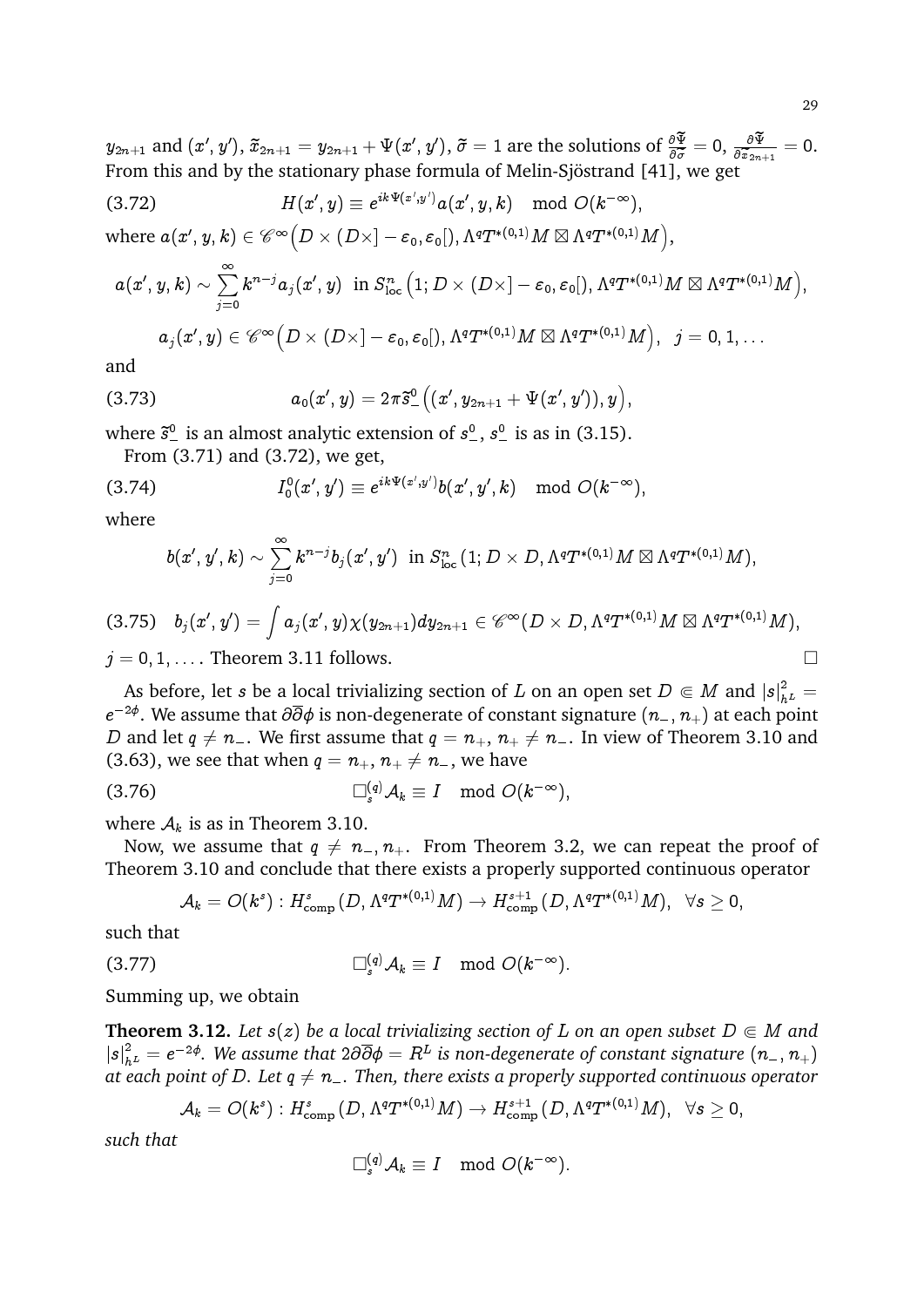$y_{2n+1}$ and $(x', y')$, $\widetilde{x}_{2n+1} = y_{2n+1} + \Psi(x', y')$, $\widetilde{\sigma} = 1$ are the solutions of $\frac{\partial \widetilde{\Psi}}{\partial \widetilde{\sigma}} = 0$, $\frac{\partial \widetilde{\Psi}}{\partial \widetilde{x}_{2n+1}} = 0$. From this and by the stationary phase formula of Melin-Sjöstrand [41], we get

$$H(x', y) \equiv e^{ik\Psi(x',y')} a(x', y, k) \mod O(k^{-\infty}), \tag{3.72}$$

where $a(x', y, k) \in \mathscr{C}^\infty\Big(D \times (D\times] - \varepsilon_0, \varepsilon_0[), \Lambda^q T^{*(0,1)}M \boxtimes \Lambda^q T^{*(0,1)}M\Big)$,

$$a(x', y, k) \sim \sum_{j=0}^{\infty} k^{n-j} a_j(x', y) \text{ in } S^n_{\rm loc}\Big(1; D \times (D\times] - \varepsilon_0, \varepsilon_0[), \Lambda^q T^{*(0,1)}M \boxtimes \Lambda^q T^{*(0,1)}M\Big),$$

$$a_j(x', y) \in \mathscr{C}^\infty\Big(D \times (D\times] - \varepsilon_0, \varepsilon_0[), \Lambda^q T^{*(0,1)}M \boxtimes \Lambda^q T^{*(0,1)}M\Big), \quad j = 0, 1, \ldots$$

and

$$a_0(x', y) = 2\pi \widetilde{s}^0_-\Big((x', y_{2n+1} + \Psi(x', y')), y\Big), \tag{3.73}$$

where $\widetilde{s}^0_-$ is an almost analytic extension of $s^0_-$, $s^0_-$ is as in (3.15).

From (3.71) and (3.72), we get,

$$I^0_0(x', y') \equiv e^{ik\Psi(x',y')} b(x', y', k) \mod O(k^{-\infty}), \tag{3.74}$$

where

$$b(x', y', k) \sim \sum_{j=0}^{\infty} k^{n-j} b_j(x', y') \text{ in } S^n_{\rm loc}(1; D \times D, \Lambda^q T^{*(0,1)}M \boxtimes \Lambda^q T^{*(0,1)}M),$$

$$b_j(x', y') = \int a_j(x', y)\chi(y_{2n+1}) dy_{2n+1} \in \mathscr{C}^\infty(D \times D, \Lambda^q T^{*(0,1)}M \boxtimes \Lambda^q T^{*(0,1)}M), \tag{3.75}$$

$j = 0, 1, \ldots$. Theorem 3.11 follows. $\square$

As before, let $s$ be a local trivializing section of $L$ on an open set $D \Subset M$ and $|s|^2_{h^L} = e^{-2\phi}$. We assume that $\partial\overline{\partial}\phi$ is non-degenerate of constant signature $(n_-, n_+)$ at each point $D$ and let $q \neq n_-$. We first assume that $q = n_+$, $n_+ \neq n_-$. In view of Theorem 3.10 and (3.63), we see that when $q = n_+$, $n_+ \neq n_-$, we have

$$\Box^{(q)}_s \mathcal{A}_k \equiv I \mod O(k^{-\infty}), \tag{3.76}$$

where $\mathcal{A}_k$ is as in Theorem 3.10.

Now, we assume that $q \neq n_-, n_+$. From Theorem 3.2, we can repeat the proof of Theorem 3.10 and conclude that there exists a properly supported continuous operator

$$\mathcal{A}_k = O(k^s) : H^s_{\rm comp}(D, \Lambda^q T^{*(0,1)}M) \to H^{s+1}_{\rm comp}(D, \Lambda^q T^{*(0,1)}M), \ \ \forall s \geq 0,$$

such that

$$\Box^{(q)}_s \mathcal{A}_k \equiv I \mod O(k^{-\infty}). \tag{3.77}$$

Summing up, we obtain

**Theorem 3.12.** *Let $s(z)$ be a local trivializing section of $L$ on an open subset $D \Subset M$ and $|s|^2_{h^L} = e^{-2\phi}$. We assume that $2\partial\overline{\partial}\phi = R^L$ is non-degenerate of constant signature $(n_-, n_+)$ at each point of $D$. Let $q \neq n_-$. Then, there exists a properly supported continuous operator*

$$\mathcal{A}_k = O(k^s) : H^s_{\rm comp}(D, \Lambda^q T^{*(0,1)}M) \to H^{s+1}_{\rm comp}(D, \Lambda^q T^{*(0,1)}M), \ \ \forall s \geq 0,$$

*such that*

$$\Box^{(q)}_s \mathcal{A}_k \equiv I \mod O(k^{-\infty}).$$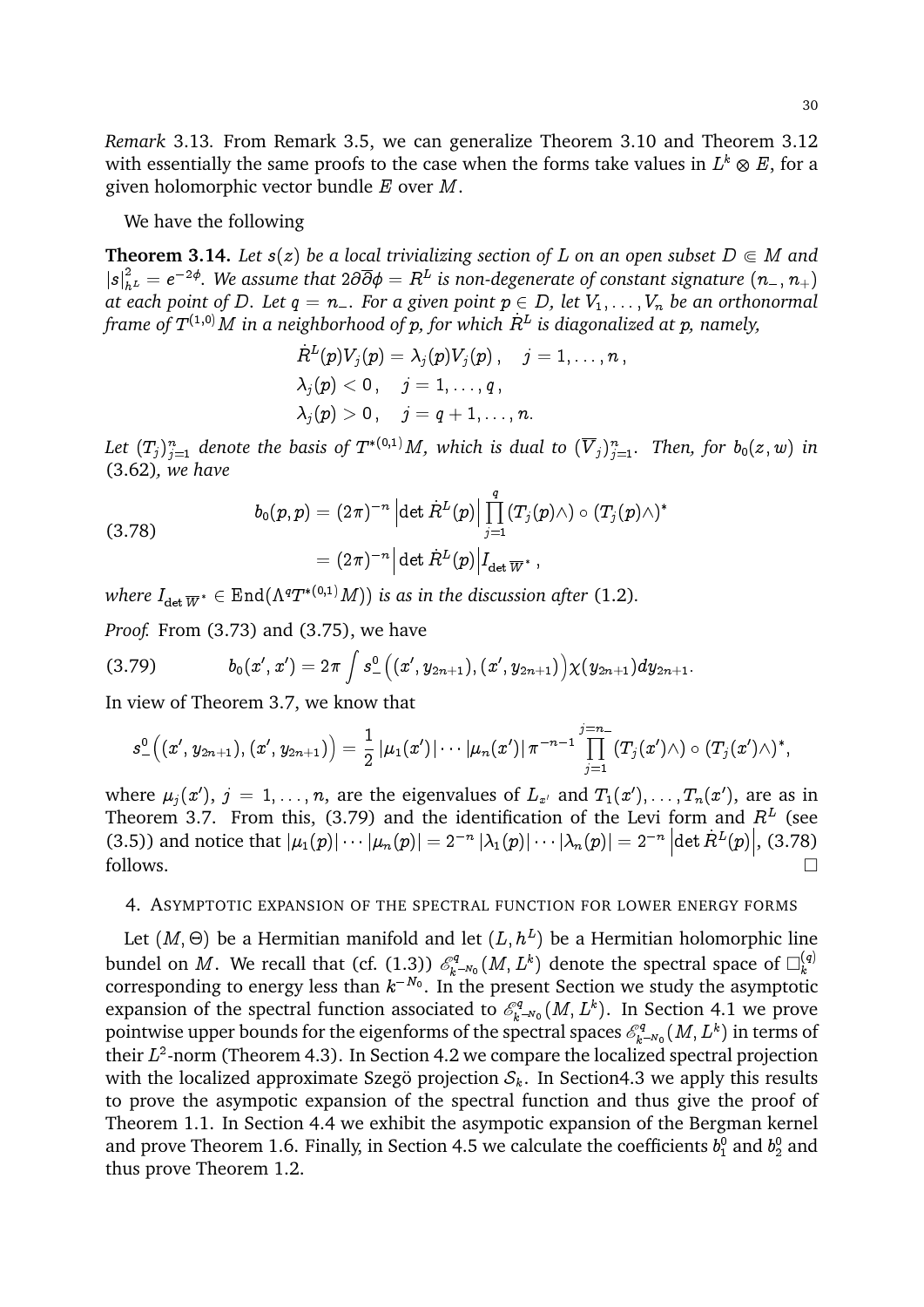*Remark* 3.13. From Remark 3.5, we can generalize Theorem 3.10 and Theorem 3.12 with essentially the same proofs to the case when the forms take values in $L^k \otimes E$, for a given holomorphic vector bundle $E$ over $M$.

We have the following

**Theorem 3.14.** *Let $s(z)$ be a local trivializing section of $L$ on an open subset $D \Subset M$ and $|s|^2_{h^L} = e^{-2\phi}$. We assume that $2\partial\overline{\partial}\phi = R^L$ is non-degenerate of constant signature $(n_-, n_+)$ at each point of $D$. Let $q = n_-$. For a given point $p \in D$, let $V_1, \ldots, V_n$ be an orthonormal frame of $T^{(1,0)}M$ in a neighborhood of $p$, for which $\dot{R}^L$ is diagonalized at $p$, namely,*

$$
\begin{aligned}
&\dot{R}^L(p)V_j(p) = \lambda_j(p)V_j(p)\,, \quad j = 1, \ldots, n\,,\\
&\lambda_j(p) < 0\,, \quad j = 1, \ldots, q\,,\\
&\lambda_j(p) > 0\,, \quad j = q+1, \ldots, n.
\end{aligned}
$$

*Let $(T_j)_{j=1}^n$ denote the basis of $T^{*(0,1)}M$, which is dual to $(\overline{V}_j)_{j=1}^n$. Then, for $b_0(z,w)$ in* (3.62)*, we have*

$$
\begin{aligned}
b_0(p,p) &= (2\pi)^{-n}\left|\det \dot{R}^L(p)\right|\prod_{j=1}^{q}(T_j(p)\wedge)\circ(T_j(p)\wedge)^*\\
&= (2\pi)^{-n}\left|\det \dot{R}^L(p)\right| I_{\det \overline{W}^*}\,,
\end{aligned}
\tag{3.78}
$$

*where $I_{\det \overline{W}^*} \in \operatorname{End}(\Lambda^q T^{*(0,1)}M))$ is as in the discussion after* (1.2).

*Proof.* From (3.73) and (3.75), we have

$$
b_0(x',x') = 2\pi\int s^0_-\Big((x',y_{2n+1}),(x',y_{2n+1})\Big)\chi(y_{2n+1})dy_{2n+1}. \tag{3.79}
$$

In view of Theorem 3.7, we know that

$$
s^0_-\Big((x',y_{2n+1}),(x',y_{2n+1})\Big) = \frac{1}{2}\,|\mu_1(x')|\cdots|\mu_n(x')|\,\pi^{-n-1}\prod_{j=1}^{j=n_-}(T_j(x')\wedge)\circ(T_j(x')\wedge)^*,
$$

where $\mu_j(x')$, $j = 1, \ldots, n$, are the eigenvalues of $L_{x'}$ and $T_1(x'), \ldots, T_n(x')$, are as in Theorem 3.7. From this, (3.79) and the identification of the Levi form and $R^L$ (see (3.5)) and notice that $|\mu_1(p)|\cdots|\mu_n(p)| = 2^{-n}\,|\lambda_1(p)|\cdots|\lambda_n(p)| = 2^{-n}\left|\det \dot{R}^L(p)\right|$, (3.78) follows. $\square$

## 4. Asymptotic expansion of the spectral function for lower energy forms

Let $(M,\Theta)$ be a Hermitian manifold and let $(L,h^L)$ be a Hermitian holomorphic line bundel on $M$. We recall that (cf. (1.3)) $\mathscr{E}^q_{k^{-N_0}}(M,L^k)$ denote the spectral space of $\Box^{(q)}_k$ corresponding to energy less than $k^{-N_0}$. In the present Section we study the asymptotic expansion of the spectral function associated to $\mathscr{E}^q_{k^{-N_0}}(M,L^k)$. In Section 4.1 we prove pointwise upper bounds for the eigenforms of the spectral spaces $\mathscr{E}^q_{k^{-N_0}}(M,L^k)$ in terms of their $L^2$-norm (Theorem 4.3). In Section 4.2 we compare the localized spectral projection with the localized approximate Szegö projection $\mathcal{S}_k$. In Section4.3 we apply this results to prove the asympotic expansion of the spectral function and thus give the proof of Theorem 1.1. In Section 4.4 we exhibit the asympotic expansion of the Bergman kernel and prove Theorem 1.6. Finally, in Section 4.5 we calculate the coefficients $b^0_1$ and $b^0_2$ and thus prove Theorem 1.2.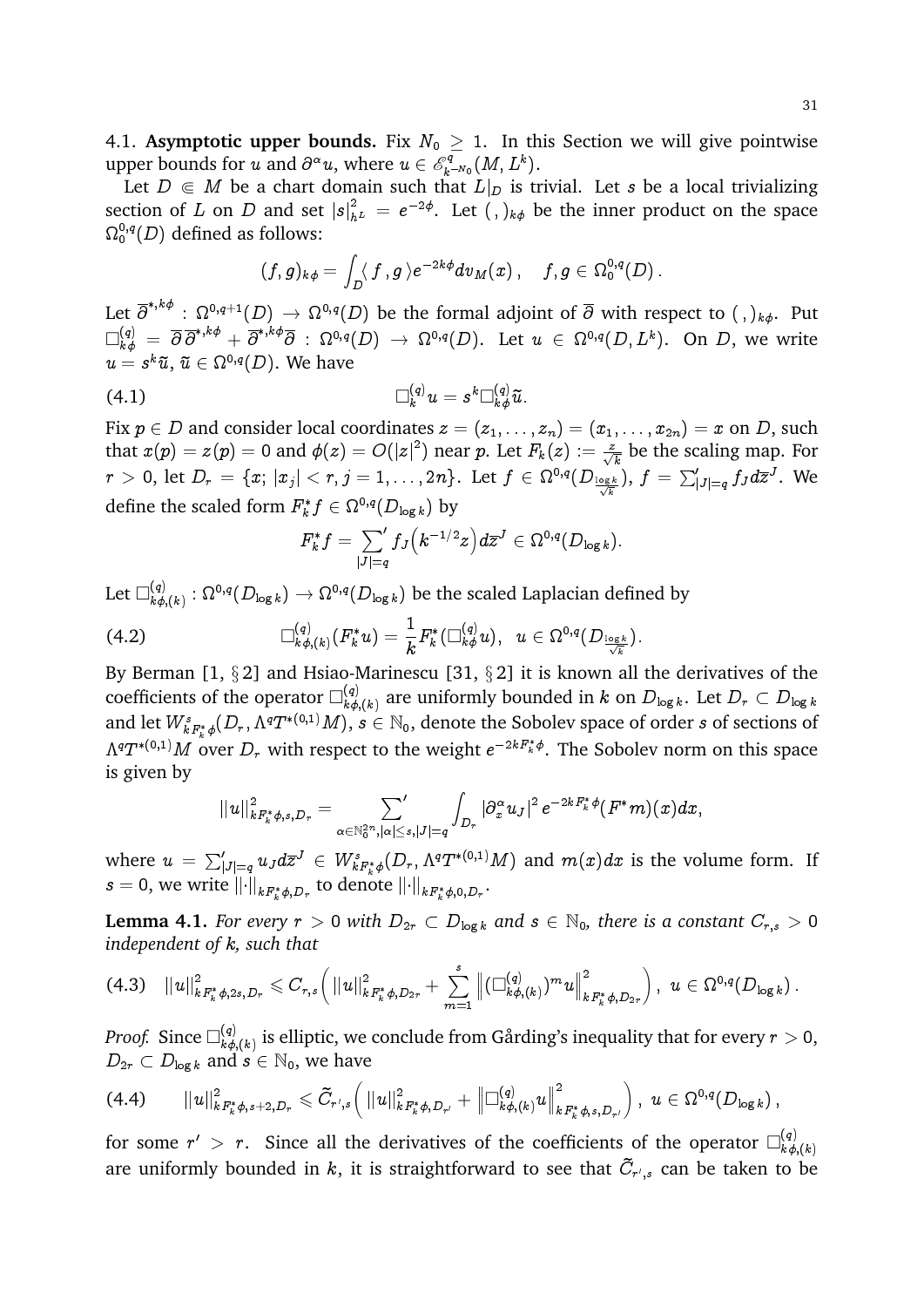4.1. **Asymptotic upper bounds.** Fix $N_0 \geq 1$. In this Section we will give pointwise upper bounds for $u$ and $\partial^\alpha u$, where $u \in \mathscr{E}^q_{k^{-N_0}}(M, L^k)$.

Let $D \Subset M$ be a chart domain such that $L|_D$ is trivial. Let $s$ be a local trivializing section of $L$ on $D$ and set $|s|^2_{h^L} = e^{-2\phi}$. Let $(\,,)_{k\phi}$ be the inner product on the space $\Omega^{0,q}_0(D)$ defined as follows:

$$(f, g)_{k\phi} = \int_D \langle f\,, g\,\rangle e^{-2k\phi} dv_M(x)\,, \quad f, g \in \Omega^{0,q}_0(D)\,.$$

Let $\overline{\partial}^{*,k\phi} : \Omega^{0,q+1}(D) \to \Omega^{0,q}(D)$ be the formal adjoint of $\overline{\partial}$ with respect to $(\,,)_{k\phi}$. Put $\Box^{(q)}_{k\phi} = \overline{\partial}\,\overline{\partial}^{*,k\phi} + \overline{\partial}^{*,k\phi}\overline{\partial} : \Omega^{0,q}(D) \to \Omega^{0,q}(D)$. Let $u \in \Omega^{0,q}(D, L^k)$. On $D$, we write $u = s^k \widetilde{u}$, $\widetilde{u} \in \Omega^{0,q}(D)$. We have

$$\Box^{(q)}_k u = s^k \Box^{(q)}_{k\phi} \widetilde{u}. \tag{4.1}$$

Fix $p \in D$ and consider local coordinates $z = (z_1, \ldots, z_n) = (x_1, \ldots, x_{2n}) = x$ on $D$, such that $x(p) = z(p) = 0$ and $\phi(z) = O(|z|^2)$ near $p$. Let $F_k(z) := \frac{z}{\sqrt{k}}$ be the scaling map. For $r > 0$, let $D_r = \{x;\ |x_j| < r, j = 1, \ldots, 2n\}$. Let $f \in \Omega^{0,q}(D_{\frac{\log k}{\sqrt{k}}})$, $f = \sum'_{|J|=q} f_J d\overline{z}^J$. We define the scaled form $F^*_k f \in \Omega^{0,q}(D_{\log k})$ by

$$F^*_k f = \sum_{|J|=q}{}' f_J\Big(k^{-1/2} z\Big) d\overline{z}^J \in \Omega^{0,q}(D_{\log k}).$$

Let $\Box^{(q)}_{k\phi,(k)} : \Omega^{0,q}(D_{\log k}) \to \Omega^{0,q}(D_{\log k})$ be the scaled Laplacian defined by

$$\Box^{(q)}_{k\phi,(k)}(F^*_k u) = \frac{1}{k} F^*_k(\Box^{(q)}_{k\phi} u), \ \ u \in \Omega^{0,q}(D_{\frac{\log k}{\sqrt{k}}}). \tag{4.2}$$

By Berman [1, § 2] and Hsiao-Marinescu [31, § 2] it is known all the derivatives of the coefficients of the operator $\Box^{(q)}_{k\phi,(k)}$ are uniformly bounded in $k$ on $D_{\log k}$. Let $D_r \subset D_{\log k}$ and let $W^s_{kF^*_k\phi}(D_r, \Lambda^q T^{*(0,1)}M)$, $s \in \mathbb{N}_0$, denote the Sobolev space of order $s$ of sections of $\Lambda^q T^{*(0,1)}M$ over $D_r$ with respect to the weight $e^{-2kF^*_k\phi}$. The Sobolev norm on this space is given by

$$\|u\|^2_{kF^*_k\phi,s,D_r} = \sum_{\alpha\in\mathbb{N}^{2n}_0, |\alpha|\leq s, |J|=q}{}' \int_{D_r} |\partial^\alpha_x u_J|^2\, e^{-2kF^*_k\phi}(F^* m)(x) dx,$$

where $u = \sum'_{|J|=q} u_J d\overline{z}^J \in W^s_{kF^*_k\phi}(D_r, \Lambda^q T^{*(0,1)}M)$ and $m(x)dx$ is the volume form. If $s = 0$, we write $\|\cdot\|_{kF^*_k\phi,D_r}$ to denote $\|\cdot\|_{kF^*_k\phi,0,D_r}$.

**Lemma 4.1.** *For every $r > 0$ with $D_{2r} \subset D_{\log k}$ and $s \in \mathbb{N}_0$, there is a constant $C_{r,s} > 0$ independent of $k$, such that*

$$\|u\|^2_{kF^*_k\phi,2s,D_r} \leqslant C_{r,s}\bigg( \|u\|^2_{kF^*_k\phi,D_{2r}} + \sum_{m=1}^{s} \Big\|(\Box^{(q)}_{k\phi,(k)})^m u\Big\|^2_{kF^*_k\phi,D_{2r}} \bigg),\ u \in \Omega^{0,q}(D_{\log k})\,. \tag{4.3}$$

*Proof.* Since $\Box^{(q)}_{k\phi,(k)}$ is elliptic, we conclude from Gårding's inequality that for every $r > 0$, $D_{2r} \subset D_{\log k}$ and $s \in \mathbb{N}_0$, we have

$$\|u\|^2_{kF^*_k\phi,s+2,D_r} \leqslant \widetilde{C}_{r',s}\bigg( \|u\|^2_{kF^*_k\phi,D_{r'}} + \Big\|\Box^{(q)}_{k\phi,(k)} u\Big\|^2_{kF^*_k\phi,s,D_{r'}} \bigg)\,,\ u \in \Omega^{0,q}(D_{\log k})\,, \tag{4.4}$$

for some $r' > r$. Since all the derivatives of the coefficients of the operator $\Box^{(q)}_{k\phi,(k)}$ are uniformly bounded in $k$, it is straightforward to see that $\widetilde{C}_{r',s}$ can be taken to be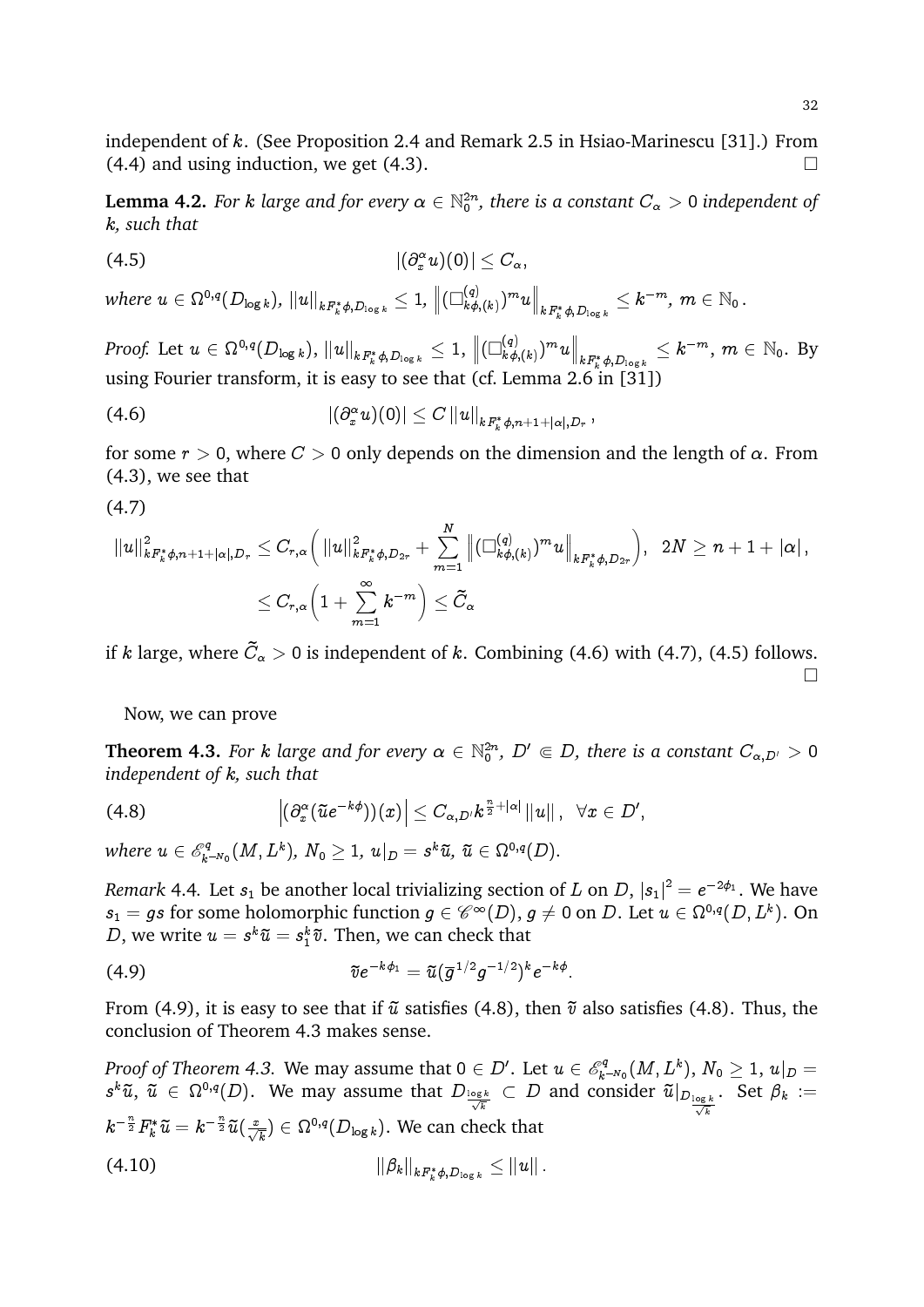independent of $k$. (See Proposition 2.4 and Remark 2.5 in Hsiao-Marinescu [31].) From (4.4) and using induction, we get (4.3). $\square$

**Lemma 4.2.** *For $k$ large and for every $\alpha \in \mathbb{N}_0^{2n}$, there is a constant $C_\alpha > 0$ independent of $k$, such that*

$$|(\partial_x^\alpha u)(0)| \leq C_\alpha, \tag{4.5}$$

*where $u \in \Omega^{0,q}(D_{\log k})$, $\|u\|_{kF_k^*\phi, D_{\log k}} \leq 1$, $\left\|(\Box_{k\phi,(k)}^{(q)})^m u\right\|_{kF_k^*\phi, D_{\log k}} \leq k^{-m}$, $m \in \mathbb{N}_0$.*

*Proof.* Let $u \in \Omega^{0,q}(D_{\log k})$, $\|u\|_{kF_k^*\phi, D_{\log k}} \leq 1$, $\left\|(\Box_{k\phi,(k)}^{(q)})^m u\right\|_{kF_k^*\phi, D_{\log k}} \leq k^{-m}$, $m \in \mathbb{N}_0$. By using Fourier transform, it is easy to see that (cf. Lemma 2.6 in [31])

$$|(\partial_x^\alpha u)(0)| \leq C \|u\|_{kF_k^*\phi, n+1+|\alpha|, D_r}, \tag{4.6}$$

for some $r > 0$, where $C > 0$ only depends on the dimension and the length of $\alpha$. From (4.3), we see that

$$\begin{aligned}
\|u\|^2_{kF_k^*\phi, n+1+|\alpha|, D_r} &\leq C_{r,\alpha}\Big(\|u\|^2_{kF_k^*\phi, D_{2r}} + \sum_{m=1}^{N}\left\|(\Box_{k\phi,(k)}^{(q)})^m u\right\|_{kF_k^*\phi, D_{2r}}\Big), \quad 2N \geq n+1+|\alpha|, \\
&\leq C_{r,\alpha}\Big(1 + \sum_{m=1}^{\infty} k^{-m}\Big) \leq \widetilde{C}_\alpha
\end{aligned} \tag{4.7}$$

if $k$ large, where $\widetilde{C}_\alpha > 0$ is independent of $k$. Combining (4.6) with (4.7), (4.5) follows. $\square$

Now, we can prove

**Theorem 4.3.** *For $k$ large and for every $\alpha \in \mathbb{N}_0^{2n}$, $D' \Subset D$, there is a constant $C_{\alpha,D'} > 0$ independent of $k$, such that*

$$\left|(\partial_x^\alpha(\tilde{u}e^{-k\phi}))(x)\right| \leq C_{\alpha,D'} k^{\frac{n}{2}+|\alpha|} \|u\|, \quad \forall x \in D', \tag{4.8}$$

*where $u \in \mathscr{E}^q_{k^{-N_0}}(M, L^k)$, $N_0 \geq 1$, $u|_D = s^k\tilde{u}$, $\tilde{u} \in \Omega^{0,q}(D)$.*

*Remark* 4.4. Let $s_1$ be another local trivializing section of $L$ on $D$, $|s_1|^2 = e^{-2\phi_1}$. We have $s_1 = gs$ for some holomorphic function $g \in \mathscr{C}^\infty(D)$, $g \neq 0$ on $D$. Let $u \in \Omega^{0,q}(D, L^k)$. On $D$, we write $u = s^k\tilde{u} = s_1^k\tilde{v}$. Then, we can check that

$$\tilde{v}e^{-k\phi_1} = \tilde{u}(\overline{g}^{1/2}g^{-1/2})^k e^{-k\phi}. \tag{4.9}$$

From (4.9), it is easy to see that if $\tilde{u}$ satisfies (4.8), then $\tilde{v}$ also satisfies (4.8). Thus, the conclusion of Theorem 4.3 makes sense.

*Proof of Theorem 4.3.* We may assume that $0 \in D'$. Let $u \in \mathscr{E}^q_{k^{-N_0}}(M, L^k)$, $N_0 \geq 1$, $u|_D = s^k\tilde{u}$, $\tilde{u} \in \Omega^{0,q}(D)$. We may assume that $D_{\frac{\log k}{\sqrt{k}}} \subset D$ and consider $\tilde{u}|_{D_{\frac{\log k}{\sqrt{k}}}}$. Set $\beta_k := k^{-\frac{n}{2}}F_k^*\tilde{u} = k^{-\frac{n}{2}}\tilde{u}(\frac{x}{\sqrt{k}}) \in \Omega^{0,q}(D_{\log k})$. We can check that

$$\|\beta_k\|_{kF_k^*\phi, D_{\log k}} \leq \|u\|. \tag{4.10}$$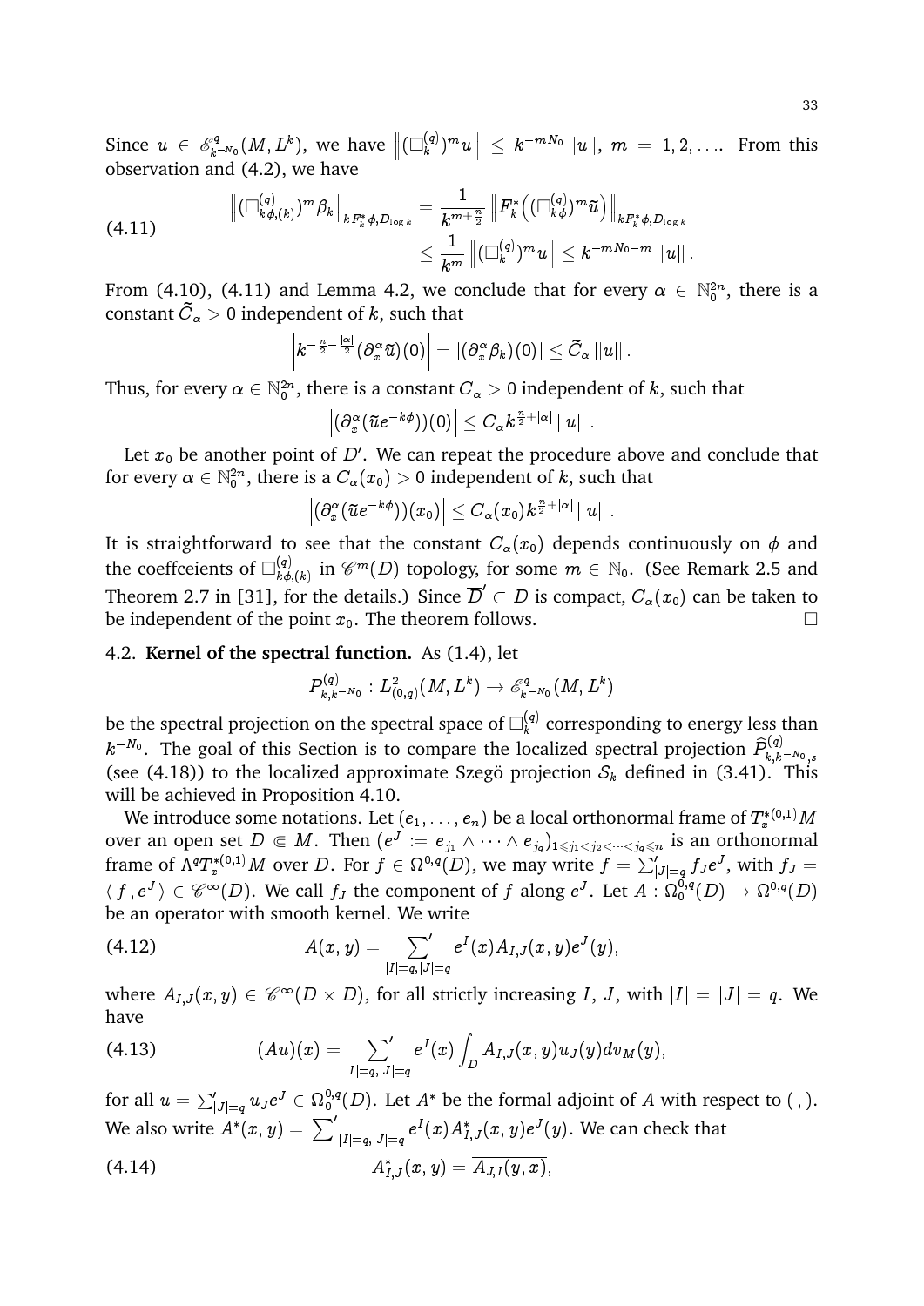Since $u \in \mathscr{E}^q_{k^{-N_0}}(M, L^k)$, we have $\left\|(\Box^{(q)}_k)^m u\right\| \leq k^{-mN_0} \|u\|$, $m = 1, 2, \ldots$. From this observation and (4.2), we have

$$
\begin{aligned}
\left\|(\Box^{(q)}_{k\phi,(k)})^m \beta_k\right\|_{kF^*_k\phi, D_{\log k}} &= \frac{1}{k^{m+\frac{n}{2}}} \left\|F^*_k\Big((\Box^{(q)}_{k\phi})^m \widetilde{u}\Big)\right\|_{kF^*_k\phi, D_{\log k}} \\
&\leq \frac{1}{k^m} \left\|(\Box^{(q)}_k)^m u\right\| \leq k^{-mN_0 - m} \|u\|.
\end{aligned}
\tag{4.11}
$$

From (4.10), (4.11) and Lemma 4.2, we conclude that for every $\alpha \in \mathbb{N}^{2n}_0$, there is a constant $\widetilde{C}_\alpha > 0$ independent of $k$, such that

$$
\left|k^{-\frac{n}{2} - \frac{|\alpha|}{2}} (\partial^\alpha_x \widetilde{u})(0)\right| = |(\partial^\alpha_x \beta_k)(0)| \leq \widetilde{C}_\alpha \|u\|.
$$

Thus, for every $\alpha \in \mathbb{N}^{2n}_0$, there is a constant $C_\alpha > 0$ independent of $k$, such that

$$
\left|(\partial^\alpha_x(\widetilde{u} e^{-k\phi}))(0)\right| \leq C_\alpha k^{\frac{n}{2} + |\alpha|} \|u\|.
$$

Let $x_0$ be another point of $D'$. We can repeat the procedure above and conclude that for every $\alpha \in \mathbb{N}^{2n}_0$, there is a $C_\alpha(x_0) > 0$ independent of $k$, such that

$$
\left|(\partial^\alpha_x(\widetilde{u} e^{-k\phi}))(x_0)\right| \leq C_\alpha(x_0) k^{\frac{n}{2} + |\alpha|} \|u\|.
$$

It is straightforward to see that the constant $C_\alpha(x_0)$ depends continuously on $\phi$ and the coeffceients of $\Box^{(q)}_{k\phi,(k)}$ in $\mathscr{C}^m(D)$ topology, for some $m \in \mathbb{N}_0$. (See Remark 2.5 and Theorem 2.7 in [31], for the details.) Since $\overline{D}' \subset D$ is compact, $C_\alpha(x_0)$ can be taken to be independent of the point $x_0$. The theorem follows. $\square$

## 4.2. Kernel of the spectral function.

As (1.4), let

$$
P^{(q)}_{k,k^{-N_0}} : L^2_{(0,q)}(M, L^k) \to \mathscr{E}^q_{k^{-N_0}}(M, L^k)
$$

be the spectral projection on the spectral space of $\Box^{(q)}_k$ corresponding to energy less than $k^{-N_0}$. The goal of this Section is to compare the localized spectral projection $\widehat{P}^{(q)}_{k,k^{-N_0},s}$ (see (4.18)) to the localized approximate Szegö projection $\mathcal{S}_k$ defined in (3.41). This will be achieved in Proposition 4.10.

We introduce some notations. Let $(e_1, \ldots, e_n)$ be a local orthonormal frame of $T^{*(0,1)}_x M$ over an open set $D \Subset M$. Then $(e^J := e_{j_1} \wedge \cdots \wedge e_{j_q})_{1 \leqslant j_1 < j_2 < \cdots < j_q \leqslant n}$ is an orthonormal frame of $\Lambda^q T^{*(0,1)}_x M$ over $D$. For $f \in \Omega^{0,q}(D)$, we may write $f = \sum'_{|J|=q} f_J e^J$, with $f_J = \langle f, e^J \rangle \in \mathscr{C}^\infty(D)$. We call $f_J$ the component of $f$ along $e^J$. Let $A : \Omega^{0,q}_0(D) \to \Omega^{0,q}(D)$ be an operator with smooth kernel. We write

$$
A(x, y) = \sideset{}{'}\sum_{|I|=q, |J|=q} e^I(x) A_{I,J}(x, y) e^J(y),
\tag{4.12}
$$

where $A_{I,J}(x, y) \in \mathscr{C}^\infty(D \times D)$, for all strictly increasing $I$, $J$, with $|I| = |J| = q$. We have

$$
(Au)(x) = \sideset{}{'}\sum_{|I|=q, |J|=q} e^I(x) \int_D A_{I,J}(x, y) u_J(y) dv_M(y),
\tag{4.13}
$$

for all $u = \sum'_{|J|=q} u_J e^J \in \Omega^{0,q}_0(D)$. Let $A^*$ be the formal adjoint of $A$ with respect to $(\,,\,)$. We also write $A^*(x, y) = \sum'_{|I|=q, |J|=q} e^I(x) A^*_{I,J}(x, y) e^J(y)$. We can check that

$$
A^*_{I,J}(x, y) = \overline{A_{J,I}(y, x)},
\tag{4.14}
$$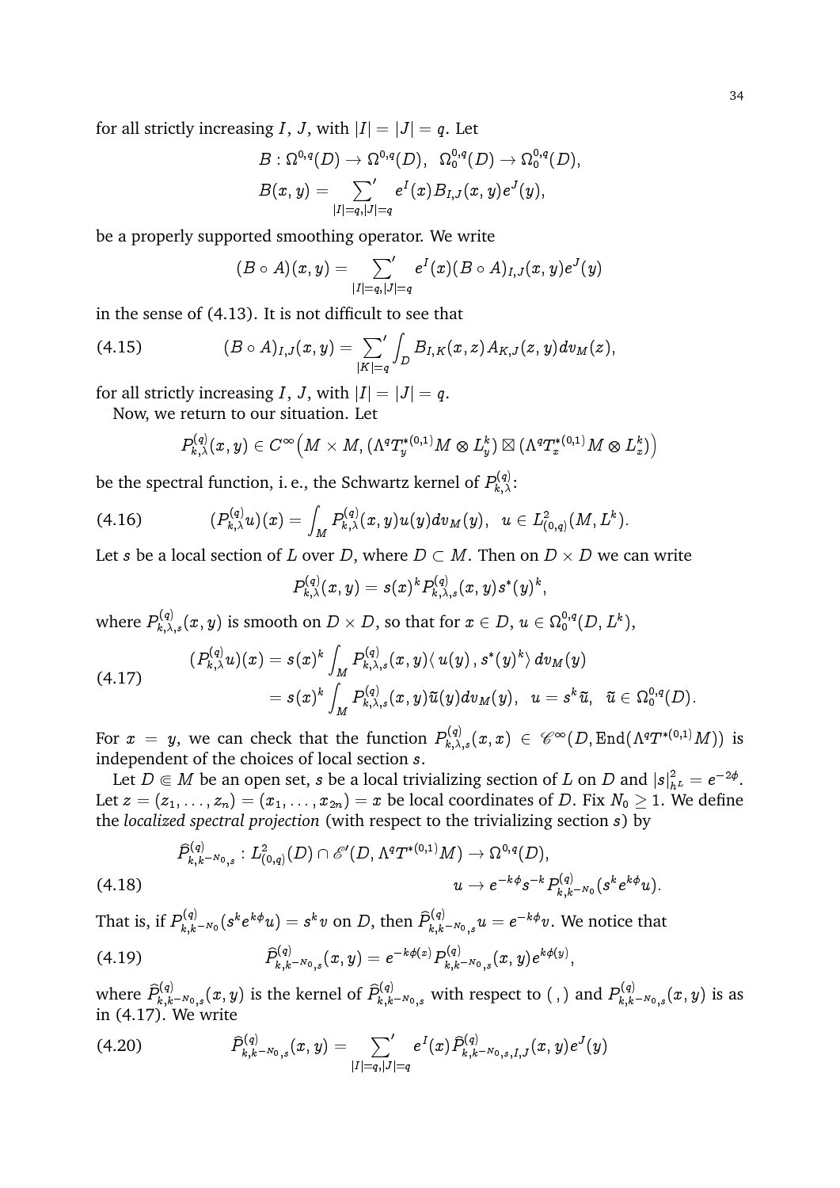for all strictly increasing $I$, $J$, with $|I| = |J| = q$. Let

$$B : \Omega^{0,q}(D) \to \Omega^{0,q}(D), \quad \Omega^{0,q}_0(D) \to \Omega^{0,q}_0(D),$$
$$B(x,y) = \sum_{|I|=q,|J|=q}{}' e^I(x) B_{I,J}(x,y) e^J(y),$$

be a properly supported smoothing operator. We write

$$(B \circ A)(x,y) = \sum_{|I|=q,|J|=q}{}' e^I(x) (B \circ A)_{I,J}(x,y) e^J(y)$$

in the sense of (4.13). It is not difficult to see that

$$(B \circ A)_{I,J}(x,y) = \sum_{|K|=q}{}' \int_D B_{I,K}(x,z) A_{K,J}(z,y) dv_M(z), \tag{4.15}$$

for all strictly increasing $I$, $J$, with $|I| = |J| = q$.

Now, we return to our situation. Let

$$P^{(q)}_{k,\lambda}(x,y) \in C^\infty\Big(M \times M, (\Lambda^q T^{*(0,1)}_y M \otimes L^k_y) \boxtimes (\Lambda^q T^{*(0,1)}_x M \otimes L^k_x)\Big)$$

be the spectral function, i. e., the Schwartz kernel of $P^{(q)}_{k,\lambda}$:

$$(P^{(q)}_{k,\lambda} u)(x) = \int_M P^{(q)}_{k,\lambda}(x,y) u(y) dv_M(y), \quad u \in L^2_{(0,q)}(M, L^k). \tag{4.16}$$

Let $s$ be a local section of $L$ over $D$, where $D \subset M$. Then on $D \times D$ we can write

$$P^{(q)}_{k,\lambda}(x,y) = s(x)^k P^{(q)}_{k,\lambda,s}(x,y) s^*(y)^k,$$

where $P^{(q)}_{k,\lambda,s}(x,y)$ is smooth on $D \times D$, so that for $x \in D$, $u \in \Omega^{0,q}_0(D, L^k)$,

$$\begin{aligned}
(P^{(q)}_{k,\lambda} u)(x) &= s(x)^k \int_M P^{(q)}_{k,\lambda,s}(x,y) \langle\, u(y)\,,\, s^*(y)^k \rangle\, dv_M(y) \\
&= s(x)^k \int_M P^{(q)}_{k,\lambda,s}(x,y) \tilde{u}(y) dv_M(y), \quad u = s^k \tilde{u}, \quad \tilde{u} \in \Omega^{0,q}_0(D).
\end{aligned} \tag{4.17}$$

For $x = y$, we can check that the function $P^{(q)}_{k,\lambda,s}(x,x) \in \mathscr{C}^\infty(D, \mathrm{End}(\Lambda^q T^{*(0,1)} M))$ is independent of the choices of local section $s$.

Let $D \Subset M$ be an open set, $s$ be a local trivializing section of $L$ on $D$ and $|s|^2_{h^L} = e^{-2\phi}$. Let $z = (z_1, \ldots, z_n) = (x_1, \ldots, x_{2n}) = x$ be local coordinates of $D$. Fix $N_0 \geq 1$. We define the *localized spectral projection* (with respect to the trivializing section $s$) by

$$\begin{aligned}
\widehat{P}^{(q)}_{k,k^{-N_0},s} : L^2_{(0,q)}(D) \cap \mathscr{E}'(D, \Lambda^q T^{*(0,1)} M) &\to \Omega^{0,q}(D), \\
u &\to e^{-k\phi} s^{-k} P^{(q)}_{k,k^{-N_0}}(s^k e^{k\phi} u).
\end{aligned} \tag{4.18}$$

That is, if $P^{(q)}_{k,k^{-N_0}}(s^k e^{k\phi} u) = s^k v$ on $D$, then $\widehat{P}^{(q)}_{k,k^{-N_0},s} u = e^{-k\phi} v$. We notice that

$$\widehat{P}^{(q)}_{k,k^{-N_0},s}(x,y) = e^{-k\phi(x)} P^{(q)}_{k,k^{-N_0},s}(x,y) e^{k\phi(y)}, \tag{4.19}$$

where $\widehat{P}^{(q)}_{k,k^{-N_0},s}(x,y)$ is the kernel of $\widehat{P}^{(q)}_{k,k^{-N_0},s}$ with respect to $(\,,\,)$ and $P^{(q)}_{k,k^{-N_0},s}(x,y)$ is as in (4.17). We write

$$\widehat{P}^{(q)}_{k,k^{-N_0},s}(x,y) = \sum_{|I|=q,|J|=q}{}' e^I(x) \widehat{P}^{(q)}_{k,k^{-N_0},s,I,J}(x,y) e^J(y) \tag{4.20}$$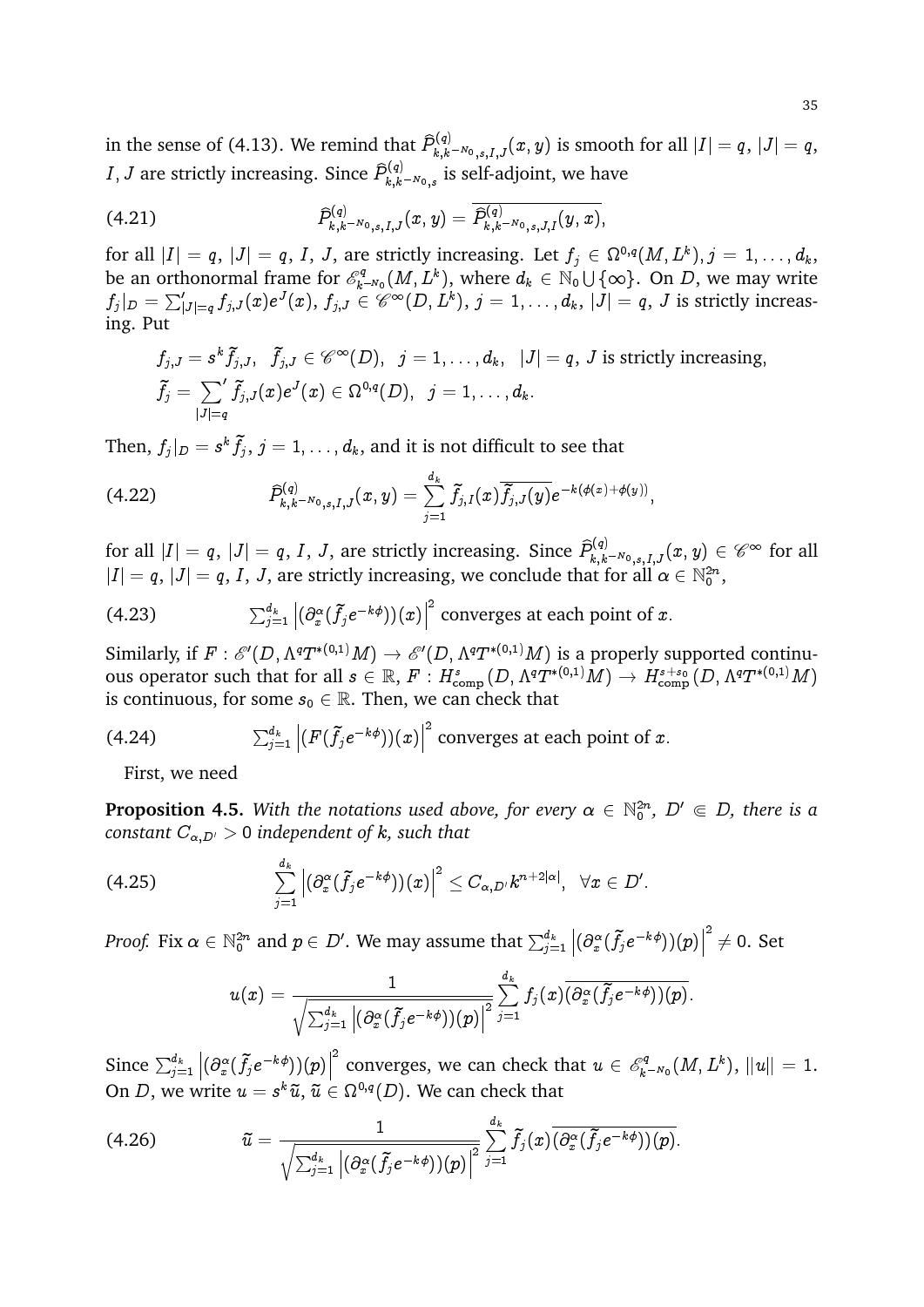in the sense of (4.13). We remind that $\widehat{P}^{(q)}_{k,k^{-N_0},s,I,J}(x,y)$ is smooth for all $|I|=q$, $|J|=q$, $I$, $J$ are strictly increasing. Since $\widehat{P}^{(q)}_{k,k^{-N_0},s}$ is self-adjoint, we have

$$\widehat{P}^{(q)}_{k,k^{-N_0},s,I,J}(x,y)=\overline{\widehat{P}^{(q)}_{k,k^{-N_0},s,J,I}(y,x)},\tag{4.21}$$

for all $|I|=q$, $|J|=q$, $I$, $J$, are strictly increasing. Let $f_j\in\Omega^{0,q}(M,L^k)$, $j=1,\ldots,d_k$, be an orthonormal frame for $\mathscr{E}^q_{k^{-N_0}}(M,L^k)$, where $d_k\in\mathbb{N}_0\bigcup\{\infty\}$. On $D$, we may write $f_j|_D=\sum'_{|J|=q}f_{j,J}(x)e^J(x)$, $f_{j,J}\in\mathscr{C}^\infty(D,L^k)$, $j=1,\ldots,d_k$, $|J|=q$, $J$ is strictly increasing. Put

$$\begin{aligned}&f_{j,J}=s^k\widetilde{f}_{j,J},\ \ \widetilde{f}_{j,J}\in\mathscr{C}^\infty(D),\ \ j=1,\ldots,d_k,\ \ |J|=q,\ J \text{ is strictly increasing},\\ &\widetilde{f}_j=\sum_{|J|=q}{}'\,\widetilde{f}_{j,J}(x)e^J(x)\in\Omega^{0,q}(D),\ \ j=1,\ldots,d_k.\end{aligned}$$

Then, $f_j|_D=s^k\widetilde{f}_j$, $j=1,\ldots,d_k$, and it is not difficult to see that

$$\widehat{P}^{(q)}_{k,k^{-N_0},s,I,J}(x,y)=\sum_{j=1}^{d_k}\widetilde{f}_{j,I}(x)\overline{\widetilde{f}_{j,J}(y)}e^{-k(\phi(x)+\phi(y))},\tag{4.22}$$

for all $|I|=q$, $|J|=q$, $I$, $J$, are strictly increasing. Since $\widehat{P}^{(q)}_{k,k^{-N_0},s,I,J}(x,y)\in\mathscr{C}^\infty$ for all $|I|=q$, $|J|=q$, $I$, $J$, are strictly increasing, we conclude that for all $\alpha\in\mathbb{N}_0^{2n}$,

$$\textstyle\sum_{j=1}^{d_k}\left|(\partial^\alpha_x(\widetilde{f}_je^{-k\phi}))(x)\right|^2 \text{ converges at each point of } x.\tag{4.23}$$

Similarly, if $F:\mathscr{E}'(D,\Lambda^qT^{*(0,1)}M)\to\mathscr{E}'(D,\Lambda^qT^{*(0,1)}M)$ is a properly supported continuous operator such that for all $s\in\mathbb{R}$, $F:H^s_{\rm comp}(D,\Lambda^qT^{*(0,1)}M)\to H^{s+s_0}_{\rm comp}(D,\Lambda^qT^{*(0,1)}M)$ is continuous, for some $s_0\in\mathbb{R}$. Then, we can check that

$$\textstyle\sum_{j=1}^{d_k}\left|(F(\widetilde{f}_je^{-k\phi}))(x)\right|^2 \text{ converges at each point of } x.\tag{4.24}$$

First, we need

**Proposition 4.5.** *With the notations used above, for every $\alpha\in\mathbb{N}_0^{2n}$, $D'\Subset D$, there is a constant $C_{\alpha,D'}>0$ independent of $k$, such that*

$$\sum_{j=1}^{d_k}\left|(\partial^\alpha_x(\widetilde{f}_je^{-k\phi}))(x)\right|^2\leq C_{\alpha,D'}k^{n+2|\alpha|},\ \ \forall x\in D'.\tag{4.25}$$

*Proof.* Fix $\alpha\in\mathbb{N}_0^{2n}$ and $p\in D'$. We may assume that $\sum_{j=1}^{d_k}\left|(\partial^\alpha_x(\widetilde{f}_je^{-k\phi}))(p)\right|^2\neq 0$. Set

$$u(x)=\frac{1}{\sqrt{\sum_{j=1}^{d_k}\left|(\partial^\alpha_x(\widetilde{f}_je^{-k\phi}))(p)\right|^2}}\sum_{j=1}^{d_k}f_j(x)\overline{(\partial^\alpha_x(\widetilde{f}_je^{-k\phi}))(p)}.$$

Since $\sum_{j=1}^{d_k}\left|(\partial^\alpha_x(\widetilde{f}_je^{-k\phi}))(p)\right|^2$ converges, we can check that $u\in\mathscr{E}^q_{k^{-N_0}}(M,L^k)$, $\|u\|=1$. On $D$, we write $u=s^k\widetilde{u}$, $\widetilde{u}\in\Omega^{0,q}(D)$. We can check that

$$\widetilde{u}=\frac{1}{\sqrt{\sum_{j=1}^{d_k}\left|(\partial^\alpha_x(\widetilde{f}_je^{-k\phi}))(p)\right|^2}}\sum_{j=1}^{d_k}\widetilde{f}_j(x)\overline{(\partial^\alpha_x(\widetilde{f}_je^{-k\phi}))(p)}.\tag{4.26}$$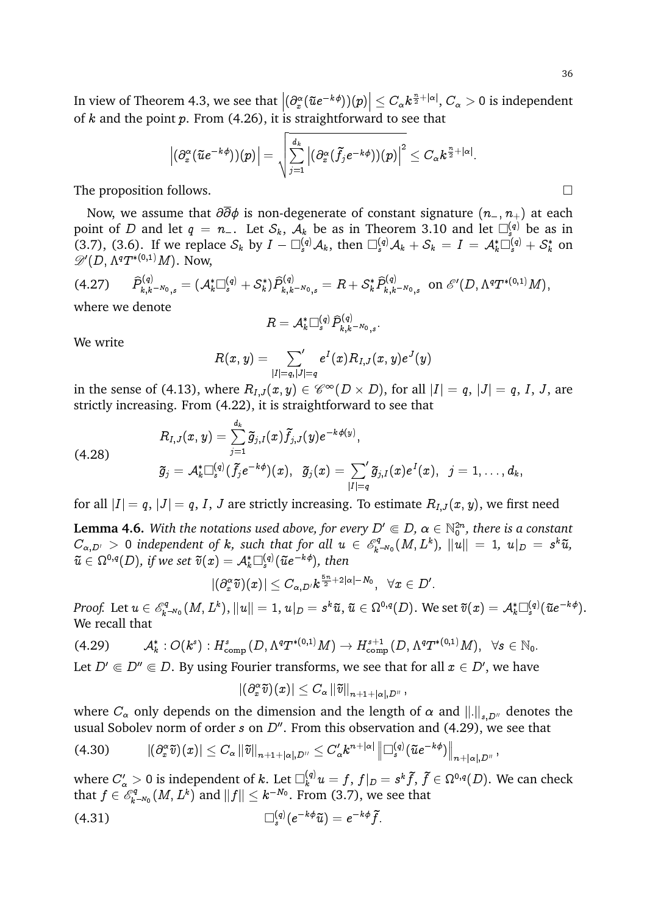In view of Theorem 4.3, we see that $\left|(\partial^\alpha_x(\widetilde{u}e^{-k\phi}))(p)\right| \leq C_\alpha k^{\frac{n}{2}+|\alpha|}$, $C_\alpha > 0$ is independent of $k$ and the point $p$. From (4.26), it is straightforward to see that

$$\left|(\partial^\alpha_x(\widetilde{u}e^{-k\phi}))(p)\right| = \sqrt{\sum_{j=1}^{d_k}\left|(\partial^\alpha_x(\widetilde{f}_je^{-k\phi}))(p)\right|^2} \leq C_\alpha k^{\frac{n}{2}+|\alpha|}.$$

The proposition follows. $\square$

Now, we assume that $\partial\overline{\partial}\phi$ is non-degenerate of constant signature $(n_-, n_+)$ at each point of $D$ and let $q = n_-$. Let $\mathcal{S}_k$, $\mathcal{A}_k$ be as in Theorem 3.10 and let $\Box^{(q)}_s$ be as in (3.7), (3.6). If we replace $\mathcal{S}_k$ by $I - \Box^{(q)}_s\mathcal{A}_k$, then $\Box^{(q)}_s\mathcal{A}_k + \mathcal{S}_k = I = \mathcal{A}^*_k\Box^{(q)}_s + \mathcal{S}^*_k$ on $\mathscr{D}'(D, \Lambda^qT^{*(0,1)}M)$. Now,

$$\widehat{P}^{(q)}_{k,k^{-N_0},s} = (\mathcal{A}^*_k\Box^{(q)}_s + \mathcal{S}^*_k)\widehat{P}^{(q)}_{k,k^{-N_0},s} = R + \mathcal{S}^*_k\widehat{P}^{(q)}_{k,k^{-N_0},s} \ \text{ on } \mathscr{E}'(D, \Lambda^qT^{*(0,1)}M), \tag{4.27}$$

where we denote

$$R = \mathcal{A}^*_k\Box^{(q)}_s\widehat{P}^{(q)}_{k,k^{-N_0},s}.$$

We write

$$R(x,y) = {\sum_{|I|=q,|J|=q}}' e^I(x)R_{I,J}(x,y)e^J(y)$$

in the sense of (4.13), where $R_{I,J}(x,y) \in \mathscr{C}^\infty(D\times D)$, for all $|I| = q$, $|J| = q$, $I$, $J$, are strictly increasing. From (4.22), it is straightforward to see that

$$\begin{aligned} &R_{I,J}(x,y) = \sum_{j=1}^{d_k}\widetilde{g}_{j,I}(x)\widetilde{f}_{j,J}(y)e^{-k\phi(y)}, \\ &\widetilde{g}_j = \mathcal{A}^*_k\Box^{(q)}_s(\widetilde{f}_je^{-k\phi})(x), \ \ \widetilde{g}_j(x) = {\sum_{|I|=q}}'\widetilde{g}_{j,I}(x)e^I(x), \ \ j = 1,\ldots,d_k, \end{aligned} \tag{4.28}$$

for all $|I| = q$, $|J| = q$, $I$, $J$ are strictly increasing. To estimate $R_{I,J}(x,y)$, we first need

**Lemma 4.6.** *With the notations used above, for every $D' \Subset D$, $\alpha \in \mathbb{N}^{2n}_0$, there is a constant $C_{\alpha,D'} > 0$ independent of $k$, such that for all $u \in \mathscr{E}^q_{k^{-N_0}}(M, L^k)$, $\|u\| = 1$, $u|_D = s^k\widetilde{u}$, $\widetilde{u} \in \Omega^{0,q}(D)$, if we set $\widetilde{v}(x) = \mathcal{A}^*_k\Box^{(q)}_s(\widetilde{u}e^{-k\phi})$, then*

$$|(\partial^\alpha_x\widetilde{v})(x)| \leq C_{\alpha,D'}k^{\frac{5n}{2}+2|\alpha|-N_0}, \ \ \forall x \in D'.$$

*Proof.* Let $u \in \mathscr{E}^q_{k^{-N_0}}(M, L^k)$, $\|u\| = 1$, $u|_D = s^k\widetilde{u}$, $\widetilde{u} \in \Omega^{0,q}(D)$. We set $\widetilde{v}(x) = \mathcal{A}^*_k\Box^{(q)}_s(\widetilde{u}e^{-k\phi})$. We recall that

$$\mathcal{A}^*_k : O(k^s) : H^s_{\text{comp}}(D, \Lambda^qT^{*(0,1)}M) \to H^{s+1}_{\text{comp}}(D, \Lambda^qT^{*(0,1)}M), \ \ \forall s \in \mathbb{N}_0. \tag{4.29}$$

Let $D' \Subset D'' \Subset D$. By using Fourier transforms, we see that for all $x \in D'$, we have

$$|(\partial^\alpha_x\widetilde{v})(x)| \leq C_\alpha\|\widetilde{v}\|_{n+1+|\alpha|,D''},$$

where $C_\alpha$ only depends on the dimension and the length of $\alpha$ and $\|.\|_{s,D''}$ denotes the usual Sobolev norm of order $s$ on $D''$. From this observation and (4.29), we see that

$$|(\partial^\alpha_x\widetilde{v})(x)| \leq C_\alpha\|\widetilde{v}\|_{n+1+|\alpha|,D''} \leq C'_\alpha k^{n+|\alpha|}\left\|\Box^{(q)}_s(\widetilde{u}e^{-k\phi})\right\|_{n+|\alpha|,D''}, \tag{4.30}$$

where $C'_\alpha > 0$ is independent of $k$. Let $\Box^{(q)}_k u = f$, $f|_D = s^k\widetilde{f}$, $\widetilde{f} \in \Omega^{0,q}(D)$. We can check that $f \in \mathscr{E}^q_{k^{-N_0}}(M, L^k)$ and $\|f\| \leq k^{-N_0}$. From (3.7), we see that

$$\Box^{(q)}_s(e^{-k\phi}\widetilde{u}) = e^{-k\phi}\widetilde{f}. \tag{4.31}$$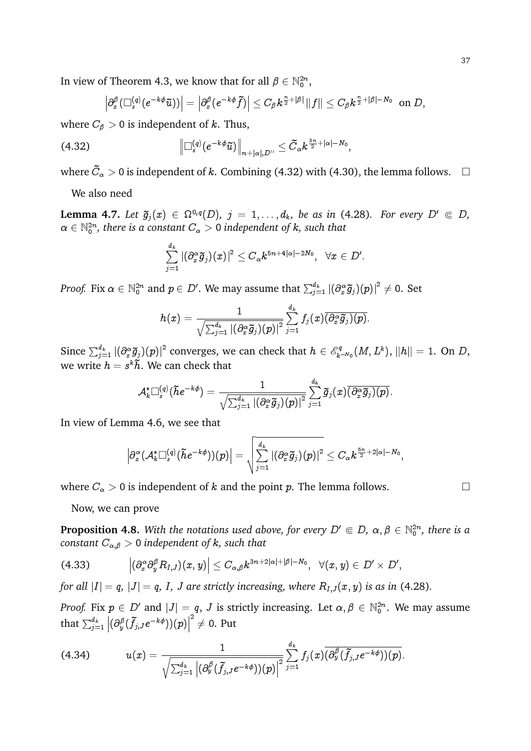In view of Theorem 4.3, we know that for all $\beta \in \mathbb{N}_0^{2n}$,

$$\left|\partial_x^\beta(\Box_s^{(q)}(e^{-k\phi}\widetilde{u}))\right| = \left|\partial_x^\beta(e^{-k\phi}\widetilde{f})\right| \leq C_\beta k^{\frac{n}{2}+|\beta|}\|f\| \leq C_\beta k^{\frac{n}{2}+|\beta|-N_0} \text{ on } D,$$

where $C_\beta > 0$ is independent of $k$. Thus,

$$\left\|\Box_s^{(q)}(e^{-k\phi}\widetilde{u})\right\|_{n+|\alpha|,D''} \leq \widetilde{C}_\alpha k^{\frac{3n}{2}+|\alpha|-N_0}, \tag{4.32}$$

where $\widetilde{C}_\alpha > 0$ is independent of $k$. Combining (4.32) with (4.30), the lemma follows. $\square$

We also need

**Lemma 4.7.** *Let $\widetilde{g}_j(x) \in \Omega^{0,q}(D)$, $j = 1, \ldots, d_k$, be as in (4.28). For every $D' \Subset D$, $\alpha \in \mathbb{N}_0^{2n}$, there is a constant $C_\alpha > 0$ independent of $k$, such that*

$$\sum_{j=1}^{d_k} \left|(\partial_x^\alpha \widetilde{g}_j)(x)\right|^2 \leq C_\alpha k^{5n+4|\alpha|-2N_0}, \quad \forall x \in D'.$$

*Proof.* Fix $\alpha \in \mathbb{N}_0^{2n}$ and $p \in D'$. We may assume that $\sum_{j=1}^{d_k}\left|(\partial_x^\alpha \widetilde{g}_j)(p)\right|^2 \neq 0$. Set

$$h(x) = \frac{1}{\sqrt{\sum_{j=1}^{d_k}\left|(\partial_x^\alpha \widetilde{g}_j)(p)\right|^2}} \sum_{j=1}^{d_k} f_j(x)\overline{(\partial_x^\alpha \widetilde{g}_j)(p)}.$$

Since $\sum_{j=1}^{d_k}\left|(\partial_x^\alpha \widetilde{g}_j)(p)\right|^2$ converges, we can check that $h \in \mathscr{E}^q_{k^{-N_0}}(M, L^k)$, $\|h\| = 1$. On $D$, we write $h = s^k\widetilde{h}$. We can check that

$$\mathcal{A}_k^*\Box_s^{(q)}(\widetilde{h}e^{-k\phi}) = \frac{1}{\sqrt{\sum_{j=1}^{d_k}\left|(\partial_x^\alpha \widetilde{g}_j)(p)\right|^2}} \sum_{j=1}^{d_k} \widetilde{g}_j(x)\overline{(\partial_x^\alpha \widetilde{g}_j)(p)}.$$

In view of Lemma 4.6, we see that

$$\left|\partial_x^\alpha(\mathcal{A}_k^*\Box_s^{(q)}(\widetilde{h}e^{-k\phi}))(p)\right| = \sqrt{\sum_{j=1}^{d_k}\left|(\partial_x^\alpha \widetilde{g}_j)(p)\right|^2} \leq C_\alpha k^{\frac{5n}{2}+2|\alpha|-N_0},$$

where $C_\alpha > 0$ is independent of $k$ and the point $p$. The lemma follows. $\square$

Now, we can prove

**Proposition 4.8.** *With the notations used above, for every $D' \Subset D$, $\alpha, \beta \in \mathbb{N}_0^{2n}$, there is a constant $C_{\alpha,\beta} > 0$ independent of $k$, such that*

$$\left|(\partial_x^\alpha\partial_y^\beta R_{I,J})(x,y)\right| \leq C_{\alpha,\beta}k^{3n+2|\alpha|+|\beta|-N_0}, \quad \forall (x,y) \in D' \times D', \tag{4.33}$$

*for all $|I| = q$, $|J| = q$, $I$, $J$ are strictly increasing, where $R_{I,J}(x,y)$ is as in (4.28).*

*Proof.* Fix $p \in D'$ and $|J| = q$, $J$ is strictly increasing. Let $\alpha, \beta \in \mathbb{N}_0^{2n}$. We may assume that $\sum_{j=1}^{d_k}\left|(\partial_y^\beta(\widetilde{f}_{j,J}e^{-k\phi}))(p)\right|^2 \neq 0$. Put

$$u(x) = \frac{1}{\sqrt{\sum_{j=1}^{d_k}\left|(\partial_y^\beta(\widetilde{f}_{j,J}e^{-k\phi}))(p)\right|^2}} \sum_{j=1}^{d_k} f_j(x)\overline{(\partial_y^\beta(\widetilde{f}_{j,J}e^{-k\phi}))(p)}. \tag{4.34}$$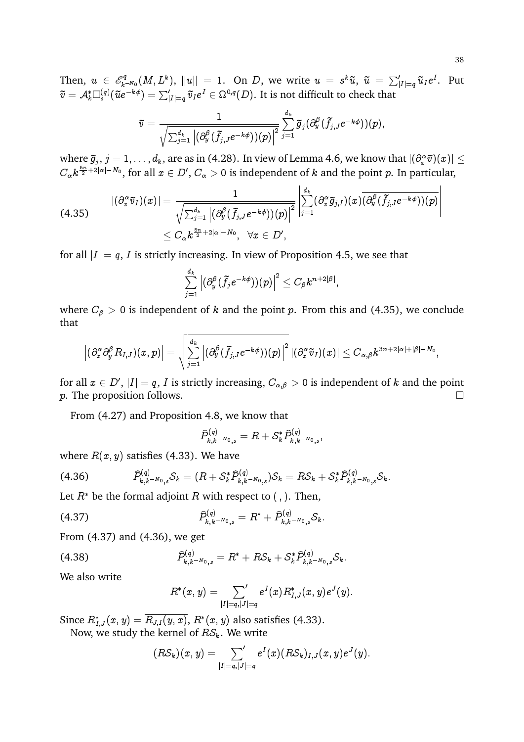Then, $u \in \mathscr{E}^q_{k^{-N_0}}(M, L^k)$, $\|u\| = 1$. On $D$, we write $u = s^k \widetilde{u}$, $\widetilde{u} = \sum'_{|I|=q} \widetilde{u}_I e^I$. Put $\widetilde{v} = \mathcal{A}^*_k \Box^{(q)}_s(\widetilde{u} e^{-k\phi}) = \sum'_{|I|=q} \widetilde{v}_I e^I \in \Omega^{0,q}(D)$. It is not difficult to check that

$$\widetilde{v} = \frac{1}{\sqrt{\sum_{j=1}^{d_k} \left|(\partial^\beta_y(\widetilde{f}_{j,J} e^{-k\phi}))(p)\right|^2}} \sum_{j=1}^{d_k} \widetilde{g}_j \overline{(\partial^\beta_y(\widetilde{f}_{j,J} e^{-k\phi}))(p)},$$

where $\widetilde{g}_j$, $j = 1, \ldots, d_k$, are as in (4.28). In view of Lemma 4.6, we know that $|(\partial^\alpha_x \widetilde{v})(x)| \leq C_\alpha k^{\frac{5n}{2} + 2|\alpha| - N_0}$, for all $x \in D'$, $C_\alpha > 0$ is independent of $k$ and the point $p$. In particular,

$$\begin{aligned}
|(\partial^\alpha_x \widetilde{v}_I)(x)| &= \frac{1}{\sqrt{\sum_{j=1}^{d_k} \left|(\partial^\beta_y(\widetilde{f}_{j,J} e^{-k\phi}))(p)\right|^2}} \left|\sum_{j=1}^{d_k} (\partial^\alpha_x \widetilde{g}_{j,I})(x) \overline{(\partial^\beta_y(\widetilde{f}_{j,J} e^{-k\phi}))(p)}\right| \\
&\leq C_\alpha k^{\frac{5n}{2} + 2|\alpha| - N_0}, \quad \forall x \in D',
\end{aligned} \tag{4.35}$$

for all $|I| = q$, $I$ is strictly increasing. In view of Proposition 4.5, we see that

$$\sum_{j=1}^{d_k} \left|(\partial^\beta_y(\widetilde{f}_j e^{-k\phi}))(p)\right|^2 \leq C_\beta k^{n + 2|\beta|},$$

where $C_\beta > 0$ is independent of $k$ and the point $p$. From this and (4.35), we conclude that

$$\left|(\partial^\alpha_x \partial^\beta_y R_{I,J})(x, p)\right| = \sqrt{\sum_{j=1}^{d_k} \left|(\partial^\beta_y(\widetilde{f}_{j,J} e^{-k\phi}))(p)\right|^2} \, |(\partial^\alpha_x \widetilde{v}_I)(x)| \leq C_{\alpha,\beta} k^{3n + 2|\alpha| + |\beta| - N_0},$$

for all $x \in D'$, $|I| = q$, $I$ is strictly increasing, $C_{\alpha,\beta} > 0$ is independent of $k$ and the point $p$. The proposition follows. $\square$

From (4.27) and Proposition 4.8, we know that

$$\widehat{P}^{(q)}_{k,k^{-N_0},s} = R + \mathcal{S}^*_k \widehat{P}^{(q)}_{k,k^{-N_0},s},$$

where $R(x, y)$ satisfies (4.33). We have

$$\widehat{P}^{(q)}_{k,k^{-N_0},s} \mathcal{S}_k = (R + \mathcal{S}^*_k \widehat{P}^{(q)}_{k,k^{-N_0},s}) \mathcal{S}_k = R\mathcal{S}_k + \mathcal{S}^*_k \widehat{P}^{(q)}_{k,k^{-N_0},s} \mathcal{S}_k. \tag{4.36}$$

Let $R^*$ be the formal adjoint $R$ with respect to $(\ ,\ )$. Then,

$$\widehat{P}^{(q)}_{k,k^{-N_0},s} = R^* + \widehat{P}^{(q)}_{k,k^{-N_0},s} \mathcal{S}_k. \tag{4.37}$$

From (4.37) and (4.36), we get

$$\widehat{P}^{(q)}_{k,k^{-N_0},s} = R^* + R\mathcal{S}_k + \mathcal{S}^*_k \widehat{P}^{(q)}_{k,k^{-N_0},s} \mathcal{S}_k. \tag{4.38}$$

We also write

$$R^*(x, y) = \sum_{|I|=q, |J|=q}{}' e^I(x) R^*_{I,J}(x, y) e^J(y).$$

Since $R^*_{I,J}(x, y) = \overline{R_{J,I}(y, x)}$, $R^*(x, y)$ also satisfies (4.33).

Now, we study the kernel of $R\mathcal{S}_k$. We write

$$(R\mathcal{S}_k)(x, y) = \sum_{|I|=q, |J|=q}{}' e^I(x) (R\mathcal{S}_k)_{I,J}(x, y) e^J(y).$$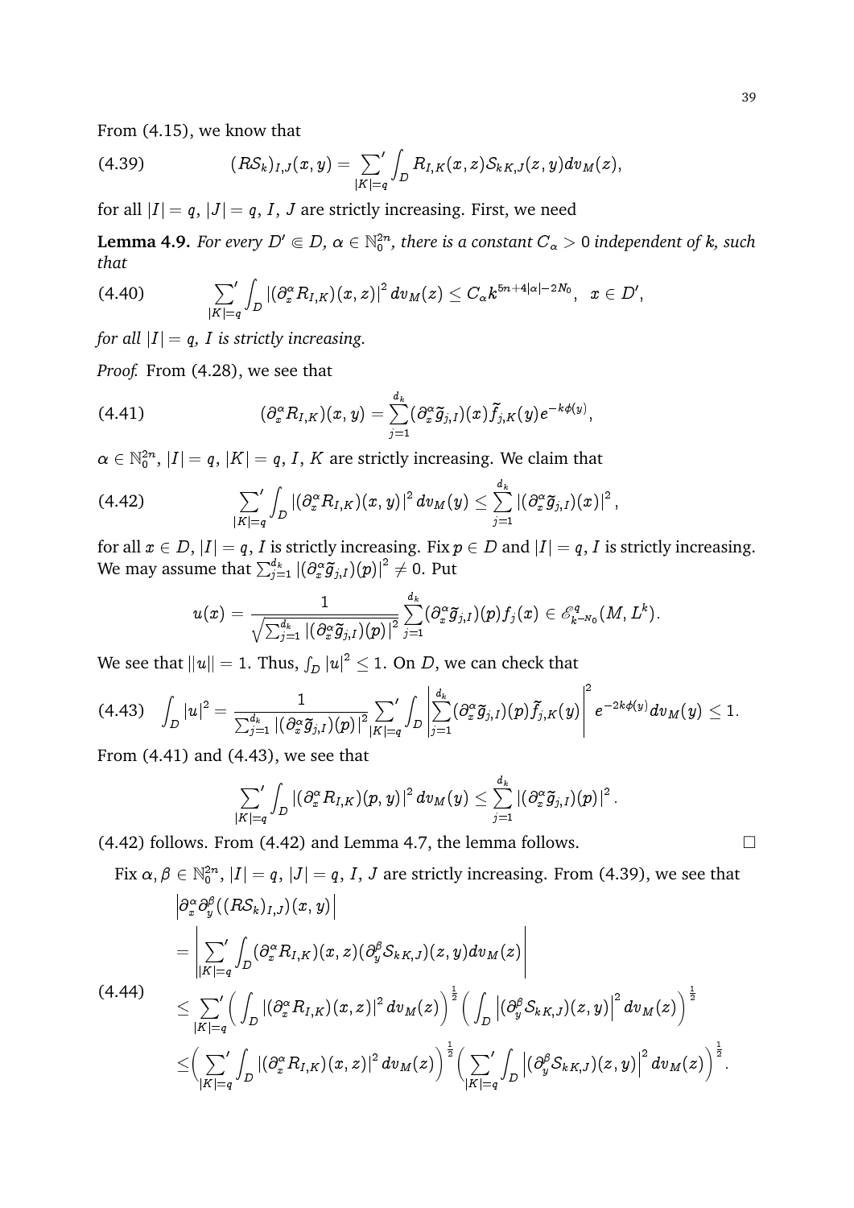From (4.15), we know that

$$(RS_k)_{I,J}(x,y) = \sum_{|K|=q}{}^{'} \int_D R_{I,K}(x,z) S_{kK,J}(z,y) dv_M(z), \tag{4.39}$$

for all $|I| = q$, $|J| = q$, $I$, $J$ are strictly increasing. First, we need

**Lemma 4.9.** *For every $D' \Subset D$, $\alpha \in \mathbb{N}_0^{2n}$, there is a constant $C_\alpha > 0$ independent of $k$, such that*

$$\sum_{|K|=q}{}^{'} \int_D \left|(\partial_x^\alpha R_{I,K})(x,z)\right|^2 dv_M(z) \leq C_\alpha k^{5n+4|\alpha|-2N_0}, \quad x \in D', \tag{4.40}$$

*for all $|I| = q$, $I$ is strictly increasing.*

*Proof.* From (4.28), we see that

$$(\partial_x^\alpha R_{I,K})(x,y) = \sum_{j=1}^{d_k} (\partial_x^\alpha \widetilde{g}_{j,I})(x) \widetilde{f}_{j,K}(y) e^{-k\phi(y)}, \tag{4.41}$$

$\alpha \in \mathbb{N}_0^{2n}$, $|I| = q$, $|K| = q$, $I$, $K$ are strictly increasing. We claim that

$$\sum_{|K|=q}{}^{'} \int_D \left|(\partial_x^\alpha R_{I,K})(x,y)\right|^2 dv_M(y) \leq \sum_{j=1}^{d_k} \left|(\partial_x^\alpha \widetilde{g}_{j,I})(x)\right|^2, \tag{4.42}$$

for all $x \in D$, $|I| = q$, $I$ is strictly increasing. Fix $p \in D$ and $|I| = q$, $I$ is strictly increasing. We may assume that $\sum_{j=1}^{d_k} \left|(\partial_x^\alpha \widetilde{g}_{j,I})(p)\right|^2 \neq 0$. Put

$$u(x) = \frac{1}{\sqrt{\sum_{j=1}^{d_k} \left|(\partial_x^\alpha \widetilde{g}_{j,I})(p)\right|^2}} \sum_{j=1}^{d_k} (\partial_x^\alpha \widetilde{g}_{j,I})(p) f_j(x) \in \mathscr{E}^q_{k^{-N_0}}(M, L^k).$$

We see that $\|u\| = 1$. Thus, $\int_D |u|^2 \leq 1$. On $D$, we can check that

$$\int_D |u|^2 = \frac{1}{\sum_{j=1}^{d_k} \left|(\partial_x^\alpha \widetilde{g}_{j,I})(p)\right|^2} \sum_{|K|=q}{}^{'} \int_D \left|\sum_{j=1}^{d_k} (\partial_x^\alpha \widetilde{g}_{j,I})(p) \widetilde{f}_{j,K}(y)\right|^2 e^{-2k\phi(y)} dv_M(y) \leq 1. \tag{4.43}$$

From (4.41) and (4.43), we see that

$$\sum_{|K|=q}{}^{'} \int_D \left|(\partial_x^\alpha R_{I,K})(p,y)\right|^2 dv_M(y) \leq \sum_{j=1}^{d_k} \left|(\partial_x^\alpha \widetilde{g}_{j,I})(p)\right|^2.$$

(4.42) follows. From (4.42) and Lemma 4.7, the lemma follows. $\square$

Fix $\alpha, \beta \in \mathbb{N}_0^{2n}$, $|I| = q$, $|J| = q$, $I$, $J$ are strictly increasing. From (4.39), we see that

$$\begin{aligned}
&\left|\partial_x^\alpha \partial_y^\beta ((RS_k)_{I,J})(x,y)\right| \\
&= \left|\sum_{|K|=q}{}^{'} \int_D (\partial_x^\alpha R_{I,K})(x,z) (\partial_y^\beta S_{kK,J})(z,y) dv_M(z)\right| \\
&\leq \sum_{|K|=q}{}^{'} \Big( \int_D \left|(\partial_x^\alpha R_{I,K})(x,z)\right|^2 dv_M(z) \Big)^{\frac{1}{2}} \Big( \int_D \left|(\partial_y^\beta S_{kK,J})(z,y)\right|^2 dv_M(z) \Big)^{\frac{1}{2}} \\
&\leq \Big( \sum_{|K|=q}{}^{'} \int_D \left|(\partial_x^\alpha R_{I,K})(x,z)\right|^2 dv_M(z) \Big)^{\frac{1}{2}} \Big( \sum_{|K|=q}{}^{'} \int_D \left|(\partial_y^\beta S_{kK,J})(z,y)\right|^2 dv_M(z) \Big)^{\frac{1}{2}}.
\end{aligned} \tag{4.44}$$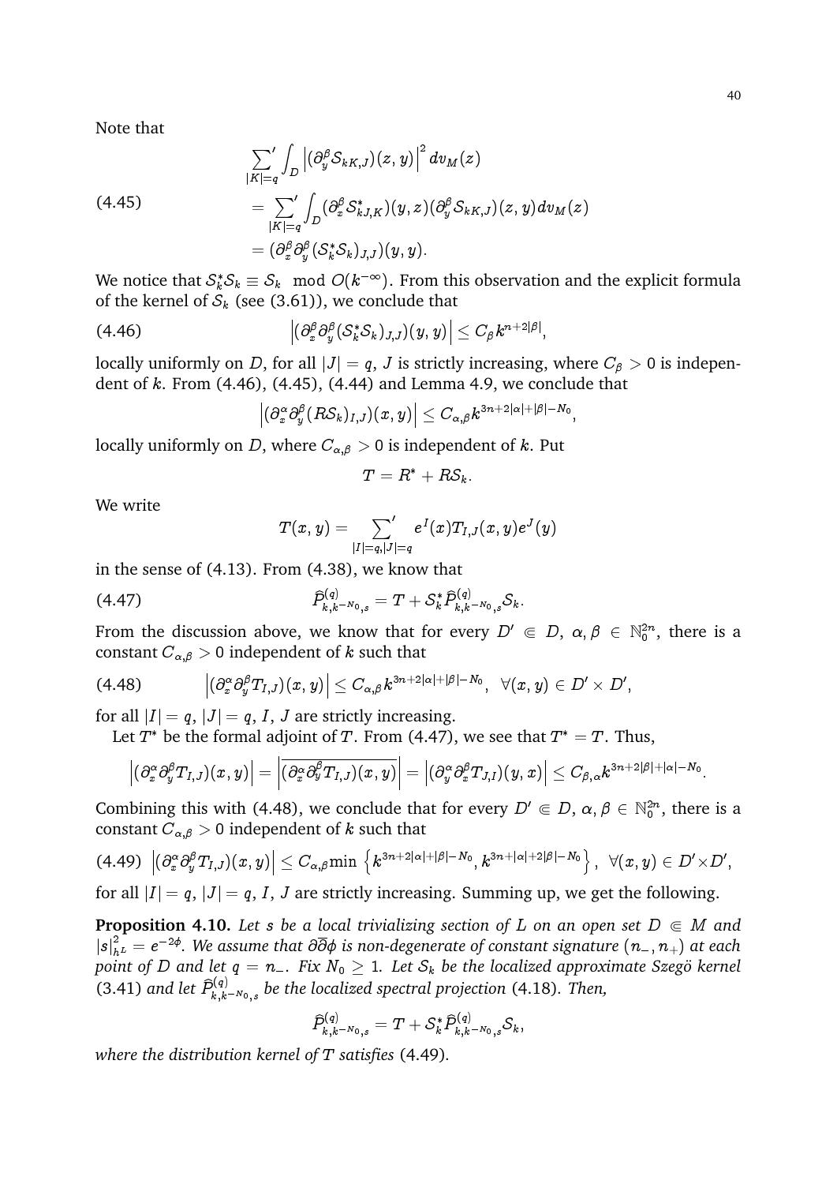Note that

$$
\begin{aligned}
(4.45)\qquad &\sum_{|K|=q}{}' \int_D \left|(\partial_y^\beta \mathcal{S}_{kK,J})(z,y)\right|^2 dv_M(z)\\
&= \sum_{|K|=q}{}' \int_D (\partial_x^\beta \mathcal{S}^*_{kJ,K})(y,z)(\partial_y^\beta \mathcal{S}_{kK,J})(z,y) dv_M(z)\\
&= (\partial_x^\beta \partial_y^\beta (\mathcal{S}^*_k \mathcal{S}_k)_{J,J})(y,y).
\end{aligned}
$$

We notice that $\mathcal{S}^*_k\mathcal{S}_k \equiv \mathcal{S}_k \mod O(k^{-\infty})$. From this observation and the explicit formula of the kernel of $\mathcal{S}_k$ (see (3.61)), we conclude that

$$
\left|(\partial_x^\beta \partial_y^\beta (\mathcal{S}^*_k \mathcal{S}_k)_{J,J})(y,y)\right| \leq C_\beta k^{n+2|\beta|}, \tag{4.46}
$$

locally uniformly on $D$, for all $|J| = q$, $J$ is strictly increasing, where $C_\beta > 0$ is independent of $k$. From (4.46), (4.45), (4.44) and Lemma 4.9, we conclude that

$$
\left|(\partial_x^\alpha \partial_y^\beta (R\mathcal{S}_k)_{I,J})(x,y)\right| \leq C_{\alpha,\beta} k^{3n+2|\alpha|+|\beta|-N_0},
$$

locally uniformly on $D$, where $C_{\alpha,\beta} > 0$ is independent of $k$. Put

$$
T = R^* + R\mathcal{S}_k.
$$

We write

$$
T(x,y) = \sum_{|I|=q,|J|=q}{}' e^I(x) T_{I,J}(x,y) e^J(y)
$$

in the sense of (4.13). From (4.38), we know that

$$
\widehat{P}^{(q)}_{k,k^{-N_0},s} = T + \mathcal{S}^*_k \widehat{P}^{(q)}_{k,k^{-N_0},s} \mathcal{S}_k. \tag{4.47}
$$

From the discussion above, we know that for every $D' \Subset D$, $\alpha,\beta \in \mathbb{N}_0^{2n}$, there is a constant $C_{\alpha,\beta} > 0$ independent of $k$ such that

$$
\left|(\partial_x^\alpha \partial_y^\beta T_{I,J})(x,y)\right| \leq C_{\alpha,\beta} k^{3n+2|\alpha|+|\beta|-N_0}, \ \ \forall (x,y) \in D' \times D', \tag{4.48}
$$

for all $|I| = q$, $|J| = q$, $I$, $J$ are strictly increasing.

Let $T^*$ be the formal adjoint of $T$. From (4.47), we see that $T^* = T$. Thus,

$$
\left|(\partial_x^\alpha \partial_y^\beta T_{I,J})(x,y)\right| = \left|\overline{(\partial_x^\alpha \partial_y^\beta T_{I,J})(x,y)}\right| = \left|(\partial_y^\alpha \partial_x^\beta T_{J,I})(y,x)\right| \leq C_{\beta,\alpha} k^{3n+2|\beta|+|\alpha|-N_0}.
$$

Combining this with (4.48), we conclude that for every $D' \Subset D$, $\alpha,\beta \in \mathbb{N}_0^{2n}$, there is a constant $C_{\alpha,\beta} > 0$ independent of $k$ such that

$$
\left|(\partial_x^\alpha \partial_y^\beta T_{I,J})(x,y)\right| \leq C_{\alpha,\beta} \min\left\{k^{3n+2|\alpha|+|\beta|-N_0}, k^{3n+|\alpha|+2|\beta|-N_0}\right\}, \ \ \forall (x,y) \in D' \times D', \tag{4.49}
$$

for all $|I| = q$, $|J| = q$, $I$, $J$ are strictly increasing. Summing up, we get the following.

**Proposition 4.10.** *Let $s$ be a local trivializing section of $L$ on an open set $D \Subset M$ and $|s|^2_{h^L} = e^{-2\phi}$. We assume that $\partial\overline{\partial}\phi$ is non-degenerate of constant signature $(n_-, n_+)$ at each point of $D$ and let $q = n_-$. Fix $N_0 \geq 1$. Let $\mathcal{S}_k$ be the localized approximate Szegö kernel* (3.41) *and let $\widehat{P}^{(q)}_{k,k^{-N_0},s}$ be the localized spectral projection* (4.18)*. Then,*

$$
\widehat{P}^{(q)}_{k,k^{-N_0},s} = T + \mathcal{S}^*_k \widehat{P}^{(q)}_{k,k^{-N_0},s} \mathcal{S}_k,
$$

*where the distribution kernel of $T$ satisfies* (4.49)*.*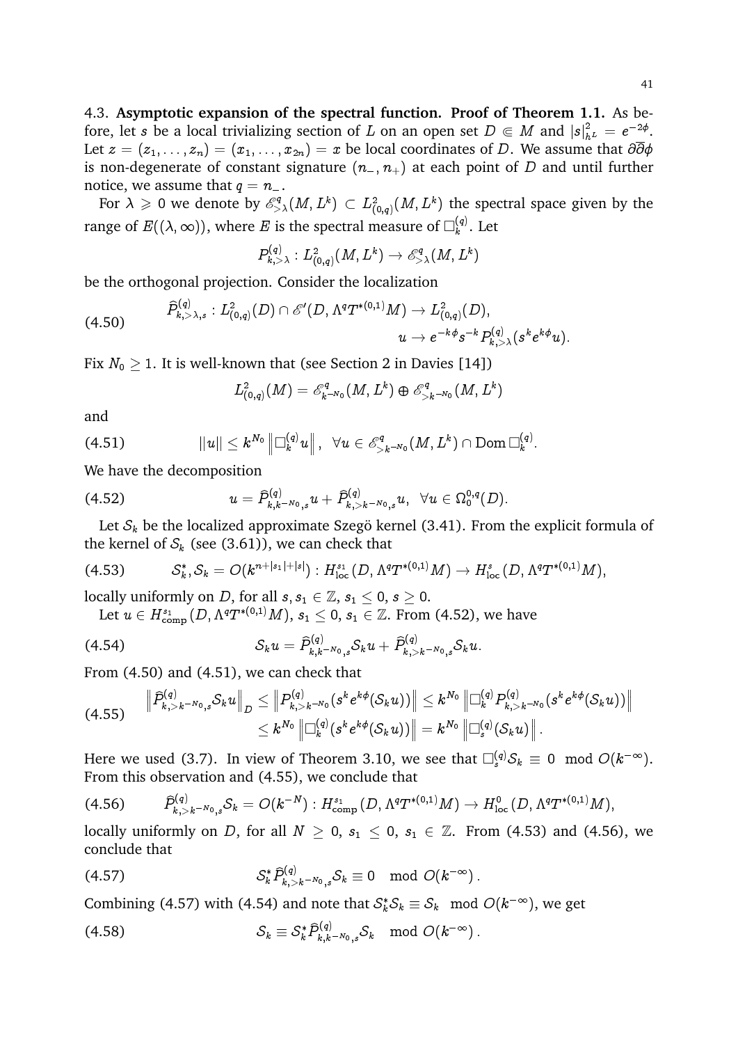**4.3. Asymptotic expansion of the spectral function. Proof of Theorem 1.1.** As before, let $s$ be a local trivializing section of $L$ on an open set $D \Subset M$ and $|s|^2_{h^L} = e^{-2\phi}$. Let $z = (z_1, \ldots, z_n) = (x_1, \ldots, x_{2n}) = x$ be local coordinates of $D$. We assume that $\partial\overline{\partial}\phi$ is non-degenerate of constant signature $(n_-, n_+)$ at each point of $D$ and until further notice, we assume that $q = n_-$.

For $\lambda \geqslant 0$ we denote by $\mathscr{E}^q_{>\lambda}(M, L^k) \subset L^2_{(0,q)}(M, L^k)$ the spectral space given by the range of $E((\lambda, \infty))$, where $E$ is the spectral measure of $\Box^{(q)}_k$. Let

$$P^{(q)}_{k,>\lambda} : L^2_{(0,q)}(M, L^k) \to \mathscr{E}^q_{>\lambda}(M, L^k)$$

be the orthogonal projection. Consider the localization

$$
\begin{aligned}
\widehat{P}^{(q)}_{k,>\lambda,s} : L^2_{(0,q)}(D) \cap \mathscr{E}'(D, \Lambda^q T^{*(0,1)}M) &\to L^2_{(0,q)}(D), \\
u &\to e^{-k\phi} s^{-k} P^{(q)}_{k,>\lambda}(s^k e^{k\phi} u).
\end{aligned}
\tag{4.50}
$$

Fix $N_0 \geq 1$. It is well-known that (see Section 2 in Davies [14])

$$L^2_{(0,q)}(M) = \mathscr{E}^q_{k^{-N_0}}(M, L^k) \oplus \mathscr{E}^q_{>k^{-N_0}}(M, L^k)$$

and

$$||u|| \leq k^{N_0} \left\| \Box^{(q)}_k u \right\|, \ \ \forall u \in \mathscr{E}^q_{>k^{-N_0}}(M, L^k) \cap \operatorname{Dom} \Box^{(q)}_k. \tag{4.51}$$

We have the decomposition

$$u = \widehat{P}^{(q)}_{k,k^{-N_0},s} u + \widehat{P}^{(q)}_{k,>k^{-N_0},s} u, \ \ \forall u \in \Omega^{0,q}_0(D). \tag{4.52}$$

Let $\mathcal{S}_k$ be the localized approximate Szegö kernel (3.41). From the explicit formula of the kernel of $\mathcal{S}_k$ (see (3.61)), we can check that

$$\mathcal{S}^*_k, \mathcal{S}_k = O(k^{n+|s_1|+|s|}) : H^{s_1}_{\mathrm{loc}}(D, \Lambda^q T^{*(0,1)}M) \to H^s_{\mathrm{loc}}(D, \Lambda^q T^{*(0,1)}M), \tag{4.53}$$

locally uniformly on $D$, for all $s, s_1 \in \mathbb{Z}$, $s_1 \leq 0$, $s \geq 0$.

Let $u \in H^{s_1}_{\mathrm{comp}}(D, \Lambda^q T^{*(0,1)}M)$, $s_1 \leq 0$, $s_1 \in \mathbb{Z}$. From (4.52), we have

$$\mathcal{S}_k u = \widehat{P}^{(q)}_{k,k^{-N_0},s} \mathcal{S}_k u + \widehat{P}^{(q)}_{k,>k^{-N_0},s} \mathcal{S}_k u. \tag{4.54}$$

From (4.50) and (4.51), we can check that

$$
\begin{aligned}
\left\| \widehat{P}^{(q)}_{k,>k^{-N_0},s} \mathcal{S}_k u \right\|_D &\leq \left\| P^{(q)}_{k,>k^{-N_0}}(s^k e^{k\phi}(\mathcal{S}_k u)) \right\| \leq k^{N_0} \left\| \Box^{(q)}_k P^{(q)}_{k,>k^{-N_0}}(s^k e^{k\phi}(\mathcal{S}_k u)) \right\| \\
&\leq k^{N_0} \left\| \Box^{(q)}_k (s^k e^{k\phi}(\mathcal{S}_k u)) \right\| = k^{N_0} \left\| \Box^{(q)}_s (\mathcal{S}_k u) \right\|.
\end{aligned}
\tag{4.55}
$$

Here we used (3.7). In view of Theorem 3.10, we see that $\Box^{(q)}_s \mathcal{S}_k \equiv 0 \mod O(k^{-\infty})$. From this observation and (4.55), we conclude that

$$\widehat{P}^{(q)}_{k,>k^{-N_0},s} \mathcal{S}_k = O(k^{-N}) : H^{s_1}_{\mathrm{comp}}(D, \Lambda^q T^{*(0,1)}M) \to H^0_{\mathrm{loc}}(D, \Lambda^q T^{*(0,1)}M), \tag{4.56}$$

locally uniformly on $D$, for all $N \geq 0$, $s_1 \leq 0$, $s_1 \in \mathbb{Z}$. From (4.53) and (4.56), we conclude that

$$\mathcal{S}^*_k \widehat{P}^{(q)}_{k,>k^{-N_0},s} \mathcal{S}_k \equiv 0 \mod O(k^{-\infty}). \tag{4.57}$$

Combining (4.57) with (4.54) and note that $\mathcal{S}^*_k \mathcal{S}_k \equiv \mathcal{S}_k \mod O(k^{-\infty})$, we get

$$\mathcal{S}_k \equiv \mathcal{S}^*_k \widehat{P}^{(q)}_{k,k^{-N_0},s} \mathcal{S}_k \mod O(k^{-\infty}). \tag{4.58}$$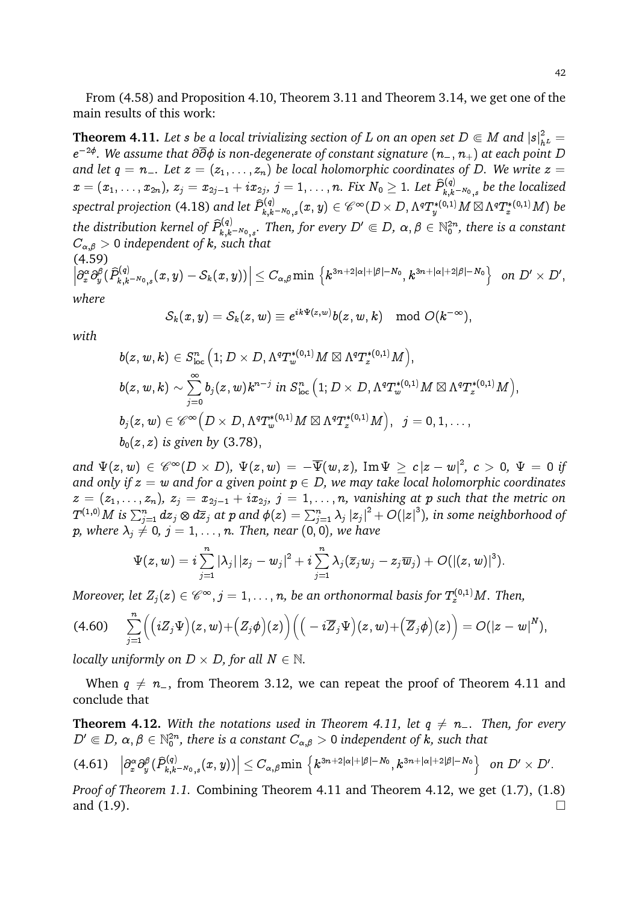From (4.58) and Proposition 4.10, Theorem 3.11 and Theorem 3.14, we get one of the main results of this work:

**Theorem 4.11.** *Let $s$ be a local trivializing section of $L$ on an open set $D \Subset M$ and $|s|^2_{h^L} = e^{-2\phi}$. We assume that $\partial\overline{\partial}\phi$ is non-degenerate of constant signature $(n_-, n_+)$ at each point $D$ and let $q = n_-$. Let $z = (z_1, \ldots, z_n)$ be local holomorphic coordinates of $D$. We write $z = x = (x_1, \ldots, x_{2n})$, $z_j = x_{2j-1} + ix_{2j}$, $j = 1, \ldots, n$. Fix $N_0 \geq 1$. Let $\widehat{P}^{(q)}_{k,k^{-N_0},s}$ be the localized spectral projection* (4.18) *and let $\widehat{P}^{(q)}_{k,k^{-N_0},s}(x,y) \in \mathscr{C}^\infty(D \times D, \Lambda^q T^{*(0,1)}_y M \boxtimes \Lambda^q T^{*(0,1)}_x M)$ be the distribution kernel of $\widehat{P}^{(q)}_{k,k^{-N_0},s}$. Then, for every $D' \Subset D$, $\alpha, \beta \in \mathbb{N}^{2n}_0$, there is a constant $C_{\alpha,\beta} > 0$ independent of $k$, such that*

$$\left|\partial^\alpha_x \partial^\beta_y (\widehat{P}^{(q)}_{k,k^{-N_0},s}(x,y) - \mathcal{S}_k(x,y))\right| \leq C_{\alpha,\beta} \min\left\{k^{3n+2|\alpha|+|\beta|-N_0}, k^{3n+|\alpha|+2|\beta|-N_0}\right\} \quad \text{on } D' \times D', \tag{4.59}$$

*where*

$$\mathcal{S}_k(x,y) = \mathcal{S}_k(z,w) \equiv e^{ik\Psi(z,w)} b(z,w,k) \mod O(k^{-\infty}),$$

*with*

$$\begin{aligned}
&b(z,w,k) \in S^n_{\rm loc}\left(1; D \times D, \Lambda^q T^{*(0,1)}_w M \boxtimes \Lambda^q T^{*(0,1)}_z M\right),\\
&b(z,w,k) \sim \sum_{j=0}^\infty b_j(z,w) k^{n-j} \text{ in } S^n_{\rm loc}\left(1; D \times D, \Lambda^q T^{*(0,1)}_w M \boxtimes \Lambda^q T^{*(0,1)}_z M\right),\\
&b_j(z,w) \in \mathscr{C}^\infty\left(D \times D, \Lambda^q T^{*(0,1)}_w M \boxtimes \Lambda^q T^{*(0,1)}_z M\right), \quad j = 0, 1, \ldots,\\
&b_0(z,z) \text{ is given by (3.78)},
\end{aligned}$$

*and $\Psi(z,w) \in \mathscr{C}^\infty(D \times D)$, $\Psi(z,w) = -\overline{\Psi}(w,z)$, $\operatorname{Im}\Psi \geq c|z-w|^2$, $c > 0$, $\Psi = 0$ if and only if $z = w$ and for a given point $p \in D$, we may take local holomorphic coordinates $z = (z_1, \ldots, z_n)$, $z_j = x_{2j-1} + ix_{2j}$, $j = 1, \ldots, n$, vanishing at $p$ such that the metric on $T^{(1,0)}M$ is $\sum_{j=1}^n dz_j \otimes d\overline{z}_j$ at $p$ and $\phi(z) = \sum_{j=1}^n \lambda_j |z_j|^2 + O(|z|^3)$, in some neighborhood of $p$, where $\lambda_j \neq 0$, $j = 1, \ldots, n$. Then, near $(0,0)$, we have*

$$\Psi(z,w) = i\sum_{j=1}^n |\lambda_j| |z_j - w_j|^2 + i\sum_{j=1}^n \lambda_j (\overline{z}_j w_j - z_j \overline{w}_j) + O(|(z,w)|^3).$$

*Moreover, let $Z_j(z) \in \mathscr{C}^\infty$, $j = 1, \ldots, n$, be an orthonormal basis for $T^{(0,1)}_z M$. Then,*

$$\sum_{j=1}^n \Big(\big(iZ_j\Psi\big)(z,w) + \big(Z_j\phi\big)(z)\Big)\Big(\big(-i\overline{Z}_j\Psi\big)(z,w) + \big(\overline{Z}_j\phi\big)(z)\Big) = O(|z-w|^N), \tag{4.60}$$

*locally uniformly on $D \times D$, for all $N \in \mathbb{N}$.*

When $q \neq n_-$, from Theorem 3.12, we can repeat the proof of Theorem 4.11 and conclude that

**Theorem 4.12.** *With the notations used in Theorem 4.11, let $q \neq n_-$. Then, for every $D' \Subset D$, $\alpha, \beta \in \mathbb{N}^{2n}_0$, there is a constant $C_{\alpha,\beta} > 0$ independent of $k$, such that*

$$\left|\partial^\alpha_x \partial^\beta_y (\widehat{P}^{(q)}_{k,k^{-N_0},s}(x,y))\right| \leq C_{\alpha,\beta} \min\left\{k^{3n+2|\alpha|+|\beta|-N_0}, k^{3n+|\alpha|+2|\beta|-N_0}\right\} \quad \text{on } D' \times D'. \tag{4.61}$$

*Proof of Theorem 1.1.* Combining Theorem 4.11 and Theorem 4.12, we get (1.7), (1.8) and (1.9). ☐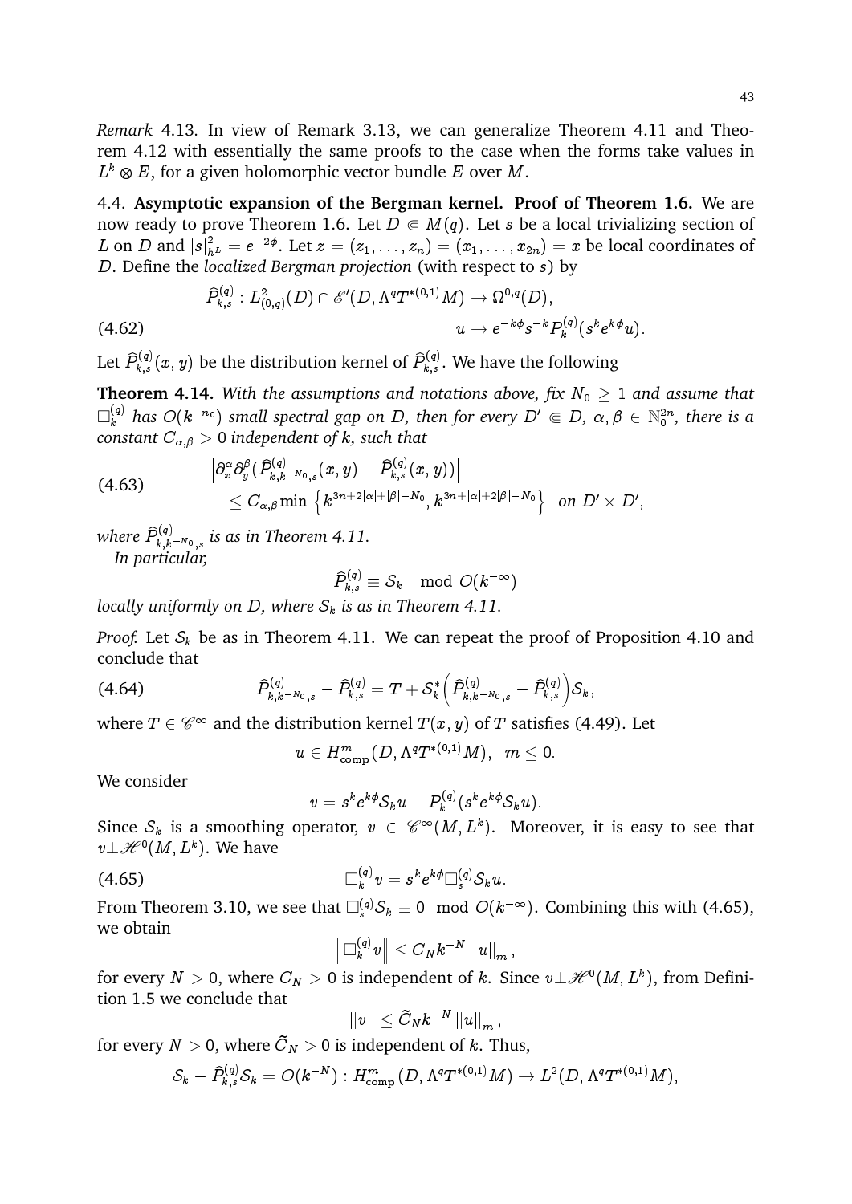*Remark* 4.13. In view of Remark 3.13, we can generalize Theorem 4.11 and Theorem 4.12 with essentially the same proofs to the case when the forms take values in $L^k \otimes E$, for a given holomorphic vector bundle $E$ over $M$.

4.4. **Asymptotic expansion of the Bergman kernel. Proof of Theorem 1.6.** We are now ready to prove Theorem 1.6. Let $D \Subset M(q)$. Let $s$ be a local trivializing section of $L$ on $D$ and $|s|^2_{h^L} = e^{-2\phi}$. Let $z = (z_1, \ldots, z_n) = (x_1, \ldots, x_{2n}) = x$ be local coordinates of $D$. Define the *localized Bergman projection* (with respect to $s$) by

$$\begin{aligned}
&\widehat{P}^{(q)}_{k,s} : L^2_{(0,q)}(D) \cap \mathscr{E}'(D, \Lambda^q T^{*(0,1)} M) \to \Omega^{0,q}(D), \\
&\qquad\qquad\qquad\qquad u \to e^{-k\phi} s^{-k} P^{(q)}_k (s^k e^{k\phi} u).
\end{aligned} \tag{4.62}$$

Let $\widehat{P}^{(q)}_{k,s}(x,y)$ be the distribution kernel of $\widehat{P}^{(q)}_{k,s}$. We have the following

**Theorem 4.14.** *With the assumptions and notations above, fix $N_0 \geq 1$ and assume that $\Box^{(q)}_k$ has $O(k^{-n_0})$ small spectral gap on $D$, then for every $D' \Subset D$, $\alpha, \beta \in \mathbb{N}^{2n}_0$, there is a constant $C_{\alpha,\beta} > 0$ independent of $k$, such that*

$$\begin{aligned}
&\left|\partial^\alpha_x \partial^\beta_y (\widehat{P}^{(q)}_{k,k^{-N_0},s}(x,y) - \widehat{P}^{(q)}_{k,s}(x,y))\right| \\
&\quad \leq C_{\alpha,\beta} \min\left\{k^{3n+2|\alpha|+|\beta|-N_0}, k^{3n+|\alpha|+2|\beta|-N_0}\right\} \quad \text{on } D' \times D',
\end{aligned} \tag{4.63}$$

*where $\widehat{P}^{(q)}_{k,k^{-N_0},s}$ is as in Theorem 4.11.*

*In particular,*

$$\widehat{P}^{(q)}_{k,s} \equiv \mathcal{S}_k \mod O(k^{-\infty})$$

*locally uniformly on $D$, where $\mathcal{S}_k$ is as in Theorem 4.11.*

*Proof.* Let $\mathcal{S}_k$ be as in Theorem 4.11. We can repeat the proof of Proposition 4.10 and conclude that

$$\widehat{P}^{(q)}_{k,k^{-N_0},s} - \widehat{P}^{(q)}_{k,s} = T + \mathcal{S}^*_k \Big(\widehat{P}^{(q)}_{k,k^{-N_0},s} - \widehat{P}^{(q)}_{k,s}\Big)\mathcal{S}_k, \tag{4.64}$$

where $T \in \mathscr{C}^\infty$ and the distribution kernel $T(x,y)$ of $T$ satisfies (4.49). Let

$$u \in H^m_{\text{comp}}(D, \Lambda^q T^{*(0,1)} M), \quad m \leq 0.$$

We consider

$$v = s^k e^{k\phi} \mathcal{S}_k u - P^{(q)}_k (s^k e^{k\phi} \mathcal{S}_k u).$$

Since $\mathcal{S}_k$ is a smoothing operator, $v \in \mathscr{C}^\infty(M, L^k)$. Moreover, it is easy to see that $v \perp \mathscr{H}^0(M, L^k)$. We have

$$\Box^{(q)}_k v = s^k e^{k\phi} \Box^{(q)}_s \mathcal{S}_k u. \tag{4.65}$$

From Theorem 3.10, we see that $\Box^{(q)}_s \mathcal{S}_k \equiv 0 \mod O(k^{-\infty})$. Combining this with (4.65), we obtain

$$\left\|\Box^{(q)}_k v\right\| \leq C_N k^{-N} \|u\|_m,$$

for every $N > 0$, where $C_N > 0$ is independent of $k$. Since $v \perp \mathscr{H}^0(M, L^k)$, from Definition 1.5 we conclude that

$$\|v\| \leq \widetilde{C}_N k^{-N} \|u\|_m,$$

for every $N > 0$, where $\widetilde{C}_N > 0$ is independent of $k$. Thus,

$$\mathcal{S}_k - \widehat{P}^{(q)}_{k,s} \mathcal{S}_k = O(k^{-N}) : H^m_{\text{comp}}(D, \Lambda^q T^{*(0,1)} M) \to L^2(D, \Lambda^q T^{*(0,1)} M),$$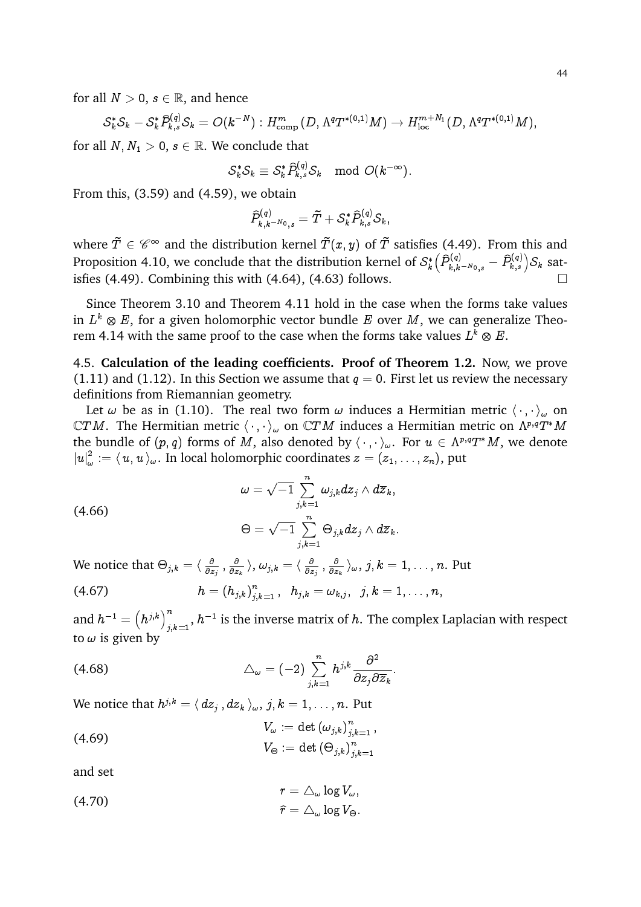for all $N > 0$, $s \in \mathbb{R}$, and hence

$$\mathcal{S}_k^*\mathcal{S}_k - \mathcal{S}_k^*\widehat{P}_{k,s}^{(q)}\mathcal{S}_k = O(k^{-N}) : H^m_{\rm comp}(D, \Lambda^q T^{*(0,1)}M) \to H^{m+N_1}_{\rm loc}(D, \Lambda^q T^{*(0,1)}M),$$

for all $N, N_1 > 0$, $s \in \mathbb{R}$. We conclude that

$$\mathcal{S}_k^*\mathcal{S}_k \equiv \mathcal{S}_k^*\widehat{P}_{k,s}^{(q)}\mathcal{S}_k \mod O(k^{-\infty}).$$

From this, (3.59) and (4.59), we obtain

$$\widehat{P}_{k,k^{-N_0},s}^{(q)} = \widetilde{T} + \mathcal{S}_k^*\widehat{P}_{k,s}^{(q)}\mathcal{S}_k,$$

where $\widetilde{T} \in \mathscr{C}^\infty$ and the distribution kernel $\widetilde{T}(x,y)$ of $\widetilde{T}$ satisfies (4.49). From this and Proposition 4.10, we conclude that the distribution kernel of $\mathcal{S}_k^*\Big(\widehat{P}_{k,k^{-N_0},s}^{(q)} - \widehat{P}_{k,s}^{(q)}\Big)\mathcal{S}_k$ satisfies (4.49). Combining this with (4.64), (4.63) follows. $\square$

Since Theorem 3.10 and Theorem 4.11 hold in the case when the forms take values in $L^k \otimes E$, for a given holomorphic vector bundle $E$ over $M$, we can generalize Theorem 4.14 with the same proof to the case when the forms take values $L^k \otimes E$.

4.5. **Calculation of the leading coefficients. Proof of Theorem 1.2.** Now, we prove (1.11) and (1.12). In this Section we assume that $q = 0$. First let us review the necessary definitions from Riemannian geometry.

Let $\omega$ be as in (1.10). The real two form $\omega$ induces a Hermitian metric $\langle \cdot , \cdot \rangle_\omega$ on $\mathbb{C}TM$. The Hermitian metric $\langle \cdot , \cdot \rangle_\omega$ on $\mathbb{C}TM$ induces a Hermitian metric on $\Lambda^{p,q}T^*M$ the bundle of $(p,q)$ forms of $M$, also denoted by $\langle \cdot , \cdot \rangle_\omega$. For $u \in \Lambda^{p,q}T^*M$, we denote $|u|^2_\omega := \langle u , u \rangle_\omega$. In local holomorphic coordinates $z = (z_1, \ldots, z_n)$, put

$$(4.66) \qquad \begin{aligned} \omega &= \sqrt{-1}\sum_{j,k=1}^n \omega_{j,k} dz_j \wedge d\overline{z}_k, \\ \Theta &= \sqrt{-1}\sum_{j,k=1}^n \Theta_{j,k} dz_j \wedge d\overline{z}_k. \end{aligned}$$

We notice that $\Theta_{j,k} = \langle \frac{\partial}{\partial z_j} , \frac{\partial}{\partial z_k} \rangle$, $\omega_{j,k} = \langle \frac{\partial}{\partial z_j} , \frac{\partial}{\partial z_k} \rangle_\omega$, $j,k = 1, \ldots, n$. Put

$$(4.67) \qquad h = (h_{j,k})_{j,k=1}^n \,, \quad h_{j,k} = \omega_{k,j}, \quad j,k = 1, \ldots, n,$$

and $h^{-1} = \big(h^{j,k}\big)_{j,k=1}^n$, $h^{-1}$ is the inverse matrix of $h$. The complex Laplacian with respect to $\omega$ is given by

$$(4.68) \qquad \triangle_\omega = (-2)\sum_{j,k=1}^n h^{j,k}\frac{\partial^2}{\partial z_j \partial \overline{z}_k}.$$

We notice that $h^{j,k} = \langle dz_j , dz_k \rangle_\omega$, $j,k = 1, \ldots, n$. Put

$$(4.69) \qquad \begin{aligned} V_\omega &:= \det\left(\omega_{j,k}\right)_{j,k=1}^n, \\ V_\Theta &:= \det\left(\Theta_{j,k}\right)_{j,k=1}^n \end{aligned}$$

and set

$$(4.70) \qquad \begin{aligned} r &= \triangle_\omega \log V_\omega, \\ \widehat{r} &= \triangle_\omega \log V_\Theta. \end{aligned}$$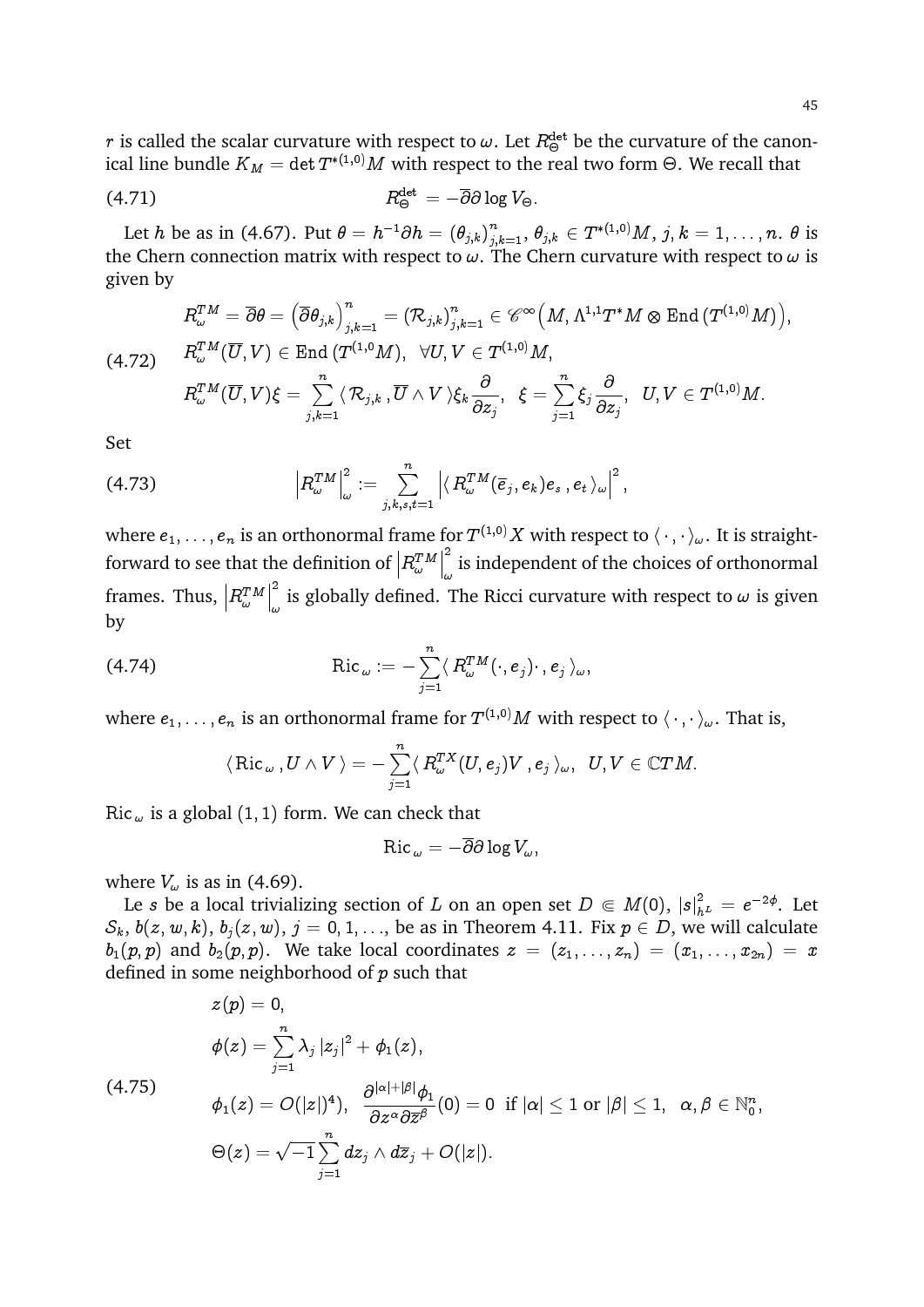$r$ is called the scalar curvature with respect to $\omega$. Let $R^{\det}_{\Theta}$ be the curvature of the canonical line bundle $K_M = \det T^{*(1,0)}M$ with respect to the real two form $\Theta$. We recall that

$$R^{\det}_{\Theta} = -\overline{\partial}\partial \log V_{\Theta}. \tag{4.71}$$

Let $h$ be as in (4.67). Put $\theta = h^{-1}\partial h = \left(\theta_{j,k}\right)^n_{j,k=1}$, $\theta_{j,k} \in T^{*(1,0)}M$, $j,k = 1,\ldots,n$. $\theta$ is the Chern connection matrix with respect to $\omega$. The Chern curvature with respect to $\omega$ is given by

$$\begin{aligned}
&R^{TM}_{\omega} = \overline{\partial}\theta = \left(\overline{\partial}\theta_{j,k}\right)^n_{j,k=1} = \left(\mathcal{R}_{j,k}\right)^n_{j,k=1} \in \mathscr{C}^\infty\Big(M, \Lambda^{1,1}T^*M \otimes \operatorname{End}\big(T^{(1,0)}M\big)\Big),\\
&R^{TM}_{\omega}(\overline{U}, V) \in \operatorname{End}\big(T^{(1,0}M\big), \quad \forall U, V \in T^{(1,0)}M,\\
&R^{TM}_{\omega}(\overline{U}, V)\xi = \sum^n_{j,k=1} \langle\, \mathcal{R}_{j,k}\,, \overline{U}\wedge V\,\rangle \xi_k \frac{\partial}{\partial z_j}, \quad \xi = \sum^n_{j=1}\xi_j\frac{\partial}{\partial z_j}, \quad U, V \in T^{(1,0)}M.
\end{aligned} \tag{4.72}$$

Set

$$\left|R^{TM}_{\omega}\right|^2_{\omega} := \sum^n_{j,k,s,t=1}\left|\langle\, R^{TM}_{\omega}(\overline{e}_j, e_k)e_s\,, e_t\,\rangle_{\omega}\right|^2, \tag{4.73}$$

where $e_1,\ldots,e_n$ is an orthonormal frame for $T^{(1,0)}X$ with respect to $\langle\,\cdot\,,\cdot\,\rangle_{\omega}$. It is straightforward to see that the definition of $\left|R^{TM}_{\omega}\right|^2_{\omega}$ is independent of the choices of orthonormal frames. Thus, $\left|R^{TM}_{\omega}\right|^2_{\omega}$ is globally defined. The Ricci curvature with respect to $\omega$ is given by

$$\operatorname{Ric}_{\omega} := -\sum^n_{j=1}\langle\, R^{TM}_{\omega}(\cdot, e_j)\cdot\,, e_j\,\rangle_{\omega}, \tag{4.74}$$

where $e_1,\ldots,e_n$ is an orthonormal frame for $T^{(1,0)}M$ with respect to $\langle\,\cdot\,,\cdot\,\rangle_{\omega}$. That is,

$$\langle\, \operatorname{Ric}_{\omega}\,, U\wedge V\,\rangle = -\sum^n_{j=1}\langle\, R^{TX}_{\omega}(U, e_j)V\,, e_j\,\rangle_{\omega}, \quad U, V \in \mathbb{C}TM.$$

$\operatorname{Ric}_{\omega}$ is a global $(1,1)$ form. We can check that

$$\operatorname{Ric}_{\omega} = -\overline{\partial}\partial\log V_{\omega},$$

where $V_{\omega}$ is as in (4.69).

Le $s$ be a local trivializing section of $L$ on an open set $D \Subset M(0)$, $|s|^2_{h^L} = e^{-2\phi}$. Let $\mathcal{S}_k$, $b(z,w,k)$, $b_j(z,w)$, $j = 0,1,\ldots$, be as in Theorem 4.11. Fix $p \in D$, we will calculate $b_1(p,p)$ and $b_2(p,p)$. We take local coordinates $z = (z_1,\ldots,z_n) = (x_1,\ldots,x_{2n}) = x$ defined in some neighborhood of $p$ such that

$$\begin{aligned}
&z(p) = 0,\\
&\phi(z) = \sum^n_{j=1}\lambda_j\left|z_j\right|^2 + \phi_1(z),\\
&\phi_1(z) = O(|z|)^4), \quad \frac{\partial^{|\alpha|+|\beta|}\phi_1}{\partial z^\alpha\partial\overline{z}^\beta}(0) = 0 \ \text{ if } |\alpha| \leq 1 \text{ or } |\beta| \leq 1, \quad \alpha, \beta \in \mathbb{N}^n_0,\\
&\Theta(z) = \sqrt{-1}\sum^n_{j=1}dz_j\wedge d\overline{z}_j + O(|z|).
\end{aligned} \tag{4.75}$$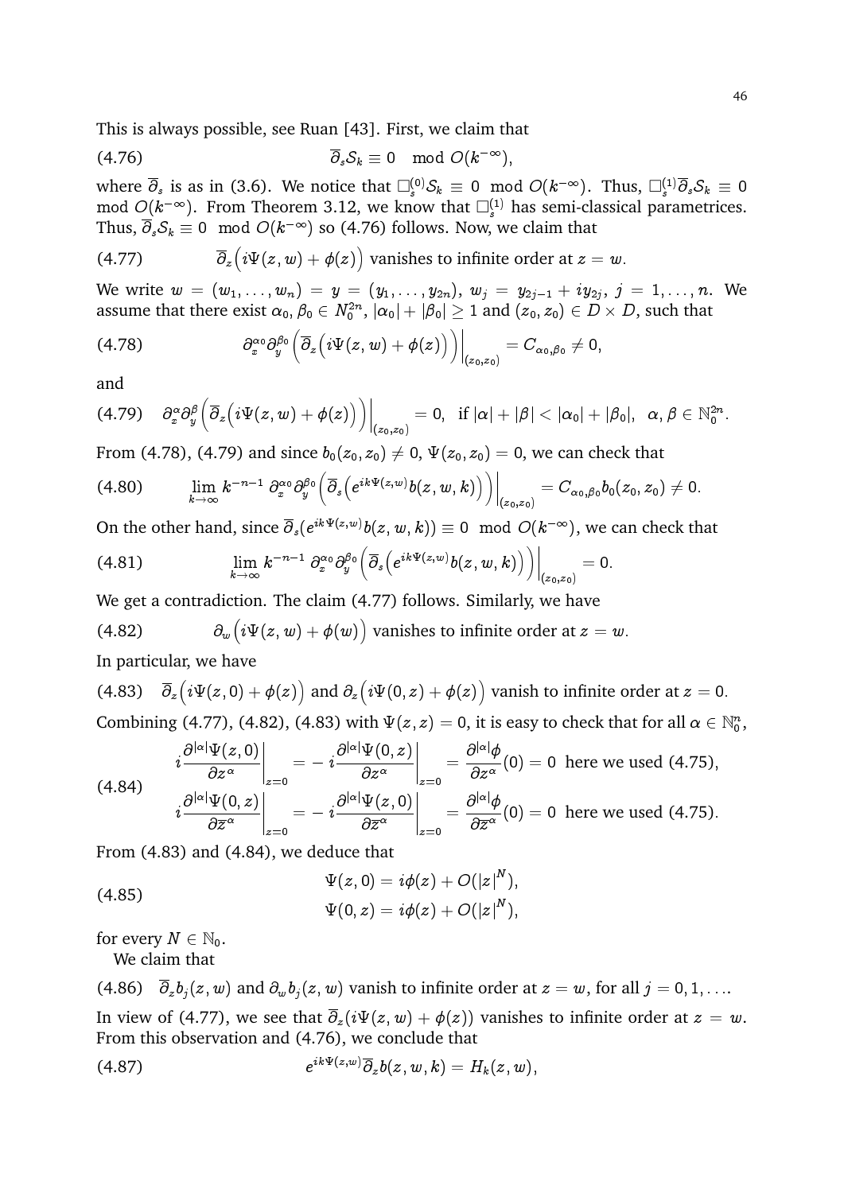This is always possible, see Ruan [43]. First, we claim that

$$\overline{\partial}_s \mathcal{S}_k \equiv 0 \mod O(k^{-\infty}), \tag{4.76}$$

where $\overline{\partial}_s$ is as in (3.6). We notice that $\Box_s^{(0)} \mathcal{S}_k \equiv 0 \mod O(k^{-\infty})$. Thus, $\Box_s^{(1)} \overline{\partial}_s \mathcal{S}_k \equiv 0 \mod O(k^{-\infty})$. From Theorem 3.12, we know that $\Box_s^{(1)}$ has semi-classical parametrices. Thus, $\overline{\partial}_s \mathcal{S}_k \equiv 0 \mod O(k^{-\infty})$ so (4.76) follows. Now, we claim that

$$\overline{\partial}_z \Big( i\Psi(z,w) + \phi(z) \Big) \text{ vanishes to infinite order at } z = w. \tag{4.77}$$

We write $w = (w_1, \ldots, w_n) = y = (y_1, \ldots, y_{2n})$, $w_j = y_{2j-1} + iy_{2j}$, $j = 1, \ldots, n$. We assume that there exist $\alpha_0, \beta_0 \in N_0^{2n}$, $|\alpha_0| + |\beta_0| \geq 1$ and $(z_0, z_0) \in D \times D$, such that

$$\partial_x^{\alpha_0} \partial_y^{\beta_0} \Big( \overline{\partial}_z \Big( i\Psi(z,w) + \phi(z) \Big) \Big) \Big|_{(z_0,z_0)} = C_{\alpha_0,\beta_0} \neq 0, \tag{4.78}$$

and

$$\partial_x^{\alpha} \partial_y^{\beta} \Big( \overline{\partial}_z \Big( i\Psi(z,w) + \phi(z) \Big) \Big) \Big|_{(z_0,z_0)} = 0, \ \text{ if } |\alpha| + |\beta| < |\alpha_0| + |\beta_0|, \ \ \alpha, \beta \in \mathbb{N}_0^{2n}. \tag{4.79}$$

From (4.78), (4.79) and since $b_0(z_0, z_0) \neq 0$, $\Psi(z_0, z_0) = 0$, we can check that

$$\lim_{k \to \infty} k^{-n-1} \, \partial_x^{\alpha_0} \partial_y^{\beta_0} \Big( \overline{\partial}_s \Big( e^{ik\Psi(z,w)} b(z,w,k) \Big) \Big) \Big|_{(z_0,z_0)} = C_{\alpha_0,\beta_0} b_0(z_0,z_0) \neq 0. \tag{4.80}$$

On the other hand, since $\overline{\partial}_s (e^{ik\Psi(z,w)} b(z,w,k)) \equiv 0 \mod O(k^{-\infty})$, we can check that

$$\lim_{k \to \infty} k^{-n-1} \, \partial_x^{\alpha_0} \partial_y^{\beta_0} \Big( \overline{\partial}_s \Big( e^{ik\Psi(z,w)} b(z,w,k) \Big) \Big) \Big|_{(z_0,z_0)} = 0. \tag{4.81}$$

We get a contradiction. The claim (4.77) follows. Similarly, we have

$$\partial_w \Big( i\Psi(z,w) + \phi(w) \Big) \text{ vanishes to infinite order at } z = w. \tag{4.82}$$

In particular, we have

$$\overline{\partial}_z \Big( i\Psi(z,0) + \phi(z) \Big) \text{ and } \partial_z \Big( i\Psi(0,z) + \phi(z) \Big) \text{ vanish to infinite order at } z = 0. \tag{4.83}$$

Combining (4.77), (4.82), (4.83) with $\Psi(z,z) = 0$, it is easy to check that for all $\alpha \in \mathbb{N}_0^n$,

$$\begin{aligned} i \frac{\partial^{|\alpha|} \Psi(z,0)}{\partial z^{\alpha}} \Big|_{z=0} &= -\, i \frac{\partial^{|\alpha|} \Psi(0,z)}{\partial z^{\alpha}} \Big|_{z=0} = \frac{\partial^{|\alpha|} \phi}{\partial z^{\alpha}}(0) = 0 \ \text{ here we used (4.75)}, \\ i \frac{\partial^{|\alpha|} \Psi(0,z)}{\partial \overline{z}^{\alpha}} \Big|_{z=0} &= -\, i \frac{\partial^{|\alpha|} \Psi(z,0)}{\partial \overline{z}^{\alpha}} \Big|_{z=0} = \frac{\partial^{|\alpha|} \phi}{\partial \overline{z}^{\alpha}}(0) = 0 \ \text{ here we used (4.75)}. \end{aligned} \tag{4.84}$$

From (4.83) and (4.84), we deduce that

$$\begin{aligned} \Psi(z,0) &= i\phi(z) + O(|z|^N), \\ \Psi(0,z) &= i\phi(z) + O(|z|^N), \end{aligned} \tag{4.85}$$

for every $N \in \mathbb{N}_0$.

We claim that

$$\overline{\partial}_z b_j(z,w) \text{ and } \partial_w b_j(z,w) \text{ vanish to infinite order at } z = w, \text{ for all } j = 0, 1, \ldots. \tag{4.86}$$

In view of (4.77), we see that $\overline{\partial}_z (i\Psi(z,w) + \phi(z))$ vanishes to infinite order at $z = w$. From this observation and (4.76), we conclude that

$$e^{ik\Psi(z,w)} \overline{\partial}_z b(z,w,k) = H_k(z,w), \tag{4.87}$$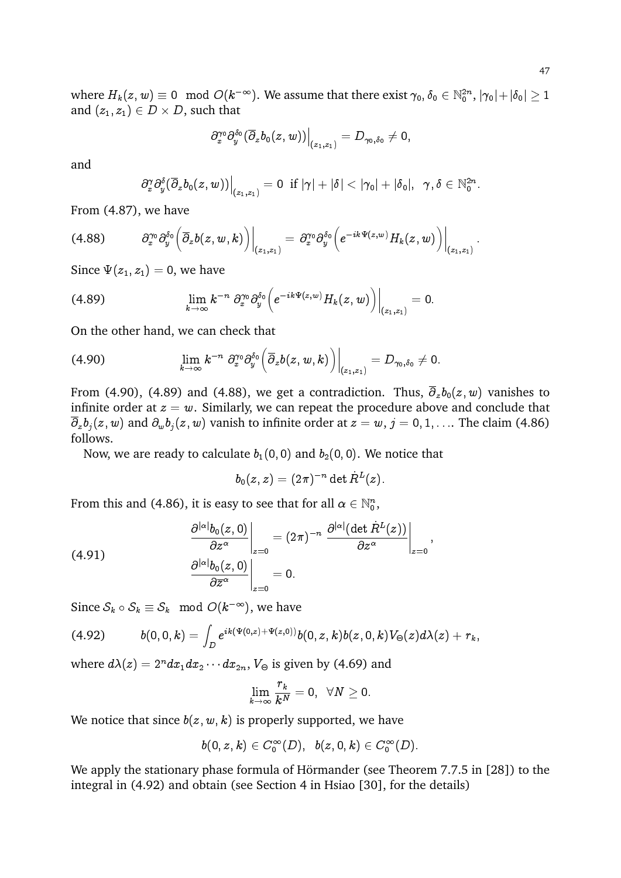where $H_k(z,w) \equiv 0 \mod O(k^{-\infty})$. We assume that there exist $\gamma_0, \delta_0 \in \mathbb{N}_0^{2n}$, $|\gamma_0|+|\delta_0| \geq 1$ and $(z_1, z_1) \in D \times D$, such that

$$\partial_x^{\gamma_0}\partial_y^{\delta_0}(\overline{\partial}_z b_0(z,w))\Big|_{(z_1,z_1)} = D_{\gamma_0,\delta_0} \neq 0,$$

and

$$\partial_x^{\gamma}\partial_y^{\delta}(\overline{\partial}_z b_0(z,w))\Big|_{(z_1,z_1)} = 0 \ \text{ if } |\gamma|+|\delta| < |\gamma_0|+|\delta_0|, \ \ \gamma,\delta \in \mathbb{N}_0^{2n}.$$

From (4.87), we have

$$\partial_x^{\gamma_0}\partial_y^{\delta_0}\Big(\overline{\partial}_z b(z,w,k)\Big)\Big|_{(z_1,z_1)} = \partial_x^{\gamma_0}\partial_y^{\delta_0}\Big(e^{-ik\Psi(z,w)}H_k(z,w)\Big)\Big|_{(z_1,z_1)}. \tag{4.88}$$

Since $\Psi(z_1,z_1) = 0$, we have

$$\lim_{k\to\infty} k^{-n}\, \partial_x^{\gamma_0}\partial_y^{\delta_0}\Big(e^{-ik\Psi(z,w)}H_k(z,w)\Big)\Big|_{(z_1,z_1)} = 0. \tag{4.89}$$

On the other hand, we can check that

$$\lim_{k\to\infty} k^{-n}\, \partial_x^{\gamma_0}\partial_y^{\delta_0}\Big(\overline{\partial}_z b(z,w,k)\Big)\Big|_{(z_1,z_1)} = D_{\gamma_0,\delta_0} \neq 0. \tag{4.90}$$

From (4.90), (4.89) and (4.88), we get a contradiction. Thus, $\overline{\partial}_z b_0(z,w)$ vanishes to infinite order at $z = w$. Similarly, we can repeat the procedure above and conclude that $\overline{\partial}_z b_j(z,w)$ and $\partial_w b_j(z,w)$ vanish to infinite order at $z = w$, $j = 0, 1, \ldots$. The claim (4.86) follows.

Now, we are ready to calculate $b_1(0,0)$ and $b_2(0,0)$. We notice that

$$b_0(z,z) = (2\pi)^{-n} \det \dot{R}^L(z).$$

From this and (4.86), it is easy to see that for all $\alpha \in \mathbb{N}_0^n$,

$$\begin{aligned} \frac{\partial^{|\alpha|} b_0(z,0)}{\partial z^\alpha}\bigg|_{z=0} &= (2\pi)^{-n}\, \frac{\partial^{|\alpha|}(\det \dot{R}^L(z))}{\partial z^\alpha}\bigg|_{z=0}, \\ \frac{\partial^{|\alpha|} b_0(z,0)}{\partial \overline{z}^\alpha}\bigg|_{z=0} &= 0. \end{aligned} \tag{4.91}$$

Since $\mathcal{S}_k \circ \mathcal{S}_k \equiv \mathcal{S}_k \mod O(k^{-\infty})$, we have

$$b(0,0,k) = \int_D e^{ik(\Psi(0,z)+\Psi(z,0))} b(0,z,k) b(z,0,k) V_\Theta(z) d\lambda(z) + r_k, \tag{4.92}$$

where $d\lambda(z) = 2^n dx_1 dx_2 \cdots dx_{2n}$, $V_\Theta$ is given by (4.69) and

$$\lim_{k\to\infty} \frac{r_k}{k^N} = 0, \ \ \forall N \geq 0.$$

We notice that since $b(z,w,k)$ is properly supported, we have

$$b(0,z,k) \in C_0^\infty(D), \ \ b(z,0,k) \in C_0^\infty(D).$$

We apply the stationary phase formula of Hörmander (see Theorem 7.7.5 in [28]) to the integral in (4.92) and obtain (see Section 4 in Hsiao [30], for the details)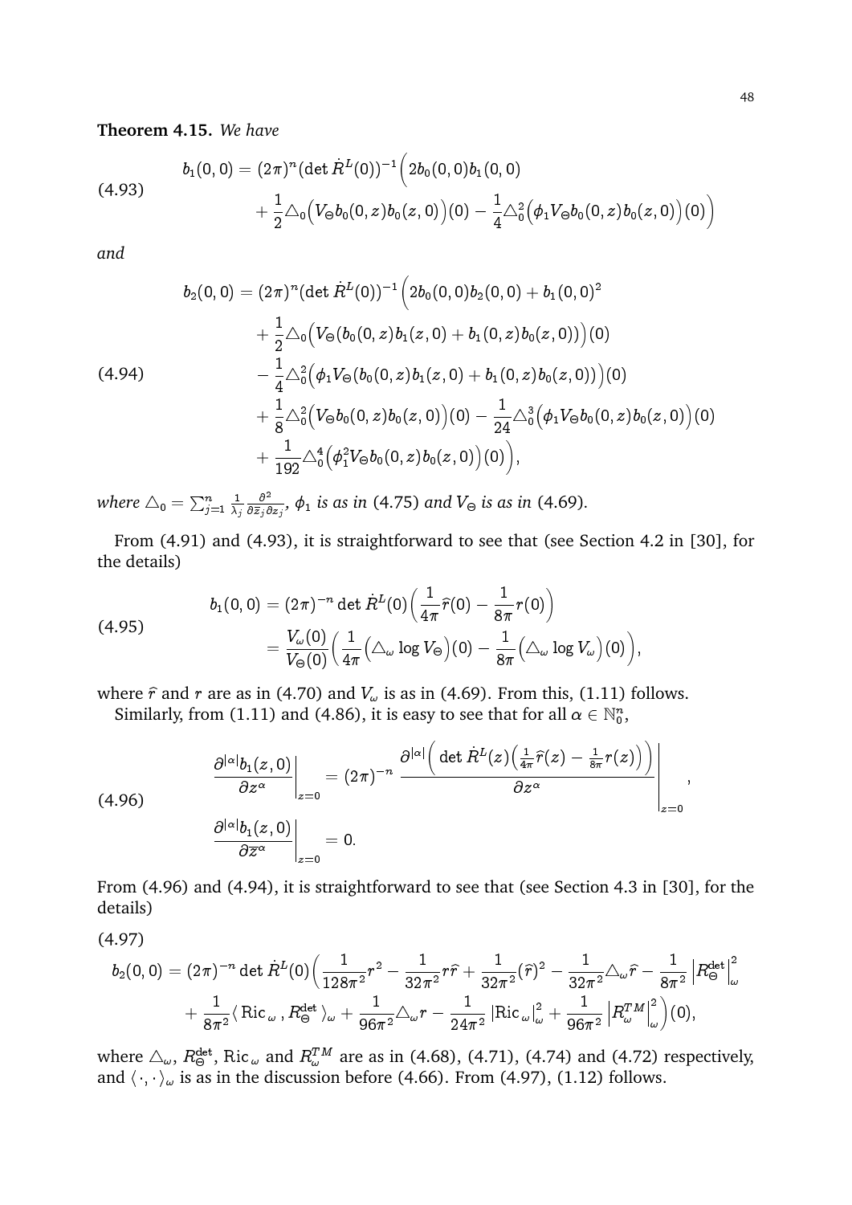**Theorem 4.15.** *We have*

$$
\begin{aligned}
b_1(0,0) = (2\pi)^n(\det \dot{R}^L(0))^{-1}\Big(&2b_0(0,0)b_1(0,0)\\
&+\frac{1}{2}\triangle_0\Big(V_\Theta b_0(0,z)b_0(z,0)\Big)(0)-\frac{1}{4}\triangle_0^2\Big(\phi_1 V_\Theta b_0(0,z)b_0(z,0)\Big)(0)\Big)
\end{aligned}
\tag{4.93}
$$

*and*

$$
\begin{aligned}
b_2(0,0) = (2\pi)^n(\det \dot{R}^L(0))^{-1}\Big(&2b_0(0,0)b_2(0,0)+b_1(0,0)^2\\
&+\frac{1}{2}\triangle_0\Big(V_\Theta(b_0(0,z)b_1(z,0)+b_1(0,z)b_0(z,0))\Big)(0)\\
&-\frac{1}{4}\triangle_0^2\Big(\phi_1 V_\Theta(b_0(0,z)b_1(z,0)+b_1(0,z)b_0(z,0))\Big)(0)\\
&+\frac{1}{8}\triangle_0^2\Big(V_\Theta b_0(0,z)b_0(z,0)\Big)(0)-\frac{1}{24}\triangle_0^3\Big(\phi_1 V_\Theta b_0(0,z)b_0(z,0)\Big)(0)\\
&+\frac{1}{192}\triangle_0^4\Big(\phi_1^2 V_\Theta b_0(0,z)b_0(z,0)\Big)(0)\Big),
\end{aligned}
\tag{4.94}
$$

*where* $\triangle_0=\sum_{j=1}^n\frac{1}{\lambda_j}\frac{\partial^2}{\partial\overline{z}_j\partial z_j}$, $\phi_1$ *is as in* (4.75) *and* $V_\Theta$ *is as in* (4.69).

From (4.91) and (4.93), it is straightforward to see that (see Section 4.2 in [30], for the details)

$$
\begin{aligned}
b_1(0,0) &= (2\pi)^{-n}\det\dot{R}^L(0)\Big(\frac{1}{4\pi}\widehat{r}(0)-\frac{1}{8\pi}r(0)\Big)\\
&=\frac{V_\omega(0)}{V_\Theta(0)}\Big(\frac{1}{4\pi}\Big(\triangle_\omega\log V_\Theta\Big)(0)-\frac{1}{8\pi}\Big(\triangle_\omega\log V_\omega\Big)(0)\Big),
\end{aligned}
\tag{4.95}
$$

where $\widehat{r}$ and $r$ are as in (4.70) and $V_\omega$ is as in (4.69). From this, (1.11) follows.

Similarly, from (1.11) and (4.86), it is easy to see that for all $\alpha\in\mathbb{N}_0^n$,

$$
\begin{aligned}
&\frac{\partial^{|\alpha|}b_1(z,0)}{\partial z^\alpha}\Big|_{z=0}=(2\pi)^{-n}\left.\frac{\partial^{|\alpha|}\Big(\det\dot{R}^L(z)\Big(\frac{1}{4\pi}\widehat{r}(z)-\frac{1}{8\pi}r(z)\Big)\Big)}{\partial z^\alpha}\right|_{z=0},\\
&\frac{\partial^{|\alpha|}b_1(z,0)}{\partial\overline{z}^\alpha}\Big|_{z=0}=0.
\end{aligned}
\tag{4.96}
$$

From (4.96) and (4.94), it is straightforward to see that (see Section 4.3 in [30], for the details)

$$
\begin{aligned}
b_2(0,0)=(2\pi)^{-n}\det\dot{R}^L(0)\Big(&\frac{1}{128\pi^2}r^2-\frac{1}{32\pi^2}r\widehat{r}+\frac{1}{32\pi^2}(\widehat{r})^2-\frac{1}{32\pi^2}\triangle_\omega\widehat{r}-\frac{1}{8\pi^2}\Big|R^{\det}_\Theta\Big|^2_\omega\\
&+\frac{1}{8\pi^2}\langle\,\mathrm{Ric}_\omega\,,R^{\det}_\Theta\,\rangle_\omega+\frac{1}{96\pi^2}\triangle_\omega r-\frac{1}{24\pi^2}\left|\mathrm{Ric}_\omega\right|^2_\omega+\frac{1}{96\pi^2}\Big|R^{TM}_\omega\Big|^2_\omega\Big)(0),
\end{aligned}
\tag{4.97}
$$

where $\triangle_\omega$, $R^{\det}_\Theta$, $\mathrm{Ric}_\omega$ and $R^{TM}_\omega$ are as in (4.68), (4.71), (4.74) and (4.72) respectively, and $\langle\cdot,\cdot\rangle_\omega$ is as in the discussion before (4.66). From (4.97), (1.12) follows.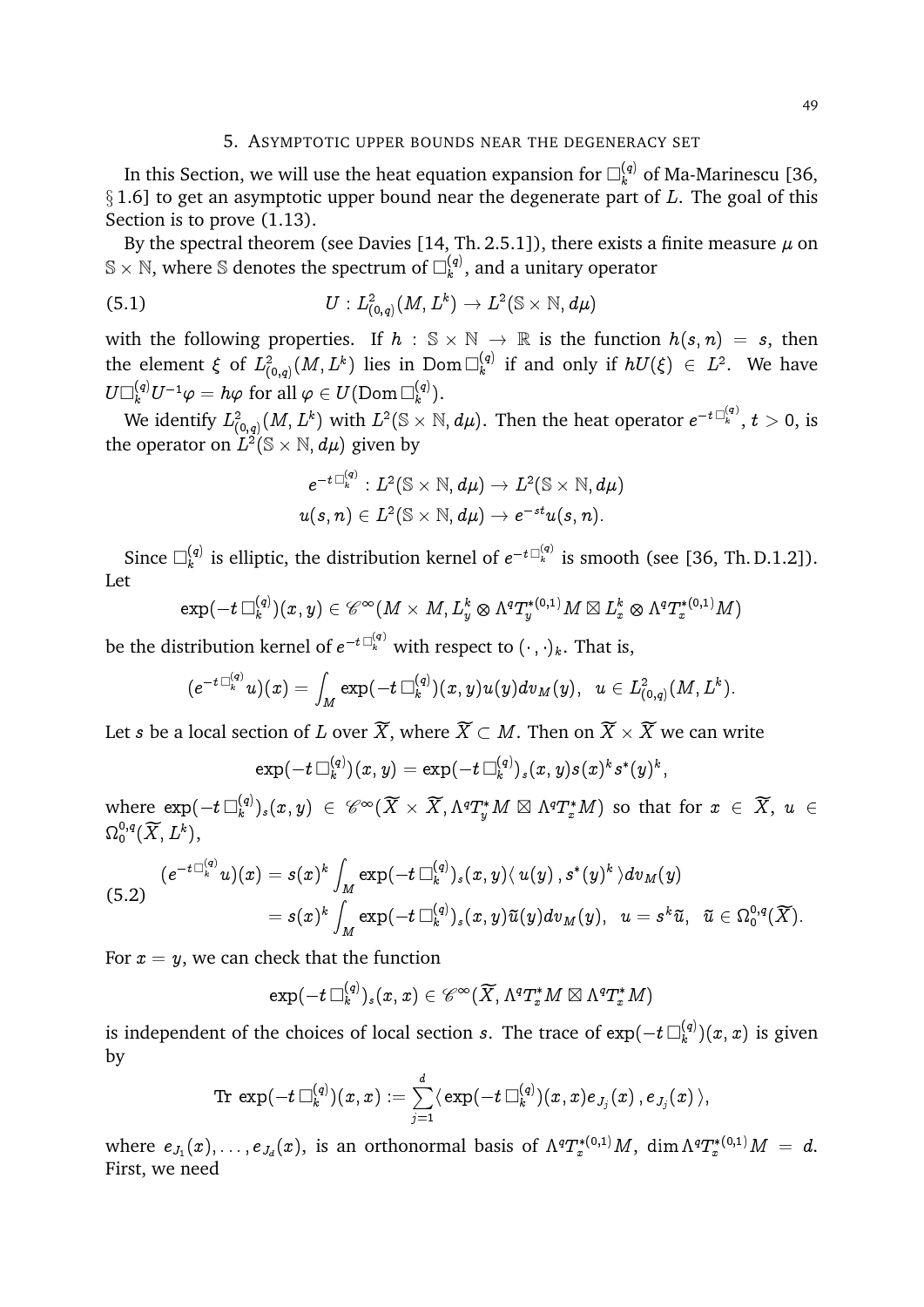## 5. Asymptotic upper bounds near the degeneracy set

In this Section, we will use the heat equation expansion for $\Box^{(q)}_k$ of Ma-Marinescu [36, § 1.6] to get an asymptotic upper bound near the degenerate part of $L$. The goal of this Section is to prove (1.13).

By the spectral theorem (see Davies [14, Th. 2.5.1]), there exists a finite measure $\mu$ on $\mathbb{S}\times\mathbb{N}$, where $\mathbb{S}$ denotes the spectrum of $\Box^{(q)}_k$, and a unitary operator

$$U : L^2_{(0,q)}(M,L^k)\rightarrow L^2(\mathbb{S}\times\mathbb{N},d\mu) \tag{5.1}$$

with the following properties. If $h:\mathbb{S}\times\mathbb{N}\rightarrow\mathbb{R}$ is the function $h(s,n)=s$, then the element $\xi$ of $L^2_{(0,q)}(M,L^k)$ lies in $\operatorname{Dom}\Box^{(q)}_k$ if and only if $hU(\xi)\in L^2$. We have $U\Box^{(q)}_kU^{-1}\varphi=h\varphi$ for all $\varphi\in U(\operatorname{Dom}\Box^{(q)}_k)$.

We identify $L^2_{(0,q)}(M,L^k)$ with $L^2(\mathbb{S}\times\mathbb{N},d\mu)$. Then the heat operator $e^{-t\Box^{(q)}_k}$, $t>0$, is the operator on $L^2(\mathbb{S}\times\mathbb{N},d\mu)$ given by

$$\begin{aligned}&e^{-t\Box^{(q)}_k}:L^2(\mathbb{S}\times\mathbb{N},d\mu)\rightarrow L^2(\mathbb{S}\times\mathbb{N},d\mu)\\ &u(s,n)\in L^2(\mathbb{S}\times\mathbb{N},d\mu)\rightarrow e^{-st}u(s,n).\end{aligned}$$

Since $\Box^{(q)}_k$ is elliptic, the distribution kernel of $e^{-t\Box^{(q)}_k}$ is smooth (see [36, Th. D.1.2]). Let

$$\exp(-t\,\Box^{(q)}_k)(x,y)\in\mathscr{C}^\infty(M\times M,L^k_y\otimes\Lambda^qT^{*(0,1)}_yM\boxtimes L^k_x\otimes\Lambda^qT^{*(0,1)}_xM)$$

be the distribution kernel of $e^{-t\Box^{(q)}_k}$ with respect to $(\cdot\,,\cdot)_k$. That is,

$$(e^{-t\Box^{(q)}_k}u)(x)=\int_M\exp(-t\,\Box^{(q)}_k)(x,y)u(y)dv_M(y),\ \ u\in L^2_{(0,q)}(M,L^k).$$

Let $s$ be a local section of $L$ over $\widetilde X$, where $\widetilde X\subset M$. Then on $\widetilde X\times\widetilde X$ we can write

$$\exp(-t\,\Box^{(q)}_k)(x,y)=\exp(-t\,\Box^{(q)}_k)_s(x,y)s(x)^ks^*(y)^k,$$

where $\exp(-t\,\Box^{(q)}_k)_s(x,y)\in\mathscr{C}^\infty(\widetilde X\times\widetilde X,\Lambda^qT^*_yM\boxtimes\Lambda^qT^*_xM)$ so that for $x\in\widetilde X$, $u\in\Omega^{0,q}_0(\widetilde X,L^k)$,

$$\begin{aligned}(e^{-t\Box^{(q)}_k}u)(x)&=s(x)^k\int_M\exp(-t\,\Box^{(q)}_k)_s(x,y)\langle\,u(y)\,,s^*(y)^k\,\rangle dv_M(y)\\&=s(x)^k\int_M\exp(-t\,\Box^{(q)}_k)_s(x,y)\tilde u(y)dv_M(y),\ \ u=s^k\tilde u,\ \ \tilde u\in\Omega^{0,q}_0(\widetilde X).\end{aligned}\tag{5.2}$$

For $x=y$, we can check that the function

$$\exp(-t\,\Box^{(q)}_k)_s(x,x)\in\mathscr{C}^\infty(\widetilde X,\Lambda^qT^*_xM\boxtimes\Lambda^qT^*_xM)$$

is independent of the choices of local section $s$. The trace of $\exp(-t\,\Box^{(q)}_k)(x,x)$ is given by

$$\operatorname{Tr}\,\exp(-t\,\Box^{(q)}_k)(x,x):=\sum_{j=1}^d\langle\,\exp(-t\,\Box^{(q)}_k)(x,x)e_{J_j}(x)\,,e_{J_j}(x)\,\rangle,$$

where $e_{J_1}(x),\ldots,e_{J_d}(x)$, is an orthonormal basis of $\Lambda^qT^{*(0,1)}_xM$, $\dim\Lambda^qT^{*(0,1)}_xM=d$. First, we need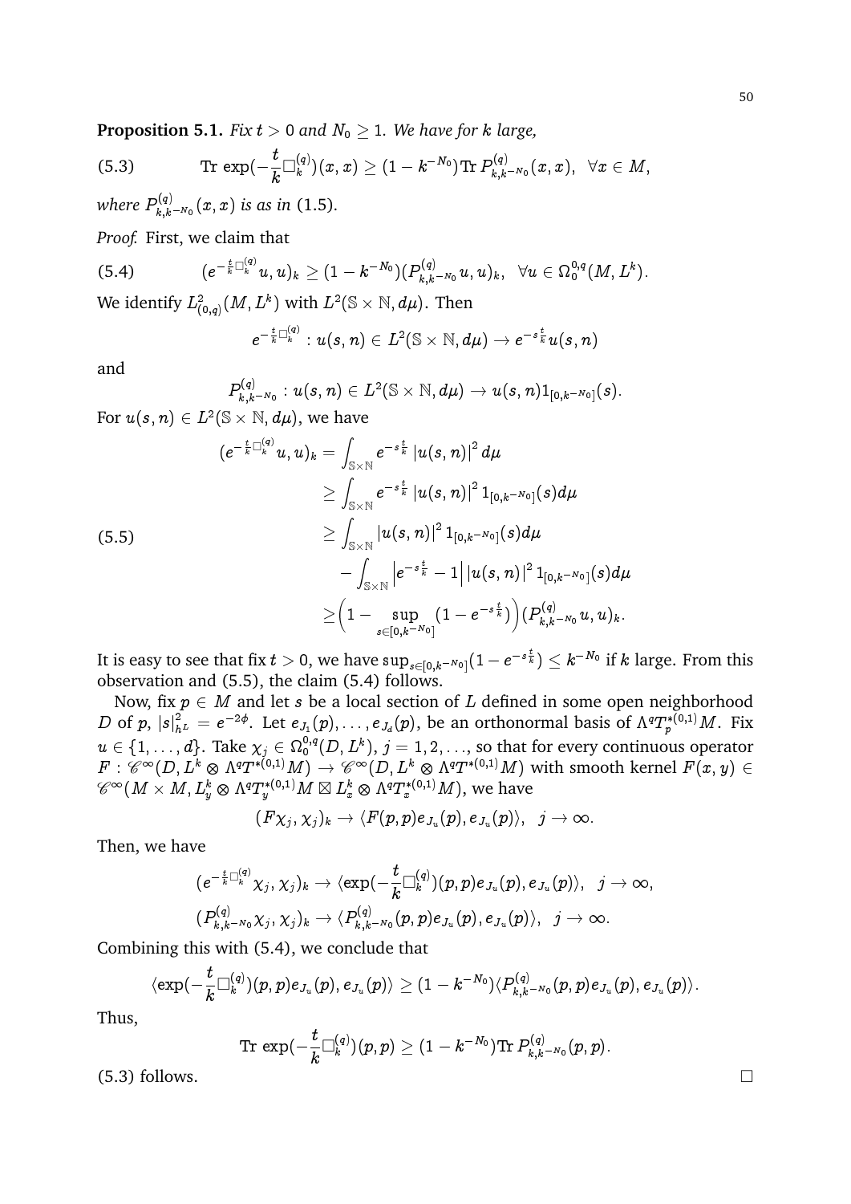**Proposition 5.1.** *Fix $t > 0$ and $N_0 \geq 1$. We have for $k$ large,*

$$\text{Tr}\, \exp(-\frac{t}{k}\Box_k^{(q)})(x,x) \geq (1-k^{-N_0})\text{Tr}\, P^{(q)}_{k,k^{-N_0}}(x,x), \ \ \forall x \in M, \tag{5.3}$$

*where $P^{(q)}_{k,k^{-N_0}}(x,x)$ is as in* (1.5).

*Proof.* First, we claim that

$$(e^{-\frac{t}{k}\Box_k^{(q)}}u,u)_k \geq (1-k^{-N_0})(P^{(q)}_{k,k^{-N_0}}u,u)_k, \ \ \forall u \in \Omega_0^{0,q}(M,L^k). \tag{5.4}$$

We identify $L^2_{(0,q)}(M,L^k)$ with $L^2(\mathbb{S}\times\mathbb{N},d\mu)$. Then

$$e^{-\frac{t}{k}\Box_k^{(q)}} : u(s,n) \in L^2(\mathbb{S}\times\mathbb{N},d\mu) \to e^{-s\frac{t}{k}}u(s,n)$$

and

$$P^{(q)}_{k,k^{-N_0}} : u(s,n) \in L^2(\mathbb{S}\times\mathbb{N},d\mu) \to u(s,n)1_{[0,k^{-N_0}]}(s).$$

For $u(s,n) \in L^2(\mathbb{S}\times\mathbb{N},d\mu)$, we have

$$\begin{aligned}
(e^{-\frac{t}{k}\Box_k^{(q)}}u,u)_k &= \int_{\mathbb{S}\times\mathbb{N}} e^{-s\frac{t}{k}}\left|u(s,n)\right|^2 d\mu \\
&\geq \int_{\mathbb{S}\times\mathbb{N}} e^{-s\frac{t}{k}}\left|u(s,n)\right|^2 1_{[0,k^{-N_0}]}(s) d\mu \\
&\geq \int_{\mathbb{S}\times\mathbb{N}} \left|u(s,n)\right|^2 1_{[0,k^{-N_0}]}(s) d\mu \\
&\quad - \int_{\mathbb{S}\times\mathbb{N}} \left|e^{-s\frac{t}{k}}-1\right|\left|u(s,n)\right|^2 1_{[0,k^{-N_0}]}(s) d\mu \\
&\geq \Big(1-\sup_{s\in[0,k^{-N_0}]}(1-e^{-s\frac{t}{k}})\Big)(P^{(q)}_{k,k^{-N_0}}u,u)_k.
\end{aligned} \tag{5.5}$$

It is easy to see that fix $t>0$, we have $\sup_{s\in[0,k^{-N_0}]}(1-e^{-s\frac{t}{k}}) \leq k^{-N_0}$ if $k$ large. From this observation and (5.5), the claim (5.4) follows.

Now, fix $p \in M$ and let $s$ be a local section of $L$ defined in some open neighborhood $D$ of $p$, $|s|^2_{h^L} = e^{-2\phi}$. Let $e_{J_1}(p),\ldots,e_{J_d}(p)$, be an orthonormal basis of $\Lambda^q T^{*(0,1)}_p M$. Fix $u \in \{1,\ldots,d\}$. Take $\chi_j \in \Omega_0^{0,q}(D,L^k)$, $j=1,2,\ldots$, so that for every continuous operator $F : \mathscr{C}^\infty(D,L^k\otimes\Lambda^q T^{*(0,1)}M) \to \mathscr{C}^\infty(D,L^k\otimes\Lambda^q T^{*(0,1)}M)$ with smooth kernel $F(x,y) \in \mathscr{C}^\infty(M\times M, L^k_y\otimes\Lambda^q T^{*(0,1)}_y M \boxtimes L^k_x\otimes\Lambda^q T^{*(0,1)}_x M)$, we have

$$(F\chi_j,\chi_j)_k \to \langle F(p,p)e_{J_u}(p), e_{J_u}(p)\rangle, \ \ j\to\infty.$$

Then, we have

$$\begin{aligned}
&(e^{-\frac{t}{k}\Box_k^{(q)}}\chi_j,\chi_j)_k \to \langle \exp(-\frac{t}{k}\Box_k^{(q)})(p,p)e_{J_u}(p), e_{J_u}(p)\rangle, \ \ j\to\infty, \\
&(P^{(q)}_{k,k^{-N_0}}\chi_j,\chi_j)_k \to \langle P^{(q)}_{k,k^{-N_0}}(p,p)e_{J_u}(p), e_{J_u}(p)\rangle, \ \ j\to\infty.
\end{aligned}$$

Combining this with (5.4), we conclude that

$$\langle \exp(-\frac{t}{k}\Box_k^{(q)})(p,p)e_{J_u}(p), e_{J_u}(p)\rangle \geq (1-k^{-N_0})\langle P^{(q)}_{k,k^{-N_0}}(p,p)e_{J_u}(p), e_{J_u}(p)\rangle.$$

Thus,

$$\text{Tr}\, \exp(-\frac{t}{k}\Box_k^{(q)})(p,p) \geq (1-k^{-N_0})\text{Tr}\, P^{(q)}_{k,k^{-N_0}}(p,p).$$

(5.3) follows. □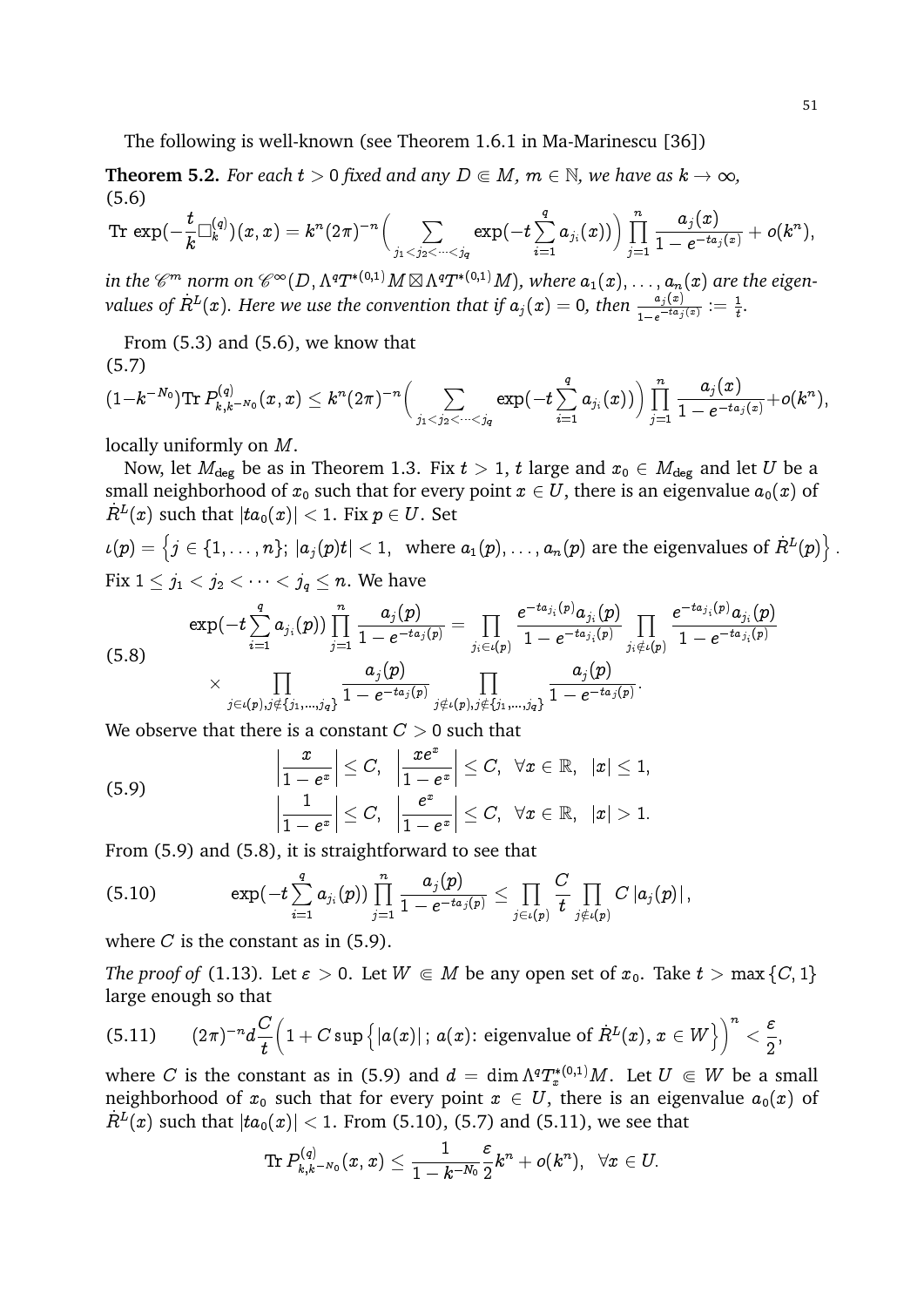The following is well-known (see Theorem 1.6.1 in Ma-Marinescu [36])

**Theorem 5.2.** *For each $t > 0$ fixed and any $D \Subset M$, $m \in \mathbb{N}$, we have as $k \to \infty$,*

$$\operatorname{Tr}\,\exp(-\frac{t}{k}\Box^{(q)}_k)(x,x) = k^n(2\pi)^{-n}\Big(\sum_{j_1<j_2<\cdots<j_q}\exp(-t\sum_{i=1}^{q}a_{j_i}(x))\Big)\prod_{j=1}^{n}\frac{a_j(x)}{1-e^{-ta_j(x)}}+o(k^n), \tag{5.6}$$

*in the $\mathscr{C}^m$ norm on $\mathscr{C}^\infty(D, \Lambda^q T^{*(0,1)}M \boxtimes \Lambda^q T^{*(0,1)}M)$, where $a_1(x),\ldots,a_n(x)$ are the eigenvalues of $\dot{R}^L(x)$. Here we use the convention that if $a_j(x)=0$, then $\frac{a_j(x)}{1-e^{-ta_j(x)}} := \frac{1}{t}$.*

From (5.3) and (5.6), we know that

$$(1-k^{-N_0})\operatorname{Tr}P^{(q)}_{k,k^{-N_0}}(x,x) \leq k^n(2\pi)^{-n}\Big(\sum_{j_1<j_2<\cdots<j_q}\exp(-t\sum_{i=1}^{q}a_{j_i}(x))\Big)\prod_{j=1}^{n}\frac{a_j(x)}{1-e^{-ta_j(x)}}+o(k^n), \tag{5.7}$$

locally uniformly on $M$.

Now, let $M_{\rm deg}$ be as in Theorem 1.3. Fix $t > 1$, $t$ large and $x_0 \in M_{\rm deg}$ and let $U$ be a small neighborhood of $x_0$ such that for every point $x \in U$, there is an eigenvalue $a_0(x)$ of $\dot{R}^L(x)$ such that $|ta_0(x)| < 1$. Fix $p \in U$. Set

$$\iota(p) = \Big\{j \in \{1,\ldots,n\};\ |a_j(p)t| < 1,\ \text{ where } a_1(p),\ldots,a_n(p) \text{ are the eigenvalues of } \dot{R}^L(p)\Big\}.$$

Fix $1 \leq j_1 < j_2 < \cdots < j_q \leq n$. We have

$$\begin{aligned}\exp(-t\sum_{i=1}^{q}a_{j_i}(p))\prod_{j=1}^{n}\frac{a_j(p)}{1-e^{-ta_j(p)}} &= \prod_{j_i\in\iota(p)}\frac{e^{-ta_{j_i}(p)}a_{j_i}(p)}{1-e^{-ta_{j_i}(p)}}\prod_{j_i\notin\iota(p)}\frac{e^{-ta_{j_i}(p)}a_{j_i}(p)}{1-e^{-ta_{j_i}(p)}}\\ &\quad\times\prod_{j\in\iota(p),j\notin\{j_1,\ldots,j_q\}}\frac{a_j(p)}{1-e^{-ta_j(p)}}\prod_{j\notin\iota(p),j\notin\{j_1,\ldots,j_q\}}\frac{a_j(p)}{1-e^{-ta_j(p)}}.\end{aligned} \tag{5.8}$$

We observe that there is a constant $C > 0$ such that

$$\begin{aligned}&\left|\frac{x}{1-e^x}\right| \leq C,\quad \left|\frac{xe^x}{1-e^x}\right| \leq C,\quad \forall x \in \mathbb{R},\ |x| \leq 1,\\ &\left|\frac{1}{1-e^x}\right| \leq C,\quad \left|\frac{e^x}{1-e^x}\right| \leq C,\quad \forall x \in \mathbb{R},\ |x| > 1.\end{aligned} \tag{5.9}$$

From (5.9) and (5.8), it is straightforward to see that

$$\exp(-t\sum_{i=1}^{q}a_{j_i}(p))\prod_{j=1}^{n}\frac{a_j(p)}{1-e^{-ta_j(p)}} \leq \prod_{j\in\iota(p)}\frac{C}{t}\prod_{j\notin\iota(p)}C\,|a_j(p)|\,, \tag{5.10}$$

where $C$ is the constant as in (5.9).

*The proof of* (1.13). Let $\varepsilon > 0$. Let $W \Subset M$ be any open set of $x_0$. Take $t > \max\{C, 1\}$ large enough so that

$$(2\pi)^{-n}d\frac{C}{t}\Big(1 + C\sup\big\{|a(x)|\,;\, a(x)\text{: eigenvalue of } \dot{R}^L(x),\, x\in W\big\}\Big)^n < \frac{\varepsilon}{2}, \tag{5.11}$$

where $C$ is the constant as in (5.9) and $d = \dim \Lambda^q T^{*(0,1)}_x M$. Let $U \Subset W$ be a small neighborhood of $x_0$ such that for every point $x \in U$, there is an eigenvalue $a_0(x)$ of $\dot{R}^L(x)$ such that $|ta_0(x)| < 1$. From (5.10), (5.7) and (5.11), we see that

$$\operatorname{Tr}P^{(q)}_{k,k^{-N_0}}(x,x) \leq \frac{1}{1-k^{-N_0}}\frac{\varepsilon}{2}k^n + o(k^n),\quad \forall x \in U.$$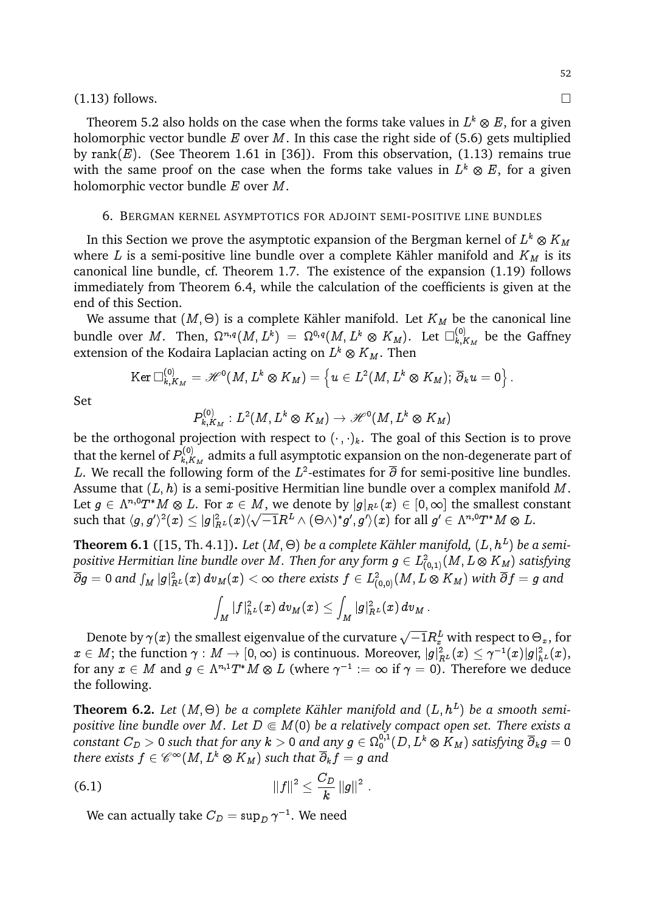(1.13) follows. $\square$

Theorem 5.2 also holds on the case when the forms take values in $L^k \otimes E$, for a given holomorphic vector bundle $E$ over $M$. In this case the right side of (5.6) gets multiplied by $\mathrm{rank}(E)$. (See Theorem 1.61 in [36]). From this observation, (1.13) remains true with the same proof on the case when the forms take values in $L^k \otimes E$, for a given holomorphic vector bundle $E$ over $M$.

## 6. Bergman kernel asymptotics for adjoint semi-positive line bundles

In this Section we prove the asymptotic expansion of the Bergman kernel of $L^k \otimes K_M$ where $L$ is a semi-positive line bundle over a complete Kähler manifold and $K_M$ is its canonical line bundle, cf. Theorem 1.7. The existence of the expansion (1.19) follows immediately from Theorem 6.4, while the calculation of the coefficients is given at the end of this Section.

We assume that $(M, \Theta)$ is a complete Kähler manifold. Let $K_M$ be the canonical line bundle over $M$. Then, $\Omega^{n,q}(M, L^k) = \Omega^{0,q}(M, L^k \otimes K_M)$. Let $\square^{(0)}_{k,K_M}$ be the Gaffney extension of the Kodaira Laplacian acting on $L^k \otimes K_M$. Then

$$\operatorname{Ker} \square^{(0)}_{k,K_M} = \mathscr{H}^0(M, L^k \otimes K_M) = \left\{ u \in L^2(M, L^k \otimes K_M);\, \overline{\partial}_k u = 0 \right\}.$$

Set

$$P^{(0)}_{k,K_M} : L^2(M, L^k \otimes K_M) \to \mathscr{H}^0(M, L^k \otimes K_M)$$

be the orthogonal projection with respect to $(\cdot\,,\cdot)_k$. The goal of this Section is to prove that the kernel of $P^{(0)}_{k,K_M}$ admits a full asymptotic expansion on the non-degenerate part of $L$. We recall the following form of the $L^2$-estimates for $\overline{\partial}$ for semi-positive line bundles. Assume that $(L, h)$ is a semi-positive Hermitian line bundle over a complex manifold $M$. Let $g \in \Lambda^{n,0}T^*M \otimes L$. For $x \in M$, we denote by $|g|_{R^L}(x) \in [0, \infty]$ the smallest constant such that $\langle g, g' \rangle^2(x) \leq |g|^2_{R^L}(x) \langle \sqrt{-1}R^L \wedge (\Theta\wedge)^* g', g' \rangle(x)$ for all $g' \in \Lambda^{n,0}T^*M \otimes L$.

**Theorem 6.1** ([15, Th. 4.1]). *Let $(M, \Theta)$ be a complete Kähler manifold, $(L, h^L)$ be a semi-positive Hermitian line bundle over $M$. Then for any form $g \in L^2_{(0,1)}(M, L \otimes K_M)$ satisfying $\overline{\partial} g = 0$ and $\int_M |g|^2_{R^L}(x)\, dv_M(x) < \infty$ there exists $f \in L^2_{(0,0)}(M, L \otimes K_M)$ with $\overline{\partial} f = g$ and*

$$\int_M |f|^2_{h^L}(x)\, dv_M(x) \leq \int_M |g|^2_{R^L}(x)\, dv_M\,.$$

Denote by $\gamma(x)$ the smallest eigenvalue of the curvature $\sqrt{-1}R^L_x$ with respect to $\Theta_x$, for $x \in M$; the function $\gamma : M \to [0, \infty)$ is continuous. Moreover, $|g|^2_{R^L}(x) \leq \gamma^{-1}(x) |g|^2_{h^L}(x)$, for any $x \in M$ and $g \in \Lambda^{n,1}T^*M \otimes L$ (where $\gamma^{-1} := \infty$ if $\gamma = 0$). Therefore we deduce the following.

**Theorem 6.2.** *Let $(M, \Theta)$ be a complete Kähler manifold and $(L, h^L)$ be a smooth semi-positive line bundle over $M$. Let $D \Subset M(0)$ be a relatively compact open set. There exists a constant $C_D > 0$ such that for any $k > 0$ and any $g \in \Omega^{0,1}_0(D, L^k \otimes K_M)$ satisfying $\overline{\partial}_k g = 0$ there exists $f \in \mathscr{C}^\infty(M, L^k \otimes K_M)$ such that $\overline{\partial}_k f = g$ and*

$$\|f\|^2 \leq \frac{C_D}{k}\, \|g\|^2\,. \tag{6.1}$$

We can actually take $C_D = \sup_D \gamma^{-1}$. We need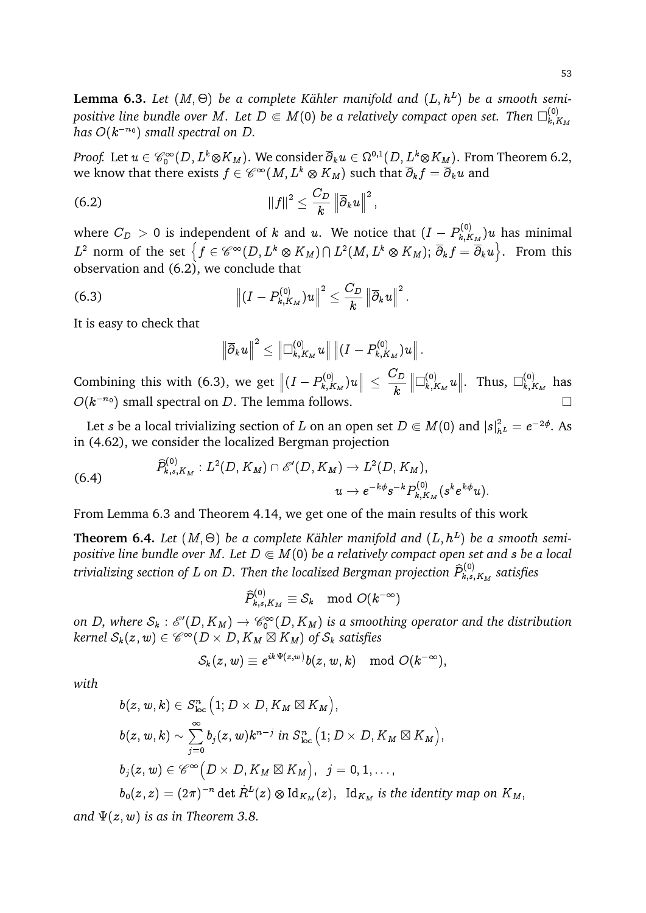**Lemma 6.3.** *Let $(M, \Theta)$ be a complete Kähler manifold and $(L, h^L)$ be a smooth semi-positive line bundle over $M$. Let $D \Subset M(0)$ be a relatively compact open set. Then $\Box^{(0)}_{k,K_M}$ has $O(k^{-n_0})$ small spectral on $D$.*

*Proof.* Let $u \in \mathscr{C}^\infty_0(D, L^k \otimes K_M)$. We consider $\overline{\partial}_k u \in \Omega^{0,1}(D, L^k \otimes K_M)$. From Theorem 6.2, we know that there exists $f \in \mathscr{C}^\infty(M, L^k \otimes K_M)$ such that $\overline{\partial}_k f = \overline{\partial}_k u$ and

$$||f||^2 \leq \frac{C_D}{k} \left\|\overline{\partial}_k u\right\|^2, \tag{6.2}$$

where $C_D > 0$ is independent of $k$ and $u$. We notice that $(I - P^{(0)}_{k,K_M})u$ has minimal $L^2$ norm of the set $\left\{f \in \mathscr{C}^\infty(D, L^k \otimes K_M) \bigcap L^2(M, L^k \otimes K_M);\ \overline{\partial}_k f = \overline{\partial}_k u\right\}$. From this observation and (6.2), we conclude that

$$\left\|(I - P^{(0)}_{k,K_M})u\right\|^2 \leq \frac{C_D}{k} \left\|\overline{\partial}_k u\right\|^2. \tag{6.3}$$

It is easy to check that

$$\left\|\overline{\partial}_k u\right\|^2 \leq \left\|\Box^{(0)}_{k,K_M} u\right\| \left\|(I - P^{(0)}_{k,K_M})u\right\|.$$

Combining this with (6.3), we get $\left\|(I - P^{(0)}_{k,K_M})u\right\| \leq \dfrac{C_D}{k} \left\|\Box^{(0)}_{k,K_M} u\right\|$. Thus, $\Box^{(0)}_{k,K_M}$ has $O(k^{-n_0})$ small spectral on $D$. The lemma follows. $\square$

Let $s$ be a local trivializing section of $L$ on an open set $D \Subset M(0)$ and $|s|^2_{h^L} = e^{-2\phi}$. As in (4.62), we consider the localized Bergman projection

$$\begin{aligned} \widehat{P}^{(0)}_{k,s,K_M} : L^2(D, K_M) \cap \mathscr{E}'(D, K_M) &\to L^2(D, K_M), \\ u &\to e^{-k\phi} s^{-k} P^{(0)}_{k,K_M}(s^k e^{k\phi} u). \end{aligned} \tag{6.4}$$

From Lemma 6.3 and Theorem 4.14, we get one of the main results of this work

**Theorem 6.4.** *Let $(M, \Theta)$ be a complete Kähler manifold and $(L, h^L)$ be a smooth semi-positive line bundle over $M$. Let $D \Subset M(0)$ be a relatively compact open set and $s$ be a local trivializing section of $L$ on $D$. Then the localized Bergman projection $\widehat{P}^{(0)}_{k,s,K_M}$ satisfies*

$$\widehat{P}^{(0)}_{k,s,K_M} \equiv \mathcal{S}_k \mod O(k^{-\infty})$$

*on $D$, where $\mathcal{S}_k : \mathscr{E}'(D, K_M) \to \mathscr{C}^\infty_0(D, K_M)$ is a smoothing operator and the distribution kernel $\mathcal{S}_k(z, w) \in \mathscr{C}^\infty(D \times D, K_M \boxtimes K_M)$ of $\mathcal{S}_k$ satisfies*

$$\mathcal{S}_k(z, w) \equiv e^{ik\Psi(z,w)} b(z, w, k) \mod O(k^{-\infty}),$$

*with*

$$\begin{aligned}
&b(z, w, k) \in S^n_{\mathrm{loc}}\left(1; D \times D, K_M \boxtimes K_M\right), \\
&b(z, w, k) \sim \sum_{j=0}^{\infty} b_j(z, w) k^{n-j} \text{ in } S^n_{\mathrm{loc}}\left(1; D \times D, K_M \boxtimes K_M\right), \\
&b_j(z, w) \in \mathscr{C}^\infty\left(D \times D, K_M \boxtimes K_M\right),\ \ j = 0, 1, \ldots, \\
&b_0(z, z) = (2\pi)^{-n} \det \dot{R}^L(z) \otimes \mathrm{Id}_{K_M}(z),\ \ \mathrm{Id}_{K_M} \text{ is the identity map on } K_M,
\end{aligned}$$

*and $\Psi(z, w)$ is as in Theorem 3.8.*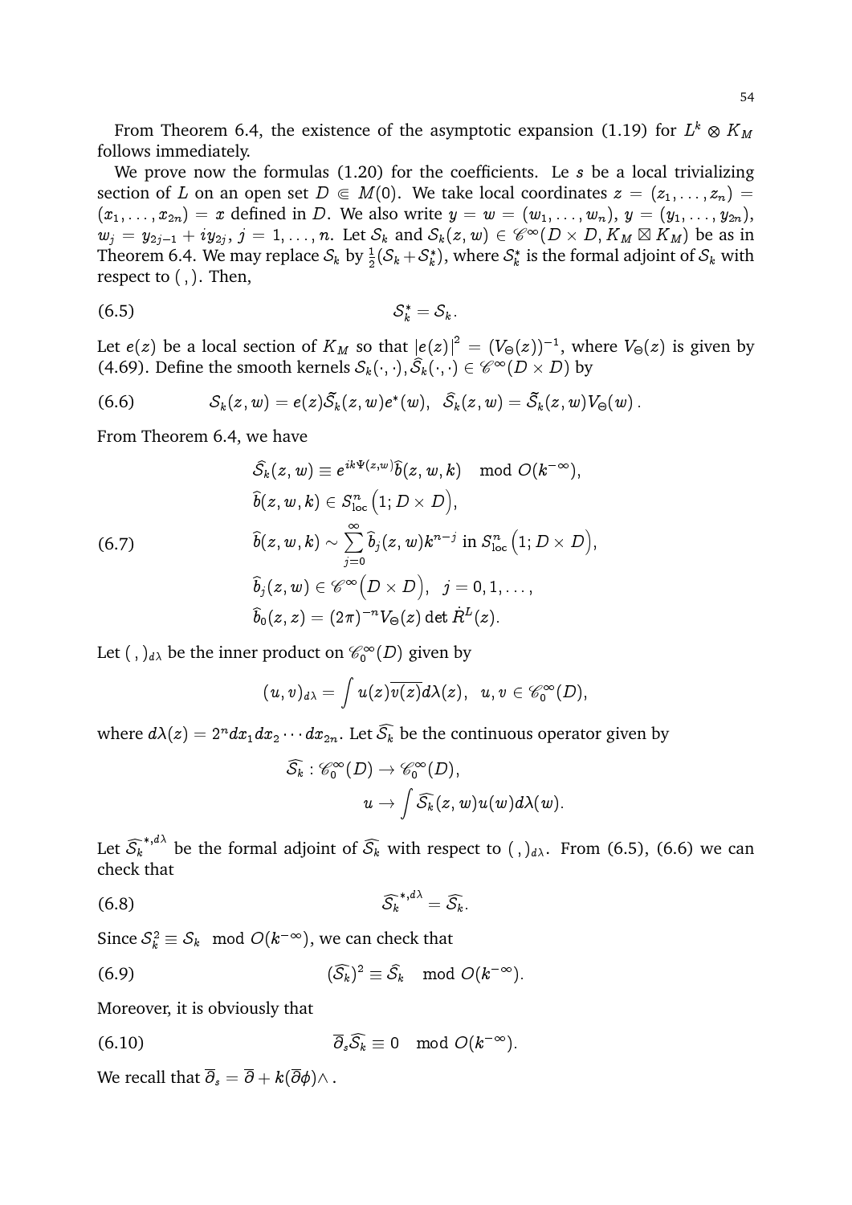From Theorem 6.4, the existence of the asymptotic expansion (1.19) for $L^k \otimes K_M$ follows immediately.

We prove now the formulas (1.20) for the coefficients. Le $s$ be a local trivializing section of $L$ on an open set $D \Subset M(0)$. We take local coordinates $z = (z_1, \ldots, z_n) = (x_1, \ldots, x_{2n}) = x$ defined in $D$. We also write $y = w = (w_1, \ldots, w_n)$, $y = (y_1, \ldots, y_{2n})$, $w_j = y_{2j-1} + iy_{2j}$, $j = 1, \ldots, n$. Let $\mathcal{S}_k$ and $\mathcal{S}_k(z, w) \in \mathscr{C}^\infty(D \times D, K_M \boxtimes K_M)$ be as in Theorem 6.4. We may replace $\mathcal{S}_k$ by $\frac{1}{2}(\mathcal{S}_k + \mathcal{S}_k^*)$, where $\mathcal{S}_k^*$ is the formal adjoint of $\mathcal{S}_k$ with respect to $(\,,)$. Then,

$$
\mathcal{S}_k^* = \mathcal{S}_k. \tag{6.5}
$$

Let $e(z)$ be a local section of $K_M$ so that $|e(z)|^2 = (V_\Theta(z))^{-1}$, where $V_\Theta(z)$ is given by (4.69). Define the smooth kernels $\mathcal{S}_k(\cdot, \cdot), \widehat{\mathcal{S}}_k(\cdot, \cdot) \in \mathscr{C}^\infty(D \times D)$ by

$$
\mathcal{S}_k(z, w) = e(z)\widetilde{\mathcal{S}}_k(z, w)e^*(w), \quad \widehat{\mathcal{S}}_k(z, w) = \widetilde{\mathcal{S}}_k(z, w)V_\Theta(w)\,. \tag{6.6}
$$

From Theorem 6.4, we have

$$
\begin{aligned}
&\widehat{\mathcal{S}}_k(z, w) \equiv e^{ik\Psi(z,w)}\widehat{b}(z, w, k) \mod O(k^{-\infty}),\\
&\widehat{b}(z, w, k) \in S^n_{\mathrm{loc}}\Big(1; D \times D\Big),\\
&\widehat{b}(z, w, k) \sim \sum_{j=0}^{\infty} \widehat{b}_j(z, w)k^{n-j} \text{ in } S^n_{\mathrm{loc}}\Big(1; D \times D\Big),\\
&\widehat{b}_j(z, w) \in \mathscr{C}^\infty\Big(D \times D\Big), \quad j = 0, 1, \ldots,\\
&\widehat{b}_0(z, z) = (2\pi)^{-n}V_\Theta(z)\det \dot{R}^L(z).
\end{aligned} \tag{6.7}
$$

Let $(\,,)_{d\lambda}$ be the inner product on $\mathscr{C}^\infty_0(D)$ given by

$$
(u, v)_{d\lambda} = \int u(z)\overline{v(z)}d\lambda(z), \quad u, v \in \mathscr{C}^\infty_0(D),
$$

where $d\lambda(z) = 2^n dx_1 dx_2 \cdots dx_{2n}$. Let $\widehat{\mathcal{S}_k}$ be the continuous operator given by

$$
\begin{aligned}
\widehat{\mathcal{S}_k} : \mathscr{C}^\infty_0(D) &\to \mathscr{C}^\infty_0(D),\\
u &\to \int \widehat{\mathcal{S}_k}(z, w)u(w)d\lambda(w).
\end{aligned}
$$

Let $\widehat{\mathcal{S}_k}^{*,d\lambda}$ be the formal adjoint of $\widehat{\mathcal{S}_k}$ with respect to $(\,,)_{d\lambda}$. From (6.5), (6.6) we can check that

$$
\widehat{\mathcal{S}_k}^{*,d\lambda} = \widehat{\mathcal{S}_k}. \tag{6.8}
$$

Since $\mathcal{S}_k^2 \equiv \mathcal{S}_k \mod O(k^{-\infty})$, we can check that

$$
(\widehat{\mathcal{S}_k})^2 \equiv \widehat{\mathcal{S}}_k \mod O(k^{-\infty}). \tag{6.9}
$$

Moreover, it is obviously that

$$
\overline{\partial}_s \widehat{\mathcal{S}_k} \equiv 0 \mod O(k^{-\infty}). \tag{6.10}
$$

We recall that $\overline{\partial}_s = \overline{\partial} + k(\overline{\partial}\phi)\wedge$.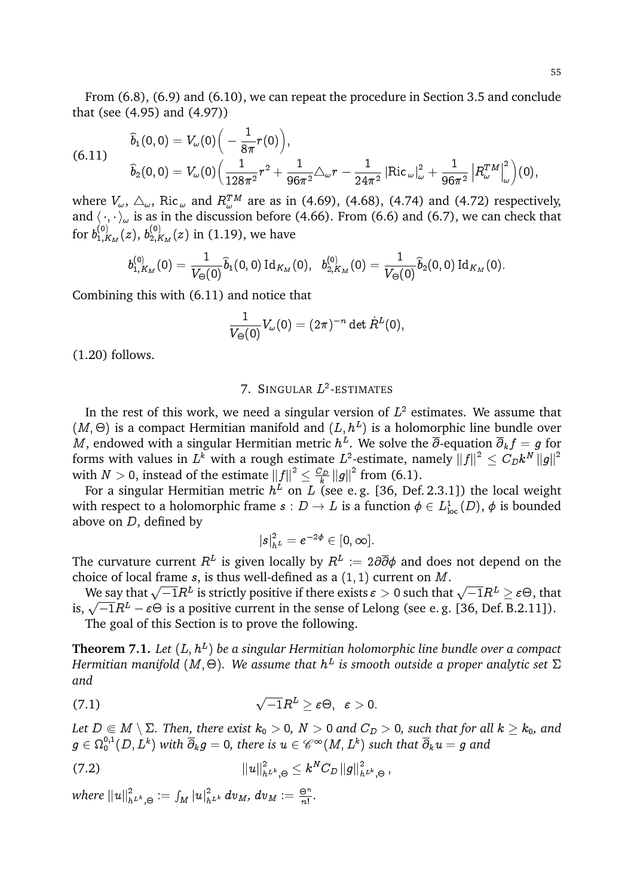From (6.8), (6.9) and (6.10), we can repeat the procedure in Section 3.5 and conclude that (see (4.95) and (4.97))

$$
\begin{aligned}
&\widehat{b}_1(0,0) = V_\omega(0)\Big(-\frac{1}{8\pi}r(0)\Big),\\
&\widehat{b}_2(0,0) = V_\omega(0)\Big(\frac{1}{128\pi^2}r^2 + \frac{1}{96\pi^2}\triangle_\omega r - \frac{1}{24\pi^2}\left|\mathrm{Ric}_\omega\right|^2_\omega + \frac{1}{96\pi^2}\left|R^{TM}_\omega\right|^2_\omega\Big)(0),
\end{aligned}
\tag{6.11}
$$

where $V_\omega$, $\triangle_\omega$, $\mathrm{Ric}_\omega$ and $R^{TM}_\omega$ are as in (4.69), (4.68), (4.74) and (4.72) respectively, and $\langle\cdot,\cdot\rangle_\omega$ is as in the discussion before (4.66). From (6.6) and (6.7), we can check that for $b^{(0)}_{1,K_M}(z)$, $b^{(0)}_{2,K_M}(z)$ in (1.19), we have

$$
b^{(0)}_{1,K_M}(0) = \frac{1}{V_\Theta(0)}\widehat{b}_1(0,0)\,\mathrm{Id}_{K_M}(0), \quad b^{(0)}_{2,K_M}(0) = \frac{1}{V_\Theta(0)}\widehat{b}_2(0,0)\,\mathrm{Id}_{K_M}(0).
$$

Combining this with (6.11) and notice that

$$
\frac{1}{V_\Theta(0)}V_\omega(0) = (2\pi)^{-n}\det\dot{R}^L(0),
$$

(1.20) follows.

## 7. Singular $L^2$-estimates

In the rest of this work, we need a singular version of $L^2$ estimates. We assume that $(M,\Theta)$ is a compact Hermitian manifold and $(L,h^L)$ is a holomorphic line bundle over $M$, endowed with a singular Hermitian metric $h^L$. We solve the $\overline{\partial}$-equation $\overline{\partial}_k f = g$ for forms with values in $L^k$ with a rough estimate $L^2$-estimate, namely $\|f\|^2 \leq C_D k^N \|g\|^2$ with $N > 0$, instead of the estimate $\|f\|^2 \leq \frac{C_D}{k}\|g\|^2$ from (6.1).

For a singular Hermitian metric $h^L$ on $L$ (see e. g. [36, Def. 2.3.1]) the local weight with respect to a holomorphic frame $s : D \to L$ is a function $\phi \in L^1_{\mathrm{loc}}(D)$, $\phi$ is bounded above on $D$, defined by

$$
|s|^2_{h^L} = e^{-2\phi} \in [0,\infty].
$$

The curvature current $R^L$ is given locally by $R^L := 2\partial\overline{\partial}\phi$ and does not depend on the choice of local frame $s$, is thus well-defined as a $(1,1)$ current on $M$.

We say that $\sqrt{-1}R^L$ is strictly positive if there exists $\varepsilon > 0$ such that $\sqrt{-1}R^L \geq \varepsilon\Theta$, that is, $\sqrt{-1}R^L - \varepsilon\Theta$ is a positive current in the sense of Lelong (see e. g. [36, Def. B.2.11]).

The goal of this Section is to prove the following.

**Theorem 7.1.** *Let $(L,h^L)$ be a singular Hermitian holomorphic line bundle over a compact Hermitian manifold $(M,\Theta)$. We assume that $h^L$ is smooth outside a proper analytic set $\Sigma$ and*

$$
\sqrt{-1}R^L \geq \varepsilon\Theta, \quad \varepsilon > 0. \tag{7.1}
$$

*Let $D \Subset M\setminus\Sigma$. Then, there exist $k_0 > 0$, $N > 0$ and $C_D > 0$, such that for all $k \geq k_0$, and $g \in \Omega^{0,1}_0(D,L^k)$ with $\overline{\partial}_k g = 0$, there is $u \in \mathscr{C}^\infty(M,L^k)$ such that $\overline{\partial}_k u = g$ and*

$$
\|u\|^2_{h^{L^k},\Theta} \leq k^N C_D \|g\|^2_{h^{L^k},\Theta}\,, \tag{7.2}
$$

*where $\|u\|^2_{h^{L^k},\Theta} := \int_M |u|^2_{h^{L^k}}\,dv_M$, $dv_M := \frac{\Theta^n}{n!}$.*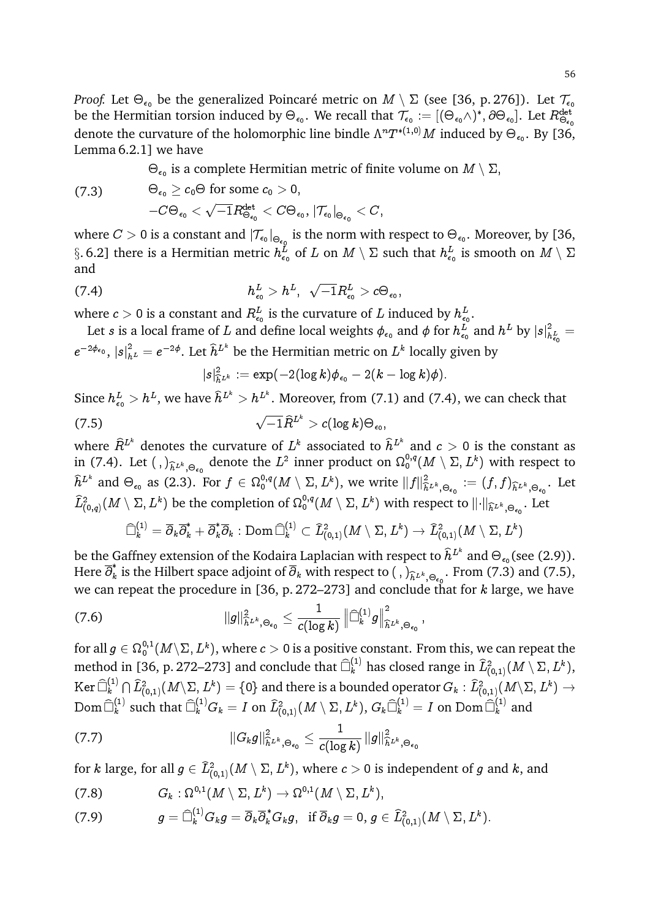*Proof.* Let $\Theta_{\epsilon_0}$ be the generalized Poincaré metric on $M \setminus \Sigma$ (see [36, p. 276]). Let $\mathcal{T}_{\epsilon_0}$ be the Hermitian torsion induced by $\Theta_{\epsilon_0}$. We recall that $\mathcal{T}_{\epsilon_0} := [(\Theta_{\epsilon_0}\wedge)^*, \partial\Theta_{\epsilon_0}]$. Let $R^{\det}_{\Theta_{\epsilon_0}}$ denote the curvature of the holomorphic line bindle $\Lambda^n T^{*(1,0)}M$ induced by $\Theta_{\epsilon_0}$. By [36, Lemma 6.2.1] we have

$$
\begin{aligned}
&\Theta_{\epsilon_0} \text{ is a complete Hermitian metric of finite volume on } M \setminus \Sigma,\\
&\Theta_{\epsilon_0} \geq c_0\Theta \text{ for some } c_0 > 0,\\
&-C\Theta_{\epsilon_0} < \sqrt{-1}R^{\det}_{\Theta_{\epsilon_0}} < C\Theta_{\epsilon_0},\ |\mathcal{T}_{\epsilon_0}|_{\Theta_{\epsilon_0}} < C,
\end{aligned}
\tag{7.3}
$$

where $C > 0$ is a constant and $|\mathcal{T}_{\epsilon_0}|_{\Theta_{\epsilon_0}}$ is the norm with respect to $\Theta_{\epsilon_0}$. Moreover, by [36, §. 6.2] there is a Hermitian metric $h^L_{\epsilon_0}$ of $L$ on $M \setminus \Sigma$ such that $h^L_{\epsilon_0}$ is smooth on $M \setminus \Sigma$ and

$$
h^L_{\epsilon_0} > h^L,\ \ \sqrt{-1}R^L_{\epsilon_0} > c\Theta_{\epsilon_0}, \tag{7.4}
$$

where $c > 0$ is a constant and $R^L_{\epsilon_0}$ is the curvature of $L$ induced by $h^L_{\epsilon_0}$.

Let $s$ is a local frame of $L$ and define local weights $\phi_{\epsilon_0}$ and $\phi$ for $h^L_{\epsilon_0}$ and $h^L$ by $|s|^2_{h^L_{\epsilon_0}} = e^{-2\phi_{\epsilon_0}}$, $|s|^2_{h^L} = e^{-2\phi}$. Let $\widehat{h}^{L^k}$ be the Hermitian metric on $L^k$ locally given by

$$
|s|^2_{\widehat{h}^{L^k}} := \exp(-2(\log k)\phi_{\epsilon_0} - 2(k - \log k)\phi).
$$

Since $h^L_{\epsilon_0} > h^L$, we have $\widehat{h}^{L^k} > h^{L^k}$. Moreover, from (7.1) and (7.4), we can check that

$$
\sqrt{-1}\widehat{R}^{L^k} > c(\log k)\Theta_{\epsilon_0}, \tag{7.5}
$$

where $\widehat{R}^{L^k}$ denotes the curvature of $L^k$ associated to $\widehat{h}^{L^k}$ and $c > 0$ is the constant as in (7.4). Let $(\,,)_{\widehat{h}^{L^k},\Theta_{\epsilon_0}}$ denote the $L^2$ inner product on $\Omega^{0,q}_0(M \setminus \Sigma, L^k)$ with respect to $\widehat{h}^{L^k}$ and $\Theta_{\epsilon_0}$ as (2.3). For $f \in \Omega^{0,q}_0(M \setminus \Sigma, L^k)$, we write $\|f\|^2_{\widehat{h}^{L^k},\Theta_{\epsilon_0}} := (f, f)_{\widehat{h}^{L^k},\Theta_{\epsilon_0}}$. Let $\widehat{L}^2_{(0,q)}(M \setminus \Sigma, L^k)$ be the completion of $\Omega^{0,q}_0(M \setminus \Sigma, L^k)$ with respect to $\|\cdot\|_{\widehat{h}^{L^k},\Theta_{\epsilon_0}}$. Let

$$
\widehat{\Box}^{(1)}_k = \overline{\partial}_k\overline{\partial}^*_k + \overline{\partial}^*_k\overline{\partial}_k : \operatorname{Dom}\widehat{\Box}^{(1)}_k \subset \widehat{L}^2_{(0,1)}(M \setminus \Sigma, L^k) \to \widehat{L}^2_{(0,1)}(M \setminus \Sigma, L^k)
$$

be the Gaffney extension of the Kodaira Laplacian with respect to $\widehat{h}^{L^k}$ and $\Theta_{\epsilon_0}$(see (2.9)). Here $\overline{\partial}^*_k$ is the Hilbert space adjoint of $\overline{\partial}_k$ with respect to $(\,,)_{\widehat{h}^{L^k},\Theta_{\epsilon_0}}$. From (7.3) and (7.5), we can repeat the procedure in [36, p. 272–273] and conclude that for $k$ large, we have

$$
\|g\|^2_{\widehat{h}^{L^k},\Theta_{\epsilon_0}} \leq \frac{1}{c(\log k)}\left\|\widehat{\Box}^{(1)}_k g\right\|^2_{\widehat{h}^{L^k},\Theta_{\epsilon_0}}, \tag{7.6}
$$

for all $g \in \Omega^{0,1}_0(M\setminus\Sigma, L^k)$, where $c > 0$ is a positive constant. From this, we can repeat the method in [36, p. 272–273] and conclude that $\widehat{\Box}^{(1)}_k$ has closed range in $\widehat{L}^2_{(0,1)}(M \setminus \Sigma, L^k)$, $\operatorname{Ker}\widehat{\Box}^{(1)}_k \bigcap \widehat{L}^2_{(0,1)}(M\setminus\Sigma, L^k) = \{0\}$ and there is a bounded operator $G_k : \widehat{L}^2_{(0,1)}(M\setminus\Sigma, L^k) \to \operatorname{Dom}\widehat{\Box}^{(1)}_k$ such that $\widehat{\Box}^{(1)}_k G_k = I$ on $\widehat{L}^2_{(0,1)}(M \setminus \Sigma, L^k)$, $G_k\widehat{\Box}^{(1)}_k = I$ on $\operatorname{Dom}\widehat{\Box}^{(1)}_k$ and

$$
\|G_k g\|^2_{\widehat{h}^{L^k},\Theta_{\epsilon_0}} \leq \frac{1}{c(\log k)}\|g\|^2_{\widehat{h}^{L^k},\Theta_{\epsilon_0}} \tag{7.7}
$$

for $k$ large, for all $g \in \widehat{L}^2_{(0,1)}(M \setminus \Sigma, L^k)$, where $c > 0$ is independent of $g$ and $k$, and

$$
G_k : \Omega^{0,1}(M \setminus \Sigma, L^k) \to \Omega^{0,1}(M \setminus \Sigma, L^k), \tag{7.8}
$$

$$
g = \widehat{\Box}^{(1)}_k G_k g = \overline{\partial}_k\overline{\partial}^*_k G_k g,\ \ \text{if } \overline{\partial}_k g = 0,\ g \in \widehat{L}^2_{(0,1)}(M \setminus \Sigma, L^k). \tag{7.9}
$$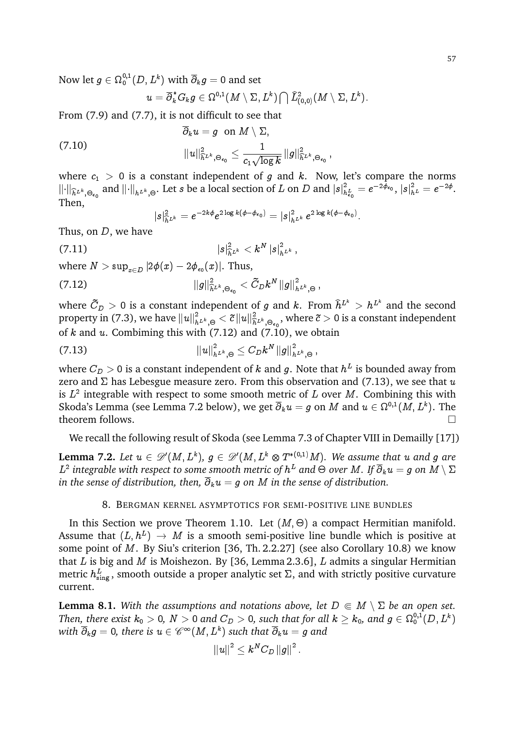Now let $g \in \Omega_0^{0,1}(D, L^k)$ with $\overline{\partial}_k g = 0$ and set

$$u = \overline{\partial}_k^* G_k g \in \Omega^{0,1}(M \setminus \Sigma, L^k) \bigcap \widehat{L}^2_{(0,0)}(M \setminus \Sigma, L^k).$$

From (7.9) and (7.7), it is not difficult to see that

$$\begin{aligned} &\overline{\partial}_k u = g \ \text{ on } M \setminus \Sigma, \\ &\|u\|^2_{\widehat{h}^{L^k}, \Theta_{\epsilon_0}} \leq \frac{1}{c_1 \sqrt{\log k}} \|g\|^2_{\widehat{h}^{L^k}, \Theta_{\epsilon_0}}, \end{aligned} \tag{7.10}$$

where $c_1 > 0$ is a constant independent of $g$ and $k$. Now, let's compare the norms $\|\cdot\|_{\widehat{h}^{L^k}, \Theta_{\epsilon_0}}$ and $\|\cdot\|_{h^{L^k}, \Theta}$. Let $s$ be a local section of $L$ on $D$ and $|s|^2_{h^L_{\epsilon_0}} = e^{-2\phi_{\epsilon_0}}$, $|s|^2_{h^L} = e^{-2\phi}$. Then,

$$|s|^2_{\widehat{h}^{L^k}} = e^{-2k\phi} e^{2\log k(\phi - \phi_{\epsilon_0})} = |s|^2_{h^{L^k}} e^{2\log k(\phi - \phi_{\epsilon_0})}.$$

Thus, on $D$, we have

$$|s|^2_{\widehat{h}^{L^k}} < k^N |s|^2_{h^{L^k}}, \tag{7.11}$$

where $N > \sup_{x \in D} |2\phi(x) - 2\phi_{\epsilon_0}(x)|$. Thus,

$$\|g\|^2_{\widehat{h}^{L^k}, \Theta_{\epsilon_0}} < \widetilde{C}_D k^N \|g\|^2_{h^{L^k}, \Theta}, \tag{7.12}$$

where $\widetilde{C}_D > 0$ is a constant independent of $g$ and $k$. From $\widehat{h}^{L^k} > h^{L^k}$ and the second property in (7.3), we have $\|u\|^2_{h^{L^k}, \Theta} < \widetilde{c} \|u\|^2_{\widehat{h}^{L^k}, \Theta_{\epsilon_0}}$, where $\widetilde{c} > 0$ is a constant independent of $k$ and $u$. Combiming this with (7.12) and (7.10), we obtain

$$\|u\|^2_{h^{L^k}, \Theta} \leq C_D k^N \|g\|^2_{h^{L^k}, \Theta}, \tag{7.13}$$

where $C_D > 0$ is a constant independent of $k$ and $g$. Note that $h^L$ is bounded away from zero and $\Sigma$ has Lebesgue measure zero. From this observation and (7.13), we see that $u$ is $L^2$ integrable with respect to some smooth metric of $L$ over $M$. Combining this with Skoda's Lemma (see Lemma 7.2 below), we get $\overline{\partial}_k u = g$ on $M$ and $u \in \Omega^{0,1}(M, L^k)$. The theorem follows. $\square$

We recall the following result of Skoda (see Lemma 7.3 of Chapter VIII in Demailly [17])

**Lemma 7.2.** *Let $u \in \mathscr{D}'(M, L^k)$, $g \in \mathscr{D}'(M, L^k \otimes T^{*(0,1)}M)$. We assume that $u$ and $g$ are $L^2$ integrable with respect to some smooth metric of $h^L$ and $\Theta$ over $M$. If $\overline{\partial}_k u = g$ on $M \setminus \Sigma$ in the sense of distribution, then, $\overline{\partial}_k u = g$ on $M$ in the sense of distribution.*

## 8. Bergman kernel asymptotics for semi-positive line bundles

In this Section we prove Theorem 1.10. Let $(M, \Theta)$ a compact Hermitian manifold. Assume that $(L, h^L) \to M$ is a smooth semi-positive line bundle which is positive at some point of $M$. By Siu's criterion [36, Th. 2.2.27] (see also Corollary 10.8) we know that $L$ is big and $M$ is Moishezon. By [36, Lemma 2.3.6], $L$ admits a singular Hermitian metric $h^L_{\rm sing}$, smooth outside a proper analytic set $\Sigma$, and with strictly positive curvature current.

**Lemma 8.1.** *With the assumptions and notations above, let $D \Subset M \setminus \Sigma$ be an open set. Then, there exist $k_0 > 0$, $N > 0$ and $C_D > 0$, such that for all $k \geq k_0$, and $g \in \Omega_0^{0,1}(D, L^k)$ with $\overline{\partial}_k g = 0$, there is $u \in \mathscr{C}^\infty(M, L^k)$ such that $\overline{\partial}_k u = g$ and*

$$\|u\|^2 \leq k^N C_D \|g\|^2.$$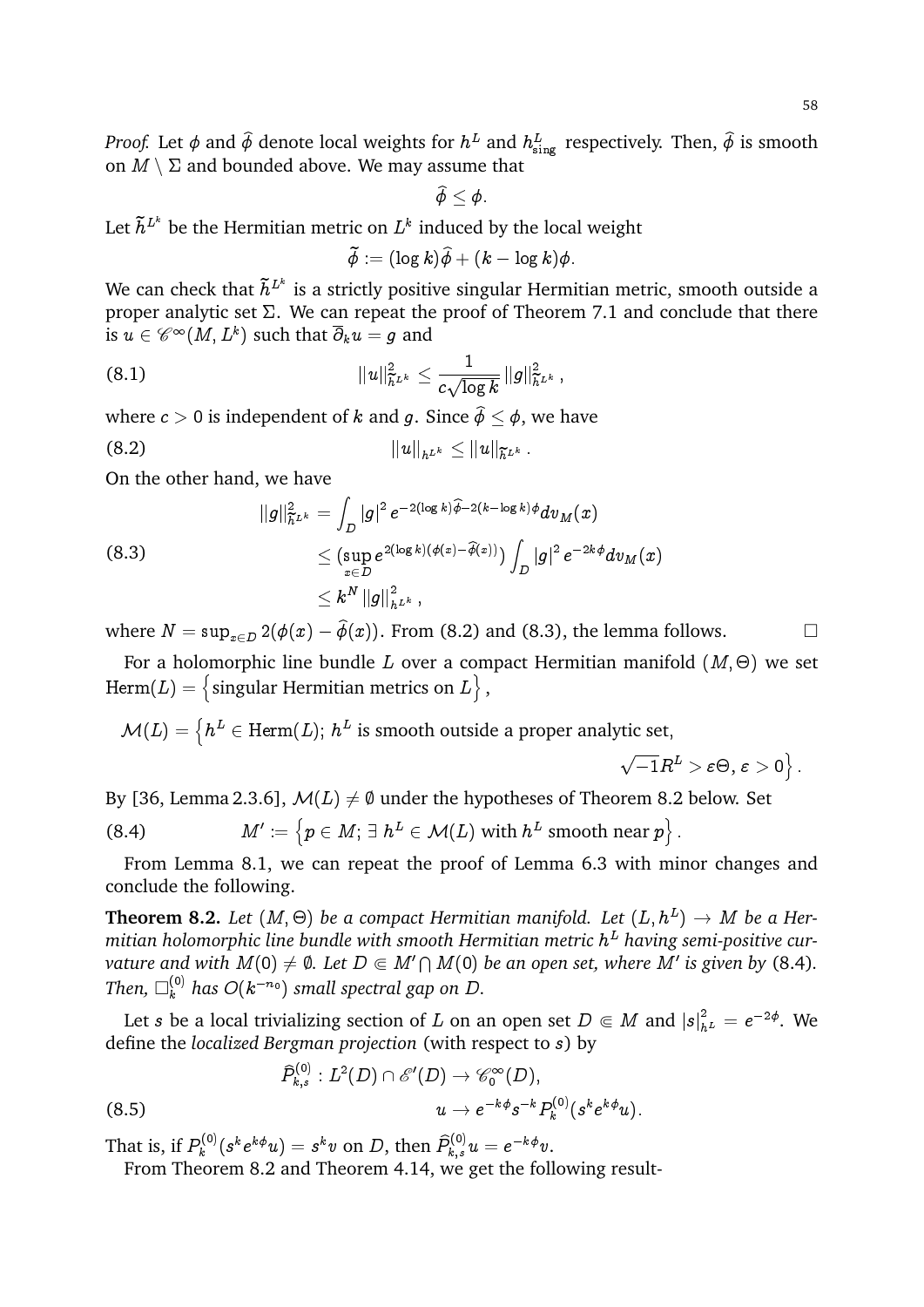*Proof.* Let $\phi$ and $\widehat{\phi}$ denote local weights for $h^L$ and $h^L_{\rm sing}$ respectively. Then, $\widehat{\phi}$ is smooth on $M \setminus \Sigma$ and bounded above. We may assume that

$$\widehat{\phi} \leq \phi.$$

Let $\widetilde{h}^{L^k}$ be the Hermitian metric on $L^k$ induced by the local weight

$$\widetilde{\phi} := (\log k)\widehat{\phi} + (k - \log k)\phi.$$

We can check that $\widetilde{h}^{L^k}$ is a strictly positive singular Hermitian metric, smooth outside a proper analytic set $\Sigma$. We can repeat the proof of Theorem 7.1 and conclude that there is $u \in \mathscr{C}^\infty(M, L^k)$ such that $\overline{\partial}_k u = g$ and

$$\|u\|^2_{\widetilde{h}^{L^k}} \leq \frac{1}{c\sqrt{\log k}} \|g\|^2_{\widetilde{h}^{L^k}}, \tag{8.1}$$

where $c > 0$ is independent of $k$ and $g$. Since $\widehat{\phi} \leq \phi$, we have

$$\|u\|_{h^{L^k}} \leq \|u\|_{\widetilde{h}^{L^k}}. \tag{8.2}$$

On the other hand, we have

$$\begin{aligned}
\|g\|^2_{\widetilde{h}^{L^k}} &= \int_D |g|^2 e^{-2(\log k)\widehat{\phi} - 2(k - \log k)\phi} dv_M(x) \\
&\leq (\sup_{x \in D} e^{2(\log k)(\phi(x) - \widehat{\phi}(x))}) \int_D |g|^2 e^{-2k\phi} dv_M(x) \\
&\leq k^N \|g\|^2_{h^{L^k}},
\end{aligned} \tag{8.3}$$

where $N = \sup_{x \in D} 2(\phi(x) - \widehat{\phi}(x))$. From (8.2) and (8.3), the lemma follows. $\square$

For a holomorphic line bundle $L$ over a compact Hermitian manifold $(M, \Theta)$ we set $\mathrm{Herm}(L) = \left\{\text{singular Hermitian metrics on } L\right\}$,

$$\mathcal{M}(L) = \Big\{h^L \in \mathrm{Herm}(L);\, h^L \text{ is smooth outside a proper analytic set}, \\ \sqrt{-1}R^L > \varepsilon\Theta,\, \varepsilon > 0\Big\}.$$

By [36, Lemma 2.3.6], $\mathcal{M}(L) \neq \emptyset$ under the hypotheses of Theorem 8.2 below. Set

$$M' := \left\{p \in M;\, \exists\, h^L \in \mathcal{M}(L) \text{ with } h^L \text{ smooth near } p\right\}. \tag{8.4}$$

From Lemma 8.1, we can repeat the proof of Lemma 6.3 with minor changes and conclude the following.

**Theorem 8.2.** *Let $(M, \Theta)$ be a compact Hermitian manifold. Let $(L, h^L) \to M$ be a Hermitian holomorphic line bundle with smooth Hermitian metric $h^L$ having semi-positive curvature and with $M(0) \neq \emptyset$. Let $D \Subset M' \bigcap M(0)$ be an open set, where $M'$ is given by* (8.4)*. Then, $\Box^{(0)}_k$ has $O(k^{-n_0})$ small spectral gap on $D$.*

Let $s$ be a local trivializing section of $L$ on an open set $D \Subset M$ and $|s|^2_{h^L} = e^{-2\phi}$. We define the *localized Bergman projection* (with respect to $s$) by

$$\begin{aligned}
\widehat{P}^{(0)}_{k,s} : L^2(D) \cap \mathscr{E}'(D) &\to \mathscr{C}^\infty_0(D), \\
u &\to e^{-k\phi} s^{-k} P^{(0)}_k(s^k e^{k\phi} u).
\end{aligned} \tag{8.5}$$

That is, if $P^{(0)}_k(s^k e^{k\phi} u) = s^k v$ on $D$, then $\widehat{P}^{(0)}_{k,s} u = e^{-k\phi} v$.

From Theorem 8.2 and Theorem 4.14, we get the following result-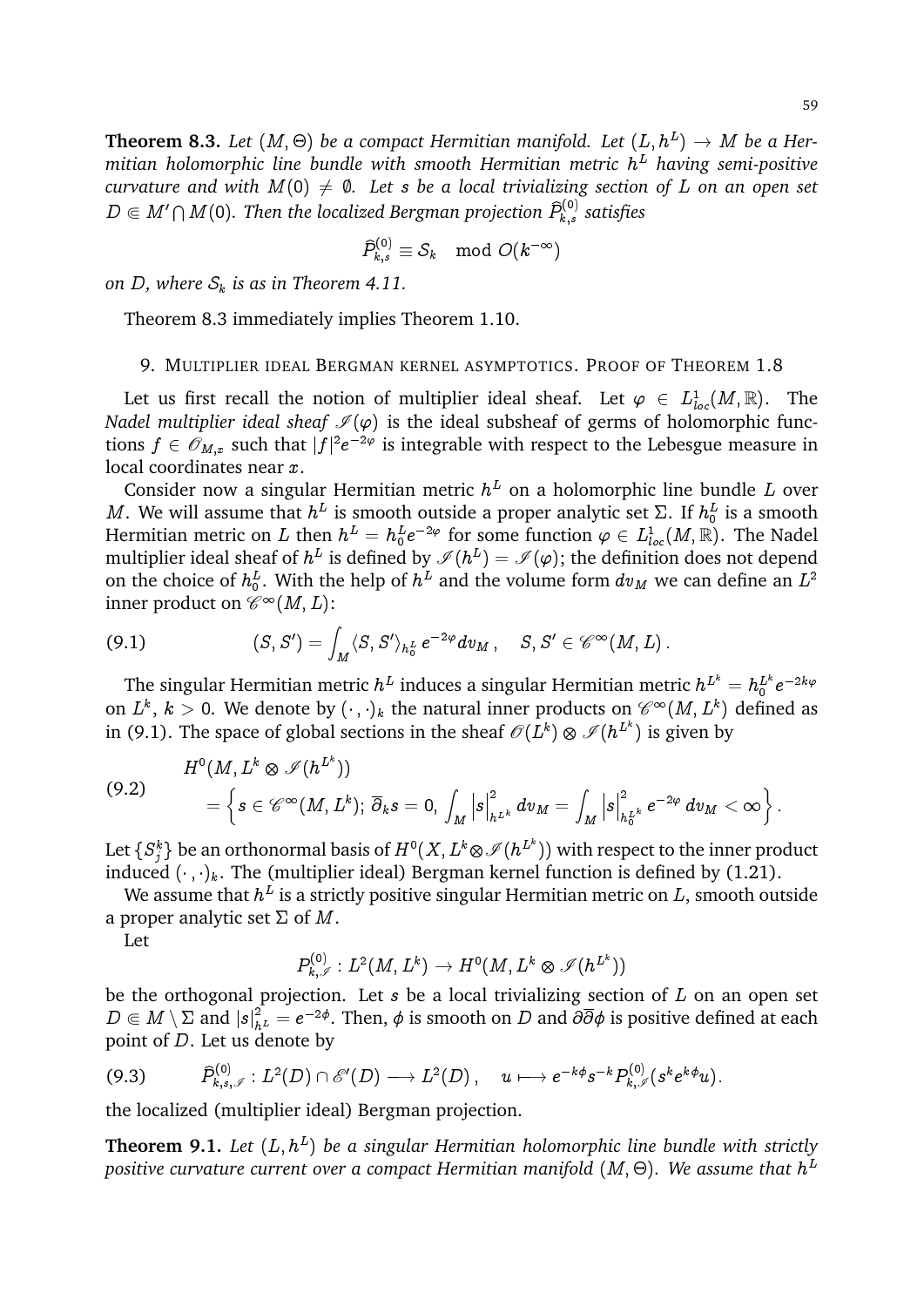**Theorem 8.3.** *Let $(M,\Theta)$ be a compact Hermitian manifold. Let $(L,h^L)\to M$ be a Hermitian holomorphic line bundle with smooth Hermitian metric $h^L$ having semi-positive curvature and with $M(0)\neq\emptyset$. Let $s$ be a local trivializing section of $L$ on an open set $D\Subset M'\bigcap M(0)$. Then the localized Bergman projection $\widehat{P}^{(0)}_{k,s}$ satisfies*

$$\widehat{P}^{(0)}_{k,s}\equiv \mathcal{S}_k \mod O(k^{-\infty})$$

*on $D$, where $\mathcal{S}_k$ is as in Theorem 4.11.*

Theorem 8.3 immediately implies Theorem 1.10.

## 9. Multiplier ideal Bergman kernel asymptotics. Proof of Theorem 1.8

Let us first recall the notion of multiplier ideal sheaf. Let $\varphi\in L^1_{loc}(M,\mathbb{R})$. The *Nadel multiplier ideal sheaf* $\mathscr{I}(\varphi)$ is the ideal subsheaf of germs of holomorphic functions $f\in\mathscr{O}_{M,x}$ such that $|f|^2e^{-2\varphi}$ is integrable with respect to the Lebesgue measure in local coordinates near $x$.

Consider now a singular Hermitian metric $h^L$ on a holomorphic line bundle $L$ over $M$. We will assume that $h^L$ is smooth outside a proper analytic set $\Sigma$. If $h^L_0$ is a smooth Hermitian metric on $L$ then $h^L=h^L_0e^{-2\varphi}$ for some function $\varphi\in L^1_{loc}(M,\mathbb{R})$. The Nadel multiplier ideal sheaf of $h^L$ is defined by $\mathscr{I}(h^L)=\mathscr{I}(\varphi)$; the definition does not depend on the choice of $h^L_0$. With the help of $h^L$ and the volume form $dv_M$ we can define an $L^2$ inner product on $\mathscr{C}^\infty(M,L)$:

$$(S,S')=\int_M\langle S,S'\rangle_{h^L_0}e^{-2\varphi}dv_M\,,\quad S,S'\in\mathscr{C}^\infty(M,L)\,. \tag{9.1}$$

The singular Hermitian metric $h^L$ induces a singular Hermitian metric $h^{L^k}=h^{L^k}_0e^{-2k\varphi}$ on $L^k$, $k>0$. We denote by $(\cdot\,,\cdot)_k$ the natural inner products on $\mathscr{C}^\infty(M,L^k)$ defined as in (9.1). The space of global sections in the sheaf $\mathscr{O}(L^k)\otimes\mathscr{I}(h^{L^k})$ is given by

$$\begin{aligned}&H^0(M,L^k\otimes\mathscr{I}(h^{L^k}))\\&\quad=\Big\{s\in\mathscr{C}^\infty(M,L^k);\,\overline{\partial}_ks=0,\,\int_M\big|s\big|^2_{h^{L^k}}dv_M=\int_M\big|s\big|^2_{h^{L^k}_0}e^{-2\varphi}\,dv_M<\infty\Big\}.\end{aligned}\tag{9.2}$$

Let $\{S^k_j\}$ be an orthonormal basis of $H^0(X,L^k\otimes\mathscr{I}(h^{L^k}))$ with respect to the inner product induced $(\cdot\,,\cdot)_k$. The (multiplier ideal) Bergman kernel function is defined by (1.21).

We assume that $h^L$ is a strictly positive singular Hermitian metric on $L$, smooth outside a proper analytic set $\Sigma$ of $M$.

Let

$$P^{(0)}_{k,\mathscr{I}}:L^2(M,L^k)\to H^0(M,L^k\otimes\mathscr{I}(h^{L^k}))$$

be the orthogonal projection. Let $s$ be a local trivializing section of $L$ on an open set $D\Subset M\setminus\Sigma$ and $|s|^2_{h^L}=e^{-2\phi}$. Then, $\phi$ is smooth on $D$ and $\partial\overline{\partial}\phi$ is positive defined at each point of $D$. Let us denote by

$$\widehat{P}^{(0)}_{k,s,\mathscr{I}}:L^2(D)\cap\mathscr{E}'(D)\longrightarrow L^2(D)\,,\quad u\longmapsto e^{-k\phi}s^{-k}P^{(0)}_{k,\mathscr{I}}(s^ke^{k\phi}u). \tag{9.3}$$

the localized (multiplier ideal) Bergman projection.

**Theorem 9.1.** *Let $(L,h^L)$ be a singular Hermitian holomorphic line bundle with strictly positive curvature current over a compact Hermitian manifold $(M,\Theta)$. We assume that $h^L$*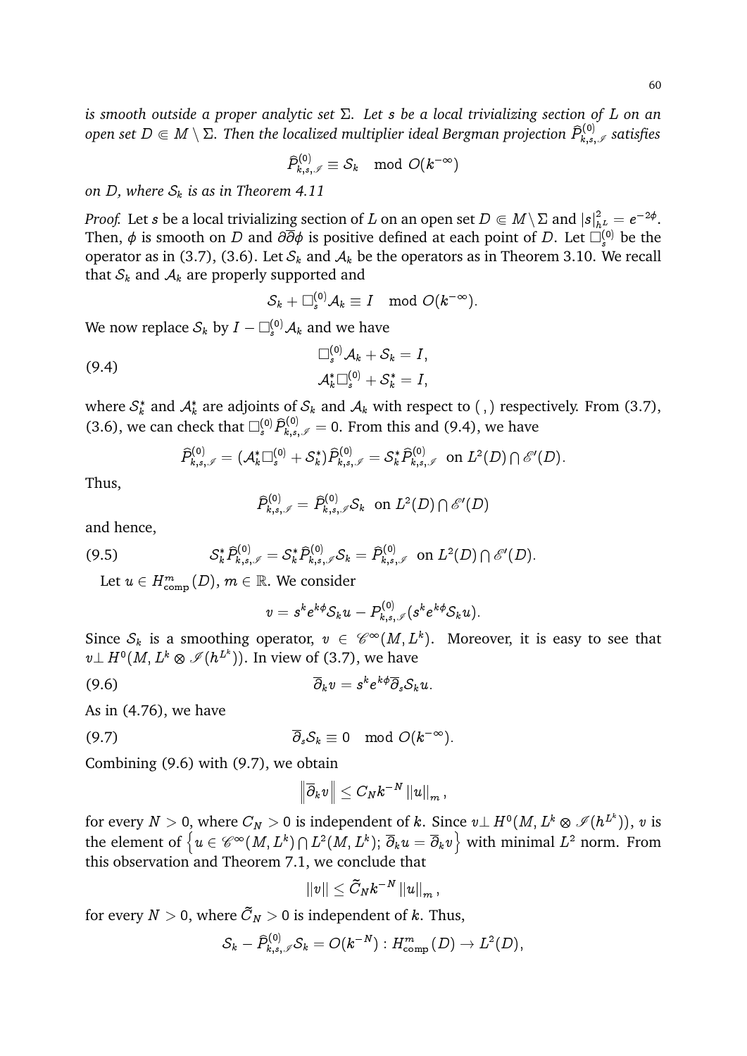*is smooth outside a proper analytic set $\Sigma$. Let $s$ be a local trivializing section of $L$ on an open set $D \Subset M \setminus \Sigma$. Then the localized multiplier ideal Bergman projection $\widehat{P}^{(0)}_{k,s,\mathscr{I}}$ satisfies*

$$\widehat{P}^{(0)}_{k,s,\mathscr{I}} \equiv \mathcal{S}_k \mod O(k^{-\infty})$$

*on $D$, where $\mathcal{S}_k$ is as in Theorem 4.11*

*Proof.* Let $s$ be a local trivializing section of $L$ on an open set $D \Subset M \setminus \Sigma$ and $|s|^2_{h^L} = e^{-2\phi}$. Then, $\phi$ is smooth on $D$ and $\partial\overline{\partial}\phi$ is positive defined at each point of $D$. Let $\Box^{(0)}_s$ be the operator as in (3.7), (3.6). Let $\mathcal{S}_k$ and $\mathcal{A}_k$ be the operators as in Theorem 3.10. We recall that $\mathcal{S}_k$ and $\mathcal{A}_k$ are properly supported and

$$\mathcal{S}_k + \Box^{(0)}_s \mathcal{A}_k \equiv I \mod O(k^{-\infty}).$$

We now replace $\mathcal{S}_k$ by $I - \Box^{(0)}_s \mathcal{A}_k$ and we have

$$\begin{aligned} &\Box^{(0)}_s \mathcal{A}_k + \mathcal{S}_k = I, \\ &\mathcal{A}^*_k \Box^{(0)}_s + \mathcal{S}^*_k = I, \end{aligned} \tag{9.4}$$

where $\mathcal{S}^*_k$ and $\mathcal{A}^*_k$ are adjoints of $\mathcal{S}_k$ and $\mathcal{A}_k$ with respect to $(\,,)$ respectively. From (3.7), (3.6), we can check that $\Box^{(0)}_s \widehat{P}^{(0)}_{k,s,\mathscr{I}} = 0$. From this and (9.4), we have

$$\widehat{P}^{(0)}_{k,s,\mathscr{I}} = (\mathcal{A}^*_k \Box^{(0)}_s + \mathcal{S}^*_k)\widehat{P}^{(0)}_{k,s,\mathscr{I}} = \mathcal{S}^*_k \widehat{P}^{(0)}_{k,s,\mathscr{I}} \text{ on } L^2(D) \bigcap \mathscr{E}'(D).$$

Thus,

$$\widehat{P}^{(0)}_{k,s,\mathscr{I}} = \widehat{P}^{(0)}_{k,s,\mathscr{I}} \mathcal{S}_k \text{ on } L^2(D) \bigcap \mathscr{E}'(D)$$

and hence,

$$\mathcal{S}^*_k \widehat{P}^{(0)}_{k,s,\mathscr{I}} = \mathcal{S}^*_k \widehat{P}^{(0)}_{k,s,\mathscr{I}} \mathcal{S}_k = \widehat{P}^{(0)}_{k,s,\mathscr{I}} \text{ on } L^2(D) \bigcap \mathscr{E}'(D). \tag{9.5}$$

Let $u \in H^m_{\mathrm{comp}}(D)$, $m \in \mathbb{R}$. We consider

$$v = s^k e^{k\phi} \mathcal{S}_k u - P^{(0)}_{k,s,\mathscr{I}}(s^k e^{k\phi} \mathcal{S}_k u).$$

Since $\mathcal{S}_k$ is a smoothing operator, $v \in \mathscr{C}^\infty(M, L^k)$. Moreover, it is easy to see that $v \perp H^0(M, L^k \otimes \mathscr{I}(h^{L^k}))$. In view of (3.7), we have

$$\overline{\partial}_k v = s^k e^{k\phi} \overline{\partial}_s \mathcal{S}_k u. \tag{9.6}$$

As in (4.76), we have

$$\overline{\partial}_s \mathcal{S}_k \equiv 0 \mod O(k^{-\infty}). \tag{9.7}$$

Combining (9.6) with (9.7), we obtain

$$\left\| \overline{\partial}_k v \right\| \leq C_N k^{-N} \left\| u \right\|_m,$$

for every $N > 0$, where $C_N > 0$ is independent of $k$. Since $v \perp H^0(M, L^k \otimes \mathscr{I}(h^{L^k}))$, $v$ is the element of $\left\{ u \in \mathscr{C}^\infty(M, L^k) \bigcap L^2(M, L^k);\, \overline{\partial}_k u = \overline{\partial}_k v \right\}$ with minimal $L^2$ norm. From this observation and Theorem 7.1, we conclude that

$$\left\| v \right\| \leq \widetilde{C}_N k^{-N} \left\| u \right\|_m,$$

for every $N > 0$, where $\widetilde{C}_N > 0$ is independent of $k$. Thus,

$$\mathcal{S}_k - \widehat{P}^{(0)}_{k,s,\mathscr{I}} \mathcal{S}_k = O(k^{-N}) : H^m_{\mathrm{comp}}(D) \to L^2(D),$$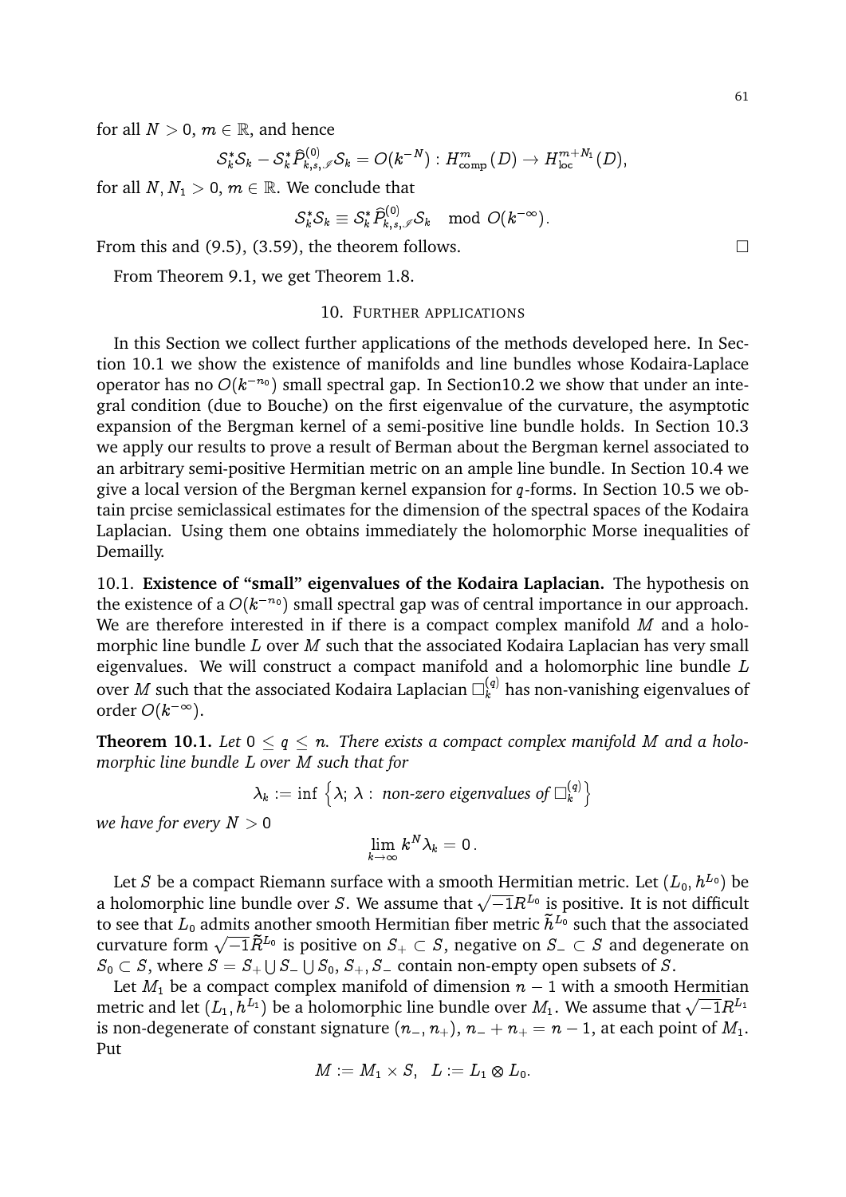for all $N > 0$, $m \in \mathbb{R}$, and hence

$$\mathcal{S}_k^*\mathcal{S}_k - \mathcal{S}_k^*\widehat{P}^{(0)}_{k,s,\mathscr{I}}\mathcal{S}_k = O(k^{-N}) : H^m_{\mathrm{comp}}(D) \to H^{m+N_1}_{\mathrm{loc}}(D),$$

for all $N, N_1 > 0$, $m \in \mathbb{R}$. We conclude that

$$\mathcal{S}_k^*\mathcal{S}_k \equiv \mathcal{S}_k^*\widehat{P}^{(0)}_{k,s,\mathscr{I}}\mathcal{S}_k \mod O(k^{-\infty}).$$

From this and (9.5), (3.59), the theorem follows. $\square$

From Theorem 9.1, we get Theorem 1.8.

## 10. Further applications

In this Section we collect further applications of the methods developed here. In Section 10.1 we show the existence of manifolds and line bundles whose Kodaira-Laplace operator has no $O(k^{-n_0})$ small spectral gap. In Section10.2 we show that under an integral condition (due to Bouche) on the first eigenvalue of the curvature, the asymptotic expansion of the Bergman kernel of a semi-positive line bundle holds. In Section 10.3 we apply our results to prove a result of Berman about the Bergman kernel associated to an arbitrary semi-positive Hermitian metric on an ample line bundle. In Section 10.4 we give a local version of the Bergman kernel expansion for $q$-forms. In Section 10.5 we obtain prcise semiclassical estimates for the dimension of the spectral spaces of the Kodaira Laplacian. Using them one obtains immediately the holomorphic Morse inequalities of Demailly.

10.1. **Existence of "small" eigenvalues of the Kodaira Laplacian.** The hypothesis on the existence of a $O(k^{-n_0})$ small spectral gap was of central importance in our approach. We are therefore interested in if there is a compact complex manifold $M$ and a holomorphic line bundle $L$ over $M$ such that the associated Kodaira Laplacian has very small eigenvalues. We will construct a compact manifold and a holomorphic line bundle $L$ over $M$ such that the associated Kodaira Laplacian $\Box^{(q)}_k$ has non-vanishing eigenvalues of order $O(k^{-\infty})$.

**Theorem 10.1.** *Let $0 \leq q \leq n$. There exists a compact complex manifold $M$ and a holomorphic line bundle $L$ over $M$ such that for*

$$\lambda_k := \inf\left\{\lambda;\, \lambda : \text{ non-zero eigenvalues of } \Box^{(q)}_k\right\}$$

*we have for every $N > 0$*

$$\lim_{k\to\infty} k^N \lambda_k = 0\,.$$

Let $S$ be a compact Riemann surface with a smooth Hermitian metric. Let $(L_0, h^{L_0})$ be a holomorphic line bundle over $S$. We assume that $\sqrt{-1}R^{L_0}$ is positive. It is not difficult to see that $L_0$ admits another smooth Hermitian fiber metric $\widetilde{h}^{L_0}$ such that the associated curvature form $\sqrt{-1}\widetilde{R}^{L_0}$ is positive on $S_+ \subset S$, negative on $S_- \subset S$ and degenerate on $S_0 \subset S$, where $S = S_+ \bigcup S_- \bigcup S_0$, $S_+, S_-$ contain non-empty open subsets of $S$.

Let $M_1$ be a compact complex manifold of dimension $n-1$ with a smooth Hermitian metric and let $(L_1, h^{L_1})$ be a holomorphic line bundle over $M_1$. We assume that $\sqrt{-1}R^{L_1}$ is non-degenerate of constant signature $(n_-, n_+)$, $n_- + n_+ = n-1$, at each point of $M_1$. Put

$$M := M_1 \times S, \quad L := L_1 \otimes L_0.$$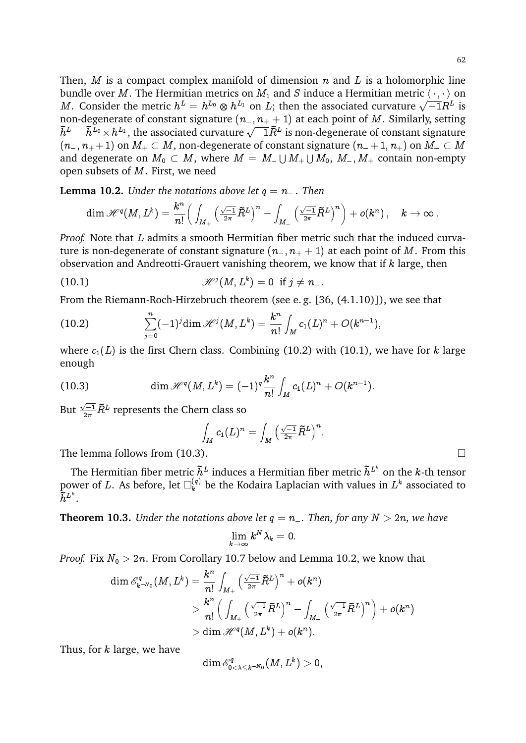Then, $M$ is a compact complex manifold of dimension $n$ and $L$ is a holomorphic line bundle over $M$. The Hermitian metrics on $M_1$ and $S$ induce a Hermitian metric $\langle\cdot\,,\cdot\rangle$ on $M$. Consider the metric $h^L = h^{L_0}\otimes h^{L_1}$ on $L$; then the associated curvature $\sqrt{-1}R^L$ is non-degenerate of constant signature $(n_-, n_+ + 1)$ at each point of $M$. Similarly, setting $\widetilde{h}^L = \widetilde{h}^{L_0}\times h^{L_1}$, the associated curvature $\sqrt{-1}\widetilde{R}^L$ is non-degenerate of constant signature $(n_-, n_+ + 1)$ on $M_+\subset M$, non-degenerate of constant signature $(n_- + 1, n_+)$ on $M_-\subset M$ and degenerate on $M_0\subset M$, where $M = M_-\bigcup M_+\bigcup M_0$, $M_-, M_+$ contain non-empty open subsets of $M$. First, we need

**Lemma 10.2.** *Under the notations above let $q = n_-$. Then*

$$\dim \mathscr{H}^q(M,L^k) = \frac{k^n}{n!}\Big(\int_{M_+}\big(\tfrac{\sqrt{-1}}{2\pi}\widetilde{R}^L\big)^n - \int_{M_-}\big(\tfrac{\sqrt{-1}}{2\pi}\widetilde{R}^L\big)^n\Big) + o(k^n)\,,\quad k\to\infty\,.$$

*Proof.* Note that $L$ admits a smooth Hermitian fiber metric such that the induced curvature is non-degenerate of constant signature $(n_-, n_+ + 1)$ at each point of $M$. From this observation and Andreotti-Grauert vanishing theorem, we know that if $k$ large, then

$$\mathscr{H}^j(M,L^k) = 0 \ \text{ if } j\neq n_-. \tag{10.1}$$

From the Riemann-Roch-Hirzebruch theorem (see e. g. [36, (4.1.10)]), we see that

$$\sum_{j=0}^{n}(-1)^j\dim\mathscr{H}^j(M,L^k) = \frac{k^n}{n!}\int_M c_1(L)^n + O(k^{n-1}), \tag{10.2}$$

where $c_1(L)$ is the first Chern class. Combining (10.2) with (10.1), we have for $k$ large enough

$$\dim\mathscr{H}^q(M,L^k) = (-1)^q\frac{k^n}{n!}\int_M c_1(L)^n + O(k^{n-1}). \tag{10.3}$$

But $\frac{\sqrt{-1}}{2\pi}\widetilde{R}^L$ represents the Chern class so

$$\int_M c_1(L)^n = \int_M\big(\tfrac{\sqrt{-1}}{2\pi}\widetilde{R}^L\big)^n.$$

The lemma follows from (10.3). $\square$

The Hermitian fiber metric $\widetilde{h}^L$ induces a Hermitian fiber metric $\widetilde{h}^{L^k}$ on the $k$-th tensor power of $L$. As before, let $\Box^{(q)}_k$ be the Kodaira Laplacian with values in $L^k$ associated to $\widetilde{h}^{L^k}$.

**Theorem 10.3.** *Under the notations above let $q = n_-$. Then, for any $N > 2n$, we have*

$$\lim_{k\to\infty}k^N\lambda_k = 0.$$

*Proof.* Fix $N_0 > 2n$. From Corollary 10.7 below and Lemma 10.2, we know that

$$\begin{aligned}\dim\mathscr{E}^q_{k^{-N_0}}(M,L^k) &= \frac{k^n}{n!}\int_{M_+}\big(\tfrac{\sqrt{-1}}{2\pi}\widetilde{R}^L\big)^n + o(k^n)\\ &> \frac{k^n}{n!}\Big(\int_{M_+}\big(\tfrac{\sqrt{-1}}{2\pi}\widetilde{R}^L\big)^n - \int_{M_-}\big(\tfrac{\sqrt{-1}}{2\pi}\widetilde{R}^L\big)^n\Big) + o(k^n)\\ &> \dim\mathscr{H}^q(M,L^k) + o(k^n).\end{aligned}$$

Thus, for $k$ large, we have

$$\dim\mathscr{E}^q_{0<\lambda\leq k^{-N_0}}(M,L^k) > 0,$$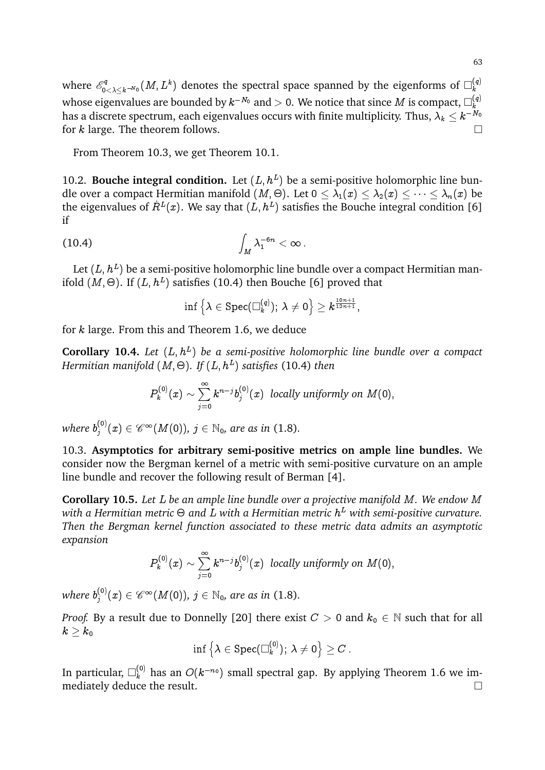where $\mathscr{E}^q_{0<\lambda\leq k^{-N_0}}(M, L^k)$ denotes the spectral space spanned by the eigenforms of $\Box^{(q)}_k$ whose eigenvalues are bounded by $k^{-N_0}$ and $> 0$. We notice that since $M$ is compact, $\Box^{(q)}_k$ has a discrete spectrum, each eigenvalues occurs with finite multiplicity. Thus, $\lambda_k \leq k^{-N_0}$ for $k$ large. The theorem follows. $\square$

From Theorem 10.3, we get Theorem 10.1.

10.2. **Bouche integral condition.** Let $(L, h^L)$ be a semi-positive holomorphic line bundle over a compact Hermitian manifold $(M, \Theta)$. Let $0 \leq \lambda_1(x) \leq \lambda_2(x) \leq \cdots \leq \lambda_n(x)$ be the eigenvalues of $\dot{R}^L(x)$. We say that $(L, h^L)$ satisfies the Bouche integral condition [6] if

$$\int_M \lambda_1^{-6n} < \infty \,. \tag{10.4}$$

Let $(L, h^L)$ be a semi-positive holomorphic line bundle over a compact Hermitian manifold $(M, \Theta)$. If $(L, h^L)$ satisfies (10.4) then Bouche [6] proved that

$$\inf \left\{ \lambda \in \operatorname{Spec}(\Box^{(q)}_k);\ \lambda \neq 0 \right\} \geq k^{\frac{10n+1}{12n+1}},$$

for $k$ large. From this and Theorem 1.6, we deduce

**Corollary 10.4.** *Let $(L, h^L)$ be a semi-positive holomorphic line bundle over a compact Hermitian manifold $(M, \Theta)$. If $(L, h^L)$ satisfies* (10.4) *then*

$$P^{(0)}_k(x) \sim \sum_{j=0}^{\infty} k^{n-j} b^{(0)}_j(x) \ \text{ locally uniformly on } M(0),$$

*where $b^{(0)}_j(x) \in \mathscr{C}^\infty(M(0))$, $j \in \mathbb{N}_0$, are as in* (1.8).

10.3. **Asymptotics for arbitrary semi-positive metrics on ample line bundles.** We consider now the Bergman kernel of a metric with semi-positive curvature on an ample line bundle and recover the following result of Berman [4].

**Corollary 10.5.** *Let $L$ be an ample line bundle over a projective manifold $M$. We endow $M$ with a Hermitian metric $\Theta$ and $L$ with a Hermitian metric $h^L$ with semi-positive curvature. Then the Bergman kernel function associated to these metric data admits an asymptotic expansion*

$$P^{(0)}_k(x) \sim \sum_{j=0}^{\infty} k^{n-j} b^{(0)}_j(x) \ \text{ locally uniformly on } M(0),$$

*where $b^{(0)}_j(x) \in \mathscr{C}^\infty(M(0))$, $j \in \mathbb{N}_0$, are as in* (1.8).

*Proof.* By a result due to Donnelly [20] there exist $C > 0$ and $k_0 \in \mathbb{N}$ such that for all $k \geq k_0$

$$\inf \left\{ \lambda \in \operatorname{Spec}(\Box^{(0)}_k);\ \lambda \neq 0 \right\} \geq C \,.$$

In particular, $\Box^{(0)}_k$ has an $O(k^{-n_0})$ small spectral gap. By applying Theorem 1.6 we immediately deduce the result. $\square$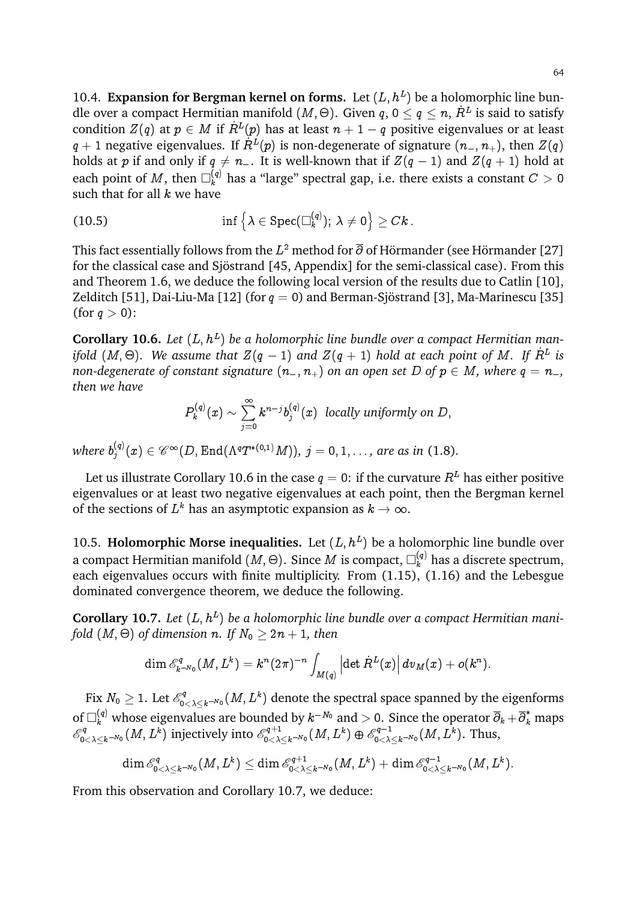10.4. **Expansion for Bergman kernel on forms.** Let $(L,h^L)$ be a holomorphic line bundle over a compact Hermitian manifold $(M,\Theta)$. Given $q$, $0\leq q\leq n$, $\dot{R}^L$ is said to satisfy condition $Z(q)$ at $p\in M$ if $\dot{R}^L(p)$ has at least $n+1-q$ positive eigenvalues or at least $q+1$ negative eigenvalues. If $\dot{R}^L(p)$ is non-degenerate of signature $(n_-,n_+)$, then $Z(q)$ holds at $p$ if and only if $q\neq n_-$. It is well-known that if $Z(q-1)$ and $Z(q+1)$ hold at each point of $M$, then $\Box^{(q)}_k$ has a "large" spectral gap, i.e. there exists a constant $C>0$ such that for all $k$ we have

$$\inf\left\{\lambda\in \operatorname{Spec}(\Box^{(q)}_k);\ \lambda\neq 0\right\}\geq Ck\,. \tag{10.5}$$

This fact essentially follows from the $L^2$ method for $\overline{\partial}$ of Hörmander (see Hörmander [27] for the classical case and Sjöstrand [45, Appendix] for the semi-classical case). From this and Theorem 1.6, we deduce the following local version of the results due to Catlin [10], Zelditch [51], Dai-Liu-Ma [12] (for $q=0$) and Berman-Sjöstrand [3], Ma-Marinescu [35] (for $q>0$):

**Corollary 10.6.** *Let $(L,h^L)$ be a holomorphic line bundle over a compact Hermitian manifold $(M,\Theta)$. We assume that $Z(q-1)$ and $Z(q+1)$ hold at each point of $M$. If $\dot{R}^L$ is non-degenerate of constant signature $(n_-,n_+)$ on an open set $D$ of $p\in M$, where $q=n_-$, then we have*

$$P^{(q)}_k(x)\sim\sum_{j=0}^{\infty}k^{n-j}b^{(q)}_j(x)\ \text{ locally uniformly on } D,$$

*where $b^{(q)}_j(x)\in\mathscr{C}^\infty(D,\operatorname{End}(\Lambda^qT^{*(0,1)}M))$, $j=0,1,\ldots$, are as in (1.8).*

Let us illustrate Corollary 10.6 in the case $q=0$: if the curvature $R^L$ has either positive eigenvalues or at least two negative eigenvalues at each point, then the Bergman kernel of the sections of $L^k$ has an asymptotic expansion as $k\to\infty$.

10.5. **Holomorphic Morse inequalities.** Let $(L,h^L)$ be a holomorphic line bundle over a compact Hermitian manifold $(M,\Theta)$. Since $M$ is compact, $\Box^{(q)}_k$ has a discrete spectrum, each eigenvalues occurs with finite multiplicity. From (1.15), (1.16) and the Lebesgue dominated convergence theorem, we deduce the following.

**Corollary 10.7.** *Let $(L,h^L)$ be a holomorphic line bundle over a compact Hermitian manifold $(M,\Theta)$ of dimension $n$. If $N_0\geq 2n+1$, then*

$$\dim\mathscr{E}^q_{k^{-N_0}}(M,L^k)=k^n(2\pi)^{-n}\int_{M(q)}\left|\det\dot{R}^L(x)\right|dv_M(x)+o(k^n).$$

Fix $N_0\geq 1$. Let $\mathscr{E}^q_{0<\lambda\leq k^{-N_0}}(M,L^k)$ denote the spectral space spanned by the eigenforms of $\Box^{(q)}_k$ whose eigenvalues are bounded by $k^{-N_0}$ and $>0$. Since the operator $\overline{\partial}_k+\overline{\partial}^*_k$ maps $\mathscr{E}^q_{0<\lambda\leq k^{-N_0}}(M,L^k)$ injectively into $\mathscr{E}^{q+1}_{0<\lambda\leq k^{-N_0}}(M,L^k)\oplus\mathscr{E}^{q-1}_{0<\lambda\leq k^{-N_0}}(M,L^k)$. Thus,

$$\dim\mathscr{E}^q_{0<\lambda\leq k^{-N_0}}(M,L^k)\leq\dim\mathscr{E}^{q+1}_{0<\lambda\leq k^{-N_0}}(M,L^k)+\dim\mathscr{E}^{q-1}_{0<\lambda\leq k^{-N_0}}(M,L^k).$$

From this observation and Corollary 10.7, we deduce: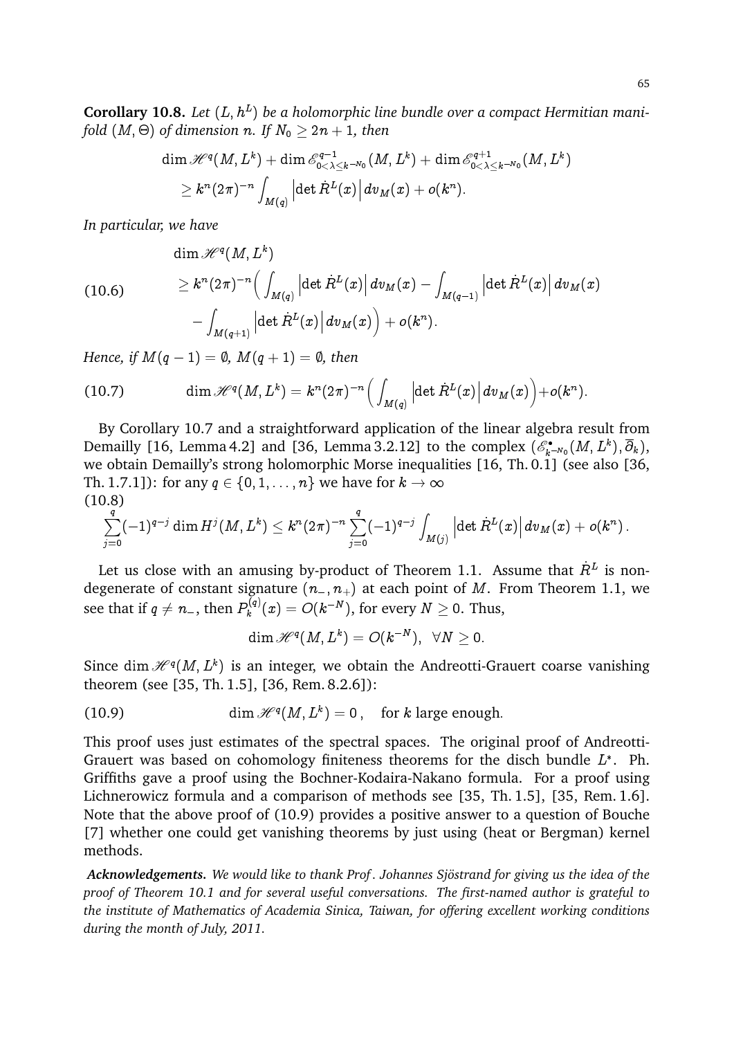**Corollary 10.8.** *Let $(L, h^L)$ be a holomorphic line bundle over a compact Hermitian manifold $(M, \Theta)$ of dimension $n$. If $N_0 \geq 2n+1$, then*

$$\begin{aligned}
&\dim \mathscr{H}^q(M, L^k) + \dim \mathscr{E}^{q-1}_{0<\lambda\leq k^{-N_0}}(M, L^k) + \dim \mathscr{E}^{q+1}_{0<\lambda\leq k^{-N_0}}(M, L^k) \\
&\quad \geq k^n (2\pi)^{-n} \int_{M(q)} \left|\det \dot{R}^L(x)\right| dv_M(x) + o(k^n).
\end{aligned}$$

*In particular, we have*

$$\begin{aligned}
&\dim \mathscr{H}^q(M, L^k) \\
&\quad \geq k^n (2\pi)^{-n} \Big( \int_{M(q)} \left|\det \dot{R}^L(x)\right| dv_M(x) - \int_{M(q-1)} \left|\det \dot{R}^L(x)\right| dv_M(x) \\
&\qquad - \int_{M(q+1)} \left|\det \dot{R}^L(x)\right| dv_M(x) \Big) + o(k^n).
\end{aligned} \tag{10.6}$$

*Hence, if $M(q-1) = \emptyset$, $M(q+1) = \emptyset$, then*

$$\dim \mathscr{H}^q(M, L^k) = k^n (2\pi)^{-n} \Big( \int_{M(q)} \left|\det \dot{R}^L(x)\right| dv_M(x) \Big) + o(k^n). \tag{10.7}$$

By Corollary 10.7 and a straightforward application of the linear algebra result from Demailly [16, Lemma 4.2] and [36, Lemma 3.2.12] to the complex $(\mathscr{E}^{\bullet}_{k^{-N_0}}(M, L^k), \overline{\partial}_k)$, we obtain Demailly's strong holomorphic Morse inequalities [16, Th. 0.1] (see also [36, Th. 1.7.1]): for any $q \in \{0, 1, \ldots, n\}$ we have for $k \to \infty$

$$\sum_{j=0}^{q} (-1)^{q-j} \dim H^j(M, L^k) \leq k^n (2\pi)^{-n} \sum_{j=0}^{q} (-1)^{q-j} \int_{M(j)} \left|\det \dot{R}^L(x)\right| dv_M(x) + o(k^n)\,. \tag{10.8}$$

Let us close with an amusing by-product of Theorem 1.1. Assume that $\dot{R}^L$ is non-degenerate of constant signature $(n_-, n_+)$ at each point of $M$. From Theorem 1.1, we see that if $q \neq n_-$, then $P^{(q)}_k(x) = O(k^{-N})$, for every $N \geq 0$. Thus,

$$\dim \mathscr{H}^q(M, L^k) = O(k^{-N}), \ \ \forall N \geq 0.$$

Since $\dim \mathscr{H}^q(M, L^k)$ is an integer, we obtain the Andreotti-Grauert coarse vanishing theorem (see [35, Th. 1.5], [36, Rem. 8.2.6]):

$$\dim \mathscr{H}^q(M, L^k) = 0\,, \quad \text{for } k \text{ large enough.} \tag{10.9}$$

This proof uses just estimates of the spectral spaces. The original proof of Andreotti-Grauert was based on cohomology finiteness theorems for the disch bundle $L^*$. Ph. Griffiths gave a proof using the Bochner-Kodaira-Nakano formula. For a proof using Lichnerowicz formula and a comparison of methods see [35, Th. 1.5], [35, Rem. 1.6]. Note that the above proof of (10.9) provides a positive answer to a question of Bouche [7] whether one could get vanishing theorems by just using (heat or Bergman) kernel methods.

***Acknowledgements.*** *We would like to thank Prof. Johannes Sjöstrand for giving us the idea of the proof of Theorem 10.1 and for several useful conversations. The first-named author is grateful to the institute of Mathematics of Academia Sinica, Taiwan, for offering excellent working conditions during the month of July, 2011.*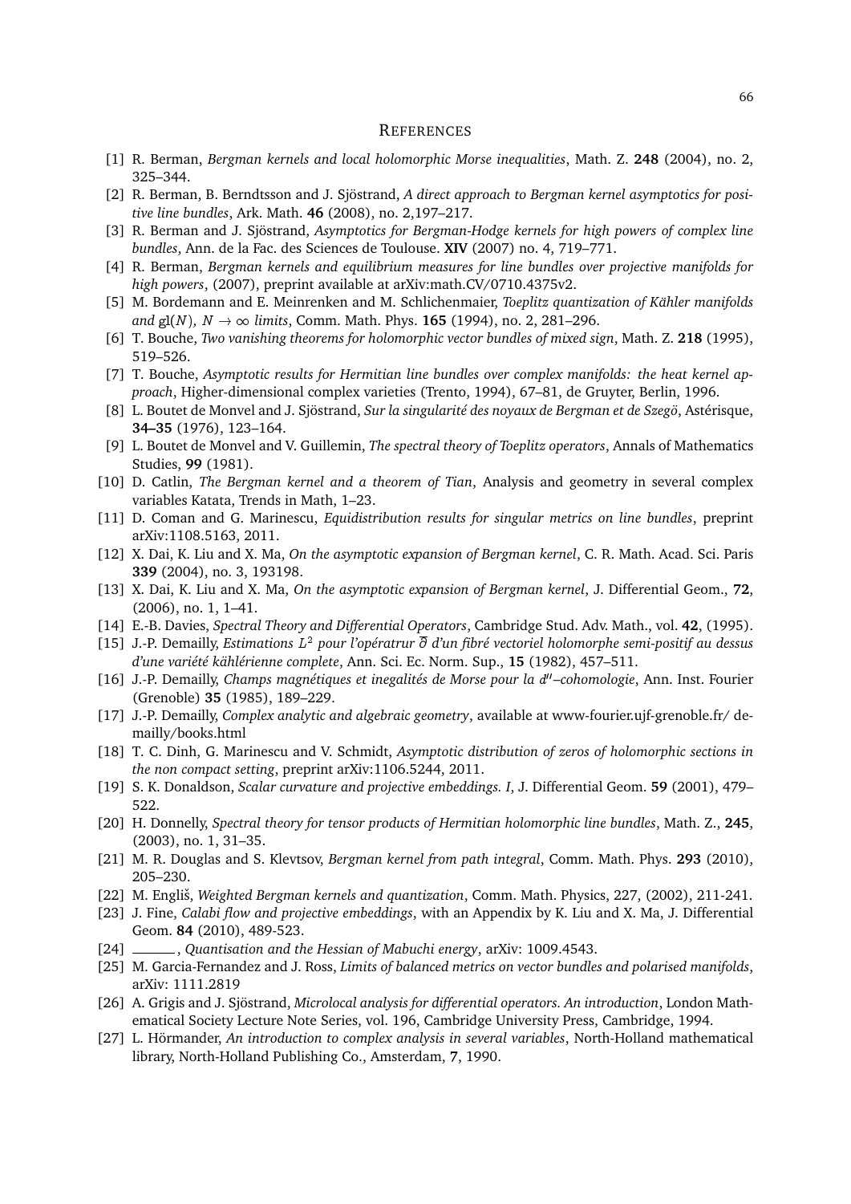## REFERENCES

[1] R. Berman, *Bergman kernels and local holomorphic Morse inequalities*, Math. Z. **248** (2004), no. 2, 325–344.

[2] R. Berman, B. Berndtsson and J. Sjöstrand, *A direct approach to Bergman kernel asymptotics for positive line bundles*, Ark. Math. **46** (2008), no. 2,197–217.

[3] R. Berman and J. Sjöstrand, *Asymptotics for Bergman-Hodge kernels for high powers of complex line bundles*, Ann. de la Fac. des Sciences de Toulouse. **XIV** (2007) no. 4, 719–771.

[4] R. Berman, *Bergman kernels and equilibrium measures for line bundles over projective manifolds for high powers*, (2007), preprint available at arXiv:math.CV/0710.4375v2.

[5] M. Bordemann and E. Meinrenken and M. Schlichenmaier, *Toeplitz quantization of Kähler manifolds and* $\mathrm{gl}(N)$*,* $N \to \infty$ *limits*, Comm. Math. Phys. **165** (1994), no. 2, 281–296.

[6] T. Bouche, *Two vanishing theorems for holomorphic vector bundles of mixed sign*, Math. Z. **218** (1995), 519–526.

[7] T. Bouche, *Asymptotic results for Hermitian line bundles over complex manifolds: the heat kernel approach*, Higher-dimensional complex varieties (Trento, 1994), 67–81, de Gruyter, Berlin, 1996.

[8] L. Boutet de Monvel and J. Sjöstrand, *Sur la singularité des noyaux de Bergman et de Szegö*, Astérisque, **34–35** (1976), 123–164.

[9] L. Boutet de Monvel and V. Guillemin, *The spectral theory of Toeplitz operators*, Annals of Mathematics Studies, **99** (1981).

[10] D. Catlin, *The Bergman kernel and a theorem of Tian*, Analysis and geometry in several complex variables Katata, Trends in Math, 1–23.

[11] D. Coman and G. Marinescu, *Equidistribution results for singular metrics on line bundles*, preprint arXiv:1108.5163, 2011.

[12] X. Dai, K. Liu and X. Ma, *On the asymptotic expansion of Bergman kernel*, C. R. Math. Acad. Sci. Paris **339** (2004), no. 3, 193198.

[13] X. Dai, K. Liu and X. Ma, *On the asymptotic expansion of Bergman kernel*, J. Differential Geom., **72**, (2006), no. 1, 1–41.

[14] E.-B. Davies, *Spectral Theory and Differential Operators*, Cambridge Stud. Adv. Math., vol. **42**, (1995).

[15] J.-P. Demailly, *Estimations* $L^2$ *pour l'opératrur* $\overline{\partial}$ *d'un fibré vectoriel holomorphe semi-positif au dessus d'une variété kählérienne complete*, Ann. Sci. Ec. Norm. Sup., **15** (1982), 457–511.

[16] J.-P. Demailly, *Champs magnétiques et inegalités de Morse pour la* $d''$*–cohomologie*, Ann. Inst. Fourier (Grenoble) **35** (1985), 189–229.

[17] J.-P. Demailly, *Complex analytic and algebraic geometry*, available at www-fourier.ujf-grenoble.fr/ demailly/books.html

[18] T. C. Dinh, G. Marinescu and V. Schmidt, *Asymptotic distribution of zeros of holomorphic sections in the non compact setting*, preprint arXiv:1106.5244, 2011.

[19] S. K. Donaldson, *Scalar curvature and projective embeddings. I*, J. Differential Geom. **59** (2001), 479–522.

[20] H. Donnelly, *Spectral theory for tensor products of Hermitian holomorphic line bundles*, Math. Z., **245**, (2003), no. 1, 31–35.

[21] M. R. Douglas and S. Klevtsov, *Bergman kernel from path integral*, Comm. Math. Phys. **293** (2010), 205–230.

[22] M. Engliš, *Weighted Bergman kernels and quantization*, Comm. Math. Physics, 227, (2002), 211-241.

[23] J. Fine, *Calabi flow and projective embeddings*, with an Appendix by K. Liu and X. Ma, J. Differential Geom. **84** (2010), 489-523.

[24] ______, *Quantisation and the Hessian of Mabuchi energy*, arXiv: 1009.4543.

[25] M. Garcia-Fernandez and J. Ross, *Limits of balanced metrics on vector bundles and polarised manifolds*, arXiv: 1111.2819

[26] A. Grigis and J. Sjöstrand, *Microlocal analysis for differential operators. An introduction*, London Mathematical Society Lecture Note Series, vol. 196, Cambridge University Press, Cambridge, 1994.

[27] L. Hörmander, *An introduction to complex analysis in several variables*, North-Holland mathematical library, North-Holland Publishing Co., Amsterdam, **7**, 1990.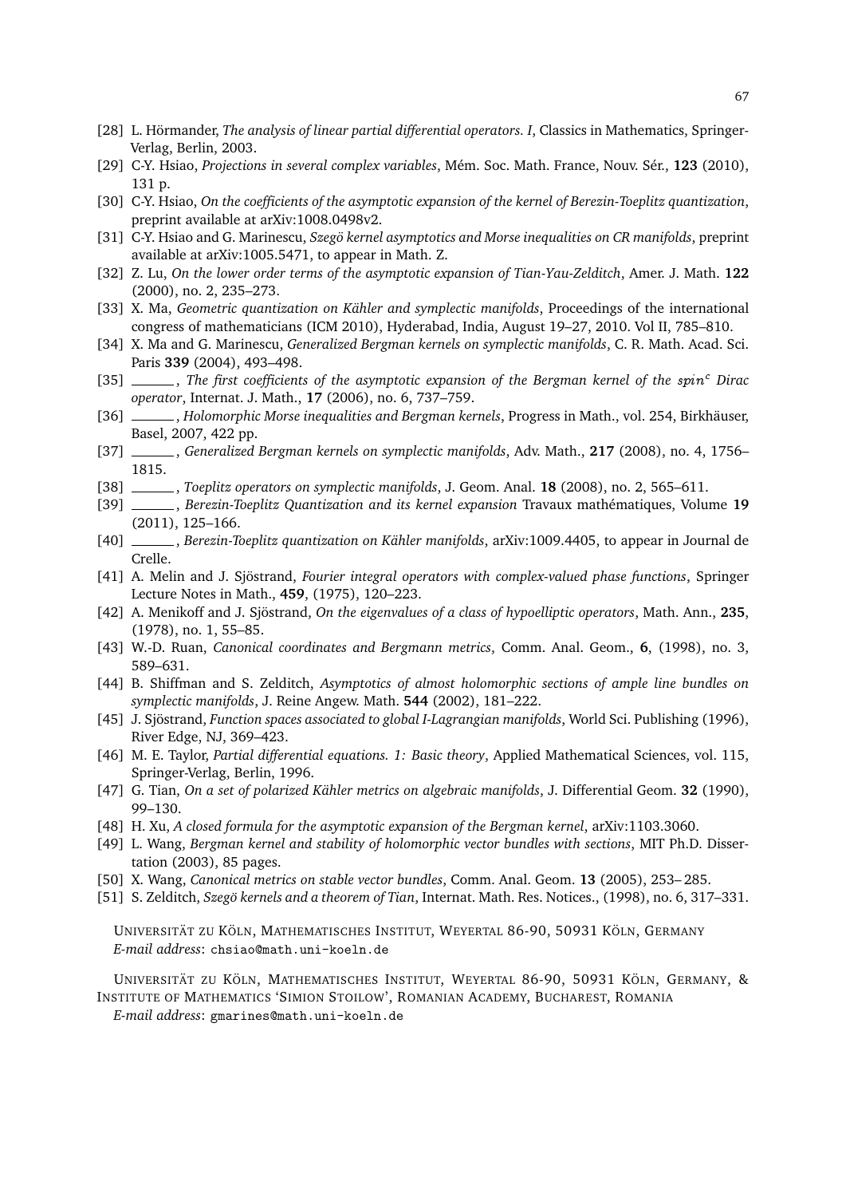[28] L. Hörmander, *The analysis of linear partial differential operators. I*, Classics in Mathematics, Springer-Verlag, Berlin, 2003.

[29] C-Y. Hsiao, *Projections in several complex variables*, Mém. Soc. Math. France, Nouv. Sér., **123** (2010), 131 p.

[30] C-Y. Hsiao, *On the coefficients of the asymptotic expansion of the kernel of Berezin-Toeplitz quantization*, preprint available at arXiv:1008.0498v2.

[31] C-Y. Hsiao and G. Marinescu, *Szegö kernel asymptotics and Morse inequalities on CR manifolds*, preprint available at arXiv:1005.5471, to appear in Math. Z.

[32] Z. Lu, *On the lower order terms of the asymptotic expansion of Tian-Yau-Zelditch*, Amer. J. Math. **122** (2000), no. 2, 235–273.

[33] X. Ma, *Geometric quantization on Kähler and symplectic manifolds*, Proceedings of the international congress of mathematicians (ICM 2010), Hyderabad, India, August 19–27, 2010. Vol II, 785–810.

[34] X. Ma and G. Marinescu, *Generalized Bergman kernels on symplectic manifolds*, C. R. Math. Acad. Sci. Paris **339** (2004), 493–498.

[35] ______, *The first coefficients of the asymptotic expansion of the Bergman kernel of the $spin^c$ Dirac operator*, Internat. J. Math., **17** (2006), no. 6, 737–759.

[36] ______, *Holomorphic Morse inequalities and Bergman kernels*, Progress in Math., vol. 254, Birkhäuser, Basel, 2007, 422 pp.

[37] ______, *Generalized Bergman kernels on symplectic manifolds*, Adv. Math., **217** (2008), no. 4, 1756–1815.

[38] ______, *Toeplitz operators on symplectic manifolds*, J. Geom. Anal. **18** (2008), no. 2, 565–611.

[39] ______, *Berezin-Toeplitz Quantization and its kernel expansion* Travaux mathématiques, Volume **19** (2011), 125–166.

[40] ______, *Berezin-Toeplitz quantization on Kähler manifolds*, arXiv:1009.4405, to appear in Journal de Crelle.

[41] A. Melin and J. Sjöstrand, *Fourier integral operators with complex-valued phase functions*, Springer Lecture Notes in Math., **459**, (1975), 120–223.

[42] A. Menikoff and J. Sjöstrand, *On the eigenvalues of a class of hypoelliptic operators*, Math. Ann., **235**, (1978), no. 1, 55–85.

[43] W.-D. Ruan, *Canonical coordinates and Bergmann metrics*, Comm. Anal. Geom., **6**, (1998), no. 3, 589–631.

[44] B. Shiffman and S. Zelditch, *Asymptotics of almost holomorphic sections of ample line bundles on symplectic manifolds*, J. Reine Angew. Math. **544** (2002), 181–222.

[45] J. Sjöstrand, *Function spaces associated to global I-Lagrangian manifolds*, World Sci. Publishing (1996), River Edge, NJ, 369–423.

[46] M. E. Taylor, *Partial differential equations. 1: Basic theory*, Applied Mathematical Sciences, vol. 115, Springer-Verlag, Berlin, 1996.

[47] G. Tian, *On a set of polarized Kähler metrics on algebraic manifolds*, J. Differential Geom. **32** (1990), 99–130.

[48] H. Xu, *A closed formula for the asymptotic expansion of the Bergman kernel*, arXiv:1103.3060.

[49] L. Wang, *Bergman kernel and stability of holomorphic vector bundles with sections*, MIT Ph.D. Dissertation (2003), 85 pages.

[50] X. Wang, *Canonical metrics on stable vector bundles*, Comm. Anal. Geom. **13** (2005), 253– 285.

[51] S. Zelditch, *Szegö kernels and a theorem of Tian*, Internat. Math. Res. Notices., (1998), no. 6, 317–331.

UNIVERSITÄT ZU KÖLN, MATHEMATISCHES INSTITUT, WEYERTAL 86-90, 50931 KÖLN, GERMANY
*E-mail address*: chsiao@math.uni-koeln.de

UNIVERSITÄT ZU KÖLN, MATHEMATISCHES INSTITUT, WEYERTAL 86-90, 50931 KÖLN, GERMANY, & INSTITUTE OF MATHEMATICS 'SIMION STOILOW', ROMANIAN ACADEMY, BUCHAREST, ROMANIA
*E-mail address*: gmarines@math.uni-koeln.de